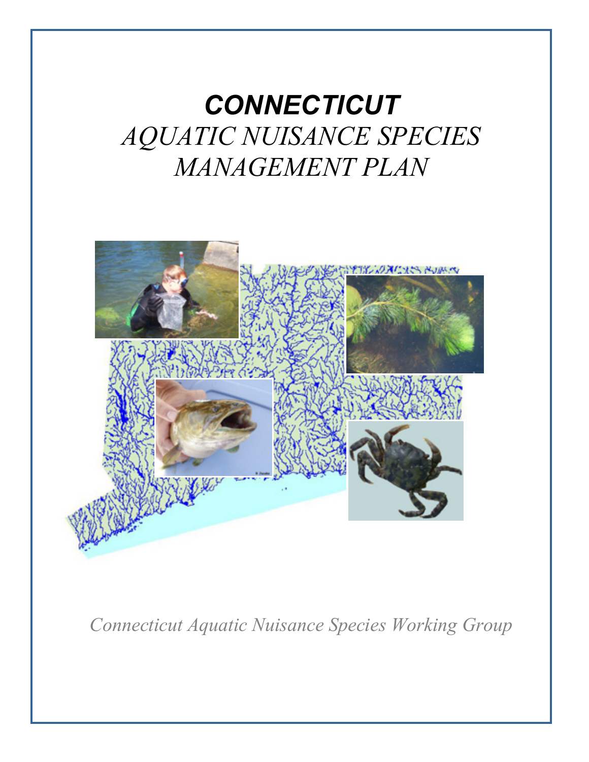# *CONNECTICUT*

# *AQUATIC NUISANCE SPECIES MANAGEMENT PLAN*

*Connecticut Aquatic Nuisance Species Working Group*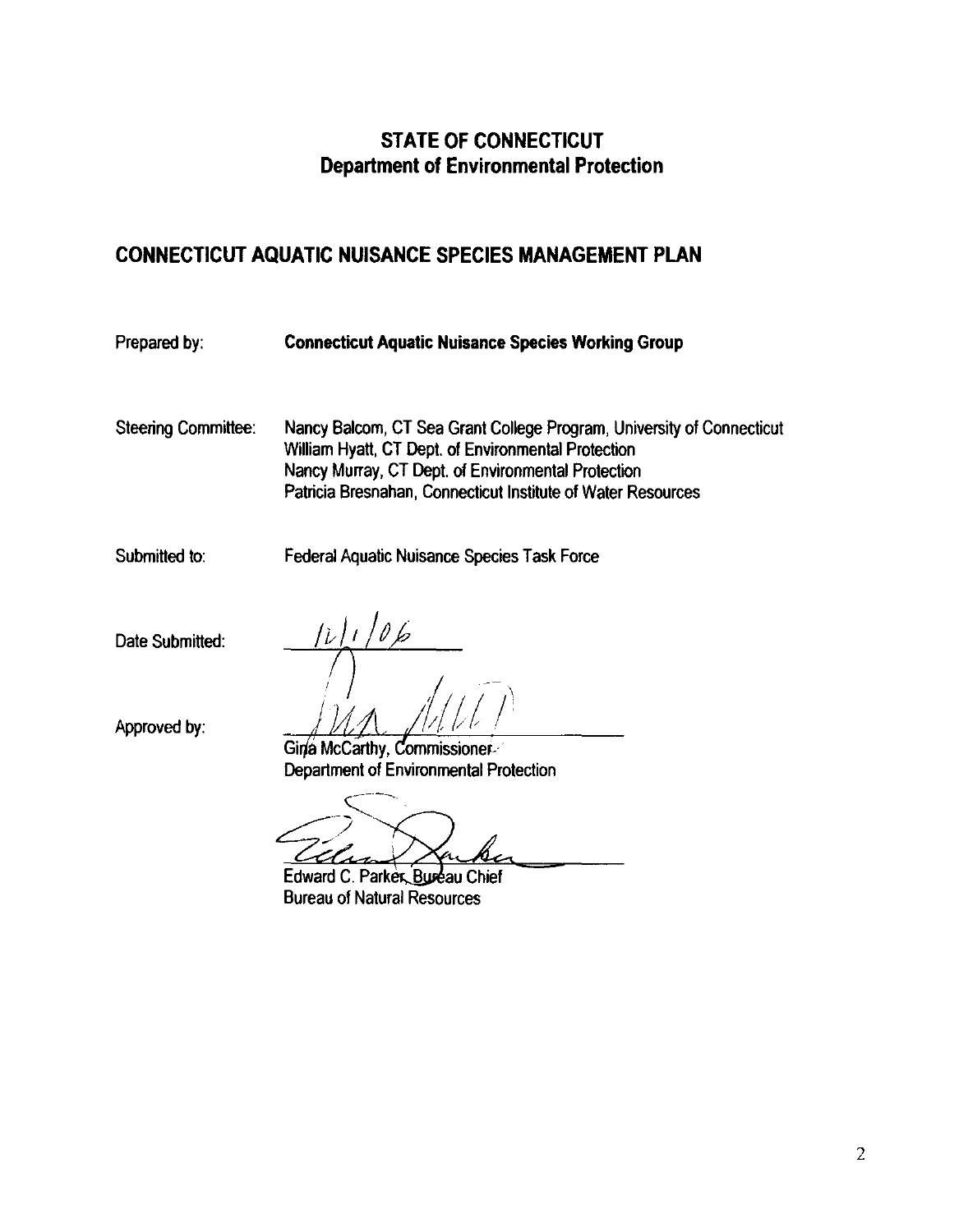## STATE OF CONNECTICUT
## Department of Environmental Protection

# CONNECTICUT AQUATIC NUISANCE SPECIES MANAGEMENT PLAN

Prepared by: **Connecticut Aquatic Nuisance Species Working Group**

Steering Committee:
Nancy Balcom, CT Sea Grant College Program, University of Connecticut
William Hyatt, CT Dept. of Environmental Protection
Nancy Murray, CT Dept. of Environmental Protection
Patricia Bresnahan, Connecticut Institute of Water Resources

Submitted to: Federal Aquatic Nuisance Species Task Force

Date Submitted: 12/1/06

Approved by:

Gina McCarthy, Commissioner
Department of Environmental Protection

Edward C. Parker, Bureau Chief
Bureau of Natural Resources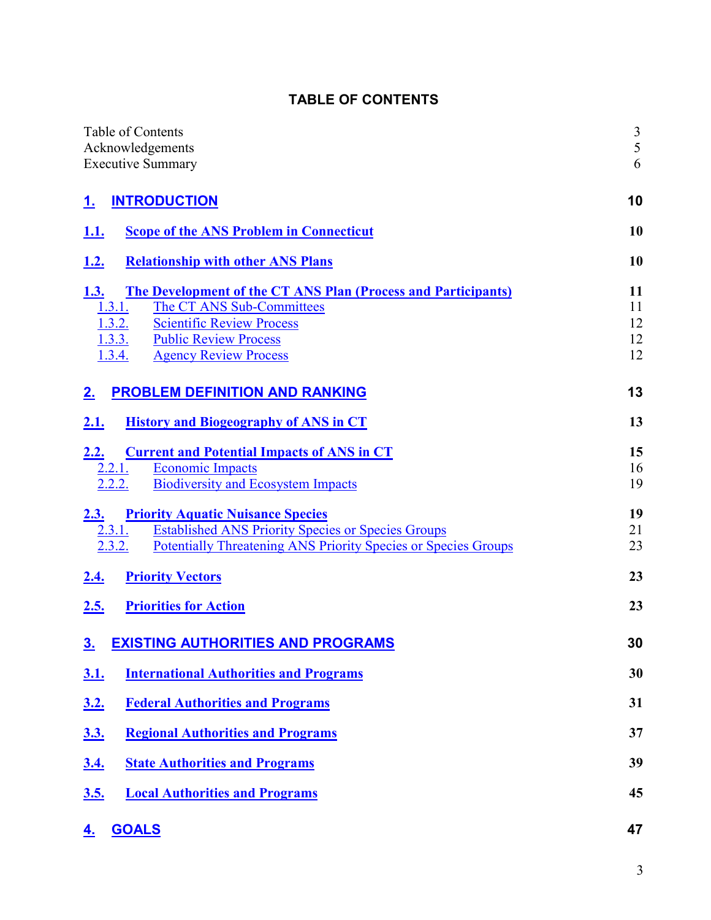# TABLE OF CONTENTS

| | |
|---|---|
| Table of Contents | 3 |
| Acknowledgements | 5 |
| Executive Summary | 6 |
| **1. INTRODUCTION** | **10** |
| **1.1. Scope of the ANS Problem in Connecticut** | **10** |
| **1.2. Relationship with other ANS Plans** | **10** |
| **1.3. The Development of the CT ANS Plan (Process and Participants)** | **11** |
| 1.3.1. The CT ANS Sub-Committees | 11 |
| 1.3.2. Scientific Review Process | 12 |
| 1.3.3. Public Review Process | 12 |
| 1.3.4. Agency Review Process | 12 |
| **2. PROBLEM DEFINITION AND RANKING** | **13** |
| **2.1. History and Biogeography of ANS in CT** | **13** |
| **2.2. Current and Potential Impacts of ANS in CT** | **15** |
| 2.2.1. Economic Impacts | 16 |
| 2.2.2. Biodiversity and Ecosystem Impacts | 19 |
| **2.3. Priority Aquatic Nuisance Species** | **19** |
| 2.3.1. Established ANS Priority Species or Species Groups | 21 |
| 2.3.2. Potentially Threatening ANS Priority Species or Species Groups | 23 |
| **2.4. Priority Vectors** | **23** |
| **2.5. Priorities for Action** | **23** |
| **3. EXISTING AUTHORITIES AND PROGRAMS** | **30** |
| **3.1. International Authorities and Programs** | **30** |
| **3.2. Federal Authorities and Programs** | **31** |
| **3.3. Regional Authorities and Programs** | **37** |
| **3.4. State Authorities and Programs** | **39** |
| **3.5. Local Authorities and Programs** | **45** |
| **4. GOALS** | **47** |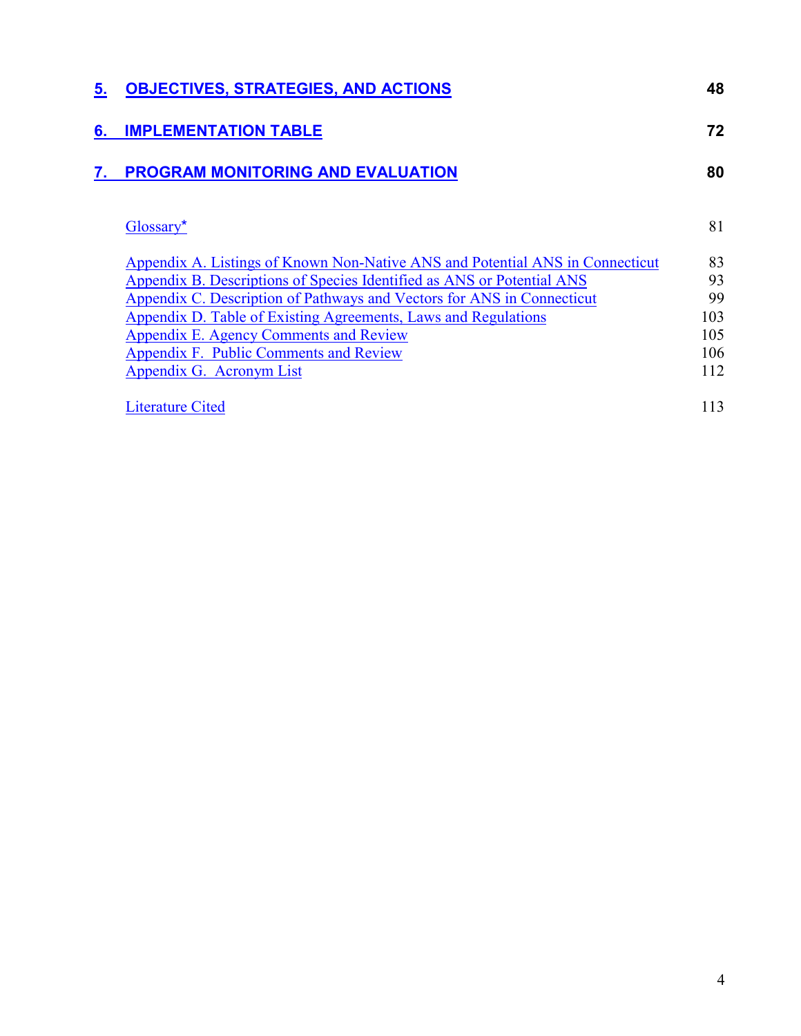| | |
|---|---|
| **5. OBJECTIVES, STRATEGIES, AND ACTIONS** | **48** |
| **6. IMPLEMENTATION TABLE** | **72** |
| **7. PROGRAM MONITORING AND EVALUATION** | **80** |
| Glossary* | 81 |
| Appendix A. Listings of Known Non-Native ANS and Potential ANS in Connecticut | 83 |
| Appendix B. Descriptions of Species Identified as ANS or Potential ANS | 93 |
| Appendix C. Description of Pathways and Vectors for ANS in Connecticut | 99 |
| Appendix D. Table of Existing Agreements, Laws and Regulations | 103 |
| Appendix E. Agency Comments and Review | 105 |
| Appendix F. Public Comments and Review | 106 |
| Appendix G. Acronym List | 112 |
| Literature Cited | 113 |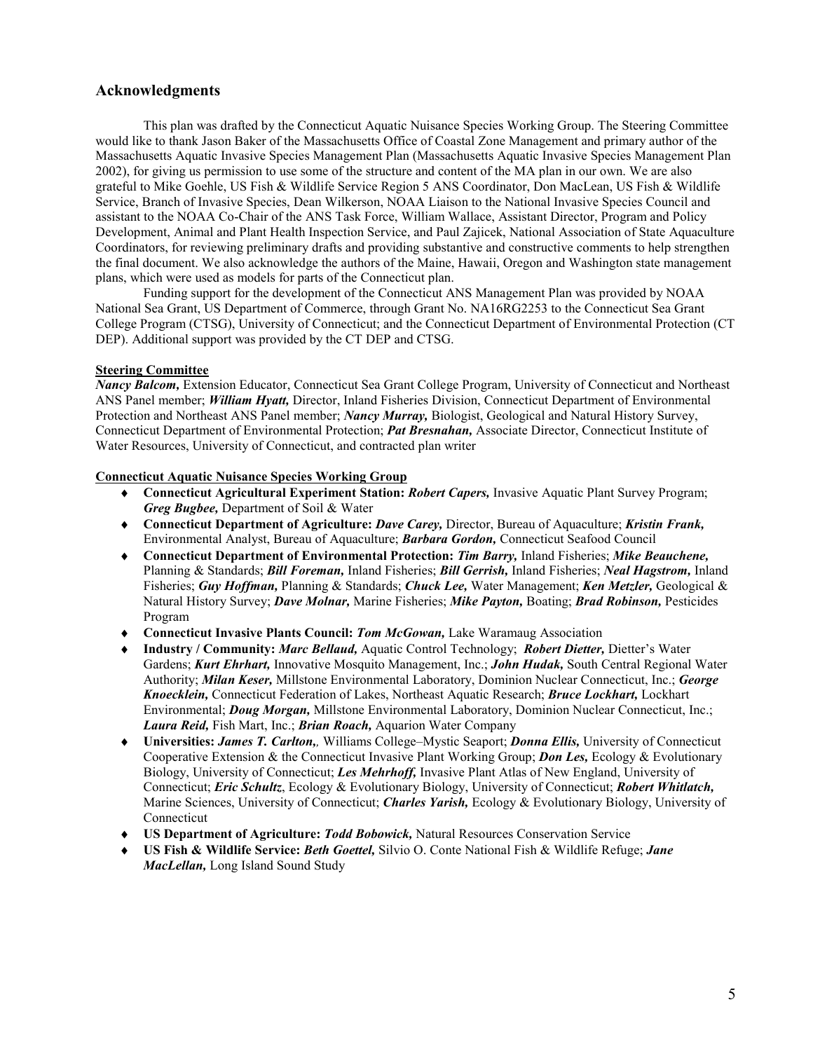## Acknowledgments

This plan was drafted by the Connecticut Aquatic Nuisance Species Working Group. The Steering Committee would like to thank Jason Baker of the Massachusetts Office of Coastal Zone Management and primary author of the Massachusetts Aquatic Invasive Species Management Plan (Massachusetts Aquatic Invasive Species Management Plan 2002), for giving us permission to use some of the structure and content of the MA plan in our own. We are also grateful to Mike Goehle, US Fish & Wildlife Service Region 5 ANS Coordinator, Don MacLean, US Fish & Wildlife Service, Branch of Invasive Species, Dean Wilkerson, NOAA Liaison to the National Invasive Species Council and assistant to the NOAA Co-Chair of the ANS Task Force, William Wallace, Assistant Director, Program and Policy Development, Animal and Plant Health Inspection Service, and Paul Zajicek, National Association of State Aquaculture Coordinators, for reviewing preliminary drafts and providing substantive and constructive comments to help strengthen the final document. We also acknowledge the authors of the Maine, Hawaii, Oregon and Washington state management plans, which were used as models for parts of the Connecticut plan.

Funding support for the development of the Connecticut ANS Management Plan was provided by NOAA National Sea Grant, US Department of Commerce, through Grant No. NA16RG2253 to the Connecticut Sea Grant College Program (CTSG), University of Connecticut; and the Connecticut Department of Environmental Protection (CT DEP). Additional support was provided by the CT DEP and CTSG.

**Steering Committee**

***Nancy Balcom,*** Extension Educator, Connecticut Sea Grant College Program, University of Connecticut and Northeast ANS Panel member; ***William Hyatt,*** Director, Inland Fisheries Division, Connecticut Department of Environmental Protection and Northeast ANS Panel member; ***Nancy Murray,*** Biologist, Geological and Natural History Survey, Connecticut Department of Environmental Protection; ***Pat Bresnahan,*** Associate Director, Connecticut Institute of Water Resources, University of Connecticut, and contracted plan writer

**Connecticut Aquatic Nuisance Species Working Group**

- **Connecticut Agricultural Experiment Station:** ***Robert Capers,*** Invasive Aquatic Plant Survey Program; ***Greg Bugbee,*** Department of Soil & Water
- **Connecticut Department of Agriculture:** ***Dave Carey,*** Director, Bureau of Aquaculture; ***Kristin Frank,*** Environmental Analyst, Bureau of Aquaculture; ***Barbara Gordon,*** Connecticut Seafood Council
- **Connecticut Department of Environmental Protection:** ***Tim Barry,*** Inland Fisheries; ***Mike Beauchene,*** Planning & Standards; ***Bill Foreman,*** Inland Fisheries; ***Bill Gerrish,*** Inland Fisheries; ***Neal Hagstrom,*** Inland Fisheries; ***Guy Hoffman,*** Planning & Standards; ***Chuck Lee,*** Water Management; ***Ken Metzler,*** Geological & Natural History Survey; ***Dave Molnar,*** Marine Fisheries; ***Mike Payton,*** Boating; ***Brad Robinson,*** Pesticides Program
- **Connecticut Invasive Plants Council:** ***Tom McGowan,*** Lake Waramaug Association
- **Industry / Community:** ***Marc Bellaud,*** Aquatic Control Technology; ***Robert Dietter,*** Dietter's Water Gardens; ***Kurt Ehrhart,*** Innovative Mosquito Management, Inc.; ***John Hudak,*** South Central Regional Water Authority; ***Milan Keser,*** Millstone Environmental Laboratory, Dominion Nuclear Connecticut, Inc.; ***George Knoecklein,*** Connecticut Federation of Lakes, Northeast Aquatic Research; ***Bruce Lockhart,*** Lockhart Environmental; ***Doug Morgan,*** Millstone Environmental Laboratory, Dominion Nuclear Connecticut, Inc.; ***Laura Reid,*** Fish Mart, Inc.; ***Brian Roach,*** Aquarion Water Company
- **Universities:** ***James T. Carlton,*** Williams College–Mystic Seaport; ***Donna Ellis,*** University of Connecticut Cooperative Extension & the Connecticut Invasive Plant Working Group; ***Don Les,*** Ecology & Evolutionary Biology, University of Connecticut; ***Les Mehrhoff,*** Invasive Plant Atlas of New England, University of Connecticut; ***Eric Schultz***, Ecology & Evolutionary Biology, University of Connecticut; ***Robert Whitlatch,*** Marine Sciences, University of Connecticut; ***Charles Yarish,*** Ecology & Evolutionary Biology, University of Connecticut
- **US Department of Agriculture:** ***Todd Bobowick,*** Natural Resources Conservation Service
- **US Fish & Wildlife Service:** ***Beth Goettel,*** Silvio O. Conte National Fish & Wildlife Refuge; ***Jane MacLellan,*** Long Island Sound Study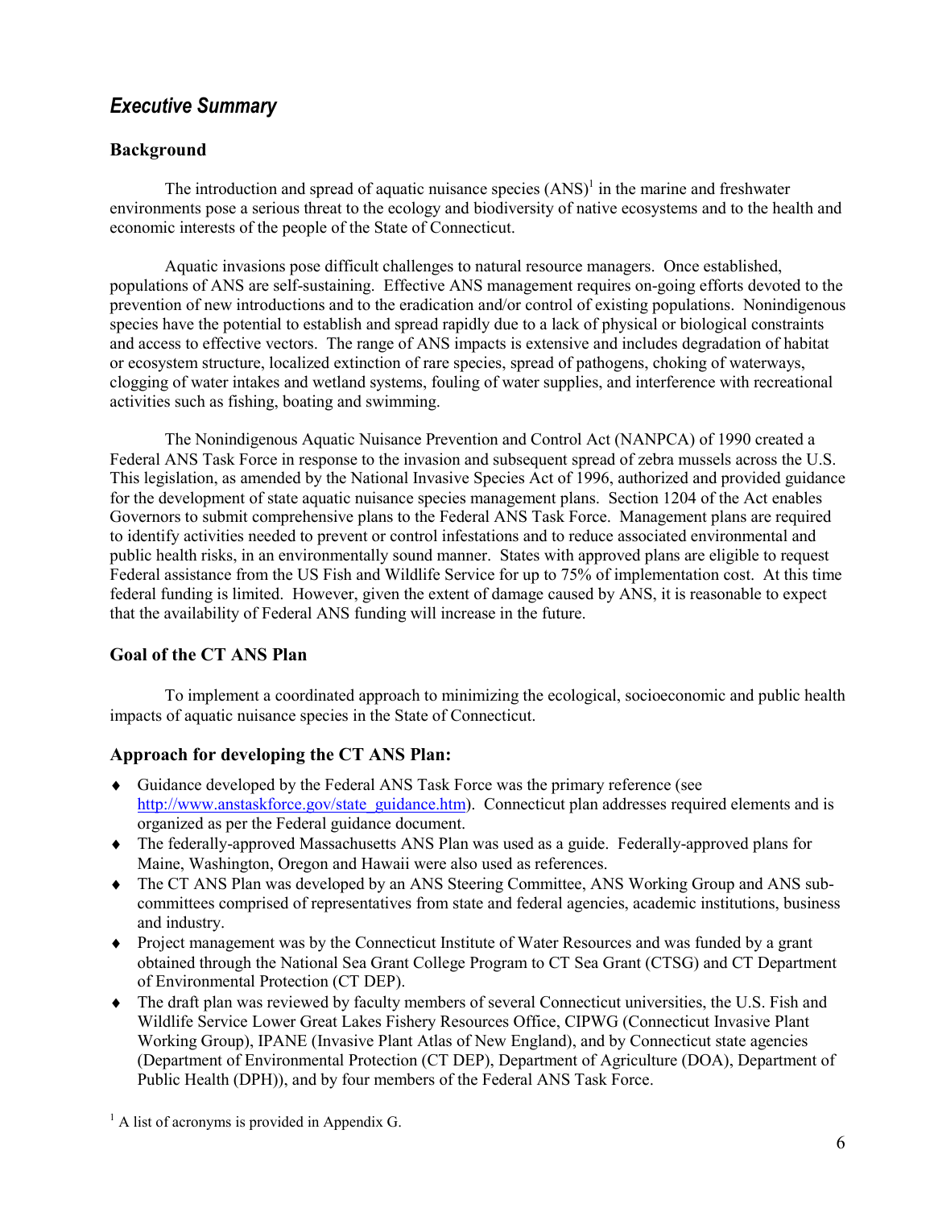## *Executive Summary*

### Background

The introduction and spread of aquatic nuisance species (ANS)[1] in the marine and freshwater environments pose a serious threat to the ecology and biodiversity of native ecosystems and to the health and economic interests of the people of the State of Connecticut.

Aquatic invasions pose difficult challenges to natural resource managers. Once established, populations of ANS are self-sustaining. Effective ANS management requires on-going efforts devoted to the prevention of new introductions and to the eradication and/or control of existing populations. Nonindigenous species have the potential to establish and spread rapidly due to a lack of physical or biological constraints and access to effective vectors. The range of ANS impacts is extensive and includes degradation of habitat or ecosystem structure, localized extinction of rare species, spread of pathogens, choking of waterways, clogging of water intakes and wetland systems, fouling of water supplies, and interference with recreational activities such as fishing, boating and swimming.

The Nonindigenous Aquatic Nuisance Prevention and Control Act (NANPCA) of 1990 created a Federal ANS Task Force in response to the invasion and subsequent spread of zebra mussels across the U.S. This legislation, as amended by the National Invasive Species Act of 1996, authorized and provided guidance for the development of state aquatic nuisance species management plans. Section 1204 of the Act enables Governors to submit comprehensive plans to the Federal ANS Task Force. Management plans are required to identify activities needed to prevent or control infestations and to reduce associated environmental and public health risks, in an environmentally sound manner. States with approved plans are eligible to request Federal assistance from the US Fish and Wildlife Service for up to 75% of implementation cost. At this time federal funding is limited. However, given the extent of damage caused by ANS, it is reasonable to expect that the availability of Federal ANS funding will increase in the future.

### Goal of the CT ANS Plan

To implement a coordinated approach to minimizing the ecological, socioeconomic and public health impacts of aquatic nuisance species in the State of Connecticut.

### Approach for developing the CT ANS Plan:

- Guidance developed by the Federal ANS Task Force was the primary reference (see http://www.anstaskforce.gov/state_guidance.htm). Connecticut plan addresses required elements and is organized as per the Federal guidance document.
- The federally-approved Massachusetts ANS Plan was used as a guide. Federally-approved plans for Maine, Washington, Oregon and Hawaii were also used as references.
- The CT ANS Plan was developed by an ANS Steering Committee, ANS Working Group and ANS sub-committees comprised of representatives from state and federal agencies, academic institutions, business and industry.
- Project management was by the Connecticut Institute of Water Resources and was funded by a grant obtained through the National Sea Grant College Program to CT Sea Grant (CTSG) and CT Department of Environmental Protection (CT DEP).
- The draft plan was reviewed by faculty members of several Connecticut universities, the U.S. Fish and Wildlife Service Lower Great Lakes Fishery Resources Office, CIPWG (Connecticut Invasive Plant Working Group), IPANE (Invasive Plant Atlas of New England), and by Connecticut state agencies (Department of Environmental Protection (CT DEP), Department of Agriculture (DOA), Department of Public Health (DPH)), and by four members of the Federal ANS Task Force.

[1] A list of acronyms is provided in Appendix G.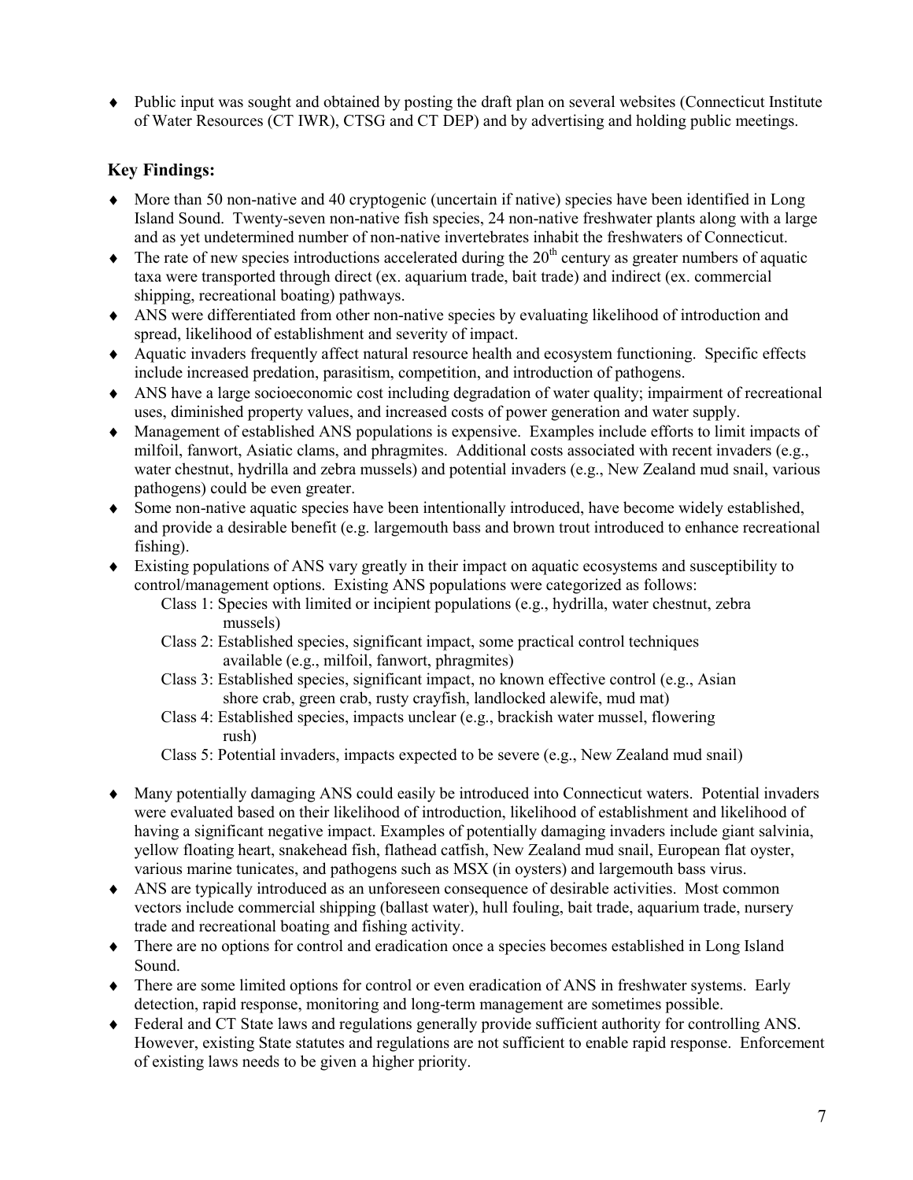- Public input was sought and obtained by posting the draft plan on several websites (Connecticut Institute of Water Resources (CT IWR), CTSG and CT DEP) and by advertising and holding public meetings.

## Key Findings:

- More than 50 non-native and 40 cryptogenic (uncertain if native) species have been identified in Long Island Sound. Twenty-seven non-native fish species, 24 non-native freshwater plants along with a large and as yet undetermined number of non-native invertebrates inhabit the freshwaters of Connecticut.
- The rate of new species introductions accelerated during the 20th century as greater numbers of aquatic taxa were transported through direct (ex. aquarium trade, bait trade) and indirect (ex. commercial shipping, recreational boating) pathways.
- ANS were differentiated from other non-native species by evaluating likelihood of introduction and spread, likelihood of establishment and severity of impact.
- Aquatic invaders frequently affect natural resource health and ecosystem functioning. Specific effects include increased predation, parasitism, competition, and introduction of pathogens.
- ANS have a large socioeconomic cost including degradation of water quality; impairment of recreational uses, diminished property values, and increased costs of power generation and water supply.
- Management of established ANS populations is expensive. Examples include efforts to limit impacts of milfoil, fanwort, Asiatic clams, and phragmites. Additional costs associated with recent invaders (e.g., water chestnut, hydrilla and zebra mussels) and potential invaders (e.g., New Zealand mud snail, various pathogens) could be even greater.
- Some non-native aquatic species have been intentionally introduced, have become widely established, and provide a desirable benefit (e.g. largemouth bass and brown trout introduced to enhance recreational fishing).
- Existing populations of ANS vary greatly in their impact on aquatic ecosystems and susceptibility to control/management options. Existing ANS populations were categorized as follows:
  - Class 1: Species with limited or incipient populations (e.g., hydrilla, water chestnut, zebra mussels)
  - Class 2: Established species, significant impact, some practical control techniques available (e.g., milfoil, fanwort, phragmites)
  - Class 3: Established species, significant impact, no known effective control (e.g., Asian shore crab, green crab, rusty crayfish, landlocked alewife, mud mat)
  - Class 4: Established species, impacts unclear (e.g., brackish water mussel, flowering rush)
  - Class 5: Potential invaders, impacts expected to be severe (e.g., New Zealand mud snail)
- Many potentially damaging ANS could easily be introduced into Connecticut waters. Potential invaders were evaluated based on their likelihood of introduction, likelihood of establishment and likelihood of having a significant negative impact. Examples of potentially damaging invaders include giant salvinia, yellow floating heart, snakehead fish, flathead catfish, New Zealand mud snail, European flat oyster, various marine tunicates, and pathogens such as MSX (in oysters) and largemouth bass virus.
- ANS are typically introduced as an unforeseen consequence of desirable activities. Most common vectors include commercial shipping (ballast water), hull fouling, bait trade, aquarium trade, nursery trade and recreational boating and fishing activity.
- There are no options for control and eradication once a species becomes established in Long Island Sound.
- There are some limited options for control or even eradication of ANS in freshwater systems. Early detection, rapid response, monitoring and long-term management are sometimes possible.
- Federal and CT State laws and regulations generally provide sufficient authority for controlling ANS. However, existing State statutes and regulations are not sufficient to enable rapid response. Enforcement of existing laws needs to be given a higher priority.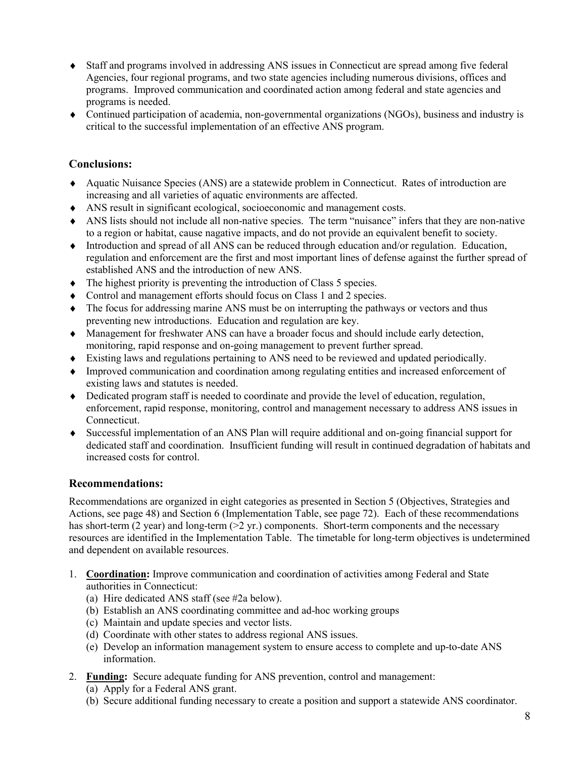- Staff and programs involved in addressing ANS issues in Connecticut are spread among five federal Agencies, four regional programs, and two state agencies including numerous divisions, offices and programs. Improved communication and coordinated action among federal and state agencies and programs is needed.
- Continued participation of academia, non-governmental organizations (NGOs), business and industry is critical to the successful implementation of an effective ANS program.

## Conclusions:

- Aquatic Nuisance Species (ANS) are a statewide problem in Connecticut. Rates of introduction are increasing and all varieties of aquatic environments are affected.
- ANS result in significant ecological, socioeconomic and management costs.
- ANS lists should not include all non-native species. The term "nuisance" infers that they are non-native to a region or habitat, cause nagative impacts, and do not provide an equivalent benefit to society.
- Introduction and spread of all ANS can be reduced through education and/or regulation. Education, regulation and enforcement are the first and most important lines of defense against the further spread of established ANS and the introduction of new ANS.
- The highest priority is preventing the introduction of Class 5 species.
- Control and management efforts should focus on Class 1 and 2 species.
- The focus for addressing marine ANS must be on interrupting the pathways or vectors and thus preventing new introductions. Education and regulation are key.
- Management for freshwater ANS can have a broader focus and should include early detection, monitoring, rapid response and on-going management to prevent further spread.
- Existing laws and regulations pertaining to ANS need to be reviewed and updated periodically.
- Improved communication and coordination among regulating entities and increased enforcement of existing laws and statutes is needed.
- Dedicated program staff is needed to coordinate and provide the level of education, regulation, enforcement, rapid response, monitoring, control and management necessary to address ANS issues in Connecticut.
- Successful implementation of an ANS Plan will require additional and on-going financial support for dedicated staff and coordination. Insufficient funding will result in continued degradation of habitats and increased costs for control.

## Recommendations:

Recommendations are organized in eight categories as presented in Section 5 (Objectives, Strategies and Actions, see page 48) and Section 6 (Implementation Table, see page 72). Each of these recommendations has short-term (2 year) and long-term (>2 yr.) components. Short-term components and the necessary resources are identified in the Implementation Table. The timetable for long-term objectives is undetermined and dependent on available resources.

1. **Coordination:** Improve communication and coordination of activities among Federal and State authorities in Connecticut:
   (a) Hire dedicated ANS staff (see #2a below).
   (b) Establish an ANS coordinating committee and ad-hoc working groups
   (c) Maintain and update species and vector lists.
   (d) Coordinate with other states to address regional ANS issues.
   (e) Develop an information management system to ensure access to complete and up-to-date ANS information.
2. **Funding:** Secure adequate funding for ANS prevention, control and management:
   (a) Apply for a Federal ANS grant.
   (b) Secure additional funding necessary to create a position and support a statewide ANS coordinator.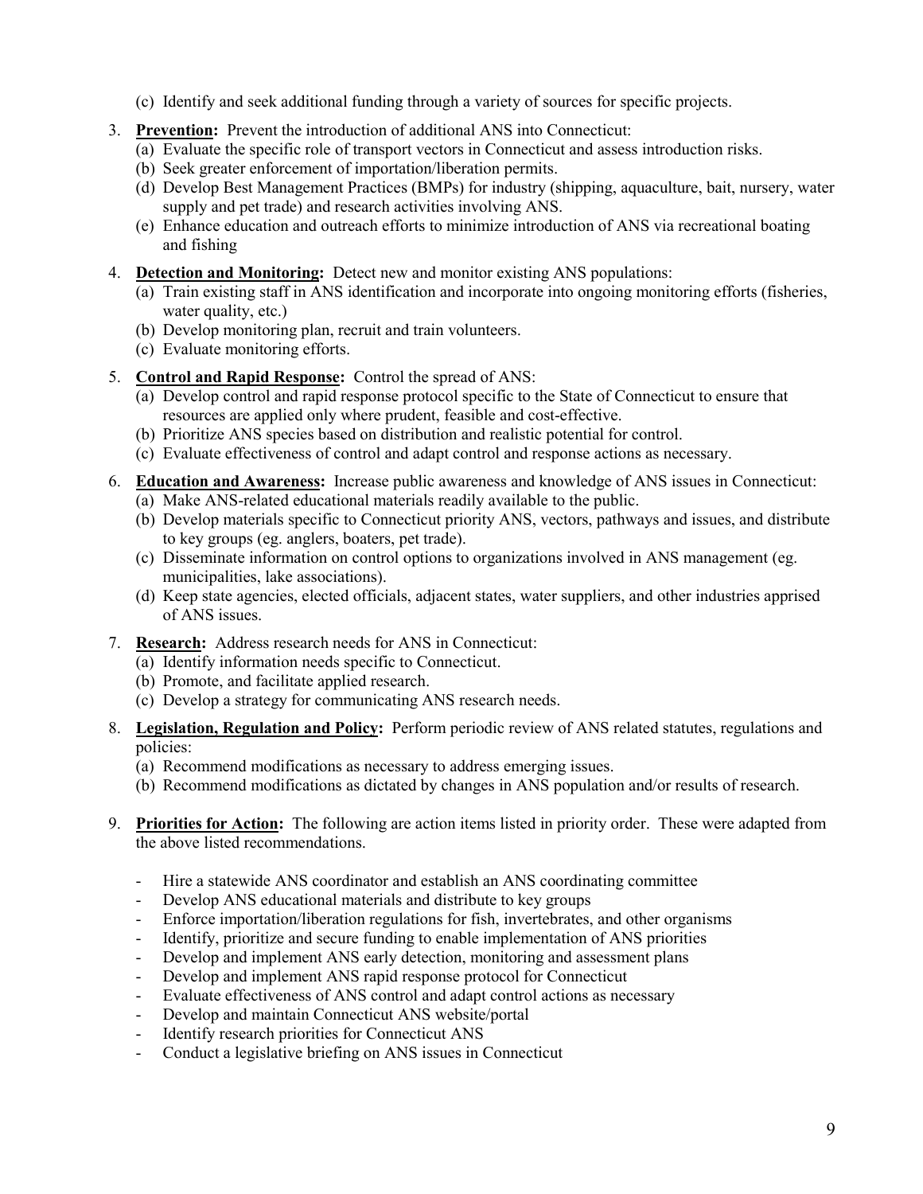(c) Identify and seek additional funding through a variety of sources for specific projects.

3. **Prevention:** Prevent the introduction of additional ANS into Connecticut:
   (a) Evaluate the specific role of transport vectors in Connecticut and assess introduction risks.
   (b) Seek greater enforcement of importation/liberation permits.
   (d) Develop Best Management Practices (BMPs) for industry (shipping, aquaculture, bait, nursery, water supply and pet trade) and research activities involving ANS.
   (e) Enhance education and outreach efforts to minimize introduction of ANS via recreational boating and fishing

4. **Detection and Monitoring:** Detect new and monitor existing ANS populations:
   (a) Train existing staff in ANS identification and incorporate into ongoing monitoring efforts (fisheries, water quality, etc.)
   (b) Develop monitoring plan, recruit and train volunteers.
   (c) Evaluate monitoring efforts.

5. **Control and Rapid Response:** Control the spread of ANS:
   (a) Develop control and rapid response protocol specific to the State of Connecticut to ensure that resources are applied only where prudent, feasible and cost-effective.
   (b) Prioritize ANS species based on distribution and realistic potential for control.
   (c) Evaluate effectiveness of control and adapt control and response actions as necessary.

6. **Education and Awareness:** Increase public awareness and knowledge of ANS issues in Connecticut:
   (a) Make ANS-related educational materials readily available to the public.
   (b) Develop materials specific to Connecticut priority ANS, vectors, pathways and issues, and distribute to key groups (eg. anglers, boaters, pet trade).
   (c) Disseminate information on control options to organizations involved in ANS management (eg. municipalities, lake associations).
   (d) Keep state agencies, elected officials, adjacent states, water suppliers, and other industries apprised of ANS issues.

7. **Research:** Address research needs for ANS in Connecticut:
   (a) Identify information needs specific to Connecticut.
   (b) Promote, and facilitate applied research.
   (c) Develop a strategy for communicating ANS research needs.

8. **Legislation, Regulation and Policy:** Perform periodic review of ANS related statutes, regulations and policies:
   (a) Recommend modifications as necessary to address emerging issues.
   (b) Recommend modifications as dictated by changes in ANS population and/or results of research.

9. **Priorities for Action:** The following are action items listed in priority order. These were adapted from the above listed recommendations.

   - Hire a statewide ANS coordinator and establish an ANS coordinating committee
   - Develop ANS educational materials and distribute to key groups
   - Enforce importation/liberation regulations for fish, invertebrates, and other organisms
   - Identify, prioritize and secure funding to enable implementation of ANS priorities
   - Develop and implement ANS early detection, monitoring and assessment plans
   - Develop and implement ANS rapid response protocol for Connecticut
   - Evaluate effectiveness of ANS control and adapt control actions as necessary
   - Develop and maintain Connecticut ANS website/portal
   - Identify research priorities for Connecticut ANS
   - Conduct a legislative briefing on ANS issues in Connecticut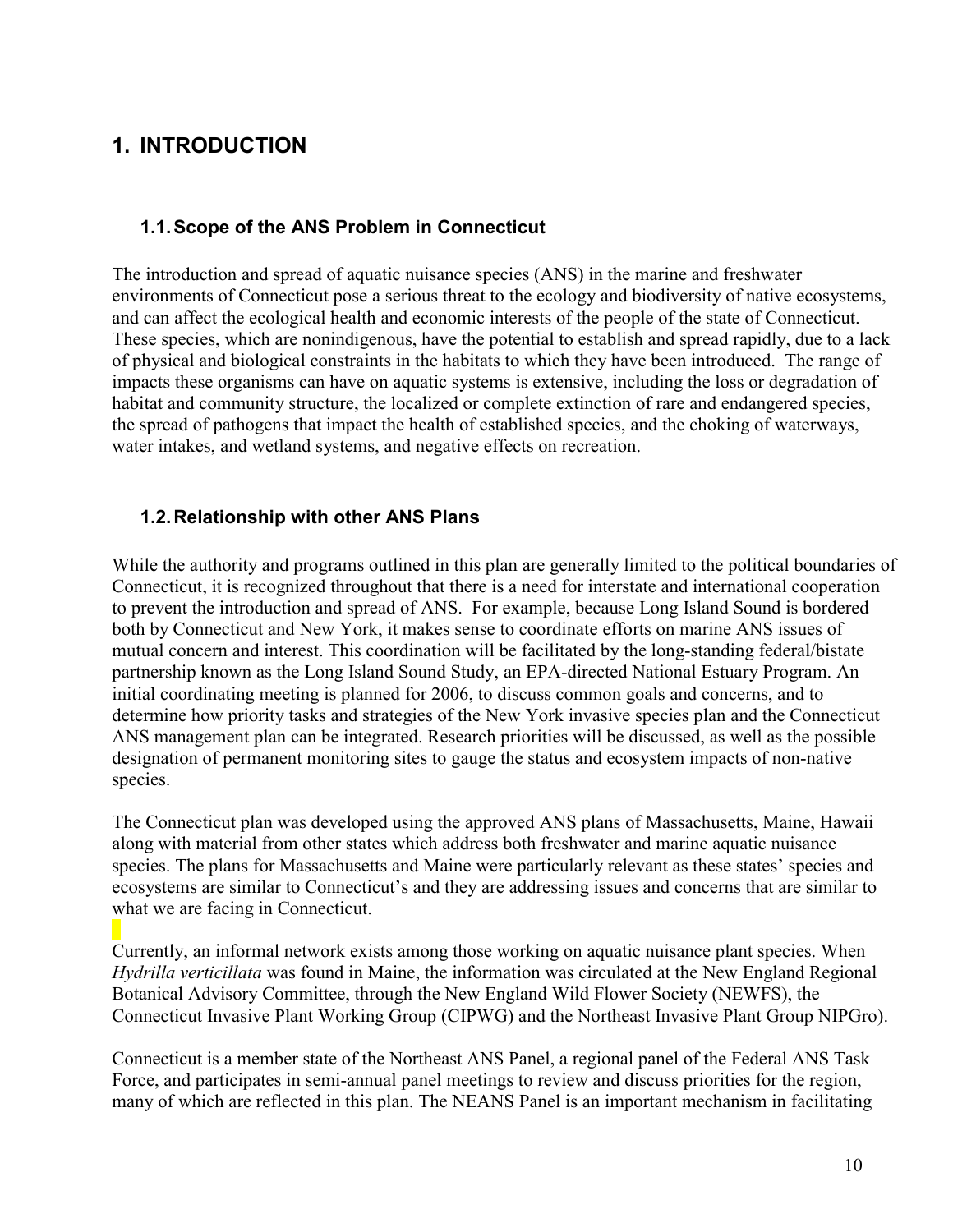# 1. INTRODUCTION

## 1.1. Scope of the ANS Problem in Connecticut

The introduction and spread of aquatic nuisance species (ANS) in the marine and freshwater environments of Connecticut pose a serious threat to the ecology and biodiversity of native ecosystems, and can affect the ecological health and economic interests of the people of the state of Connecticut. These species, which are nonindigenous, have the potential to establish and spread rapidly, due to a lack of physical and biological constraints in the habitats to which they have been introduced. The range of impacts these organisms can have on aquatic systems is extensive, including the loss or degradation of habitat and community structure, the localized or complete extinction of rare and endangered species, the spread of pathogens that impact the health of established species, and the choking of waterways, water intakes, and wetland systems, and negative effects on recreation.

## 1.2. Relationship with other ANS Plans

While the authority and programs outlined in this plan are generally limited to the political boundaries of Connecticut, it is recognized throughout that there is a need for interstate and international cooperation to prevent the introduction and spread of ANS. For example, because Long Island Sound is bordered both by Connecticut and New York, it makes sense to coordinate efforts on marine ANS issues of mutual concern and interest. This coordination will be facilitated by the long-standing federal/bistate partnership known as the Long Island Sound Study, an EPA-directed National Estuary Program. An initial coordinating meeting is planned for 2006, to discuss common goals and concerns, and to determine how priority tasks and strategies of the New York invasive species plan and the Connecticut ANS management plan can be integrated. Research priorities will be discussed, as well as the possible designation of permanent monitoring sites to gauge the status and ecosystem impacts of non-native species.

The Connecticut plan was developed using the approved ANS plans of Massachusetts, Maine, Hawaii along with material from other states which address both freshwater and marine aquatic nuisance species. The plans for Massachusetts and Maine were particularly relevant as these states' species and ecosystems are similar to Connecticut's and they are addressing issues and concerns that are similar to what we are facing in Connecticut.

Currently, an informal network exists among those working on aquatic nuisance plant species. When *Hydrilla verticillata* was found in Maine, the information was circulated at the New England Regional Botanical Advisory Committee, through the New England Wild Flower Society (NEWFS), the Connecticut Invasive Plant Working Group (CIPWG) and the Northeast Invasive Plant Group NIPGro).

Connecticut is a member state of the Northeast ANS Panel, a regional panel of the Federal ANS Task Force, and participates in semi-annual panel meetings to review and discuss priorities for the region, many of which are reflected in this plan. The NEANS Panel is an important mechanism in facilitating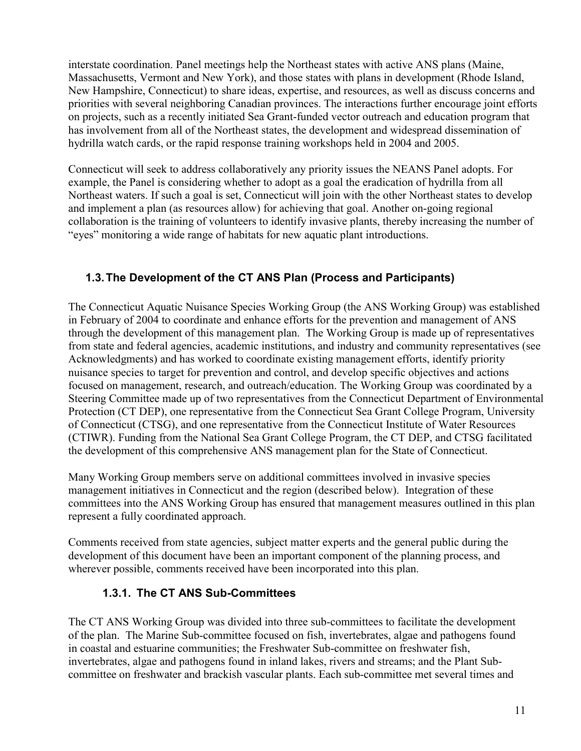interstate coordination. Panel meetings help the Northeast states with active ANS plans (Maine, Massachusetts, Vermont and New York), and those states with plans in development (Rhode Island, New Hampshire, Connecticut) to share ideas, expertise, and resources, as well as discuss concerns and priorities with several neighboring Canadian provinces. The interactions further encourage joint efforts on projects, such as a recently initiated Sea Grant-funded vector outreach and education program that has involvement from all of the Northeast states, the development and widespread dissemination of hydrilla watch cards, or the rapid response training workshops held in 2004 and 2005.

Connecticut will seek to address collaboratively any priority issues the NEANS Panel adopts. For example, the Panel is considering whether to adopt as a goal the eradication of hydrilla from all Northeast waters. If such a goal is set, Connecticut will join with the other Northeast states to develop and implement a plan (as resources allow) for achieving that goal. Another on-going regional collaboration is the training of volunteers to identify invasive plants, thereby increasing the number of "eyes" monitoring a wide range of habitats for new aquatic plant introductions.

## 1.3. The Development of the CT ANS Plan (Process and Participants)

The Connecticut Aquatic Nuisance Species Working Group (the ANS Working Group) was established in February of 2004 to coordinate and enhance efforts for the prevention and management of ANS through the development of this management plan. The Working Group is made up of representatives from state and federal agencies, academic institutions, and industry and community representatives (see Acknowledgments) and has worked to coordinate existing management efforts, identify priority nuisance species to target for prevention and control, and develop specific objectives and actions focused on management, research, and outreach/education. The Working Group was coordinated by a Steering Committee made up of two representatives from the Connecticut Department of Environmental Protection (CT DEP), one representative from the Connecticut Sea Grant College Program, University of Connecticut (CTSG), and one representative from the Connecticut Institute of Water Resources (CTIWR). Funding from the National Sea Grant College Program, the CT DEP, and CTSG facilitated the development of this comprehensive ANS management plan for the State of Connecticut.

Many Working Group members serve on additional committees involved in invasive species management initiatives in Connecticut and the region (described below). Integration of these committees into the ANS Working Group has ensured that management measures outlined in this plan represent a fully coordinated approach.

Comments received from state agencies, subject matter experts and the general public during the development of this document have been an important component of the planning process, and wherever possible, comments received have been incorporated into this plan.

### 1.3.1. The CT ANS Sub-Committees

The CT ANS Working Group was divided into three sub-committees to facilitate the development of the plan. The Marine Sub-committee focused on fish, invertebrates, algae and pathogens found in coastal and estuarine communities; the Freshwater Sub-committee on freshwater fish, invertebrates, algae and pathogens found in inland lakes, rivers and streams; and the Plant Sub-committee on freshwater and brackish vascular plants. Each sub-committee met several times and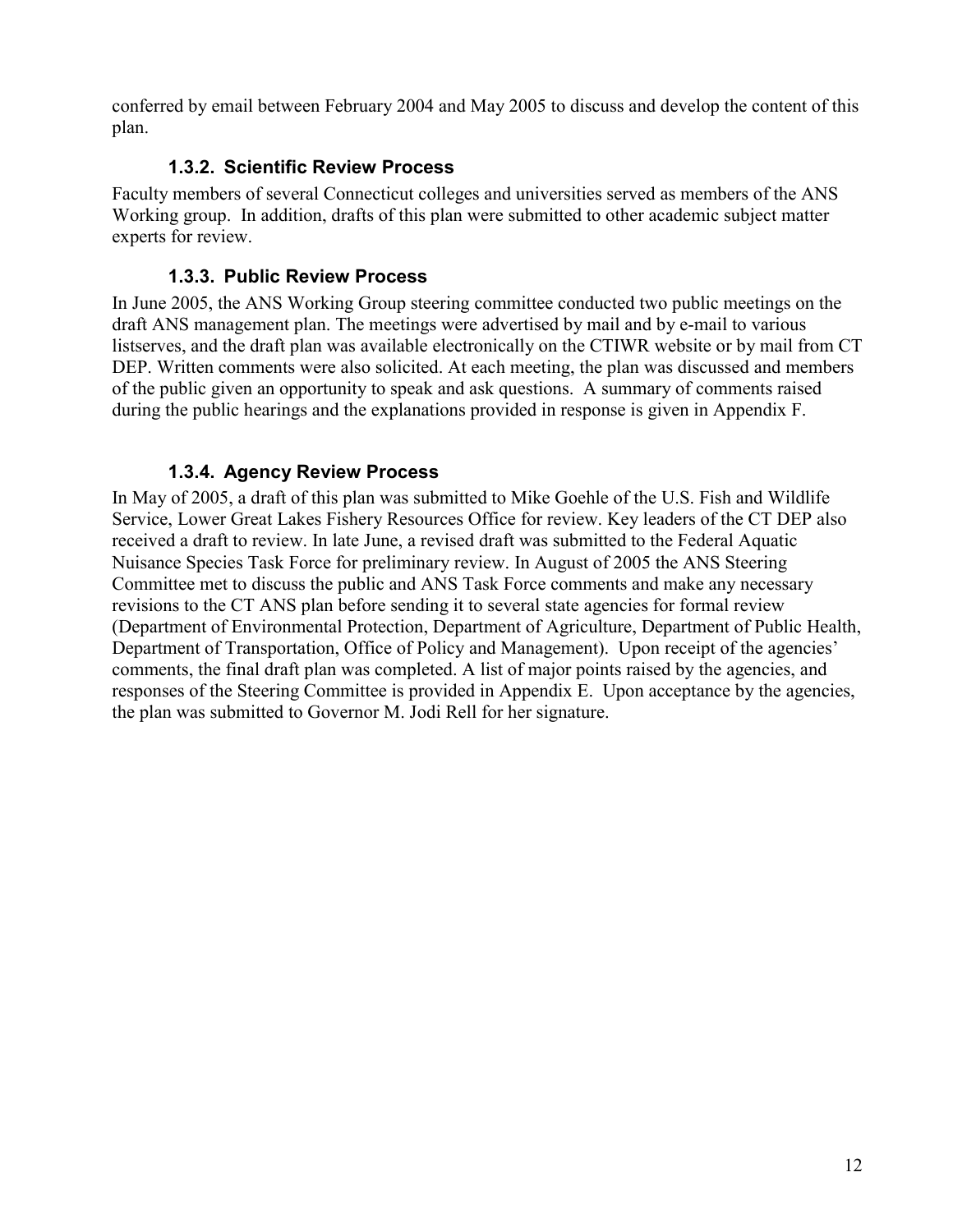conferred by email between February 2004 and May 2005 to discuss and develop the content of this plan.

### 1.3.2. Scientific Review Process

Faculty members of several Connecticut colleges and universities served as members of the ANS Working group. In addition, drafts of this plan were submitted to other academic subject matter experts for review.

### 1.3.3. Public Review Process

In June 2005, the ANS Working Group steering committee conducted two public meetings on the draft ANS management plan. The meetings were advertised by mail and by e-mail to various listserves, and the draft plan was available electronically on the CTIWR website or by mail from CT DEP. Written comments were also solicited. At each meeting, the plan was discussed and members of the public given an opportunity to speak and ask questions. A summary of comments raised during the public hearings and the explanations provided in response is given in Appendix F.

### 1.3.4. Agency Review Process

In May of 2005, a draft of this plan was submitted to Mike Goehle of the U.S. Fish and Wildlife Service, Lower Great Lakes Fishery Resources Office for review. Key leaders of the CT DEP also received a draft to review. In late June, a revised draft was submitted to the Federal Aquatic Nuisance Species Task Force for preliminary review. In August of 2005 the ANS Steering Committee met to discuss the public and ANS Task Force comments and make any necessary revisions to the CT ANS plan before sending it to several state agencies for formal review (Department of Environmental Protection, Department of Agriculture, Department of Public Health, Department of Transportation, Office of Policy and Management). Upon receipt of the agencies' comments, the final draft plan was completed. A list of major points raised by the agencies, and responses of the Steering Committee is provided in Appendix E. Upon acceptance by the agencies, the plan was submitted to Governor M. Jodi Rell for her signature.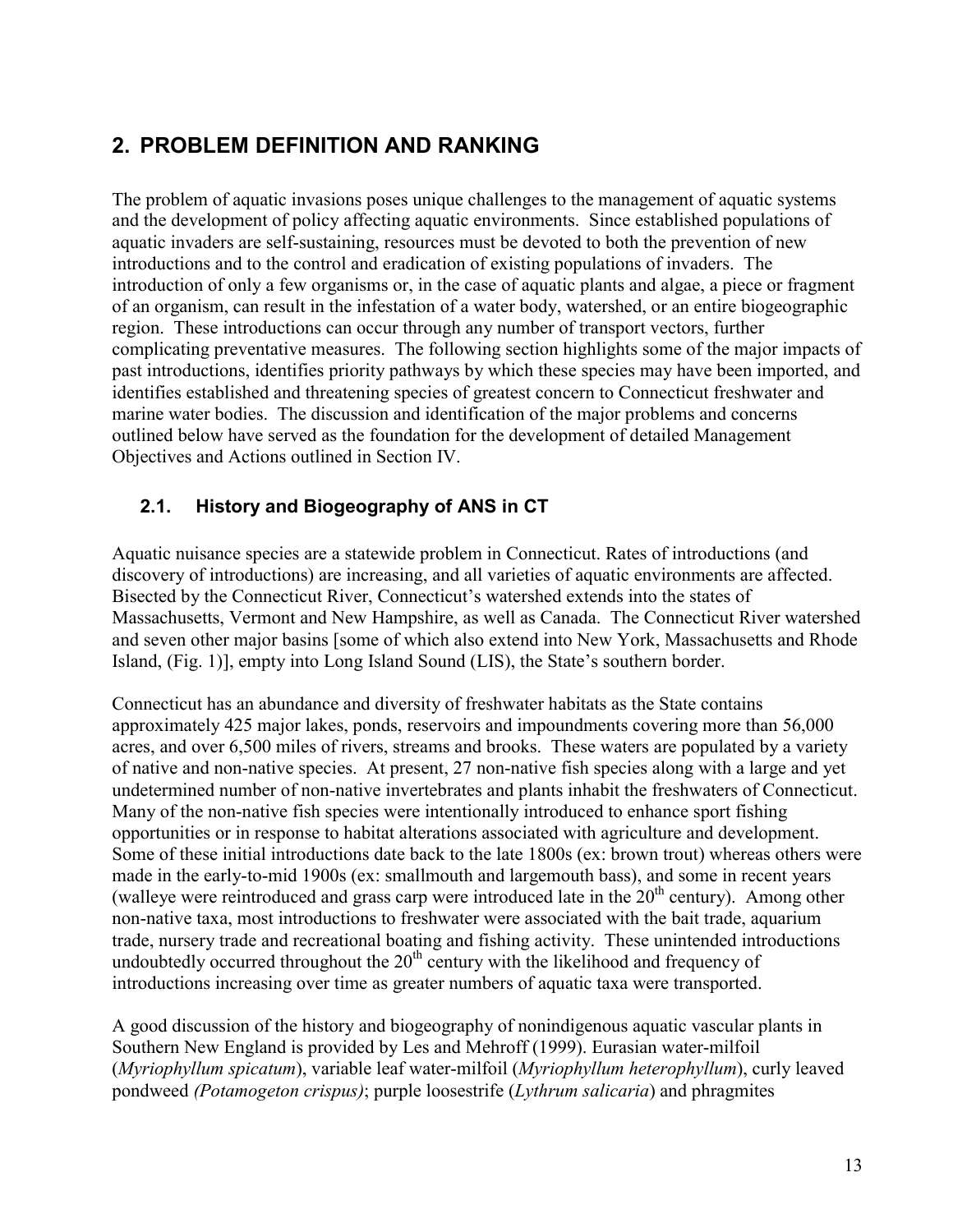# 2. PROBLEM DEFINITION AND RANKING

The problem of aquatic invasions poses unique challenges to the management of aquatic systems and the development of policy affecting aquatic environments. Since established populations of aquatic invaders are self-sustaining, resources must be devoted to both the prevention of new introductions and to the control and eradication of existing populations of invaders. The introduction of only a few organisms or, in the case of aquatic plants and algae, a piece or fragment of an organism, can result in the infestation of a water body, watershed, or an entire biogeographic region. These introductions can occur through any number of transport vectors, further complicating preventative measures. The following section highlights some of the major impacts of past introductions, identifies priority pathways by which these species may have been imported, and identifies established and threatening species of greatest concern to Connecticut freshwater and marine water bodies. The discussion and identification of the major problems and concerns outlined below have served as the foundation for the development of detailed Management Objectives and Actions outlined in Section IV.

## 2.1. History and Biogeography of ANS in CT

Aquatic nuisance species are a statewide problem in Connecticut. Rates of introductions (and discovery of introductions) are increasing, and all varieties of aquatic environments are affected. Bisected by the Connecticut River, Connecticut's watershed extends into the states of Massachusetts, Vermont and New Hampshire, as well as Canada. The Connecticut River watershed and seven other major basins [some of which also extend into New York, Massachusetts and Rhode Island, (Fig. 1)], empty into Long Island Sound (LIS), the State's southern border.

Connecticut has an abundance and diversity of freshwater habitats as the State contains approximately 425 major lakes, ponds, reservoirs and impoundments covering more than 56,000 acres, and over 6,500 miles of rivers, streams and brooks. These waters are populated by a variety of native and non-native species. At present, 27 non-native fish species along with a large and yet undetermined number of non-native invertebrates and plants inhabit the freshwaters of Connecticut. Many of the non-native fish species were intentionally introduced to enhance sport fishing opportunities or in response to habitat alterations associated with agriculture and development. Some of these initial introductions date back to the late 1800s (ex: brown trout) whereas others were made in the early-to-mid 1900s (ex: smallmouth and largemouth bass), and some in recent years (walleye were reintroduced and grass carp were introduced late in the 20th century). Among other non-native taxa, most introductions to freshwater were associated with the bait trade, aquarium trade, nursery trade and recreational boating and fishing activity. These unintended introductions undoubtedly occurred throughout the 20th century with the likelihood and frequency of introductions increasing over time as greater numbers of aquatic taxa were transported.

A good discussion of the history and biogeography of nonindigenous aquatic vascular plants in Southern New England is provided by Les and Mehroff (1999). Eurasian water-milfoil (*Myriophyllum spicatum*), variable leaf water-milfoil (*Myriophyllum heterophyllum*), curly leaved pondweed *(Potamogeton crispus)*; purple loosestrife (*Lythrum salicaria*) and phragmites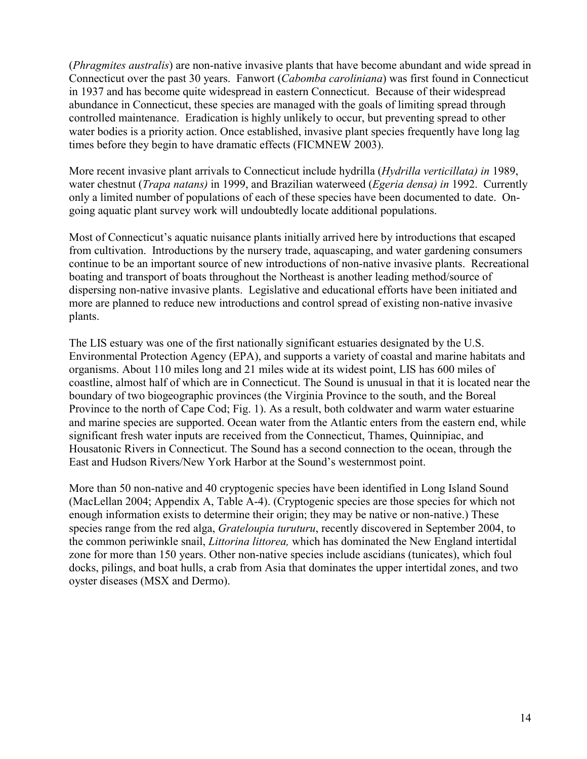(*Phragmites australis*) are non-native invasive plants that have become abundant and wide spread in Connecticut over the past 30 years. Fanwort (*Cabomba caroliniana*) was first found in Connecticut in 1937 and has become quite widespread in eastern Connecticut. Because of their widespread abundance in Connecticut, these species are managed with the goals of limiting spread through controlled maintenance. Eradication is highly unlikely to occur, but preventing spread to other water bodies is a priority action. Once established, invasive plant species frequently have long lag times before they begin to have dramatic effects (FICMNEW 2003).

More recent invasive plant arrivals to Connecticut include hydrilla (*Hydrilla verticillata) in* 1989, water chestnut (*Trapa natans)* in 1999, and Brazilian waterweed (*Egeria densa) in* 1992. Currently only a limited number of populations of each of these species have been documented to date. On-going aquatic plant survey work will undoubtedly locate additional populations.

Most of Connecticut's aquatic nuisance plants initially arrived here by introductions that escaped from cultivation. Introductions by the nursery trade, aquascaping, and water gardening consumers continue to be an important source of new introductions of non-native invasive plants. Recreational boating and transport of boats throughout the Northeast is another leading method/source of dispersing non-native invasive plants. Legislative and educational efforts have been initiated and more are planned to reduce new introductions and control spread of existing non-native invasive plants.

The LIS estuary was one of the first nationally significant estuaries designated by the U.S. Environmental Protection Agency (EPA), and supports a variety of coastal and marine habitats and organisms. About 110 miles long and 21 miles wide at its widest point, LIS has 600 miles of coastline, almost half of which are in Connecticut. The Sound is unusual in that it is located near the boundary of two biogeographic provinces (the Virginia Province to the south, and the Boreal Province to the north of Cape Cod; Fig. 1). As a result, both coldwater and warm water estuarine and marine species are supported. Ocean water from the Atlantic enters from the eastern end, while significant fresh water inputs are received from the Connecticut, Thames, Quinnipiac, and Housatonic Rivers in Connecticut. The Sound has a second connection to the ocean, through the East and Hudson Rivers/New York Harbor at the Sound's westernmost point.

More than 50 non-native and 40 cryptogenic species have been identified in Long Island Sound (MacLellan 2004; Appendix A, Table A-4). (Cryptogenic species are those species for which not enough information exists to determine their origin; they may be native or non-native.) These species range from the red alga, *Grateloupia turuturu*, recently discovered in September 2004, to the common periwinkle snail, *Littorina littorea,* which has dominated the New England intertidal zone for more than 150 years. Other non-native species include ascidians (tunicates), which foul docks, pilings, and boat hulls, a crab from Asia that dominates the upper intertidal zones, and two oyster diseases (MSX and Dermo).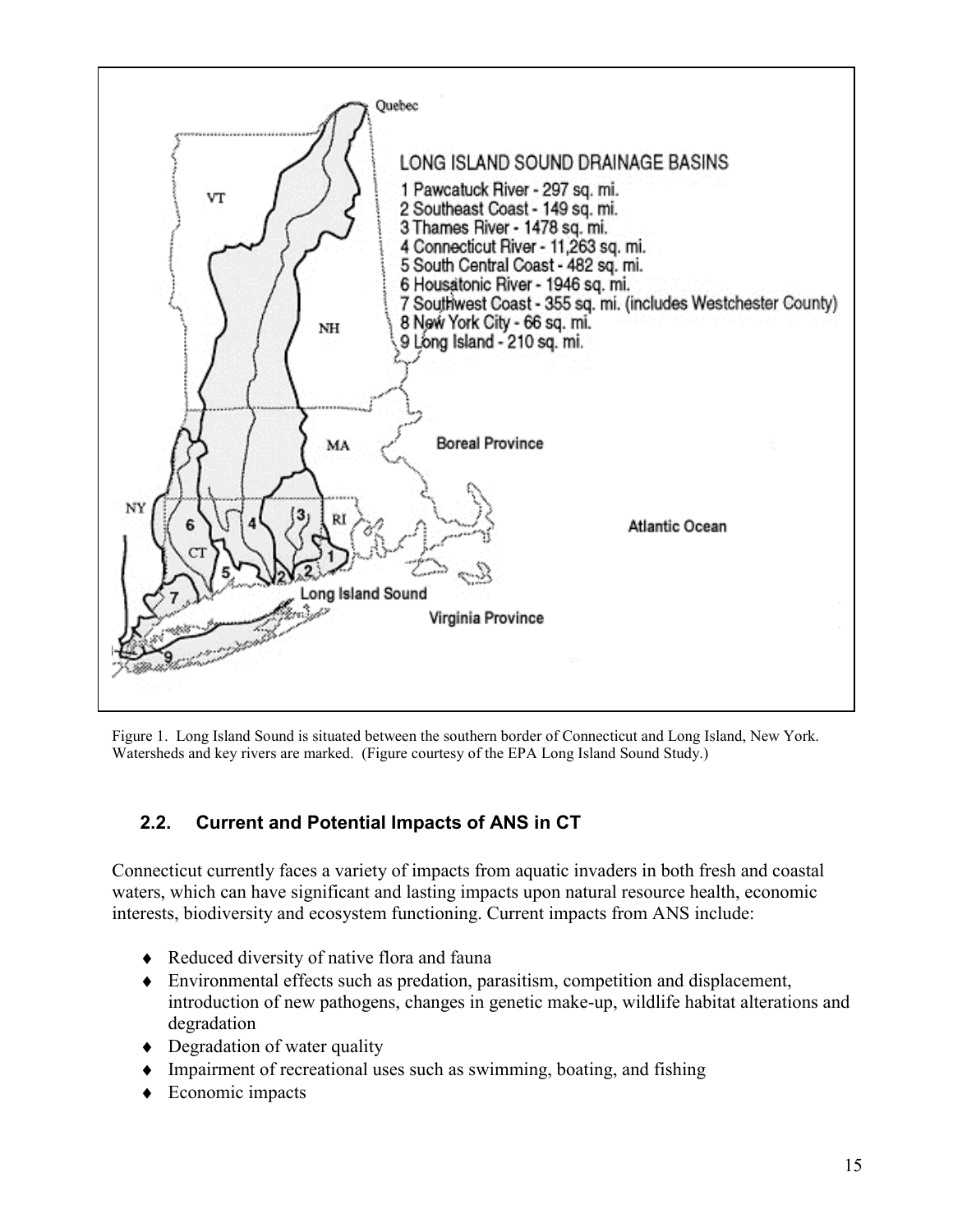Figure 1. Long Island Sound is situated between the southern border of Connecticut and Long Island, New York. Watersheds and key rivers are marked. (Figure courtesy of the EPA Long Island Sound Study.)

## 2.2. Current and Potential Impacts of ANS in CT

Connecticut currently faces a variety of impacts from aquatic invaders in both fresh and coastal waters, which can have significant and lasting impacts upon natural resource health, economic interests, biodiversity and ecosystem functioning. Current impacts from ANS include:

- Reduced diversity of native flora and fauna
- Environmental effects such as predation, parasitism, competition and displacement, introduction of new pathogens, changes in genetic make-up, wildlife habitat alterations and degradation
- Degradation of water quality
- Impairment of recreational uses such as swimming, boating, and fishing
- Economic impacts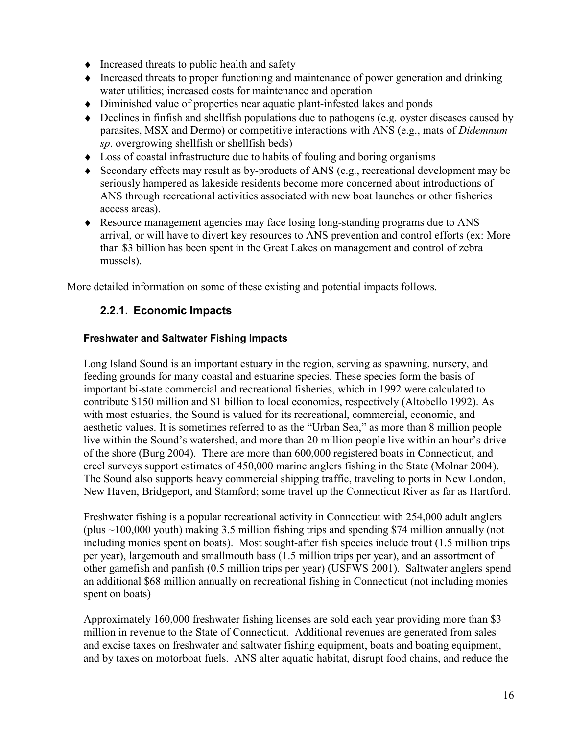- Increased threats to public health and safety
- Increased threats to proper functioning and maintenance of power generation and drinking water utilities; increased costs for maintenance and operation
- Diminished value of properties near aquatic plant-infested lakes and ponds
- Declines in finfish and shellfish populations due to pathogens (e.g. oyster diseases caused by parasites, MSX and Dermo) or competitive interactions with ANS (e.g., mats of *Didemnum sp*. overgrowing shellfish or shellfish beds)
- Loss of coastal infrastructure due to habits of fouling and boring organisms
- Secondary effects may result as by-products of ANS (e.g., recreational development may be seriously hampered as lakeside residents become more concerned about introductions of ANS through recreational activities associated with new boat launches or other fisheries access areas).
- Resource management agencies may face losing long-standing programs due to ANS arrival, or will have to divert key resources to ANS prevention and control efforts (ex: More than $3 billion has been spent in the Great Lakes on management and control of zebra mussels).

More detailed information on some of these existing and potential impacts follows.

### 2.2.1. Economic Impacts

#### Freshwater and Saltwater Fishing Impacts

Long Island Sound is an important estuary in the region, serving as spawning, nursery, and feeding grounds for many coastal and estuarine species. These species form the basis of important bi-state commercial and recreational fisheries, which in 1992 were calculated to contribute $150 million and $1 billion to local economies, respectively (Altobello 1992). As with most estuaries, the Sound is valued for its recreational, commercial, economic, and aesthetic values. It is sometimes referred to as the "Urban Sea," as more than 8 million people live within the Sound's watershed, and more than 20 million people live within an hour's drive of the shore (Burg 2004). There are more than 600,000 registered boats in Connecticut, and creel surveys support estimates of 450,000 marine anglers fishing in the State (Molnar 2004). The Sound also supports heavy commercial shipping traffic, traveling to ports in New London, New Haven, Bridgeport, and Stamford; some travel up the Connecticut River as far as Hartford.

Freshwater fishing is a popular recreational activity in Connecticut with 254,000 adult anglers (plus ~100,000 youth) making 3.5 million fishing trips and spending $74 million annually (not including monies spent on boats). Most sought-after fish species include trout (1.5 million trips per year), largemouth and smallmouth bass (1.5 million trips per year), and an assortment of other gamefish and panfish (0.5 million trips per year) (USFWS 2001). Saltwater anglers spend an additional $68 million annually on recreational fishing in Connecticut (not including monies spent on boats)

Approximately 160,000 freshwater fishing licenses are sold each year providing more than $3 million in revenue to the State of Connecticut. Additional revenues are generated from sales and excise taxes on freshwater and saltwater fishing equipment, boats and boating equipment, and by taxes on motorboat fuels. ANS alter aquatic habitat, disrupt food chains, and reduce the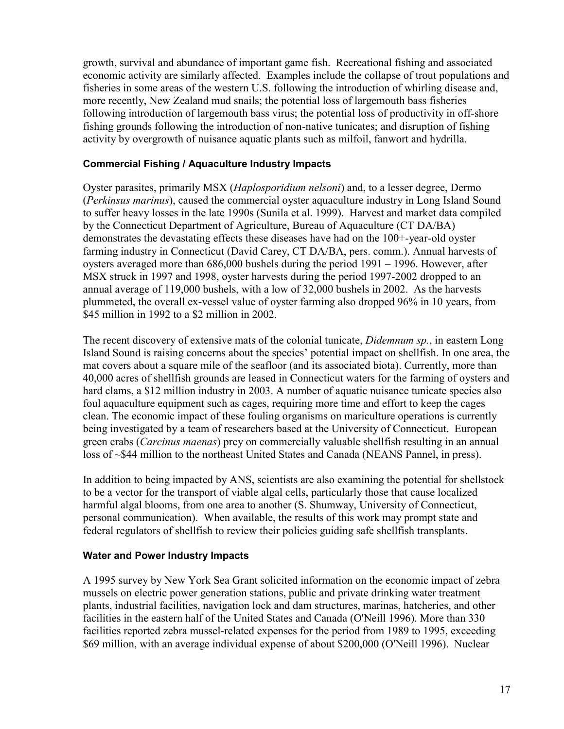growth, survival and abundance of important game fish. Recreational fishing and associated economic activity are similarly affected. Examples include the collapse of trout populations and fisheries in some areas of the western U.S. following the introduction of whirling disease and, more recently, New Zealand mud snails; the potential loss of largemouth bass fisheries following introduction of largemouth bass virus; the potential loss of productivity in off-shore fishing grounds following the introduction of non-native tunicates; and disruption of fishing activity by overgrowth of nuisance aquatic plants such as milfoil, fanwort and hydrilla.

### Commercial Fishing / Aquaculture Industry Impacts

Oyster parasites, primarily MSX (*Haplosporidium nelsoni*) and, to a lesser degree, Dermo (*Perkinsus marinus*), caused the commercial oyster aquaculture industry in Long Island Sound to suffer heavy losses in the late 1990s (Sunila et al. 1999). Harvest and market data compiled by the Connecticut Department of Agriculture, Bureau of Aquaculture (CT DA/BA) demonstrates the devastating effects these diseases have had on the 100+-year-old oyster farming industry in Connecticut (David Carey, CT DA/BA, pers. comm.). Annual harvests of oysters averaged more than 686,000 bushels during the period 1991 – 1996. However, after MSX struck in 1997 and 1998, oyster harvests during the period 1997-2002 dropped to an annual average of 119,000 bushels, with a low of 32,000 bushels in 2002. As the harvests plummeted, the overall ex-vessel value of oyster farming also dropped 96% in 10 years, from $45 million in 1992 to a $2 million in 2002.

The recent discovery of extensive mats of the colonial tunicate, *Didemnum sp.*, in eastern Long Island Sound is raising concerns about the species' potential impact on shellfish. In one area, the mat covers about a square mile of the seafloor (and its associated biota). Currently, more than 40,000 acres of shellfish grounds are leased in Connecticut waters for the farming of oysters and hard clams, a $12 million industry in 2003. A number of aquatic nuisance tunicate species also foul aquaculture equipment such as cages, requiring more time and effort to keep the cages clean. The economic impact of these fouling organisms on mariculture operations is currently being investigated by a team of researchers based at the University of Connecticut. European green crabs (*Carcinus maenas*) prey on commercially valuable shellfish resulting in an annual loss of ~$44 million to the northeast United States and Canada (NEANS Pannel, in press).

In addition to being impacted by ANS, scientists are also examining the potential for shellstock to be a vector for the transport of viable algal cells, particularly those that cause localized harmful algal blooms, from one area to another (S. Shumway, University of Connecticut, personal communication). When available, the results of this work may prompt state and federal regulators of shellfish to review their policies guiding safe shellfish transplants.

### Water and Power Industry Impacts

A 1995 survey by New York Sea Grant solicited information on the economic impact of zebra mussels on electric power generation stations, public and private drinking water treatment plants, industrial facilities, navigation lock and dam structures, marinas, hatcheries, and other facilities in the eastern half of the United States and Canada (O'Neill 1996). More than 330 facilities reported zebra mussel-related expenses for the period from 1989 to 1995, exceeding $69 million, with an average individual expense of about $200,000 (O'Neill 1996). Nuclear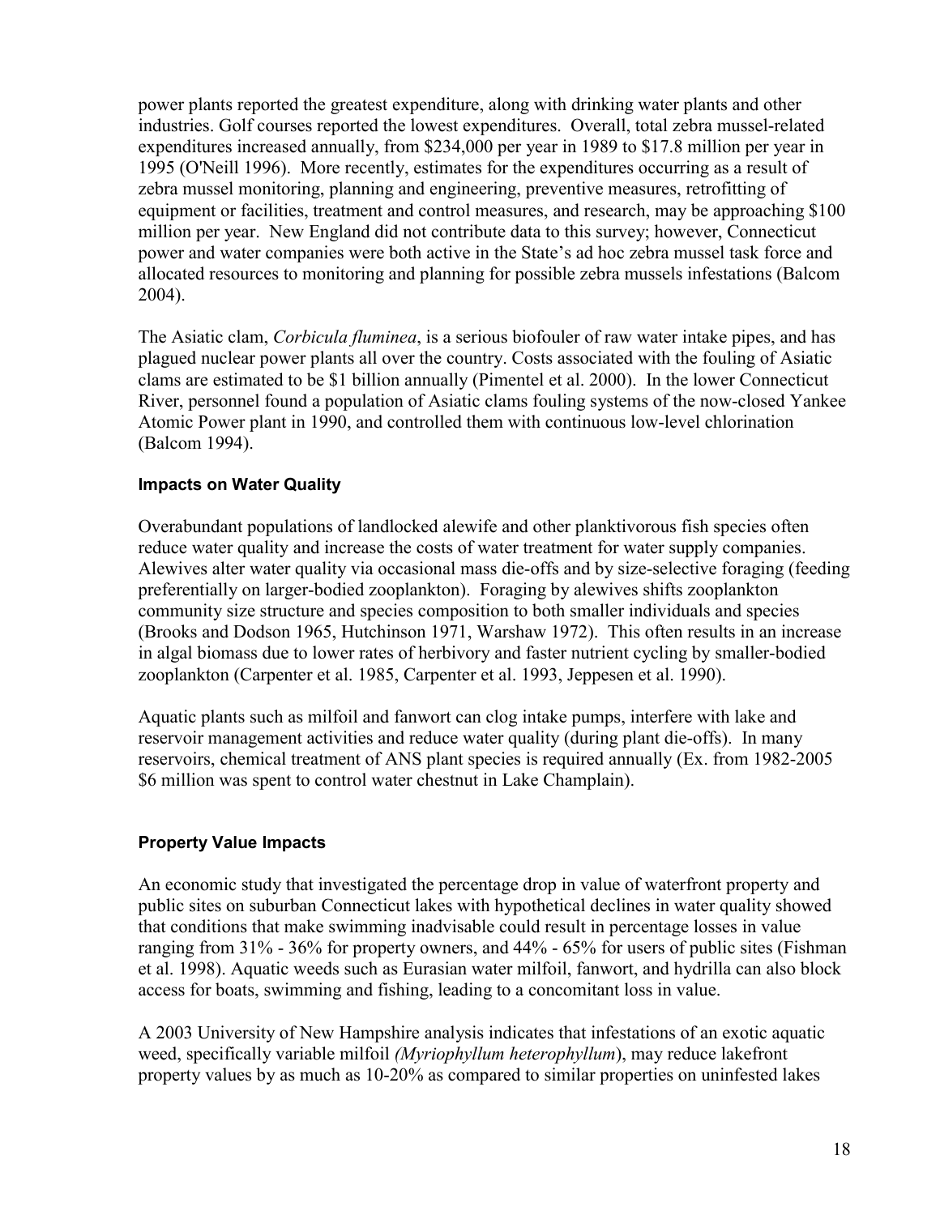power plants reported the greatest expenditure, along with drinking water plants and other industries. Golf courses reported the lowest expenditures. Overall, total zebra mussel-related expenditures increased annually, from $234,000 per year in 1989 to $17.8 million per year in 1995 (O'Neill 1996). More recently, estimates for the expenditures occurring as a result of zebra mussel monitoring, planning and engineering, preventive measures, retrofitting of equipment or facilities, treatment and control measures, and research, may be approaching $100 million per year. New England did not contribute data to this survey; however, Connecticut power and water companies were both active in the State's ad hoc zebra mussel task force and allocated resources to monitoring and planning for possible zebra mussels infestations (Balcom 2004).

The Asiatic clam, *Corbicula fluminea*, is a serious biofouler of raw water intake pipes, and has plagued nuclear power plants all over the country. Costs associated with the fouling of Asiatic clams are estimated to be $1 billion annually (Pimentel et al. 2000). In the lower Connecticut River, personnel found a population of Asiatic clams fouling systems of the now-closed Yankee Atomic Power plant in 1990, and controlled them with continuous low-level chlorination (Balcom 1994).

### Impacts on Water Quality

Overabundant populations of landlocked alewife and other planktivorous fish species often reduce water quality and increase the costs of water treatment for water supply companies. Alewives alter water quality via occasional mass die-offs and by size-selective foraging (feeding preferentially on larger-bodied zooplankton). Foraging by alewives shifts zooplankton community size structure and species composition to both smaller individuals and species (Brooks and Dodson 1965, Hutchinson 1971, Warshaw 1972). This often results in an increase in algal biomass due to lower rates of herbivory and faster nutrient cycling by smaller-bodied zooplankton (Carpenter et al. 1985, Carpenter et al. 1993, Jeppesen et al. 1990).

Aquatic plants such as milfoil and fanwort can clog intake pumps, interfere with lake and reservoir management activities and reduce water quality (during plant die-offs). In many reservoirs, chemical treatment of ANS plant species is required annually (Ex. from 1982-2005 $6 million was spent to control water chestnut in Lake Champlain).

### Property Value Impacts

An economic study that investigated the percentage drop in value of waterfront property and public sites on suburban Connecticut lakes with hypothetical declines in water quality showed that conditions that make swimming inadvisable could result in percentage losses in value ranging from 31% - 36% for property owners, and 44% - 65% for users of public sites (Fishman et al. 1998). Aquatic weeds such as Eurasian water milfoil, fanwort, and hydrilla can also block access for boats, swimming and fishing, leading to a concomitant loss in value.

A 2003 University of New Hampshire analysis indicates that infestations of an exotic aquatic weed, specifically variable milfoil *(Myriophyllum heterophyllum*), may reduce lakefront property values by as much as 10-20% as compared to similar properties on uninfested lakes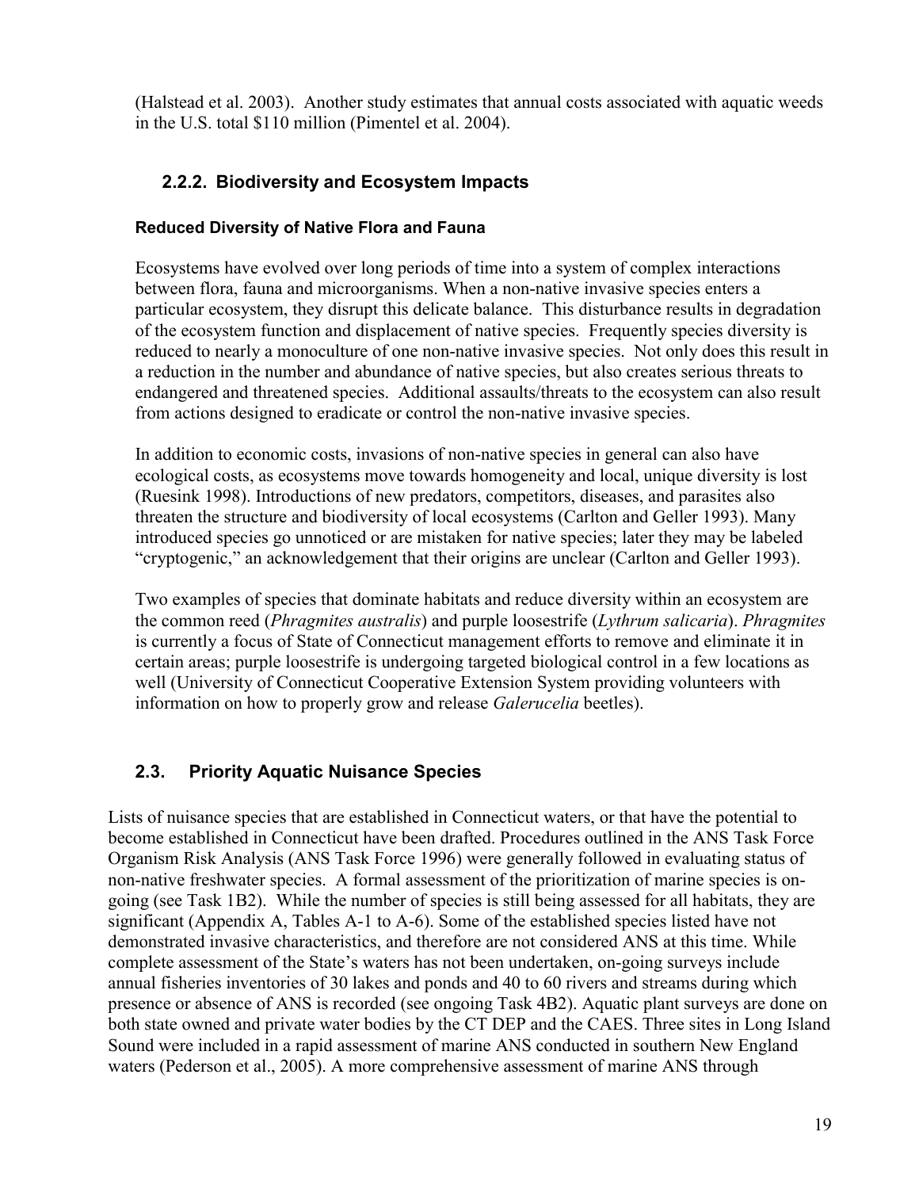(Halstead et al. 2003). Another study estimates that annual costs associated with aquatic weeds in the U.S. total $110 million (Pimentel et al. 2004).

### 2.2.2. Biodiversity and Ecosystem Impacts

#### Reduced Diversity of Native Flora and Fauna

Ecosystems have evolved over long periods of time into a system of complex interactions between flora, fauna and microorganisms. When a non-native invasive species enters a particular ecosystem, they disrupt this delicate balance. This disturbance results in degradation of the ecosystem function and displacement of native species. Frequently species diversity is reduced to nearly a monoculture of one non-native invasive species. Not only does this result in a reduction in the number and abundance of native species, but also creates serious threats to endangered and threatened species. Additional assaults/threats to the ecosystem can also result from actions designed to eradicate or control the non-native invasive species.

In addition to economic costs, invasions of non-native species in general can also have ecological costs, as ecosystems move towards homogeneity and local, unique diversity is lost (Ruesink 1998). Introductions of new predators, competitors, diseases, and parasites also threaten the structure and biodiversity of local ecosystems (Carlton and Geller 1993). Many introduced species go unnoticed or are mistaken for native species; later they may be labeled "cryptogenic," an acknowledgement that their origins are unclear (Carlton and Geller 1993).

Two examples of species that dominate habitats and reduce diversity within an ecosystem are the common reed (*Phragmites australis*) and purple loosestrife (*Lythrum salicaria*). *Phragmites* is currently a focus of State of Connecticut management efforts to remove and eliminate it in certain areas; purple loosestrife is undergoing targeted biological control in a few locations as well (University of Connecticut Cooperative Extension System providing volunteers with information on how to properly grow and release *Galerucelia* beetles).

## 2.3. Priority Aquatic Nuisance Species

Lists of nuisance species that are established in Connecticut waters, or that have the potential to become established in Connecticut have been drafted. Procedures outlined in the ANS Task Force Organism Risk Analysis (ANS Task Force 1996) were generally followed in evaluating status of non-native freshwater species. A formal assessment of the prioritization of marine species is on-going (see Task 1B2). While the number of species is still being assessed for all habitats, they are significant (Appendix A, Tables A-1 to A-6). Some of the established species listed have not demonstrated invasive characteristics, and therefore are not considered ANS at this time. While complete assessment of the State's waters has not been undertaken, on-going surveys include annual fisheries inventories of 30 lakes and ponds and 40 to 60 rivers and streams during which presence or absence of ANS is recorded (see ongoing Task 4B2). Aquatic plant surveys are done on both state owned and private water bodies by the CT DEP and the CAES. Three sites in Long Island Sound were included in a rapid assessment of marine ANS conducted in southern New England waters (Pederson et al., 2005). A more comprehensive assessment of marine ANS through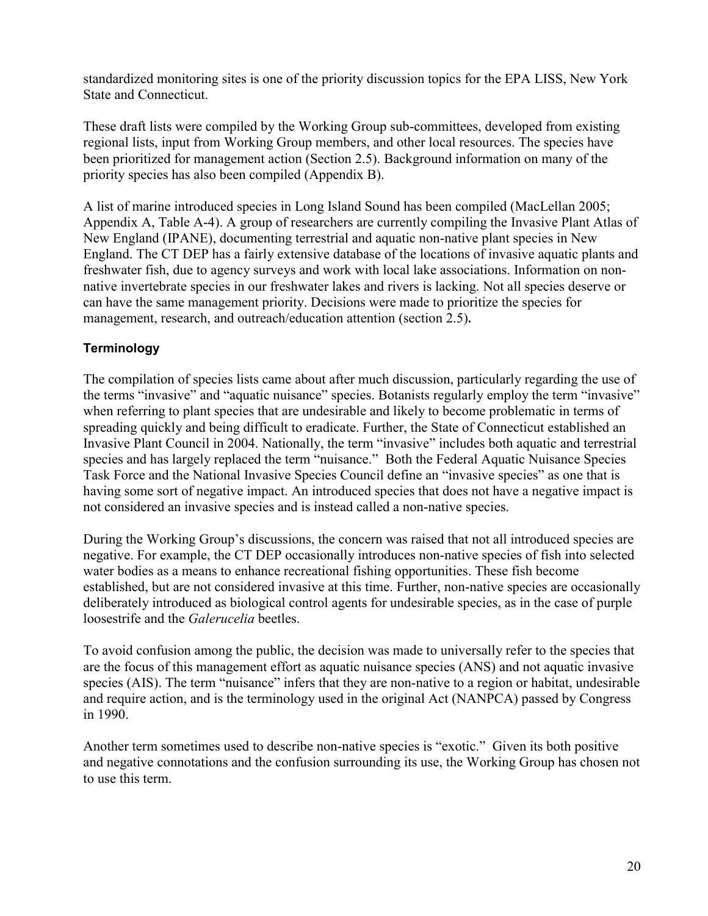standardized monitoring sites is one of the priority discussion topics for the EPA LISS, New York State and Connecticut.

These draft lists were compiled by the Working Group sub-committees, developed from existing regional lists, input from Working Group members, and other local resources. The species have been prioritized for management action (Section 2.5). Background information on many of the priority species has also been compiled (Appendix B).

A list of marine introduced species in Long Island Sound has been compiled (MacLellan 2005; Appendix A, Table A-4). A group of researchers are currently compiling the Invasive Plant Atlas of New England (IPANE), documenting terrestrial and aquatic non-native plant species in New England. The CT DEP has a fairly extensive database of the locations of invasive aquatic plants and freshwater fish, due to agency surveys and work with local lake associations. Information on non-native invertebrate species in our freshwater lakes and rivers is lacking. Not all species deserve or can have the same management priority. Decisions were made to prioritize the species for management, research, and outreach/education attention (section 2.5)**.**

### Terminology

The compilation of species lists came about after much discussion, particularly regarding the use of the terms "invasive" and "aquatic nuisance" species. Botanists regularly employ the term "invasive" when referring to plant species that are undesirable and likely to become problematic in terms of spreading quickly and being difficult to eradicate. Further, the State of Connecticut established an Invasive Plant Council in 2004. Nationally, the term "invasive" includes both aquatic and terrestrial species and has largely replaced the term "nuisance." Both the Federal Aquatic Nuisance Species Task Force and the National Invasive Species Council define an "invasive species" as one that is having some sort of negative impact. An introduced species that does not have a negative impact is not considered an invasive species and is instead called a non-native species.

During the Working Group's discussions, the concern was raised that not all introduced species are negative. For example, the CT DEP occasionally introduces non-native species of fish into selected water bodies as a means to enhance recreational fishing opportunities. These fish become established, but are not considered invasive at this time. Further, non-native species are occasionally deliberately introduced as biological control agents for undesirable species, as in the case of purple loosestrife and the *Galerucelia* beetles.

To avoid confusion among the public, the decision was made to universally refer to the species that are the focus of this management effort as aquatic nuisance species (ANS) and not aquatic invasive species (AIS). The term "nuisance" infers that they are non-native to a region or habitat, undesirable and require action, and is the terminology used in the original Act (NANPCA) passed by Congress in 1990.

Another term sometimes used to describe non-native species is "exotic." Given its both positive and negative connotations and the confusion surrounding its use, the Working Group has chosen not to use this term.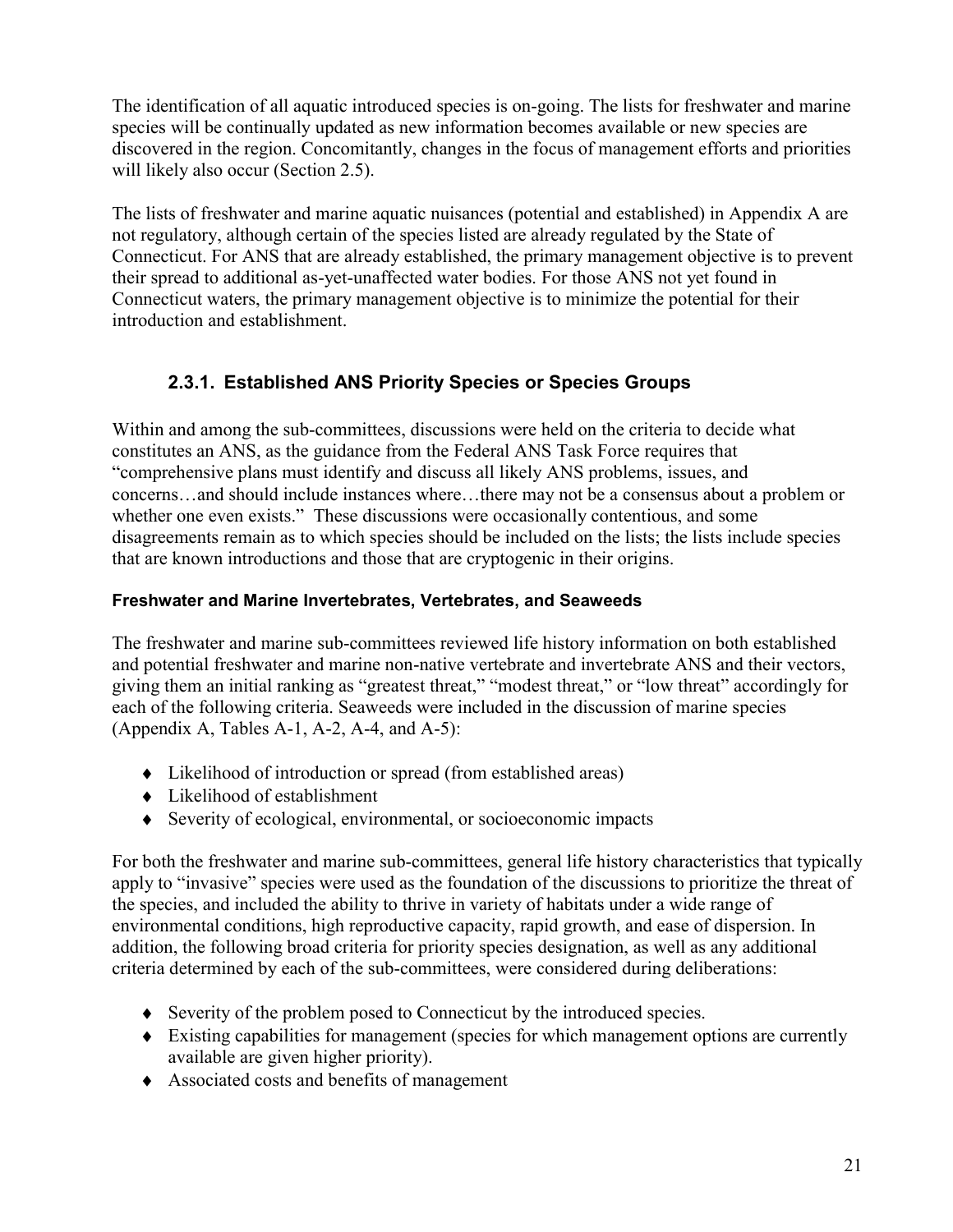The identification of all aquatic introduced species is on-going. The lists for freshwater and marine species will be continually updated as new information becomes available or new species are discovered in the region. Concomitantly, changes in the focus of management efforts and priorities will likely also occur (Section 2.5).

The lists of freshwater and marine aquatic nuisances (potential and established) in Appendix A are not regulatory, although certain of the species listed are already regulated by the State of Connecticut. For ANS that are already established, the primary management objective is to prevent their spread to additional as-yet-unaffected water bodies. For those ANS not yet found in Connecticut waters, the primary management objective is to minimize the potential for their introduction and establishment.

### 2.3.1. Established ANS Priority Species or Species Groups

Within and among the sub-committees, discussions were held on the criteria to decide what constitutes an ANS, as the guidance from the Federal ANS Task Force requires that "comprehensive plans must identify and discuss all likely ANS problems, issues, and concerns…and should include instances where…there may not be a consensus about a problem or whether one even exists." These discussions were occasionally contentious, and some disagreements remain as to which species should be included on the lists; the lists include species that are known introductions and those that are cryptogenic in their origins.

#### Freshwater and Marine Invertebrates, Vertebrates, and Seaweeds

The freshwater and marine sub-committees reviewed life history information on both established and potential freshwater and marine non-native vertebrate and invertebrate ANS and their vectors, giving them an initial ranking as "greatest threat," "modest threat," or "low threat" accordingly for each of the following criteria. Seaweeds were included in the discussion of marine species (Appendix A, Tables A-1, A-2, A-4, and A-5):

- Likelihood of introduction or spread (from established areas)
- Likelihood of establishment
- Severity of ecological, environmental, or socioeconomic impacts

For both the freshwater and marine sub-committees, general life history characteristics that typically apply to "invasive" species were used as the foundation of the discussions to prioritize the threat of the species, and included the ability to thrive in variety of habitats under a wide range of environmental conditions, high reproductive capacity, rapid growth, and ease of dispersion. In addition, the following broad criteria for priority species designation, as well as any additional criteria determined by each of the sub-committees, were considered during deliberations:

- Severity of the problem posed to Connecticut by the introduced species.
- Existing capabilities for management (species for which management options are currently available are given higher priority).
- Associated costs and benefits of management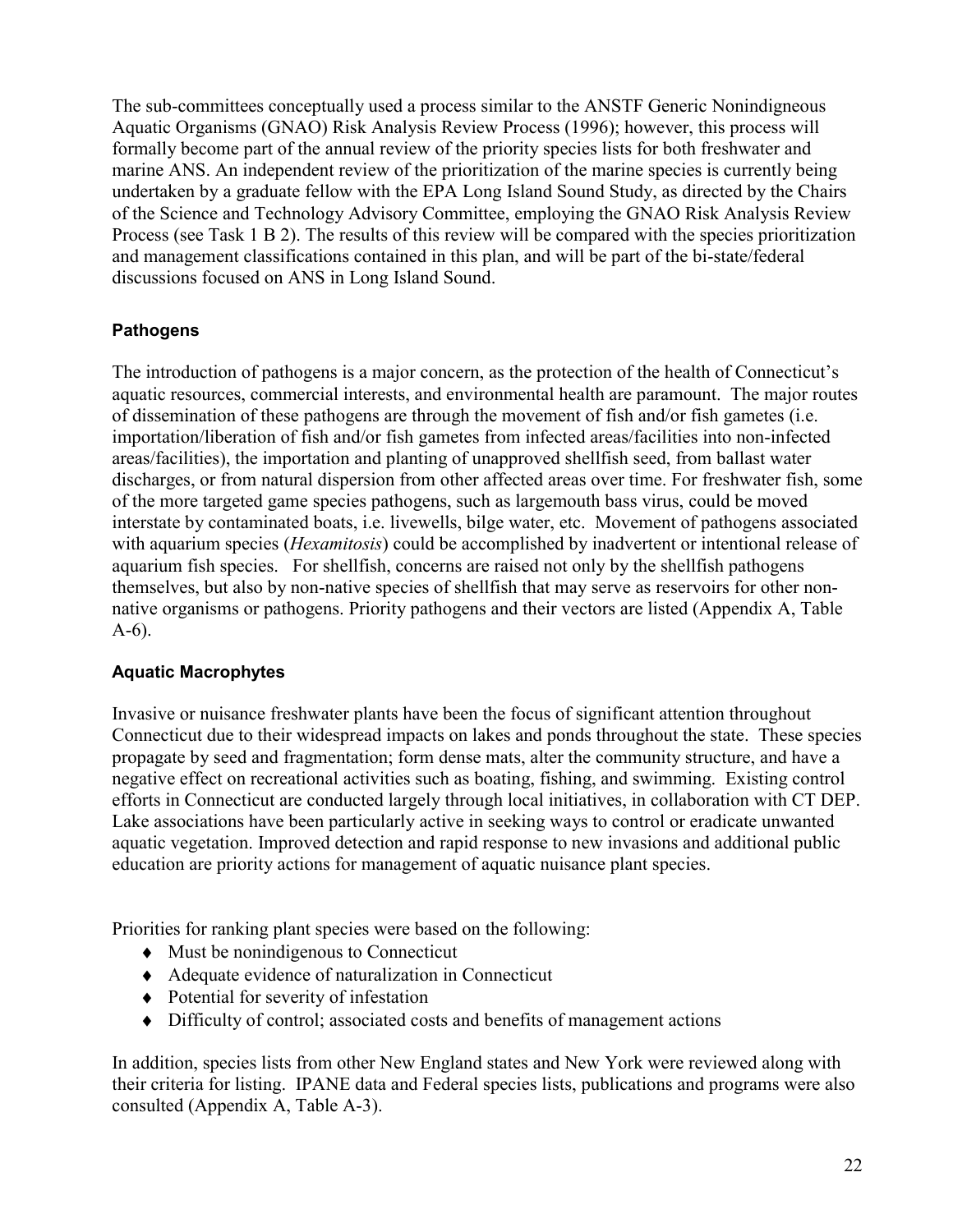The sub-committees conceptually used a process similar to the ANSTF Generic Nonindigeneous Aquatic Organisms (GNAO) Risk Analysis Review Process (1996); however, this process will formally become part of the annual review of the priority species lists for both freshwater and marine ANS. An independent review of the prioritization of the marine species is currently being undertaken by a graduate fellow with the EPA Long Island Sound Study, as directed by the Chairs of the Science and Technology Advisory Committee, employing the GNAO Risk Analysis Review Process (see Task 1 B 2). The results of this review will be compared with the species prioritization and management classifications contained in this plan, and will be part of the bi-state/federal discussions focused on ANS in Long Island Sound.

### Pathogens

The introduction of pathogens is a major concern, as the protection of the health of Connecticut's aquatic resources, commercial interests, and environmental health are paramount. The major routes of dissemination of these pathogens are through the movement of fish and/or fish gametes (i.e. importation/liberation of fish and/or fish gametes from infected areas/facilities into non-infected areas/facilities), the importation and planting of unapproved shellfish seed, from ballast water discharges, or from natural dispersion from other affected areas over time. For freshwater fish, some of the more targeted game species pathogens, such as largemouth bass virus, could be moved interstate by contaminated boats, i.e. livewells, bilge water, etc. Movement of pathogens associated with aquarium species (*Hexamitosis*) could be accomplished by inadvertent or intentional release of aquarium fish species. For shellfish, concerns are raised not only by the shellfish pathogens themselves, but also by non-native species of shellfish that may serve as reservoirs for other non-native organisms or pathogens. Priority pathogens and their vectors are listed (Appendix A, Table A-6).

### Aquatic Macrophytes

Invasive or nuisance freshwater plants have been the focus of significant attention throughout Connecticut due to their widespread impacts on lakes and ponds throughout the state. These species propagate by seed and fragmentation; form dense mats, alter the community structure, and have a negative effect on recreational activities such as boating, fishing, and swimming. Existing control efforts in Connecticut are conducted largely through local initiatives, in collaboration with CT DEP. Lake associations have been particularly active in seeking ways to control or eradicate unwanted aquatic vegetation. Improved detection and rapid response to new invasions and additional public education are priority actions for management of aquatic nuisance plant species.

Priorities for ranking plant species were based on the following:

- Must be nonindigenous to Connecticut
- Adequate evidence of naturalization in Connecticut
- Potential for severity of infestation
- Difficulty of control; associated costs and benefits of management actions

In addition, species lists from other New England states and New York were reviewed along with their criteria for listing. IPANE data and Federal species lists, publications and programs were also consulted (Appendix A, Table A-3).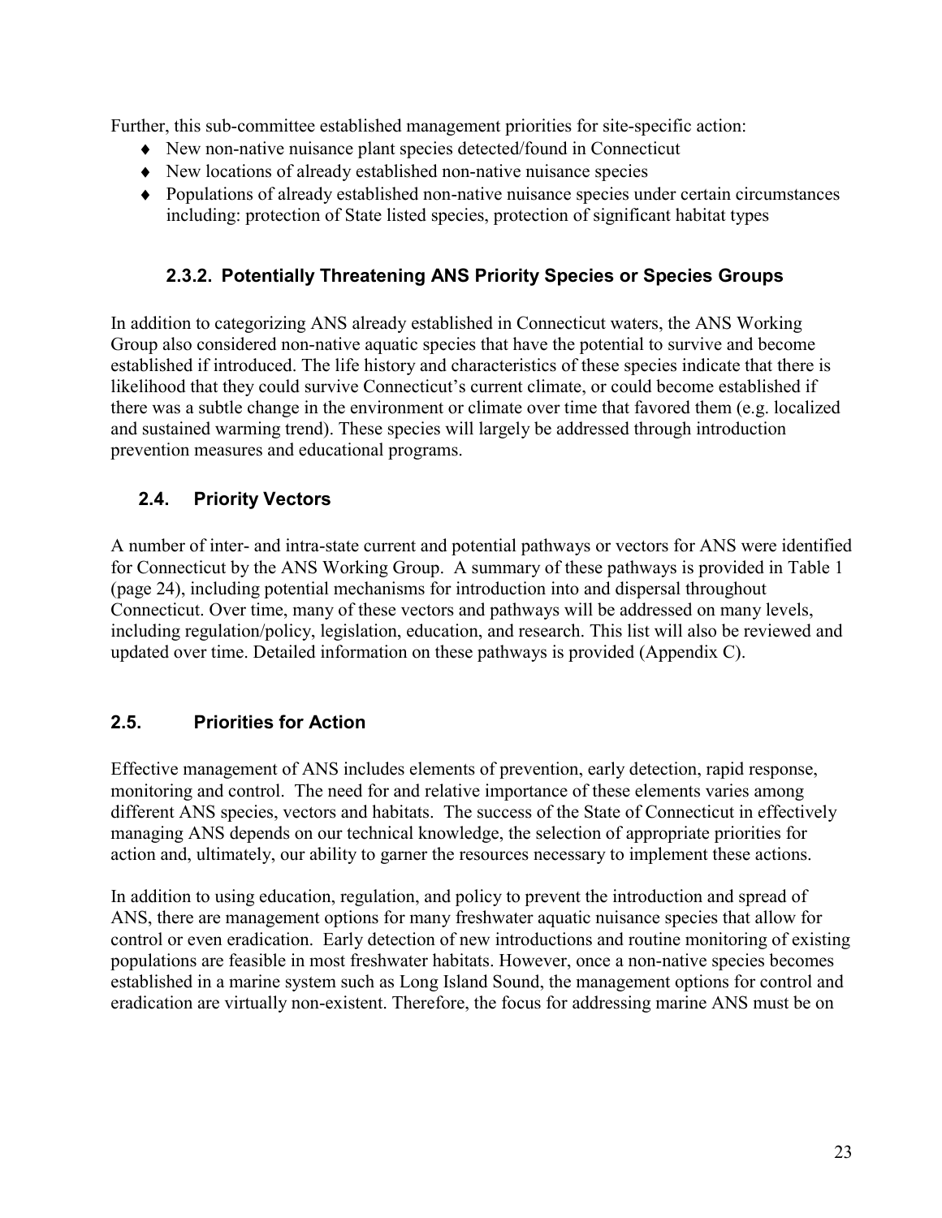Further, this sub-committee established management priorities for site-specific action:

- New non-native nuisance plant species detected/found in Connecticut
- New locations of already established non-native nuisance species
- Populations of already established non-native nuisance species under certain circumstances including: protection of State listed species, protection of significant habitat types

### 2.3.2. Potentially Threatening ANS Priority Species or Species Groups

In addition to categorizing ANS already established in Connecticut waters, the ANS Working Group also considered non-native aquatic species that have the potential to survive and become established if introduced. The life history and characteristics of these species indicate that there is likelihood that they could survive Connecticut's current climate, or could become established if there was a subtle change in the environment or climate over time that favored them (e.g. localized and sustained warming trend). These species will largely be addressed through introduction prevention measures and educational programs.

## 2.4. Priority Vectors

A number of inter- and intra-state current and potential pathways or vectors for ANS were identified for Connecticut by the ANS Working Group. A summary of these pathways is provided in Table 1 (page 24), including potential mechanisms for introduction into and dispersal throughout Connecticut. Over time, many of these vectors and pathways will be addressed on many levels, including regulation/policy, legislation, education, and research. This list will also be reviewed and updated over time. Detailed information on these pathways is provided (Appendix C).

## 2.5. Priorities for Action

Effective management of ANS includes elements of prevention, early detection, rapid response, monitoring and control. The need for and relative importance of these elements varies among different ANS species, vectors and habitats. The success of the State of Connecticut in effectively managing ANS depends on our technical knowledge, the selection of appropriate priorities for action and, ultimately, our ability to garner the resources necessary to implement these actions.

In addition to using education, regulation, and policy to prevent the introduction and spread of ANS, there are management options for many freshwater aquatic nuisance species that allow for control or even eradication. Early detection of new introductions and routine monitoring of existing populations are feasible in most freshwater habitats. However, once a non-native species becomes established in a marine system such as Long Island Sound, the management options for control and eradication are virtually non-existent. Therefore, the focus for addressing marine ANS must be on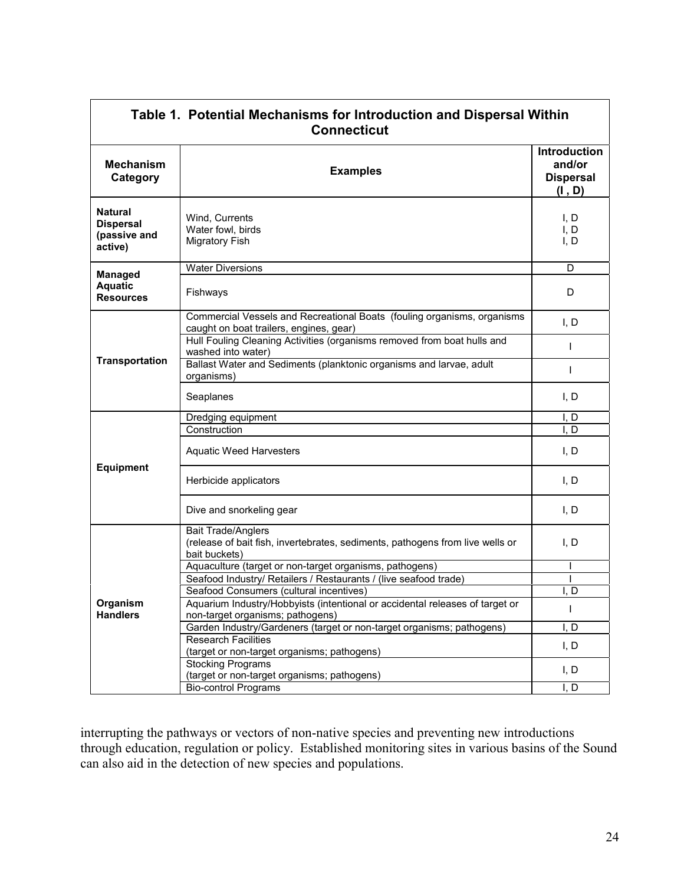**Table 1. Potential Mechanisms for Introduction and Dispersal Within Connecticut**

| Mechanism Category | Examples | Introduction and/or Dispersal (I , D) |
|---|---|---|
| **Natural Dispersal (passive and active)** | Wind, Currents | I, D |
| | Water fowl, birds | I, D |
| | Migratory Fish | I, D |
| **Managed Aquatic Resources** | Water Diversions | D |
| | Fishways | D |
| **Transportation** | Commercial Vessels and Recreational Boats (fouling organisms, organisms caught on boat trailers, engines, gear) | I, D |
| | Hull Fouling Cleaning Activities (organisms removed from boat hulls and washed into water) | I |
| | Ballast Water and Sediments (planktonic organisms and larvae, adult organisms) | I |
| | Seaplanes | I, D |
| **Equipment** | Dredging equipment | I, D |
| | Construction | I, D |
| | Aquatic Weed Harvesters | I, D |
| | Herbicide applicators | I, D |
| | Dive and snorkeling gear | I, D |
| **Organism Handlers** | Bait Trade/Anglers (release of bait fish, invertebrates, sediments, pathogens from live wells or bait buckets) | I, D |
| | Aquaculture (target or non-target organisms, pathogens) | I |
| | Seafood Industry/ Retailers / Restaurants / (live seafood trade) | I |
| | Seafood Consumers (cultural incentives) | I, D |
| | Aquarium Industry/Hobbyists (intentional or accidental releases of target or non-target organisms; pathogens) | I |
| | Garden Industry/Gardeners (target or non-target organisms; pathogens) | I, D |
| | Research Facilities (target or non-target organisms; pathogens) | I, D |
| | Stocking Programs (target or non-target organisms; pathogens) | I, D |
| | Bio-control Programs | I, D |

interrupting the pathways or vectors of non-native species and preventing new introductions through education, regulation or policy. Established monitoring sites in various basins of the Sound can also aid in the detection of new species and populations.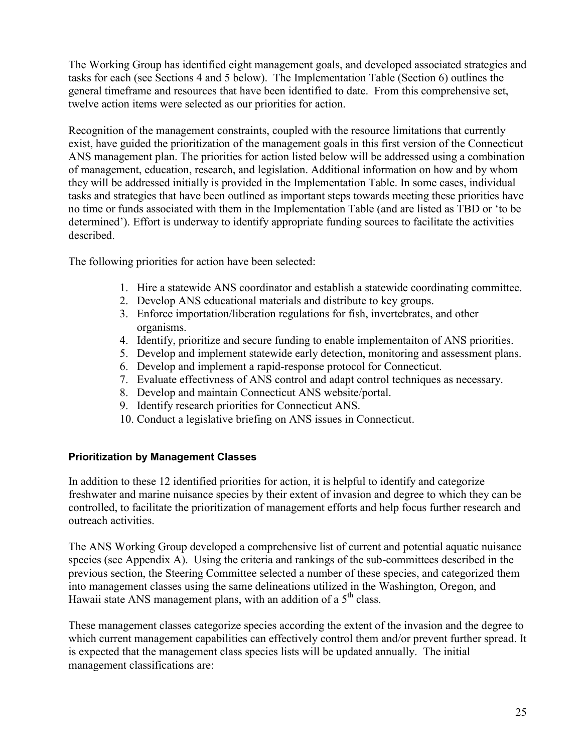The Working Group has identified eight management goals, and developed associated strategies and tasks for each (see Sections 4 and 5 below). The Implementation Table (Section 6) outlines the general timeframe and resources that have been identified to date. From this comprehensive set, twelve action items were selected as our priorities for action.

Recognition of the management constraints, coupled with the resource limitations that currently exist, have guided the prioritization of the management goals in this first version of the Connecticut ANS management plan. The priorities for action listed below will be addressed using a combination of management, education, research, and legislation. Additional information on how and by whom they will be addressed initially is provided in the Implementation Table. In some cases, individual tasks and strategies that have been outlined as important steps towards meeting these priorities have no time or funds associated with them in the Implementation Table (and are listed as TBD or 'to be determined'). Effort is underway to identify appropriate funding sources to facilitate the activities described.

The following priorities for action have been selected:

1. Hire a statewide ANS coordinator and establish a statewide coordinating committee.
2. Develop ANS educational materials and distribute to key groups.
3. Enforce importation/liberation regulations for fish, invertebrates, and other organisms.
4. Identify, prioritize and secure funding to enable implementaiton of ANS priorities.
5. Develop and implement statewide early detection, monitoring and assessment plans.
6. Develop and implement a rapid-response protocol for Connecticut.
7. Evaluate effectivness of ANS control and adapt control techniques as necessary.
8. Develop and maintain Connecticut ANS website/portal.
9. Identify research priorities for Connecticut ANS.
10. Conduct a legislative briefing on ANS issues in Connecticut.

**Prioritization by Management Classes**

In addition to these 12 identified priorities for action, it is helpful to identify and categorize freshwater and marine nuisance species by their extent of invasion and degree to which they can be controlled, to facilitate the prioritization of management efforts and help focus further research and outreach activities.

The ANS Working Group developed a comprehensive list of current and potential aquatic nuisance species (see Appendix A). Using the criteria and rankings of the sub-committees described in the previous section, the Steering Committee selected a number of these species, and categorized them into management classes using the same delineations utilized in the Washington, Oregon, and Hawaii state ANS management plans, with an addition of a 5th class.

These management classes categorize species according the extent of the invasion and the degree to which current management capabilities can effectively control them and/or prevent further spread. It is expected that the management class species lists will be updated annually. The initial management classifications are: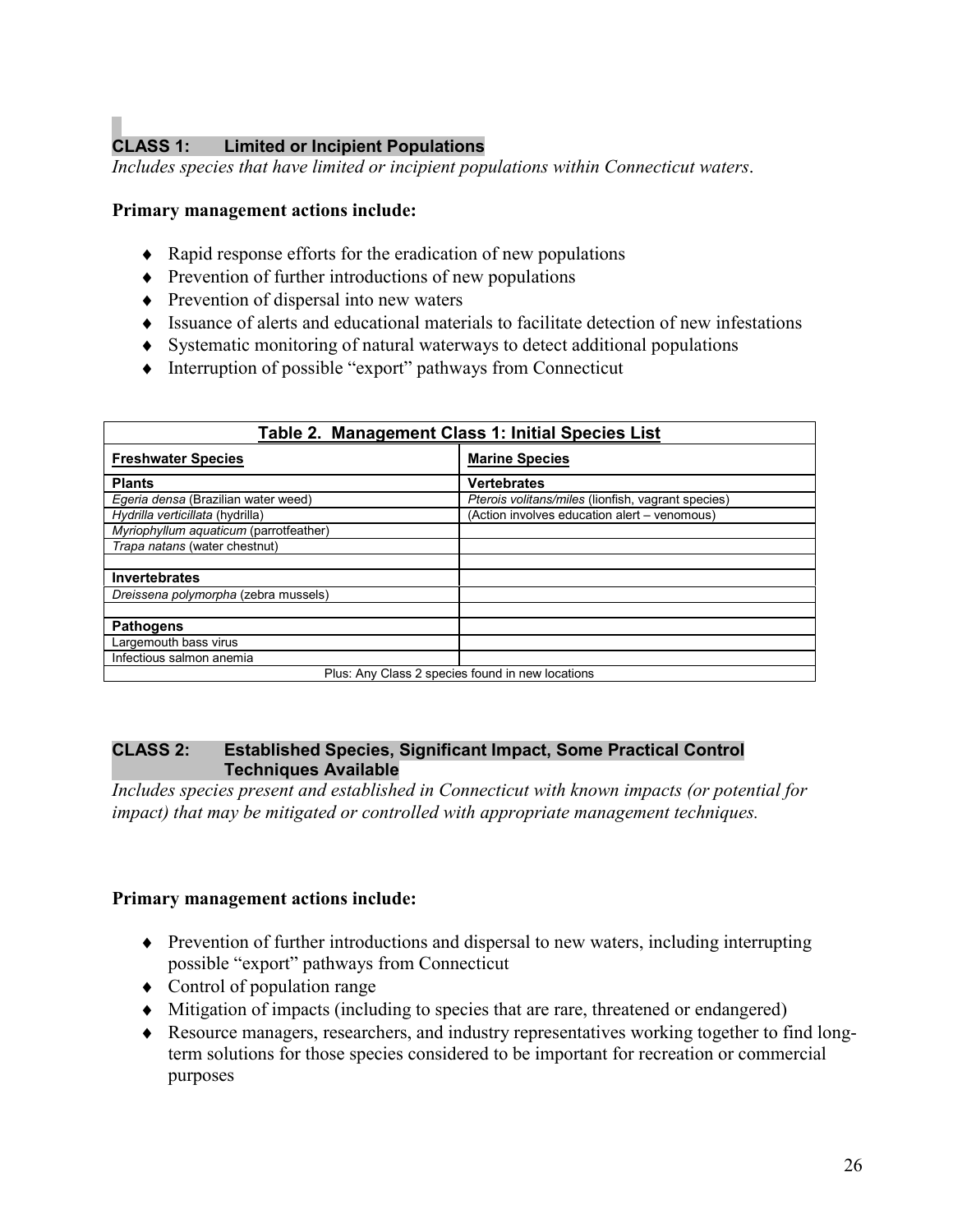## CLASS 1: Limited or Incipient Populations

*Includes species that have limited or incipient populations within Connecticut waters.*

**Primary management actions include:**

- Rapid response efforts for the eradication of new populations
- Prevention of further introductions of new populations
- Prevention of dispersal into new waters
- Issuance of alerts and educational materials to facilitate detection of new infestations
- Systematic monitoring of natural waterways to detect additional populations
- Interruption of possible "export" pathways from Connecticut

**Table 2. Management Class 1: Initial Species List**

| **Freshwater Species** | **Marine Species** |
|---|---|
| **Plants** | **Vertebrates** |
| *Egeria densa* (Brazilian water weed) | *Pterois volitans/miles* (lionfish, vagrant species) |
| *Hydrilla verticillata* (hydrilla) | (Action involves education alert – venomous) |
| *Myriophyllum aquaticum* (parrotfeather) | |
| *Trapa natans* (water chestnut) | |
| | |
| **Invertebrates** | |
| *Dreissena polymorpha* (zebra mussels) | |
| | |
| **Pathogens** | |
| Largemouth bass virus | |
| Infectious salmon anemia | |
| Plus: Any Class 2 species found in new locations | |

## CLASS 2: Established Species, Significant Impact, Some Practical Control Techniques Available

*Includes species present and established in Connecticut with known impacts (or potential for impact) that may be mitigated or controlled with appropriate management techniques.*

**Primary management actions include:**

- Prevention of further introductions and dispersal to new waters, including interrupting possible "export" pathways from Connecticut
- Control of population range
- Mitigation of impacts (including to species that are rare, threatened or endangered)
- Resource managers, researchers, and industry representatives working together to find long-term solutions for those species considered to be important for recreation or commercial purposes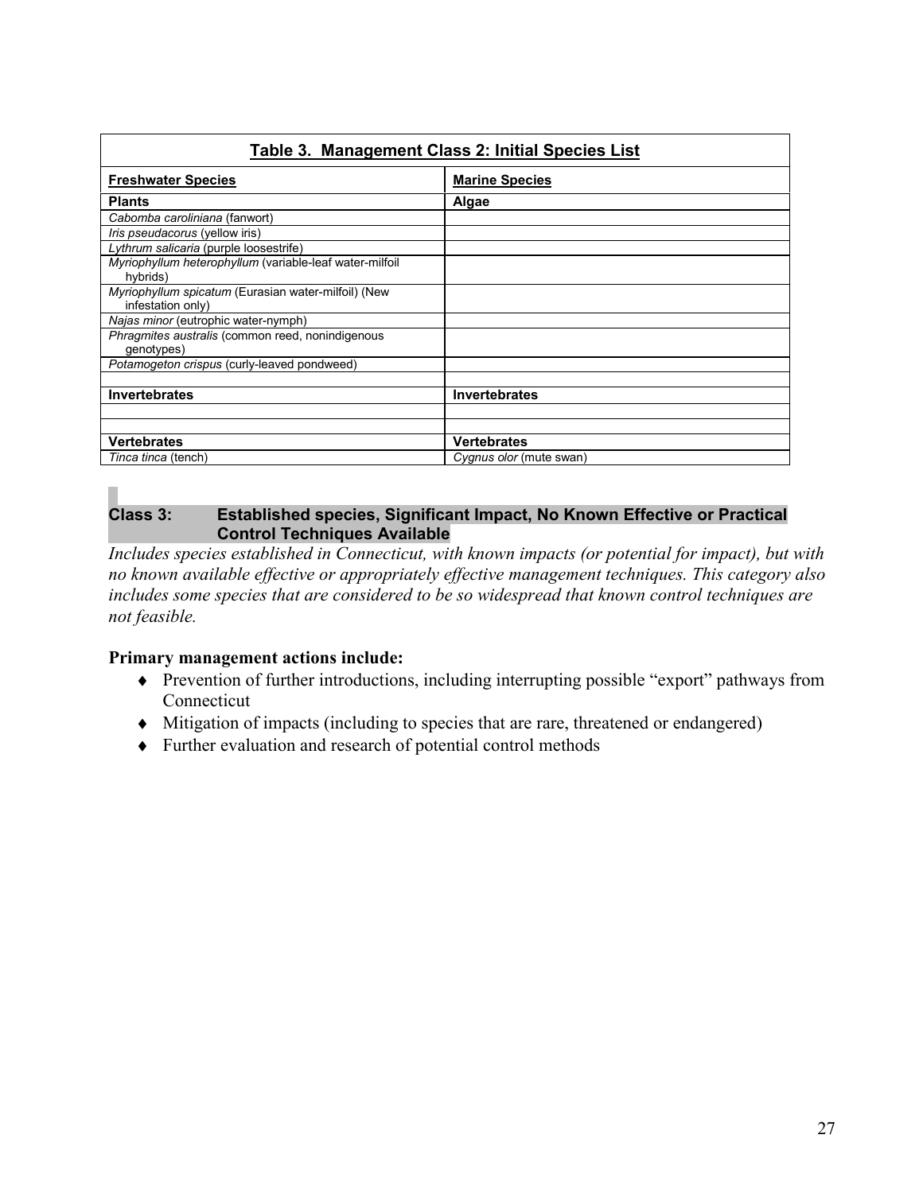**Table 3. Management Class 2: Initial Species List**

| Freshwater Species | Marine Species |
|---|---|
| **Plants** | **Algae** |
| *Cabomba caroliniana* (fanwort) | |
| *Iris pseudacorus* (yellow iris) | |
| *Lythrum salicaria* (purple loosestrife) | |
| *Myriophyllum heterophyllum* (variable-leaf water-milfoil hybrids) | |
| *Myriophyllum spicatum* (Eurasian water-milfoil) (New infestation only) | |
| *Najas minor* (eutrophic water-nymph) | |
| *Phragmites australis* (common reed, nonindigenous genotypes) | |
| *Potamogeton crispus* (curly-leaved pondweed) | |
| | |
| **Invertebrates** | **Invertebrates** |
| | |
| | |
| **Vertebrates** | **Vertebrates** |
| *Tinca tinca* (tench) | *Cygnus olor* (mute swan) |

**Class 3: Established species, Significant Impact, No Known Effective or Practical Control Techniques Available**

*Includes species established in Connecticut, with known impacts (or potential for impact), but with no known available effective or appropriately effective management techniques. This category also includes some species that are considered to be so widespread that known control techniques are not feasible.*

**Primary management actions include:**

- Prevention of further introductions, including interrupting possible "export" pathways from Connecticut
- Mitigation of impacts (including to species that are rare, threatened or endangered)
- Further evaluation and research of potential control methods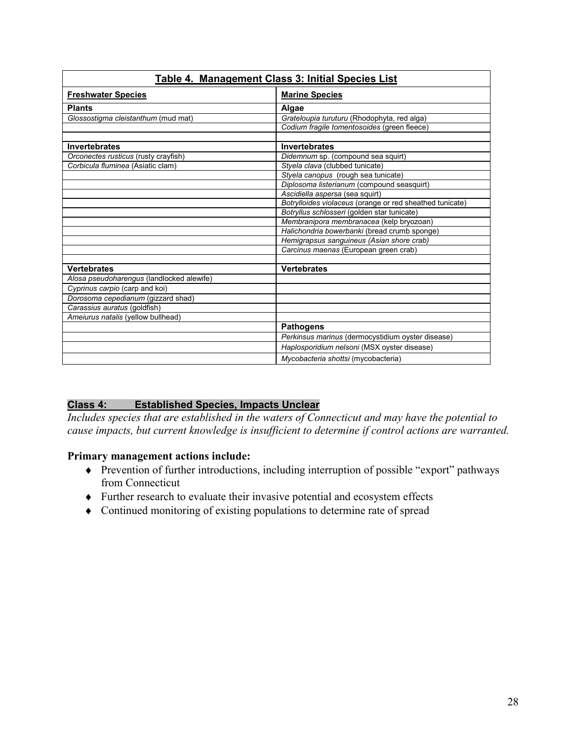| **Table 4. Management Class 3: Initial Species List** | |
|---|---|
| **Freshwater Species** | **Marine Species** |
| **Plants** | **Algae** |
| *Glossostigma cleistanthum* (mud mat) | *Grateloupia turuturu* (Rhodophyta, red alga) |
| | *Codium fragile tomentosoides* (green fleece) |
| | |
| **Invertebrates** | **Invertebrates** |
| *Orconectes rusticus* (rusty crayfish) | *Didemnum* sp. (compound sea squirt) |
| *Corbicula fluminea* (Asiatic clam) | *Styela clava* (clubbed tunicate) |
| | *Styela canopus* (rough sea tunicate) |
| | *Diplosoma listerianum* (compound seasquirt) |
| | *Ascidiella aspersa* (sea squirt) |
| | *Botrylloides violaceus* (orange or red sheathed tunicate) |
| | *Botryllus schlosseri* (golden star tunicate) |
| | *Membranipora membranacea* (kelp bryozoan) |
| | *Halichondria bowerbanki* (bread crumb sponge) |
| | *Hemigrapsus sanguineus (Asian shore crab)* |
| | *Carcinus maenas* (European green crab) |
| | |
| **Vertebrates** | **Vertebrates** |
| *Alosa pseudoharengus* (landlocked alewife) | |
| *Cyprinus carpio* (carp and koi) | |
| *Dorosoma cepedianum* (gizzard shad) | |
| *Carassius auratus* (goldfish) | |
| *Ameiurus natalis* (yellow bullhead) | |
| | **Pathogens** |
| | *Perkinsus marinus* (dermocystidium oyster disease) |
| | *Haplosporidium nelsoni* (MSX oyster disease) |
| | *Mycobacteria shottsi* (mycobacteria) |

## Class 4: Established Species, Impacts Unclear

*Includes species that are established in the waters of Connecticut and may have the potential to cause impacts, but current knowledge is insufficient to determine if control actions are warranted.*

**Primary management actions include:**

- Prevention of further introductions, including interruption of possible "export" pathways from Connecticut
- Further research to evaluate their invasive potential and ecosystem effects
- Continued monitoring of existing populations to determine rate of spread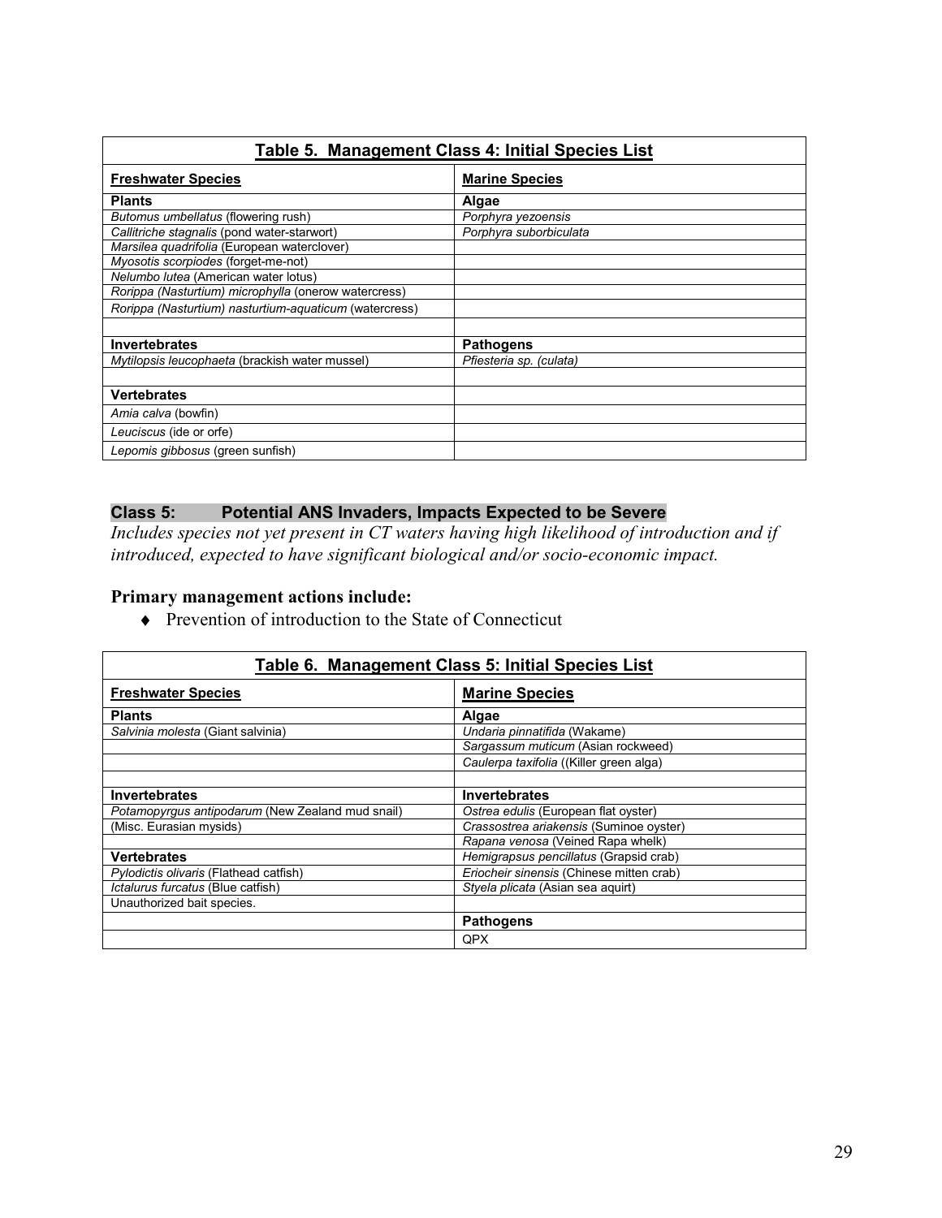| **Table 5. Management Class 4: Initial Species List** | |
|---|---|
| **Freshwater Species** | **Marine Species** |
| **Plants** | **Algae** |
| *Butomus umbellatus* (flowering rush) | *Porphyra yezoensis* |
| *Callitriche stagnalis* (pond water-starwort) | *Porphyra suborbiculata* |
| *Marsilea quadrifolia* (European waterclover) | |
| *Myosotis scorpiodes* (forget-me-not) | |
| *Nelumbo lutea* (American water lotus) | |
| *Rorippa (Nasturtium) microphylla* (onerow watercress) | |
| *Rorippa (Nasturtium) nasturtium-aquaticum* (watercress) | |
| | |
| **Invertebrates** | **Pathogens** |
| *Mytilopsis leucophaeta* (brackish water mussel) | *Pfiesteria sp. (culata)* |
| | |
| **Vertebrates** | |
| *Amia calva* (bowfin) | |
| *Leuciscus* (ide or orfe) | |
| *Lepomis gibbosus* (green sunfish) | |

## Class 5: Potential ANS Invaders, Impacts Expected to be Severe

*Includes species not yet present in CT waters having high likelihood of introduction and if introduced, expected to have significant biological and/or socio-economic impact.*

### Primary management actions include:

- Prevention of introduction to the State of Connecticut

| **Table 6. Management Class 5: Initial Species List** | |
|---|---|
| **Freshwater Species** | **Marine Species** |
| **Plants** | **Algae** |
| *Salvinia molesta* (Giant salvinia) | *Undaria pinnatifida* (Wakame) |
| | *Sargassum muticum* (Asian rockweed) |
| | *Caulerpa taxifolia* ((Killer green alga) |
| | |
| **Invertebrates** | **Invertebrates** |
| *Potamopyrgus antipodarum* (New Zealand mud snail) | *Ostrea edulis* (European flat oyster) |
| (Misc. Eurasian mysids) | *Crassostrea ariakensis* (Suminoe oyster) |
| | *Rapana venosa* (Veined Rapa whelk) |
| **Vertebrates** | *Hemigrapsus pencillatus* (Grapsid crab) |
| *Pylodictis olivaris* (Flathead catfish) | *Eriocheir sinensis* (Chinese mitten crab) |
| *Ictalurus furcatus* (Blue catfish) | *Styela plicata* (Asian sea aquirt) |
| Unauthorized bait species. | |
| | **Pathogens** |
| | QPX |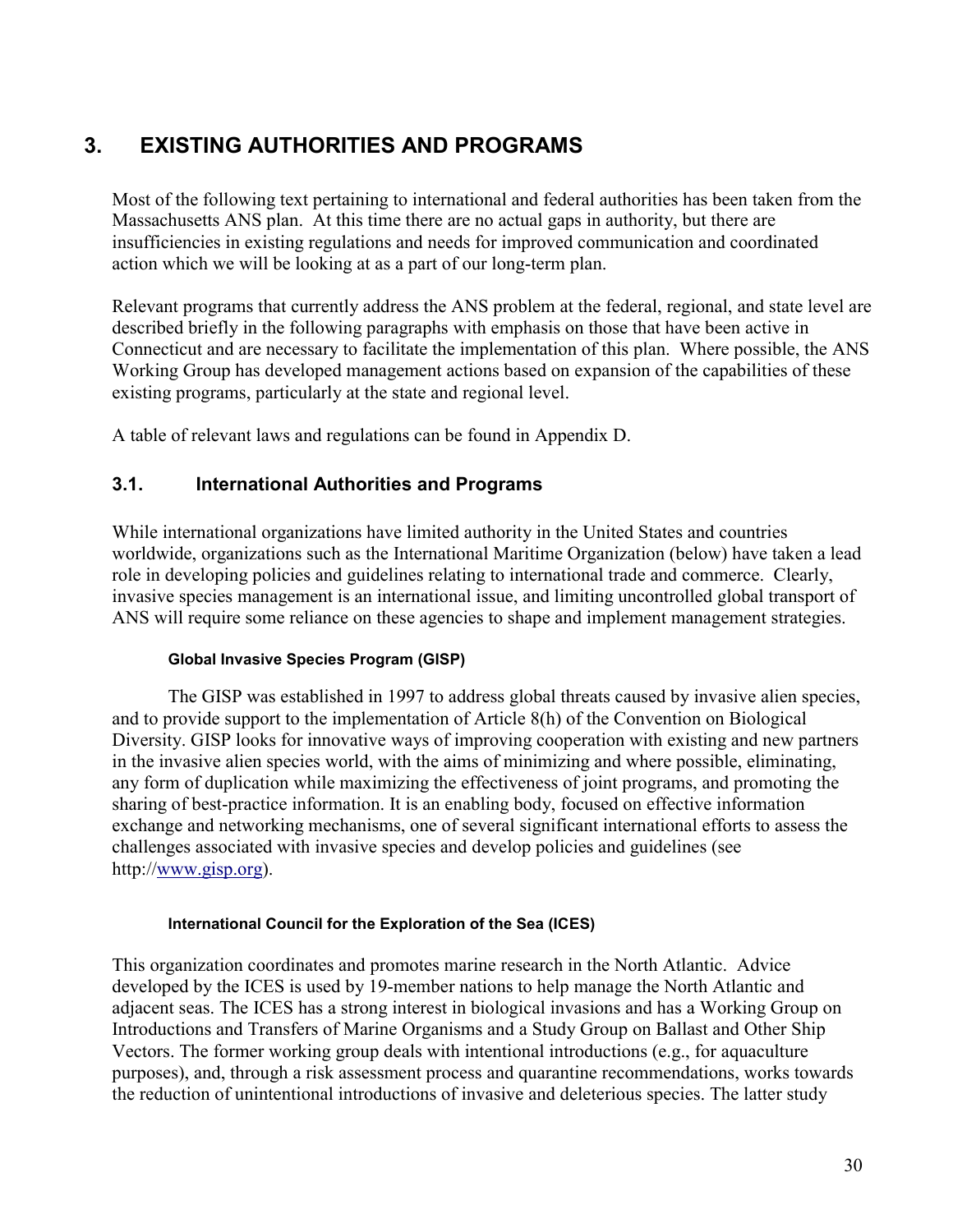# 3. EXISTING AUTHORITIES AND PROGRAMS

Most of the following text pertaining to international and federal authorities has been taken from the Massachusetts ANS plan. At this time there are no actual gaps in authority, but there are insufficiencies in existing regulations and needs for improved communication and coordinated action which we will be looking at as a part of our long-term plan.

Relevant programs that currently address the ANS problem at the federal, regional, and state level are described briefly in the following paragraphs with emphasis on those that have been active in Connecticut and are necessary to facilitate the implementation of this plan. Where possible, the ANS Working Group has developed management actions based on expansion of the capabilities of these existing programs, particularly at the state and regional level.

A table of relevant laws and regulations can be found in Appendix D.

## 3.1. International Authorities and Programs

While international organizations have limited authority in the United States and countries worldwide, organizations such as the International Maritime Organization (below) have taken a lead role in developing policies and guidelines relating to international trade and commerce. Clearly, invasive species management is an international issue, and limiting uncontrolled global transport of ANS will require some reliance on these agencies to shape and implement management strategies.

#### Global Invasive Species Program (GISP)

The GISP was established in 1997 to address global threats caused by invasive alien species, and to provide support to the implementation of Article 8(h) of the Convention on Biological Diversity. GISP looks for innovative ways of improving cooperation with existing and new partners in the invasive alien species world, with the aims of minimizing and where possible, eliminating, any form of duplication while maximizing the effectiveness of joint programs, and promoting the sharing of best-practice information. It is an enabling body, focused on effective information exchange and networking mechanisms, one of several significant international efforts to assess the challenges associated with invasive species and develop policies and guidelines (see http://www.gisp.org).

#### International Council for the Exploration of the Sea (ICES)

This organization coordinates and promotes marine research in the North Atlantic. Advice developed by the ICES is used by 19-member nations to help manage the North Atlantic and adjacent seas. The ICES has a strong interest in biological invasions and has a Working Group on Introductions and Transfers of Marine Organisms and a Study Group on Ballast and Other Ship Vectors. The former working group deals with intentional introductions (e.g., for aquaculture purposes), and, through a risk assessment process and quarantine recommendations, works towards the reduction of unintentional introductions of invasive and deleterious species. The latter study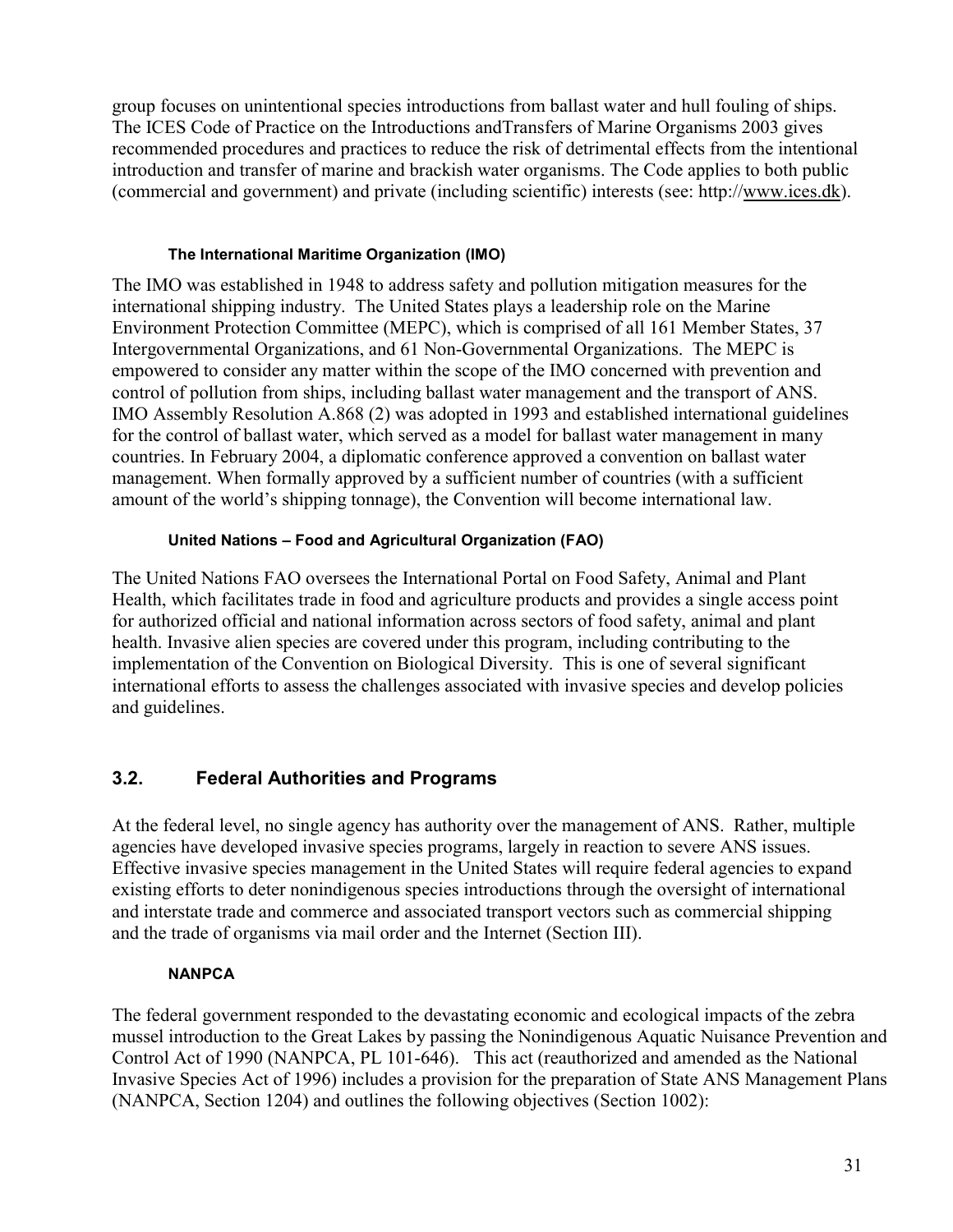group focuses on unintentional species introductions from ballast water and hull fouling of ships. The ICES Code of Practice on the Introductions andTransfers of Marine Organisms 2003 gives recommended procedures and practices to reduce the risk of detrimental effects from the intentional introduction and transfer of marine and brackish water organisms. The Code applies to both public (commercial and government) and private (including scientific) interests (see: http://www.ices.dk).

#### The International Maritime Organization (IMO)

The IMO was established in 1948 to address safety and pollution mitigation measures for the international shipping industry. The United States plays a leadership role on the Marine Environment Protection Committee (MEPC), which is comprised of all 161 Member States, 37 Intergovernmental Organizations, and 61 Non-Governmental Organizations. The MEPC is empowered to consider any matter within the scope of the IMO concerned with prevention and control of pollution from ships, including ballast water management and the transport of ANS. IMO Assembly Resolution A.868 (2) was adopted in 1993 and established international guidelines for the control of ballast water, which served as a model for ballast water management in many countries. In February 2004, a diplomatic conference approved a convention on ballast water management. When formally approved by a sufficient number of countries (with a sufficient amount of the world's shipping tonnage), the Convention will become international law.

#### United Nations – Food and Agricultural Organization (FAO)

The United Nations FAO oversees the International Portal on Food Safety, Animal and Plant Health, which facilitates trade in food and agriculture products and provides a single access point for authorized official and national information across sectors of food safety, animal and plant health. Invasive alien species are covered under this program, including contributing to the implementation of the Convention on Biological Diversity. This is one of several significant international efforts to assess the challenges associated with invasive species and develop policies and guidelines.

## 3.2. Federal Authorities and Programs

At the federal level, no single agency has authority over the management of ANS. Rather, multiple agencies have developed invasive species programs, largely in reaction to severe ANS issues. Effective invasive species management in the United States will require federal agencies to expand existing efforts to deter nonindigenous species introductions through the oversight of international and interstate trade and commerce and associated transport vectors such as commercial shipping and the trade of organisms via mail order and the Internet (Section III).

#### NANPCA

The federal government responded to the devastating economic and ecological impacts of the zebra mussel introduction to the Great Lakes by passing the Nonindigenous Aquatic Nuisance Prevention and Control Act of 1990 (NANPCA, PL 101-646). This act (reauthorized and amended as the National Invasive Species Act of 1996) includes a provision for the preparation of State ANS Management Plans (NANPCA, Section 1204) and outlines the following objectives (Section 1002):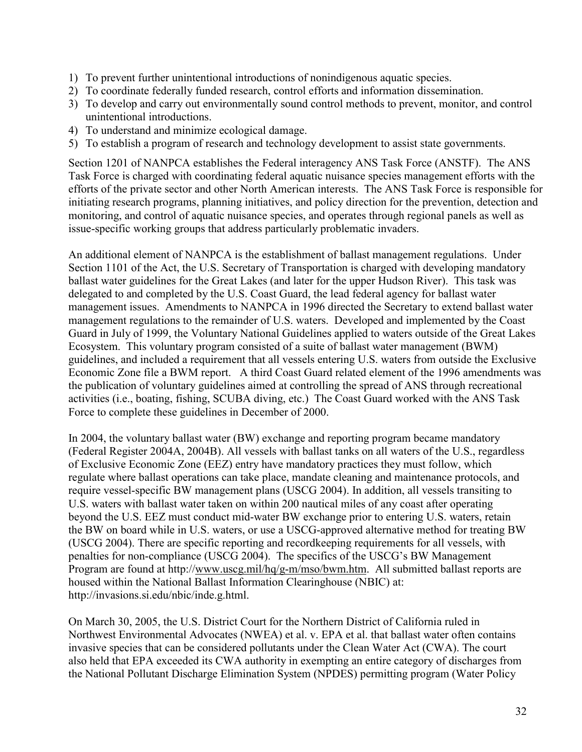1) To prevent further unintentional introductions of nonindigenous aquatic species.
2) To coordinate federally funded research, control efforts and information dissemination.
3) To develop and carry out environmentally sound control methods to prevent, monitor, and control unintentional introductions.
4) To understand and minimize ecological damage.
5) To establish a program of research and technology development to assist state governments.

Section 1201 of NANPCA establishes the Federal interagency ANS Task Force (ANSTF). The ANS Task Force is charged with coordinating federal aquatic nuisance species management efforts with the efforts of the private sector and other North American interests. The ANS Task Force is responsible for initiating research programs, planning initiatives, and policy direction for the prevention, detection and monitoring, and control of aquatic nuisance species, and operates through regional panels as well as issue-specific working groups that address particularly problematic invaders.

An additional element of NANPCA is the establishment of ballast management regulations. Under Section 1101 of the Act, the U.S. Secretary of Transportation is charged with developing mandatory ballast water guidelines for the Great Lakes (and later for the upper Hudson River). This task was delegated to and completed by the U.S. Coast Guard, the lead federal agency for ballast water management issues. Amendments to NANPCA in 1996 directed the Secretary to extend ballast water management regulations to the remainder of U.S. waters. Developed and implemented by the Coast Guard in July of 1999, the Voluntary National Guidelines applied to waters outside of the Great Lakes Ecosystem. This voluntary program consisted of a suite of ballast water management (BWM) guidelines, and included a requirement that all vessels entering U.S. waters from outside the Exclusive Economic Zone file a BWM report. A third Coast Guard related element of the 1996 amendments was the publication of voluntary guidelines aimed at controlling the spread of ANS through recreational activities (i.e., boating, fishing, SCUBA diving, etc.) The Coast Guard worked with the ANS Task Force to complete these guidelines in December of 2000.

In 2004, the voluntary ballast water (BW) exchange and reporting program became mandatory (Federal Register 2004A, 2004B). All vessels with ballast tanks on all waters of the U.S., regardless of Exclusive Economic Zone (EEZ) entry have mandatory practices they must follow, which regulate where ballast operations can take place, mandate cleaning and maintenance protocols, and require vessel-specific BW management plans (USCG 2004). In addition, all vessels transiting to U.S. waters with ballast water taken on within 200 nautical miles of any coast after operating beyond the U.S. EEZ must conduct mid-water BW exchange prior to entering U.S. waters, retain the BW on board while in U.S. waters, or use a USCG-approved alternative method for treating BW (USCG 2004). There are specific reporting and recordkeeping requirements for all vessels, with penalties for non-compliance (USCG 2004). The specifics of the USCG's BW Management Program are found at http://www.uscg.mil/hq/g-m/mso/bwm.htm. All submitted ballast reports are housed within the National Ballast Information Clearinghouse (NBIC) at: http://invasions.si.edu/nbic/inde.g.html.

On March 30, 2005, the U.S. District Court for the Northern District of California ruled in Northwest Environmental Advocates (NWEA) et al. v. EPA et al. that ballast water often contains invasive species that can be considered pollutants under the Clean Water Act (CWA). The court also held that EPA exceeded its CWA authority in exempting an entire category of discharges from the National Pollutant Discharge Elimination System (NPDES) permitting program (Water Policy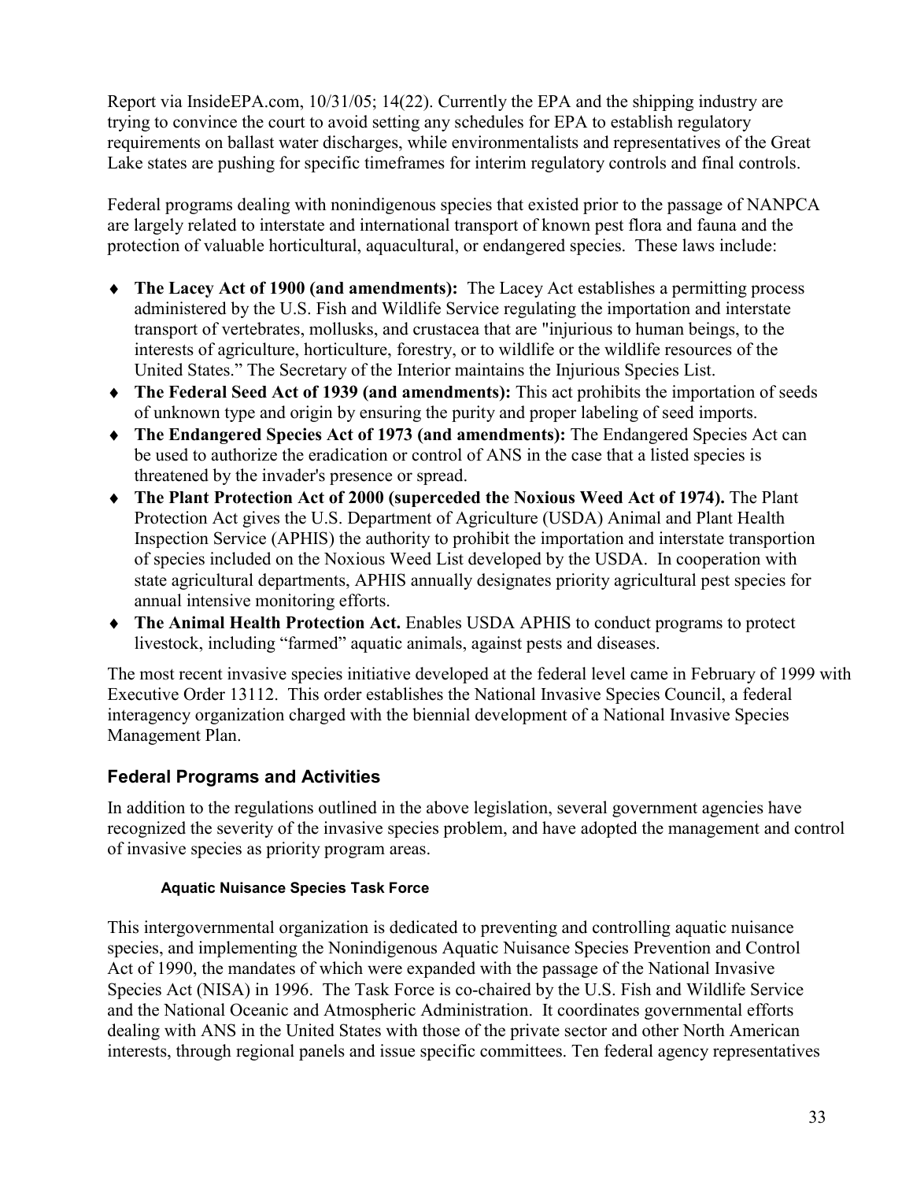Report via InsideEPA.com, 10/31/05; 14(22). Currently the EPA and the shipping industry are trying to convince the court to avoid setting any schedules for EPA to establish regulatory requirements on ballast water discharges, while environmentalists and representatives of the Great Lake states are pushing for specific timeframes for interim regulatory controls and final controls.

Federal programs dealing with nonindigenous species that existed prior to the passage of NANPCA are largely related to interstate and international transport of known pest flora and fauna and the protection of valuable horticultural, aquacultural, or endangered species. These laws include:

- **The Lacey Act of 1900 (and amendments):** The Lacey Act establishes a permitting process administered by the U.S. Fish and Wildlife Service regulating the importation and interstate transport of vertebrates, mollusks, and crustacea that are "injurious to human beings, to the interests of agriculture, horticulture, forestry, or to wildlife or the wildlife resources of the United States." The Secretary of the Interior maintains the Injurious Species List.
- **The Federal Seed Act of 1939 (and amendments):** This act prohibits the importation of seeds of unknown type and origin by ensuring the purity and proper labeling of seed imports.
- **The Endangered Species Act of 1973 (and amendments):** The Endangered Species Act can be used to authorize the eradication or control of ANS in the case that a listed species is threatened by the invader's presence or spread.
- **The Plant Protection Act of 2000 (superceded the Noxious Weed Act of 1974).** The Plant Protection Act gives the U.S. Department of Agriculture (USDA) Animal and Plant Health Inspection Service (APHIS) the authority to prohibit the importation and interstate transportion of species included on the Noxious Weed List developed by the USDA. In cooperation with state agricultural departments, APHIS annually designates priority agricultural pest species for annual intensive monitoring efforts.
- **The Animal Health Protection Act.** Enables USDA APHIS to conduct programs to protect livestock, including "farmed" aquatic animals, against pests and diseases.

The most recent invasive species initiative developed at the federal level came in February of 1999 with Executive Order 13112. This order establishes the National Invasive Species Council, a federal interagency organization charged with the biennial development of a National Invasive Species Management Plan.

## Federal Programs and Activities

In addition to the regulations outlined in the above legislation, several government agencies have recognized the severity of the invasive species problem, and have adopted the management and control of invasive species as priority program areas.

#### Aquatic Nuisance Species Task Force

This intergovernmental organization is dedicated to preventing and controlling aquatic nuisance species, and implementing the Nonindigenous Aquatic Nuisance Species Prevention and Control Act of 1990, the mandates of which were expanded with the passage of the National Invasive Species Act (NISA) in 1996. The Task Force is co-chaired by the U.S. Fish and Wildlife Service and the National Oceanic and Atmospheric Administration. It coordinates governmental efforts dealing with ANS in the United States with those of the private sector and other North American interests, through regional panels and issue specific committees. Ten federal agency representatives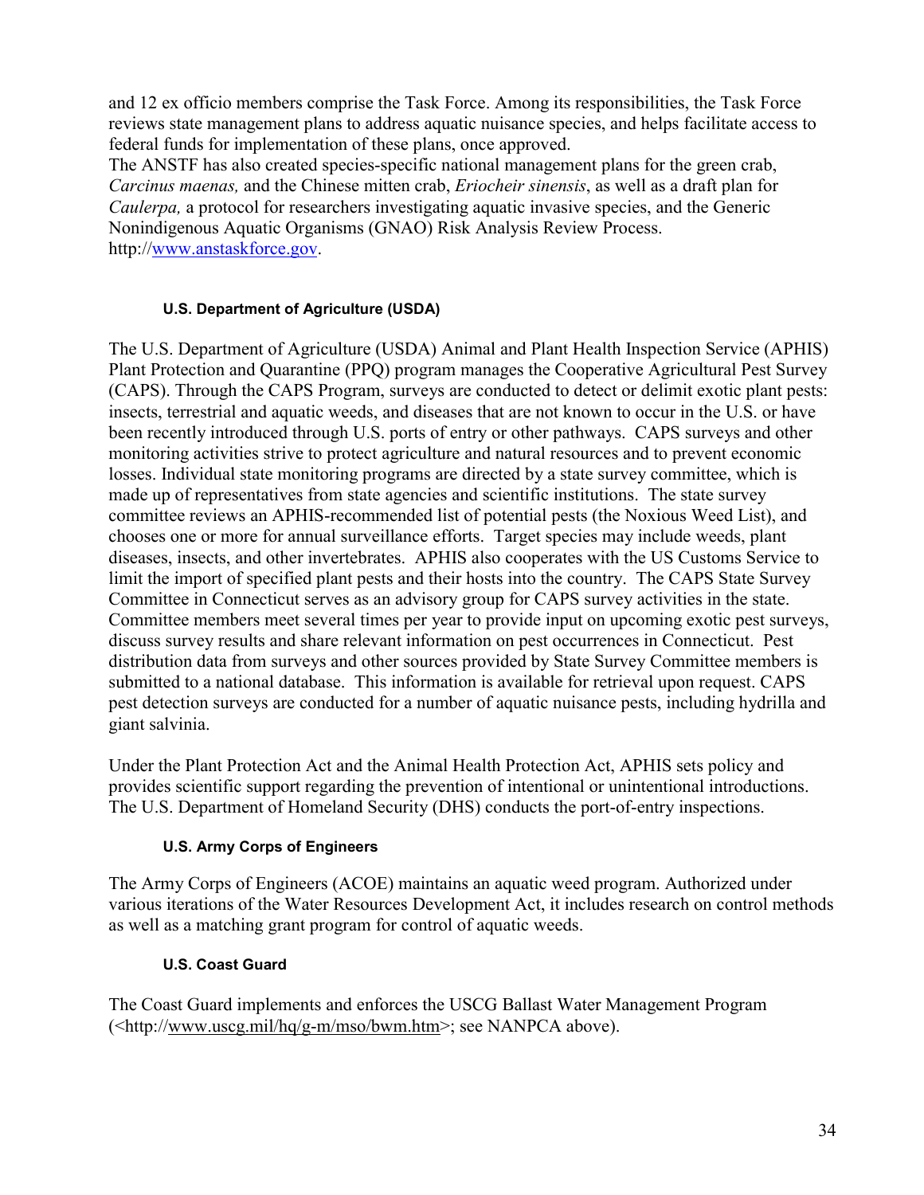and 12 ex officio members comprise the Task Force. Among its responsibilities, the Task Force reviews state management plans to address aquatic nuisance species, and helps facilitate access to federal funds for implementation of these plans, once approved.
The ANSTF has also created species-specific national management plans for the green crab, *Carcinus maenas,* and the Chinese mitten crab, *Eriocheir sinensis*, as well as a draft plan for *Caulerpa,* a protocol for researchers investigating aquatic invasive species, and the Generic Nonindigenous Aquatic Organisms (GNAO) Risk Analysis Review Process. http://www.anstaskforce.gov.

#### U.S. Department of Agriculture (USDA)

The U.S. Department of Agriculture (USDA) Animal and Plant Health Inspection Service (APHIS) Plant Protection and Quarantine (PPQ) program manages the Cooperative Agricultural Pest Survey (CAPS). Through the CAPS Program, surveys are conducted to detect or delimit exotic plant pests: insects, terrestrial and aquatic weeds, and diseases that are not known to occur in the U.S. or have been recently introduced through U.S. ports of entry or other pathways. CAPS surveys and other monitoring activities strive to protect agriculture and natural resources and to prevent economic losses. Individual state monitoring programs are directed by a state survey committee, which is made up of representatives from state agencies and scientific institutions. The state survey committee reviews an APHIS-recommended list of potential pests (the Noxious Weed List), and chooses one or more for annual surveillance efforts. Target species may include weeds, plant diseases, insects, and other invertebrates. APHIS also cooperates with the US Customs Service to limit the import of specified plant pests and their hosts into the country. The CAPS State Survey Committee in Connecticut serves as an advisory group for CAPS survey activities in the state. Committee members meet several times per year to provide input on upcoming exotic pest surveys, discuss survey results and share relevant information on pest occurrences in Connecticut. Pest distribution data from surveys and other sources provided by State Survey Committee members is submitted to a national database. This information is available for retrieval upon request. CAPS pest detection surveys are conducted for a number of aquatic nuisance pests, including hydrilla and giant salvinia.

Under the Plant Protection Act and the Animal Health Protection Act, APHIS sets policy and provides scientific support regarding the prevention of intentional or unintentional introductions. The U.S. Department of Homeland Security (DHS) conducts the port-of-entry inspections.

#### U.S. Army Corps of Engineers

The Army Corps of Engineers (ACOE) maintains an aquatic weed program. Authorized under various iterations of the Water Resources Development Act, it includes research on control methods as well as a matching grant program for control of aquatic weeds.

#### U.S. Coast Guard

The Coast Guard implements and enforces the USCG Ballast Water Management Program (<http://www.uscg.mil/hq/g-m/mso/bwm.htm>; see NANPCA above).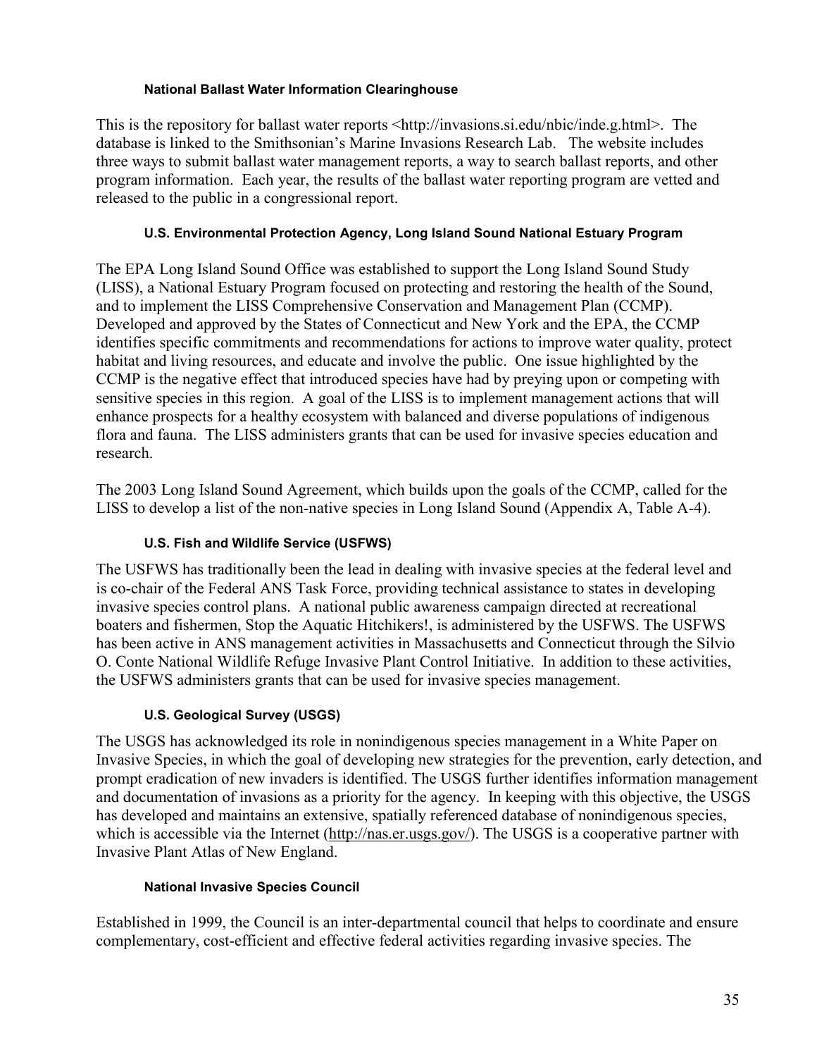#### National Ballast Water Information Clearinghouse

This is the repository for ballast water reports <http://invasions.si.edu/nbic/inde.g.html>. The database is linked to the Smithsonian's Marine Invasions Research Lab. The website includes three ways to submit ballast water management reports, a way to search ballast reports, and other program information. Each year, the results of the ballast water reporting program are vetted and released to the public in a congressional report.

#### U.S. Environmental Protection Agency, Long Island Sound National Estuary Program

The EPA Long Island Sound Office was established to support the Long Island Sound Study (LISS), a National Estuary Program focused on protecting and restoring the health of the Sound, and to implement the LISS Comprehensive Conservation and Management Plan (CCMP). Developed and approved by the States of Connecticut and New York and the EPA, the CCMP identifies specific commitments and recommendations for actions to improve water quality, protect habitat and living resources, and educate and involve the public. One issue highlighted by the CCMP is the negative effect that introduced species have had by preying upon or competing with sensitive species in this region. A goal of the LISS is to implement management actions that will enhance prospects for a healthy ecosystem with balanced and diverse populations of indigenous flora and fauna. The LISS administers grants that can be used for invasive species education and research.

The 2003 Long Island Sound Agreement, which builds upon the goals of the CCMP, called for the LISS to develop a list of the non-native species in Long Island Sound (Appendix A, Table A-4).

#### U.S. Fish and Wildlife Service (USFWS)

The USFWS has traditionally been the lead in dealing with invasive species at the federal level and is co-chair of the Federal ANS Task Force, providing technical assistance to states in developing invasive species control plans. A national public awareness campaign directed at recreational boaters and fishermen, Stop the Aquatic Hitchikers!, is administered by the USFWS. The USFWS has been active in ANS management activities in Massachusetts and Connecticut through the Silvio O. Conte National Wildlife Refuge Invasive Plant Control Initiative. In addition to these activities, the USFWS administers grants that can be used for invasive species management.

#### U.S. Geological Survey (USGS)

The USGS has acknowledged its role in nonindigenous species management in a White Paper on Invasive Species, in which the goal of developing new strategies for the prevention, early detection, and prompt eradication of new invaders is identified. The USGS further identifies information management and documentation of invasions as a priority for the agency. In keeping with this objective, the USGS has developed and maintains an extensive, spatially referenced database of nonindigenous species, which is accessible via the Internet (http://nas.er.usgs.gov/). The USGS is a cooperative partner with Invasive Plant Atlas of New England.

#### National Invasive Species Council

Established in 1999, the Council is an inter-departmental council that helps to coordinate and ensure complementary, cost-efficient and effective federal activities regarding invasive species. The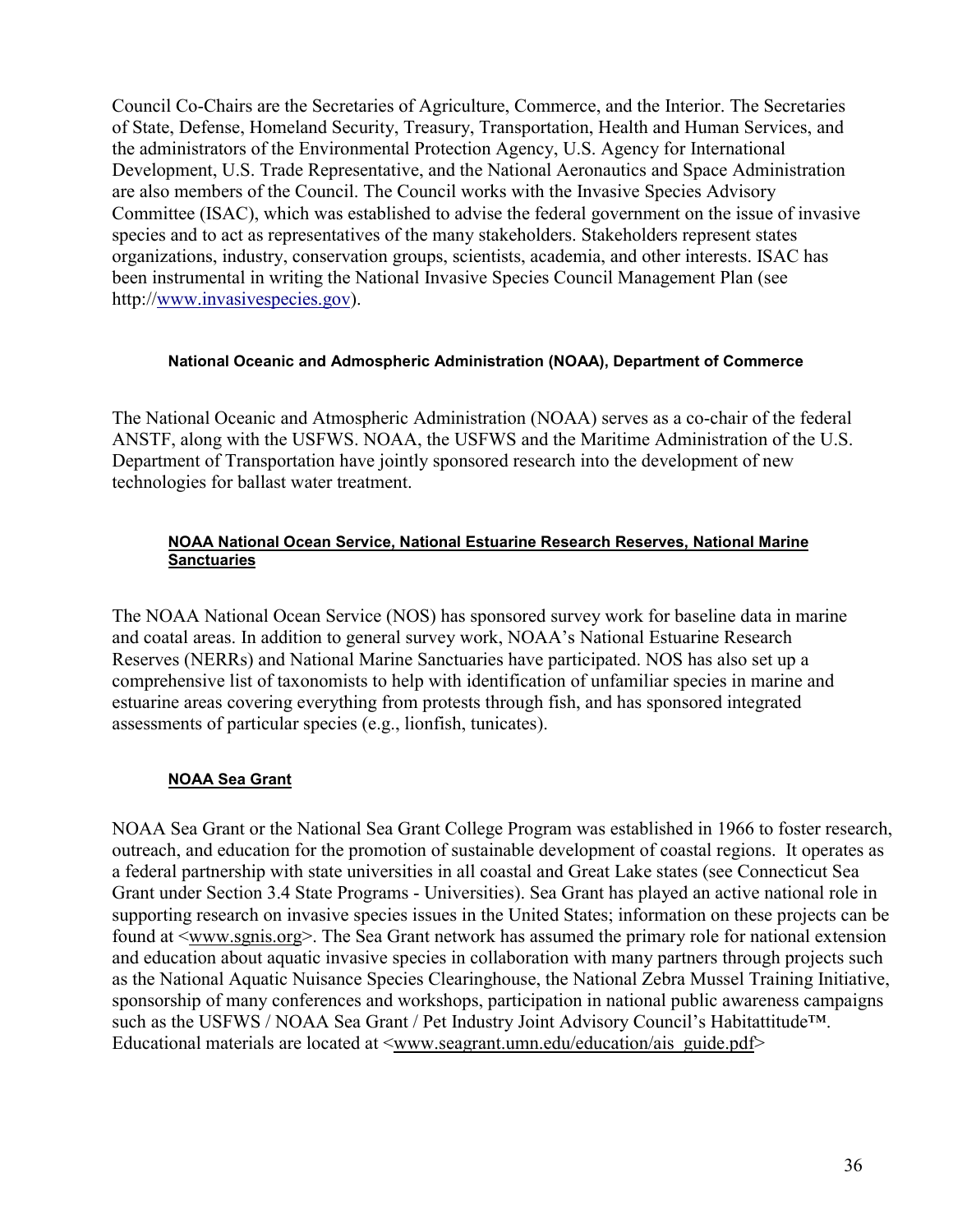Council Co-Chairs are the Secretaries of Agriculture, Commerce, and the Interior. The Secretaries of State, Defense, Homeland Security, Treasury, Transportation, Health and Human Services, and the administrators of the Environmental Protection Agency, U.S. Agency for International Development, U.S. Trade Representative, and the National Aeronautics and Space Administration are also members of the Council. The Council works with the Invasive Species Advisory Committee (ISAC), which was established to advise the federal government on the issue of invasive species and to act as representatives of the many stakeholders. Stakeholders represent states organizations, industry, conservation groups, scientists, academia, and other interests. ISAC has been instrumental in writing the National Invasive Species Council Management Plan (see http://www.invasivespecies.gov).

#### National Oceanic and Admospheric Administration (NOAA), Department of Commerce

The National Oceanic and Atmospheric Administration (NOAA) serves as a co-chair of the federal ANSTF, along with the USFWS. NOAA, the USFWS and the Maritime Administration of the U.S. Department of Transportation have jointly sponsored research into the development of new technologies for ballast water treatment.

#### NOAA National Ocean Service, National Estuarine Research Reserves, National Marine Sanctuaries

The NOAA National Ocean Service (NOS) has sponsored survey work for baseline data in marine and coatal areas. In addition to general survey work, NOAA's National Estuarine Research Reserves (NERRs) and National Marine Sanctuaries have participated. NOS has also set up a comprehensive list of taxonomists to help with identification of unfamiliar species in marine and estuarine areas covering everything from protests through fish, and has sponsored integrated assessments of particular species (e.g., lionfish, tunicates).

#### NOAA Sea Grant

NOAA Sea Grant or the National Sea Grant College Program was established in 1966 to foster research, outreach, and education for the promotion of sustainable development of coastal regions. It operates as a federal partnership with state universities in all coastal and Great Lake states (see Connecticut Sea Grant under Section 3.4 State Programs - Universities). Sea Grant has played an active national role in supporting research on invasive species issues in the United States; information on these projects can be found at <www.sgnis.org>. The Sea Grant network has assumed the primary role for national extension and education about aquatic invasive species in collaboration with many partners through projects such as the National Aquatic Nuisance Species Clearinghouse, the National Zebra Mussel Training Initiative, sponsorship of many conferences and workshops, participation in national public awareness campaigns such as the USFWS / NOAA Sea Grant / Pet Industry Joint Advisory Council's Habitattitude™. Educational materials are located at <www.seagrant.umn.edu/education/ais_guide.pdf>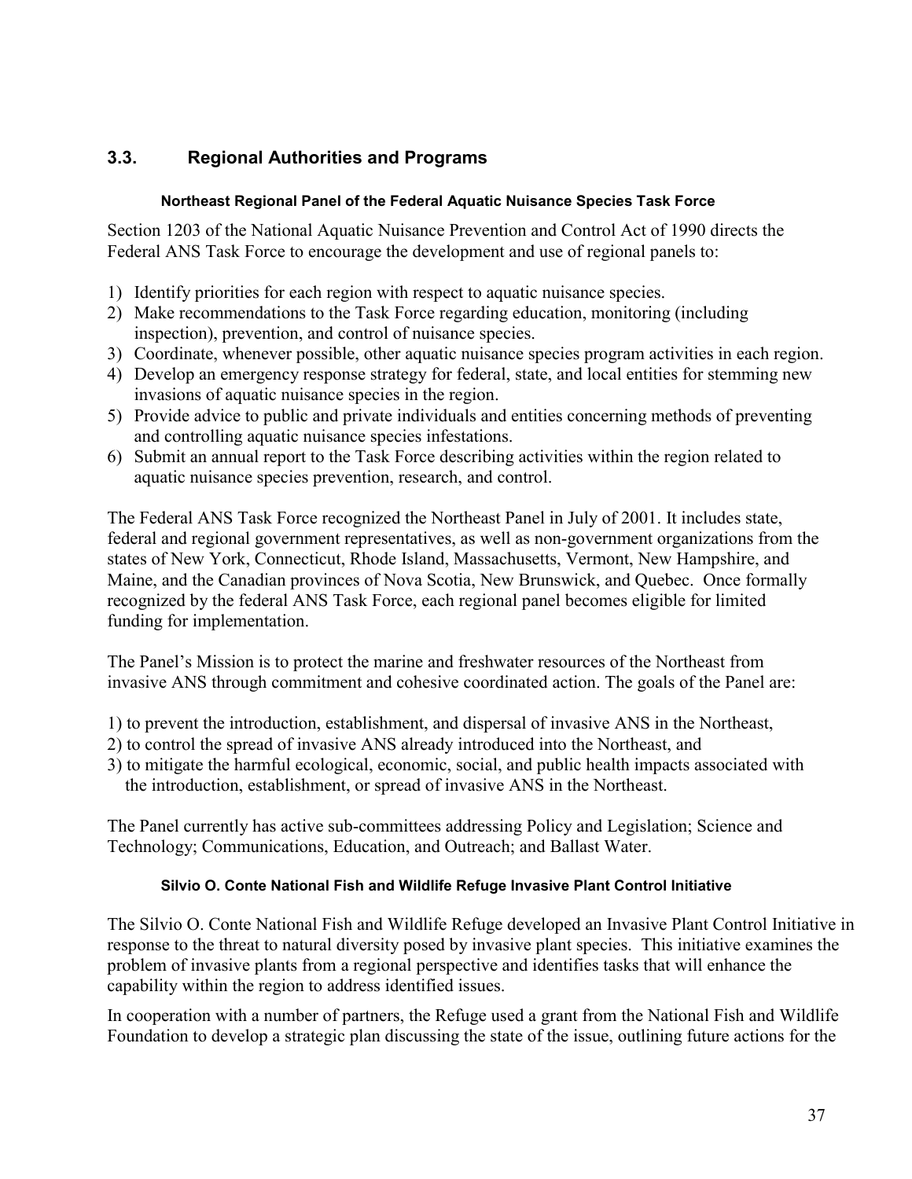## 3.3. Regional Authorities and Programs

#### Northeast Regional Panel of the Federal Aquatic Nuisance Species Task Force

Section 1203 of the National Aquatic Nuisance Prevention and Control Act of 1990 directs the Federal ANS Task Force to encourage the development and use of regional panels to:

1) Identify priorities for each region with respect to aquatic nuisance species.
2) Make recommendations to the Task Force regarding education, monitoring (including inspection), prevention, and control of nuisance species.
3) Coordinate, whenever possible, other aquatic nuisance species program activities in each region.
4) Develop an emergency response strategy for federal, state, and local entities for stemming new invasions of aquatic nuisance species in the region.
5) Provide advice to public and private individuals and entities concerning methods of preventing and controlling aquatic nuisance species infestations.
6) Submit an annual report to the Task Force describing activities within the region related to aquatic nuisance species prevention, research, and control.

The Federal ANS Task Force recognized the Northeast Panel in July of 2001. It includes state, federal and regional government representatives, as well as non-government organizations from the states of New York, Connecticut, Rhode Island, Massachusetts, Vermont, New Hampshire, and Maine, and the Canadian provinces of Nova Scotia, New Brunswick, and Quebec. Once formally recognized by the federal ANS Task Force, each regional panel becomes eligible for limited funding for implementation.

The Panel's Mission is to protect the marine and freshwater resources of the Northeast from invasive ANS through commitment and cohesive coordinated action. The goals of the Panel are:

1) to prevent the introduction, establishment, and dispersal of invasive ANS in the Northeast,
2) to control the spread of invasive ANS already introduced into the Northeast, and
3) to mitigate the harmful ecological, economic, social, and public health impacts associated with the introduction, establishment, or spread of invasive ANS in the Northeast.

The Panel currently has active sub-committees addressing Policy and Legislation; Science and Technology; Communications, Education, and Outreach; and Ballast Water.

#### Silvio O. Conte National Fish and Wildlife Refuge Invasive Plant Control Initiative

The Silvio O. Conte National Fish and Wildlife Refuge developed an Invasive Plant Control Initiative in response to the threat to natural diversity posed by invasive plant species. This initiative examines the problem of invasive plants from a regional perspective and identifies tasks that will enhance the capability within the region to address identified issues.

In cooperation with a number of partners, the Refuge used a grant from the National Fish and Wildlife Foundation to develop a strategic plan discussing the state of the issue, outlining future actions for the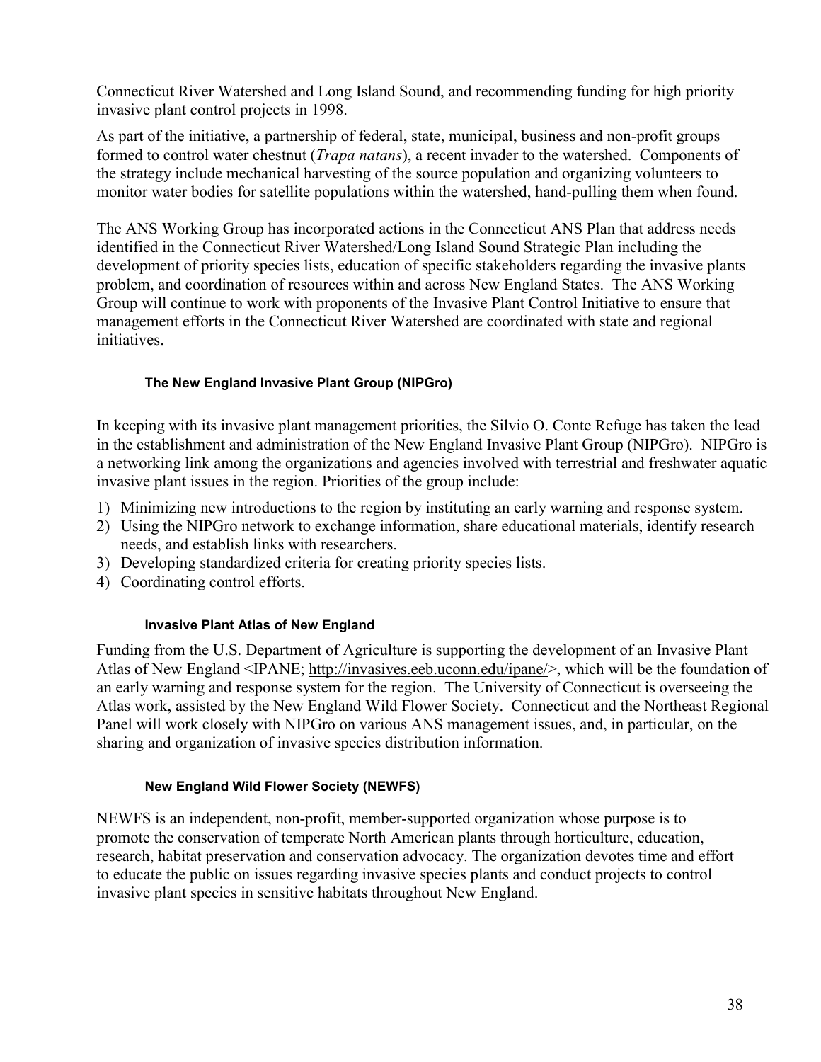Connecticut River Watershed and Long Island Sound, and recommending funding for high priority invasive plant control projects in 1998.

As part of the initiative, a partnership of federal, state, municipal, business and non-profit groups formed to control water chestnut (*Trapa natans*), a recent invader to the watershed. Components of the strategy include mechanical harvesting of the source population and organizing volunteers to monitor water bodies for satellite populations within the watershed, hand-pulling them when found.

The ANS Working Group has incorporated actions in the Connecticut ANS Plan that address needs identified in the Connecticut River Watershed/Long Island Sound Strategic Plan including the development of priority species lists, education of specific stakeholders regarding the invasive plants problem, and coordination of resources within and across New England States. The ANS Working Group will continue to work with proponents of the Invasive Plant Control Initiative to ensure that management efforts in the Connecticut River Watershed are coordinated with state and regional initiatives.

#### The New England Invasive Plant Group (NIPGro)

In keeping with its invasive plant management priorities, the Silvio O. Conte Refuge has taken the lead in the establishment and administration of the New England Invasive Plant Group (NIPGro). NIPGro is a networking link among the organizations and agencies involved with terrestrial and freshwater aquatic invasive plant issues in the region. Priorities of the group include:

1) Minimizing new introductions to the region by instituting an early warning and response system.
2) Using the NIPGro network to exchange information, share educational materials, identify research needs, and establish links with researchers.
3) Developing standardized criteria for creating priority species lists.
4) Coordinating control efforts.

#### Invasive Plant Atlas of New England

Funding from the U.S. Department of Agriculture is supporting the development of an Invasive Plant Atlas of New England <IPANE; http://invasives.eeb.uconn.edu/ipane/>, which will be the foundation of an early warning and response system for the region. The University of Connecticut is overseeing the Atlas work, assisted by the New England Wild Flower Society. Connecticut and the Northeast Regional Panel will work closely with NIPGro on various ANS management issues, and, in particular, on the sharing and organization of invasive species distribution information.

#### New England Wild Flower Society (NEWFS)

NEWFS is an independent, non-profit, member-supported organization whose purpose is to promote the conservation of temperate North American plants through horticulture, education, research, habitat preservation and conservation advocacy. The organization devotes time and effort to educate the public on issues regarding invasive species plants and conduct projects to control invasive plant species in sensitive habitats throughout New England.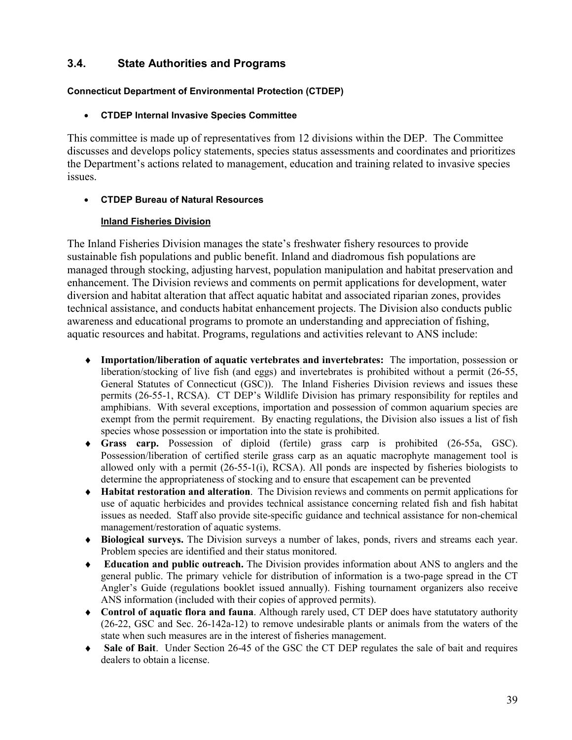## 3.4. State Authorities and Programs

**Connecticut Department of Environmental Protection (CTDEP)**

- **CTDEP Internal Invasive Species Committee**

This committee is made up of representatives from 12 divisions within the DEP. The Committee discusses and develops policy statements, species status assessments and coordinates and prioritizes the Department's actions related to management, education and training related to invasive species issues.

- **CTDEP Bureau of Natural Resources**

**Inland Fisheries Division**

The Inland Fisheries Division manages the state's freshwater fishery resources to provide sustainable fish populations and public benefit. Inland and diadromous fish populations are managed through stocking, adjusting harvest, population manipulation and habitat preservation and enhancement. The Division reviews and comments on permit applications for development, water diversion and habitat alteration that affect aquatic habitat and associated riparian zones, provides technical assistance, and conducts habitat enhancement projects. The Division also conducts public awareness and educational programs to promote an understanding and appreciation of fishing, aquatic resources and habitat. Programs, regulations and activities relevant to ANS include:

- **Importation/liberation of aquatic vertebrates and invertebrates:** The importation, possession or liberation/stocking of live fish (and eggs) and invertebrates is prohibited without a permit (26-55, General Statutes of Connecticut (GSC)). The Inland Fisheries Division reviews and issues these permits (26-55-1, RCSA). CT DEP's Wildlife Division has primary responsibility for reptiles and amphibians. With several exceptions, importation and possession of common aquarium species are exempt from the permit requirement. By enacting regulations, the Division also issues a list of fish species whose possession or importation into the state is prohibited.
- **Grass carp.** Possession of diploid (fertile) grass carp is prohibited (26-55a, GSC). Possession/liberation of certified sterile grass carp as an aquatic macrophyte management tool is allowed only with a permit (26-55-1(i), RCSA). All ponds are inspected by fisheries biologists to determine the appropriateness of stocking and to ensure that escapement can be prevented
- **Habitat restoration and alteration**. The Division reviews and comments on permit applications for use of aquatic herbicides and provides technical assistance concerning related fish and fish habitat issues as needed. Staff also provide site-specific guidance and technical assistance for non-chemical management/restoration of aquatic systems.
- **Biological surveys.** The Division surveys a number of lakes, ponds, rivers and streams each year. Problem species are identified and their status monitored.
- **Education and public outreach.** The Division provides information about ANS to anglers and the general public. The primary vehicle for distribution of information is a two-page spread in the CT Angler's Guide (regulations booklet issued annually). Fishing tournament organizers also receive ANS information (included with their copies of approved permits).
- **Control of aquatic flora and fauna**. Although rarely used, CT DEP does have statutory authority (26-22, GSC and Sec. 26-142a-12) to remove undesirable plants or animals from the waters of the state when such measures are in the interest of fisheries management.
- **Sale of Bait**. Under Section 26-45 of the GSC the CT DEP regulates the sale of bait and requires dealers to obtain a license.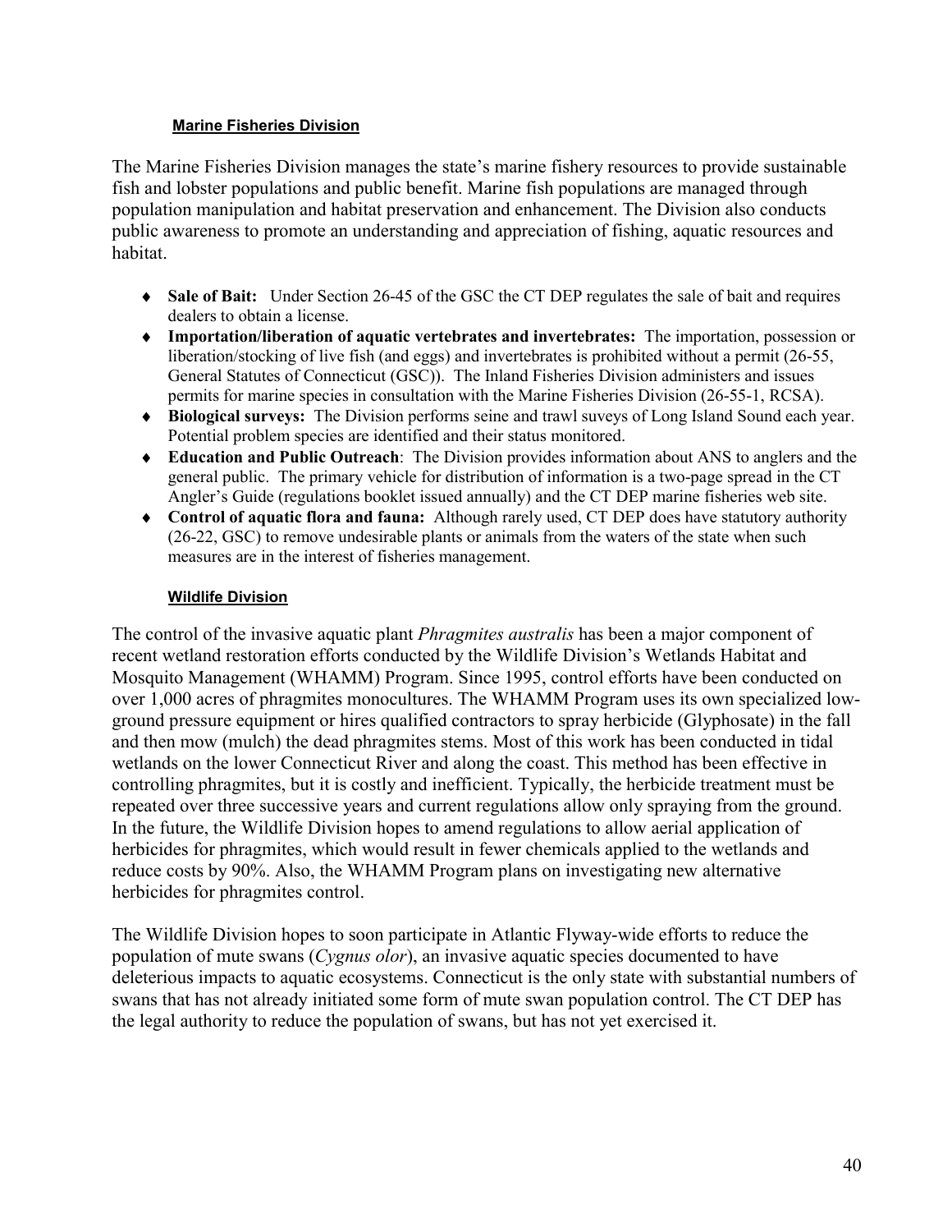#### Marine Fisheries Division

The Marine Fisheries Division manages the state's marine fishery resources to provide sustainable fish and lobster populations and public benefit. Marine fish populations are managed through population manipulation and habitat preservation and enhancement. The Division also conducts public awareness to promote an understanding and appreciation of fishing, aquatic resources and habitat.

- **Sale of Bait:** Under Section 26-45 of the GSC the CT DEP regulates the sale of bait and requires dealers to obtain a license.
- **Importation/liberation of aquatic vertebrates and invertebrates:** The importation, possession or liberation/stocking of live fish (and eggs) and invertebrates is prohibited without a permit (26-55, General Statutes of Connecticut (GSC)). The Inland Fisheries Division administers and issues permits for marine species in consultation with the Marine Fisheries Division (26-55-1, RCSA).
- **Biological surveys:** The Division performs seine and trawl suveys of Long Island Sound each year. Potential problem species are identified and their status monitored.
- **Education and Public Outreach**: The Division provides information about ANS to anglers and the general public. The primary vehicle for distribution of information is a two-page spread in the CT Angler's Guide (regulations booklet issued annually) and the CT DEP marine fisheries web site.
- **Control of aquatic flora and fauna:** Although rarely used, CT DEP does have statutory authority (26-22, GSC) to remove undesirable plants or animals from the waters of the state when such measures are in the interest of fisheries management.

#### Wildlife Division

The control of the invasive aquatic plant *Phragmites australis* has been a major component of recent wetland restoration efforts conducted by the Wildlife Division's Wetlands Habitat and Mosquito Management (WHAMM) Program. Since 1995, control efforts have been conducted on over 1,000 acres of phragmites monocultures. The WHAMM Program uses its own specialized low-ground pressure equipment or hires qualified contractors to spray herbicide (Glyphosate) in the fall and then mow (mulch) the dead phragmites stems. Most of this work has been conducted in tidal wetlands on the lower Connecticut River and along the coast. This method has been effective in controlling phragmites, but it is costly and inefficient. Typically, the herbicide treatment must be repeated over three successive years and current regulations allow only spraying from the ground. In the future, the Wildlife Division hopes to amend regulations to allow aerial application of herbicides for phragmites, which would result in fewer chemicals applied to the wetlands and reduce costs by 90%. Also, the WHAMM Program plans on investigating new alternative herbicides for phragmites control.

The Wildlife Division hopes to soon participate in Atlantic Flyway-wide efforts to reduce the population of mute swans (*Cygnus olor*), an invasive aquatic species documented to have deleterious impacts to aquatic ecosystems. Connecticut is the only state with substantial numbers of swans that has not already initiated some form of mute swan population control. The CT DEP has the legal authority to reduce the population of swans, but has not yet exercised it.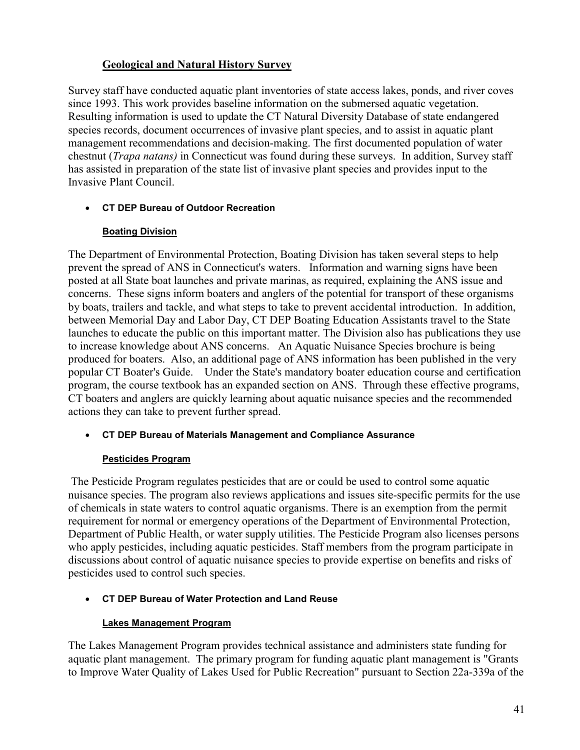**Geological and Natural History Survey**

Survey staff have conducted aquatic plant inventories of state access lakes, ponds, and river coves since 1993. This work provides baseline information on the submersed aquatic vegetation. Resulting information is used to update the CT Natural Diversity Database of state endangered species records, document occurrences of invasive plant species, and to assist in aquatic plant management recommendations and decision-making. The first documented population of water chestnut (*Trapa natans)* in Connecticut was found during these surveys. In addition, Survey staff has assisted in preparation of the state list of invasive plant species and provides input to the Invasive Plant Council.

- **CT DEP Bureau of Outdoor Recreation**

**Boating Division**

The Department of Environmental Protection, Boating Division has taken several steps to help prevent the spread of ANS in Connecticut's waters. Information and warning signs have been posted at all State boat launches and private marinas, as required, explaining the ANS issue and concerns. These signs inform boaters and anglers of the potential for transport of these organisms by boats, trailers and tackle, and what steps to take to prevent accidental introduction. In addition, between Memorial Day and Labor Day, CT DEP Boating Education Assistants travel to the State launches to educate the public on this important matter. The Division also has publications they use to increase knowledge about ANS concerns. An Aquatic Nuisance Species brochure is being produced for boaters. Also, an additional page of ANS information has been published in the very popular CT Boater's Guide. Under the State's mandatory boater education course and certification program, the course textbook has an expanded section on ANS. Through these effective programs, CT boaters and anglers are quickly learning about aquatic nuisance species and the recommended actions they can take to prevent further spread.

- **CT DEP Bureau of Materials Management and Compliance Assurance**

**Pesticides Program**

The Pesticide Program regulates pesticides that are or could be used to control some aquatic nuisance species. The program also reviews applications and issues site-specific permits for the use of chemicals in state waters to control aquatic organisms. There is an exemption from the permit requirement for normal or emergency operations of the Department of Environmental Protection, Department of Public Health, or water supply utilities. The Pesticide Program also licenses persons who apply pesticides, including aquatic pesticides. Staff members from the program participate in discussions about control of aquatic nuisance species to provide expertise on benefits and risks of pesticides used to control such species.

- **CT DEP Bureau of Water Protection and Land Reuse**

**Lakes Management Program**

The Lakes Management Program provides technical assistance and administers state funding for aquatic plant management. The primary program for funding aquatic plant management is "Grants to Improve Water Quality of Lakes Used for Public Recreation" pursuant to Section 22a-339a of the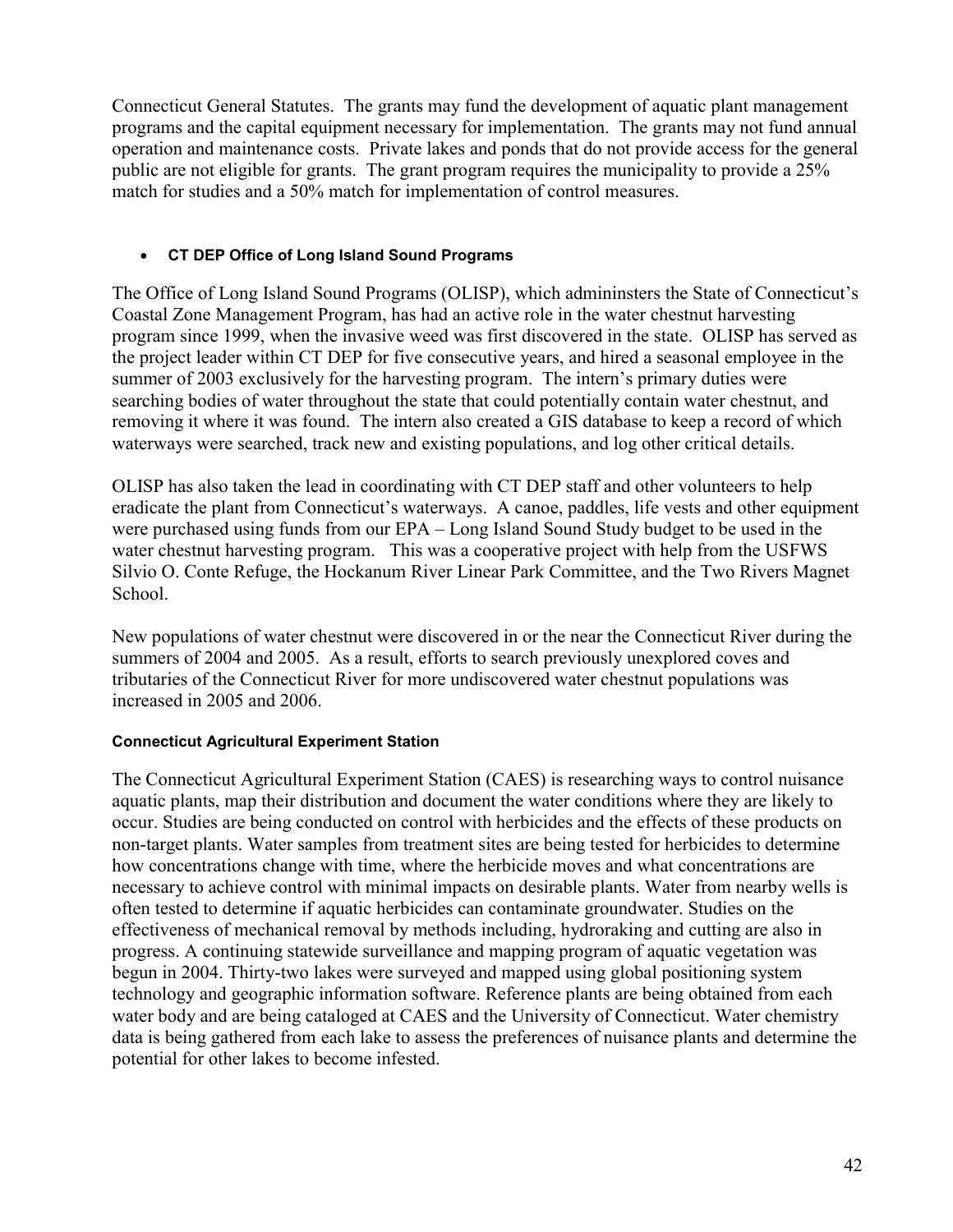Connecticut General Statutes. The grants may fund the development of aquatic plant management programs and the capital equipment necessary for implementation. The grants may not fund annual operation and maintenance costs. Private lakes and ponds that do not provide access for the general public are not eligible for grants. The grant program requires the municipality to provide a 25% match for studies and a 50% match for implementation of control measures.

- **CT DEP Office of Long Island Sound Programs**

The Office of Long Island Sound Programs (OLISP), which admininsters the State of Connecticut's Coastal Zone Management Program, has had an active role in the water chestnut harvesting program since 1999, when the invasive weed was first discovered in the state. OLISP has served as the project leader within CT DEP for five consecutive years, and hired a seasonal employee in the summer of 2003 exclusively for the harvesting program. The intern's primary duties were searching bodies of water throughout the state that could potentially contain water chestnut, and removing it where it was found. The intern also created a GIS database to keep a record of which waterways were searched, track new and existing populations, and log other critical details.

OLISP has also taken the lead in coordinating with CT DEP staff and other volunteers to help eradicate the plant from Connecticut's waterways. A canoe, paddles, life vests and other equipment were purchased using funds from our EPA – Long Island Sound Study budget to be used in the water chestnut harvesting program. This was a cooperative project with help from the USFWS Silvio O. Conte Refuge, the Hockanum River Linear Park Committee, and the Two Rivers Magnet School.

New populations of water chestnut were discovered in or the near the Connecticut River during the summers of 2004 and 2005. As a result, efforts to search previously unexplored coves and tributaries of the Connecticut River for more undiscovered water chestnut populations was increased in 2005 and 2006.

**Connecticut Agricultural Experiment Station**

The Connecticut Agricultural Experiment Station (CAES) is researching ways to control nuisance aquatic plants, map their distribution and document the water conditions where they are likely to occur. Studies are being conducted on control with herbicides and the effects of these products on non-target plants. Water samples from treatment sites are being tested for herbicides to determine how concentrations change with time, where the herbicide moves and what concentrations are necessary to achieve control with minimal impacts on desirable plants. Water from nearby wells is often tested to determine if aquatic herbicides can contaminate groundwater. Studies on the effectiveness of mechanical removal by methods including, hydroraking and cutting are also in progress. A continuing statewide surveillance and mapping program of aquatic vegetation was begun in 2004. Thirty-two lakes were surveyed and mapped using global positioning system technology and geographic information software. Reference plants are being obtained from each water body and are being cataloged at CAES and the University of Connecticut. Water chemistry data is being gathered from each lake to assess the preferences of nuisance plants and determine the potential for other lakes to become infested.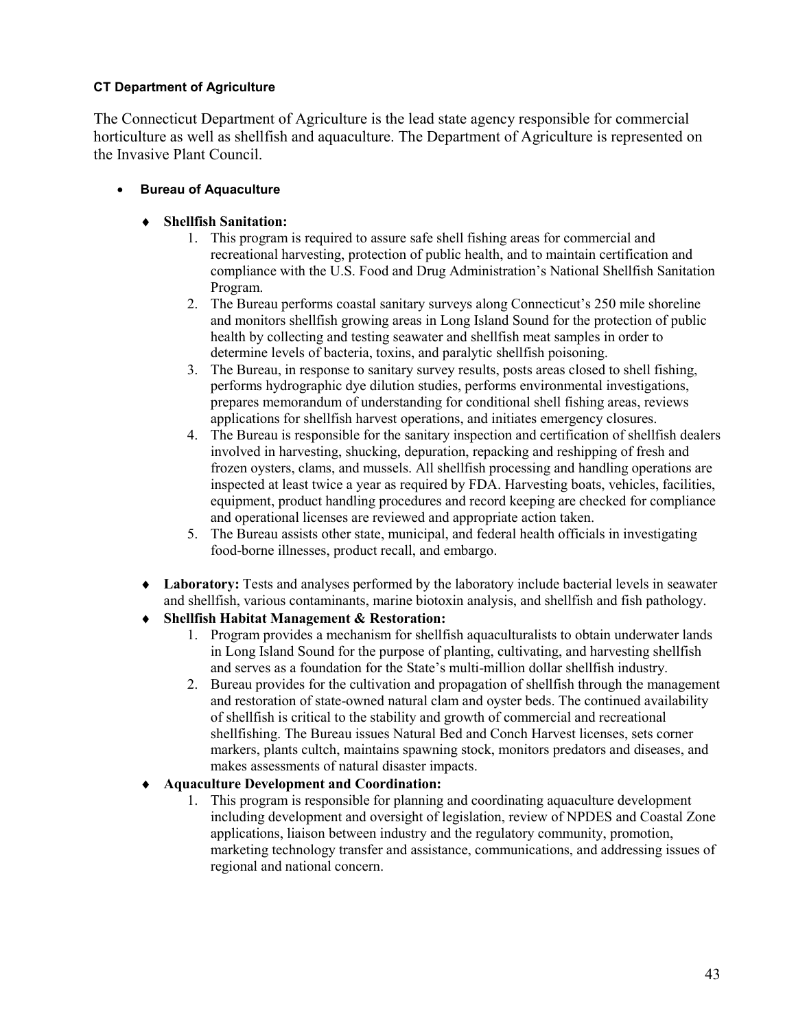**CT Department of Agriculture**

The Connecticut Department of Agriculture is the lead state agency responsible for commercial horticulture as well as shellfish and aquaculture. The Department of Agriculture is represented on the Invasive Plant Council.

- **Bureau of Aquaculture**

  - **Shellfish Sanitation:**
    1. This program is required to assure safe shell fishing areas for commercial and recreational harvesting, protection of public health, and to maintain certification and compliance with the U.S. Food and Drug Administration's National Shellfish Sanitation Program.
    2. The Bureau performs coastal sanitary surveys along Connecticut's 250 mile shoreline and monitors shellfish growing areas in Long Island Sound for the protection of public health by collecting and testing seawater and shellfish meat samples in order to determine levels of bacteria, toxins, and paralytic shellfish poisoning.
    3. The Bureau, in response to sanitary survey results, posts areas closed to shell fishing, performs hydrographic dye dilution studies, performs environmental investigations, prepares memorandum of understanding for conditional shell fishing areas, reviews applications for shellfish harvest operations, and initiates emergency closures.
    4. The Bureau is responsible for the sanitary inspection and certification of shellfish dealers involved in harvesting, shucking, depuration, repacking and reshipping of fresh and frozen oysters, clams, and mussels. All shellfish processing and handling operations are inspected at least twice a year as required by FDA. Harvesting boats, vehicles, facilities, equipment, product handling procedures and record keeping are checked for compliance and operational licenses are reviewed and appropriate action taken.
    5. The Bureau assists other state, municipal, and federal health officials in investigating food-borne illnesses, product recall, and embargo.

  - **Laboratory:** Tests and analyses performed by the laboratory include bacterial levels in seawater and shellfish, various contaminants, marine biotoxin analysis, and shellfish and fish pathology.

  - **Shellfish Habitat Management & Restoration:**
    1. Program provides a mechanism for shellfish aquaculturalists to obtain underwater lands in Long Island Sound for the purpose of planting, cultivating, and harvesting shellfish and serves as a foundation for the State's multi-million dollar shellfish industry.
    2. Bureau provides for the cultivation and propagation of shellfish through the management and restoration of state-owned natural clam and oyster beds. The continued availability of shellfish is critical to the stability and growth of commercial and recreational shellfishing. The Bureau issues Natural Bed and Conch Harvest licenses, sets corner markers, plants cultch, maintains spawning stock, monitors predators and diseases, and makes assessments of natural disaster impacts.

  - **Aquaculture Development and Coordination:**
    1. This program is responsible for planning and coordinating aquaculture development including development and oversight of legislation, review of NPDES and Coastal Zone applications, liaison between industry and the regulatory community, promotion, marketing technology transfer and assistance, communications, and addressing issues of regional and national concern.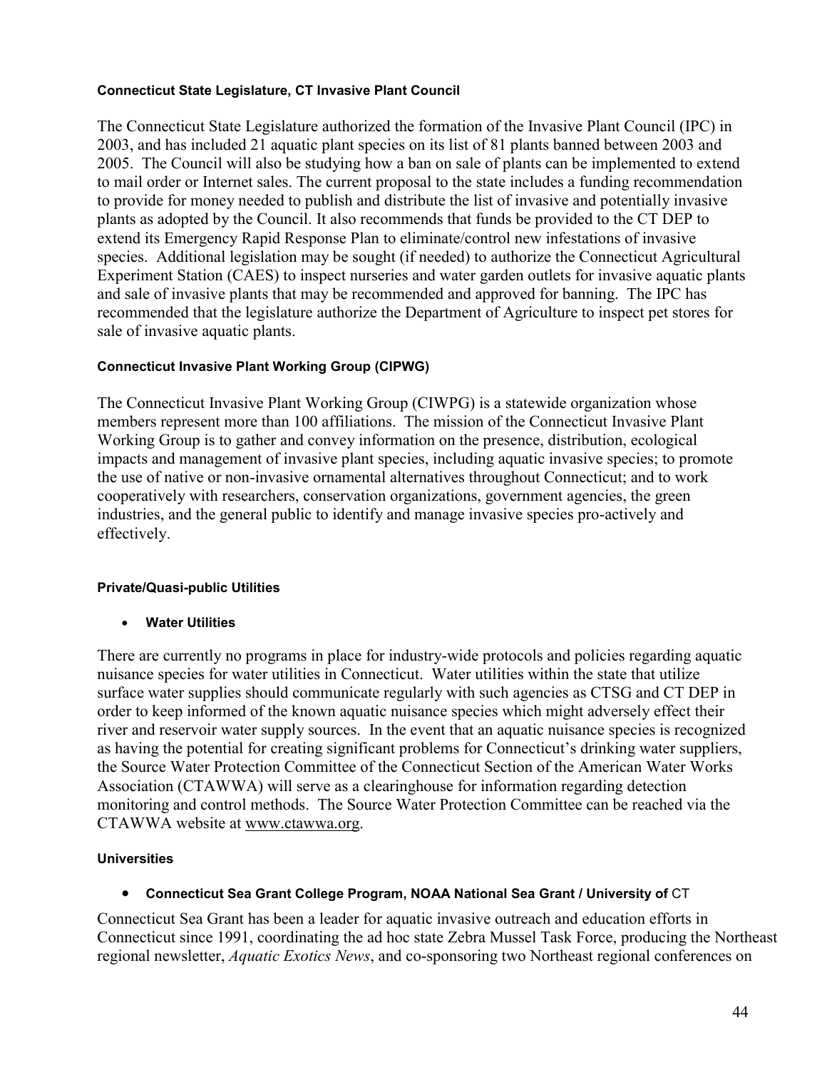**Connecticut State Legislature, CT Invasive Plant Council**

The Connecticut State Legislature authorized the formation of the Invasive Plant Council (IPC) in 2003, and has included 21 aquatic plant species on its list of 81 plants banned between 2003 and 2005. The Council will also be studying how a ban on sale of plants can be implemented to extend to mail order or Internet sales. The current proposal to the state includes a funding recommendation to provide for money needed to publish and distribute the list of invasive and potentially invasive plants as adopted by the Council. It also recommends that funds be provided to the CT DEP to extend its Emergency Rapid Response Plan to eliminate/control new infestations of invasive species. Additional legislation may be sought (if needed) to authorize the Connecticut Agricultural Experiment Station (CAES) to inspect nurseries and water garden outlets for invasive aquatic plants and sale of invasive plants that may be recommended and approved for banning. The IPC has recommended that the legislature authorize the Department of Agriculture to inspect pet stores for sale of invasive aquatic plants.

**Connecticut Invasive Plant Working Group (CIPWG)**

The Connecticut Invasive Plant Working Group (CIWPG) is a statewide organization whose members represent more than 100 affiliations. The mission of the Connecticut Invasive Plant Working Group is to gather and convey information on the presence, distribution, ecological impacts and management of invasive plant species, including aquatic invasive species; to promote the use of native or non-invasive ornamental alternatives throughout Connecticut; and to work cooperatively with researchers, conservation organizations, government agencies, the green industries, and the general public to identify and manage invasive species pro-actively and effectively.

**Private/Quasi-public Utilities**

- **Water Utilities**

There are currently no programs in place for industry-wide protocols and policies regarding aquatic nuisance species for water utilities in Connecticut. Water utilities within the state that utilize surface water supplies should communicate regularly with such agencies as CTSG and CT DEP in order to keep informed of the known aquatic nuisance species which might adversely effect their river and reservoir water supply sources. In the event that an aquatic nuisance species is recognized as having the potential for creating significant problems for Connecticut's drinking water suppliers, the Source Water Protection Committee of the Connecticut Section of the American Water Works Association (CTAWWA) will serve as a clearinghouse for information regarding detection monitoring and control methods. The Source Water Protection Committee can be reached via the CTAWWA website at www.ctawwa.org.

**Universities**

- **Connecticut Sea Grant College Program, NOAA National Sea Grant / University of** CT

Connecticut Sea Grant has been a leader for aquatic invasive outreach and education efforts in Connecticut since 1991, coordinating the ad hoc state Zebra Mussel Task Force, producing the Northeast regional newsletter, *Aquatic Exotics News*, and co-sponsoring two Northeast regional conferences on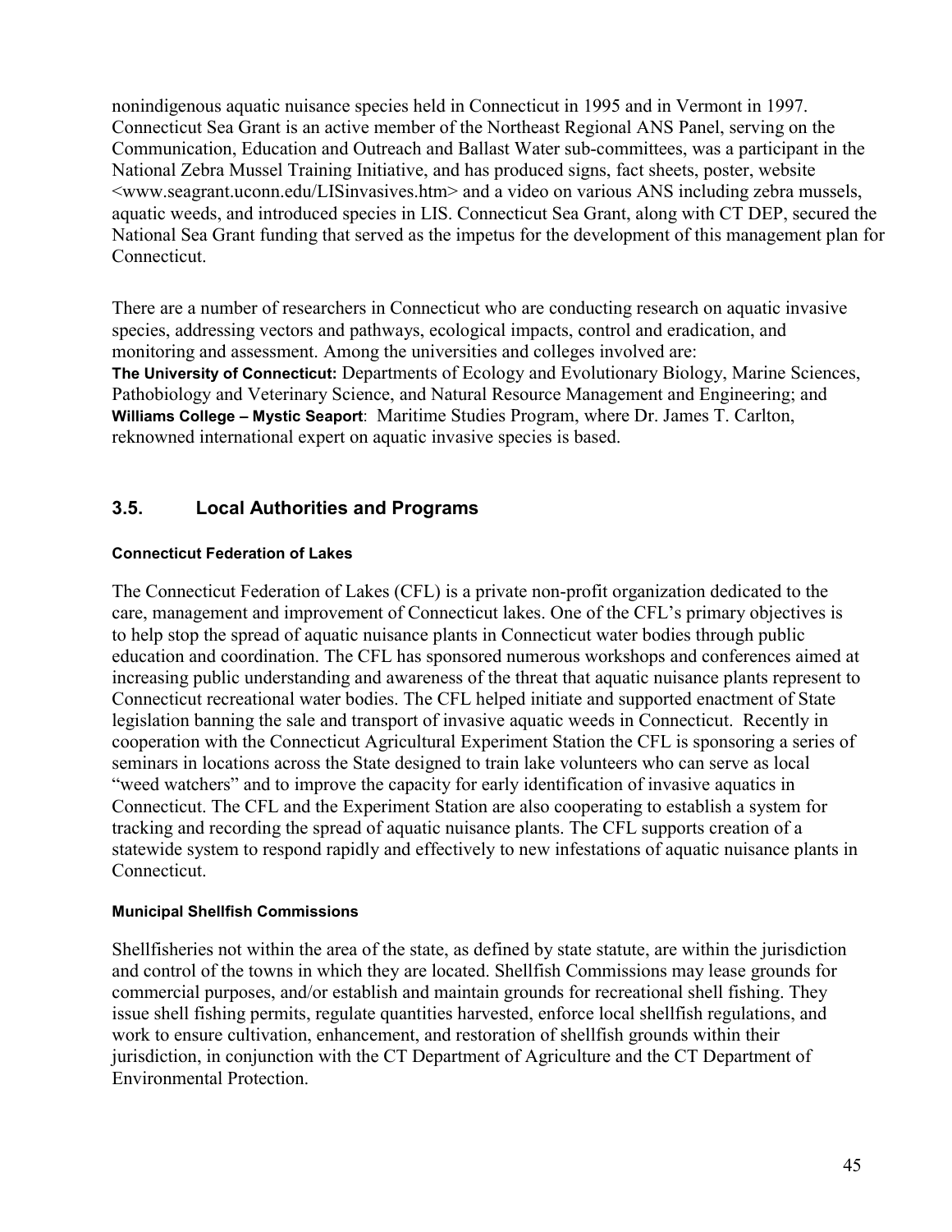nonindigenous aquatic nuisance species held in Connecticut in 1995 and in Vermont in 1997. Connecticut Sea Grant is an active member of the Northeast Regional ANS Panel, serving on the Communication, Education and Outreach and Ballast Water sub-committees, was a participant in the National Zebra Mussel Training Initiative, and has produced signs, fact sheets, poster, website <www.seagrant.uconn.edu/LISinvasives.htm> and a video on various ANS including zebra mussels, aquatic weeds, and introduced species in LIS. Connecticut Sea Grant, along with CT DEP, secured the National Sea Grant funding that served as the impetus for the development of this management plan for Connecticut.

There are a number of researchers in Connecticut who are conducting research on aquatic invasive species, addressing vectors and pathways, ecological impacts, control and eradication, and monitoring and assessment. Among the universities and colleges involved are:
**The University of Connecticut:** Departments of Ecology and Evolutionary Biology, Marine Sciences, Pathobiology and Veterinary Science, and Natural Resource Management and Engineering; and
**Williams College – Mystic Seaport**: Maritime Studies Program, where Dr. James T. Carlton, reknowned international expert on aquatic invasive species is based.

## 3.5. Local Authorities and Programs

#### Connecticut Federation of Lakes

The Connecticut Federation of Lakes (CFL) is a private non-profit organization dedicated to the care, management and improvement of Connecticut lakes. One of the CFL's primary objectives is to help stop the spread of aquatic nuisance plants in Connecticut water bodies through public education and coordination. The CFL has sponsored numerous workshops and conferences aimed at increasing public understanding and awareness of the threat that aquatic nuisance plants represent to Connecticut recreational water bodies. The CFL helped initiate and supported enactment of State legislation banning the sale and transport of invasive aquatic weeds in Connecticut. Recently in cooperation with the Connecticut Agricultural Experiment Station the CFL is sponsoring a series of seminars in locations across the State designed to train lake volunteers who can serve as local "weed watchers" and to improve the capacity for early identification of invasive aquatics in Connecticut. The CFL and the Experiment Station are also cooperating to establish a system for tracking and recording the spread of aquatic nuisance plants. The CFL supports creation of a statewide system to respond rapidly and effectively to new infestations of aquatic nuisance plants in Connecticut.

#### Municipal Shellfish Commissions

Shellfisheries not within the area of the state, as defined by state statute, are within the jurisdiction and control of the towns in which they are located. Shellfish Commissions may lease grounds for commercial purposes, and/or establish and maintain grounds for recreational shell fishing. They issue shell fishing permits, regulate quantities harvested, enforce local shellfish regulations, and work to ensure cultivation, enhancement, and restoration of shellfish grounds within their jurisdiction, in conjunction with the CT Department of Agriculture and the CT Department of Environmental Protection.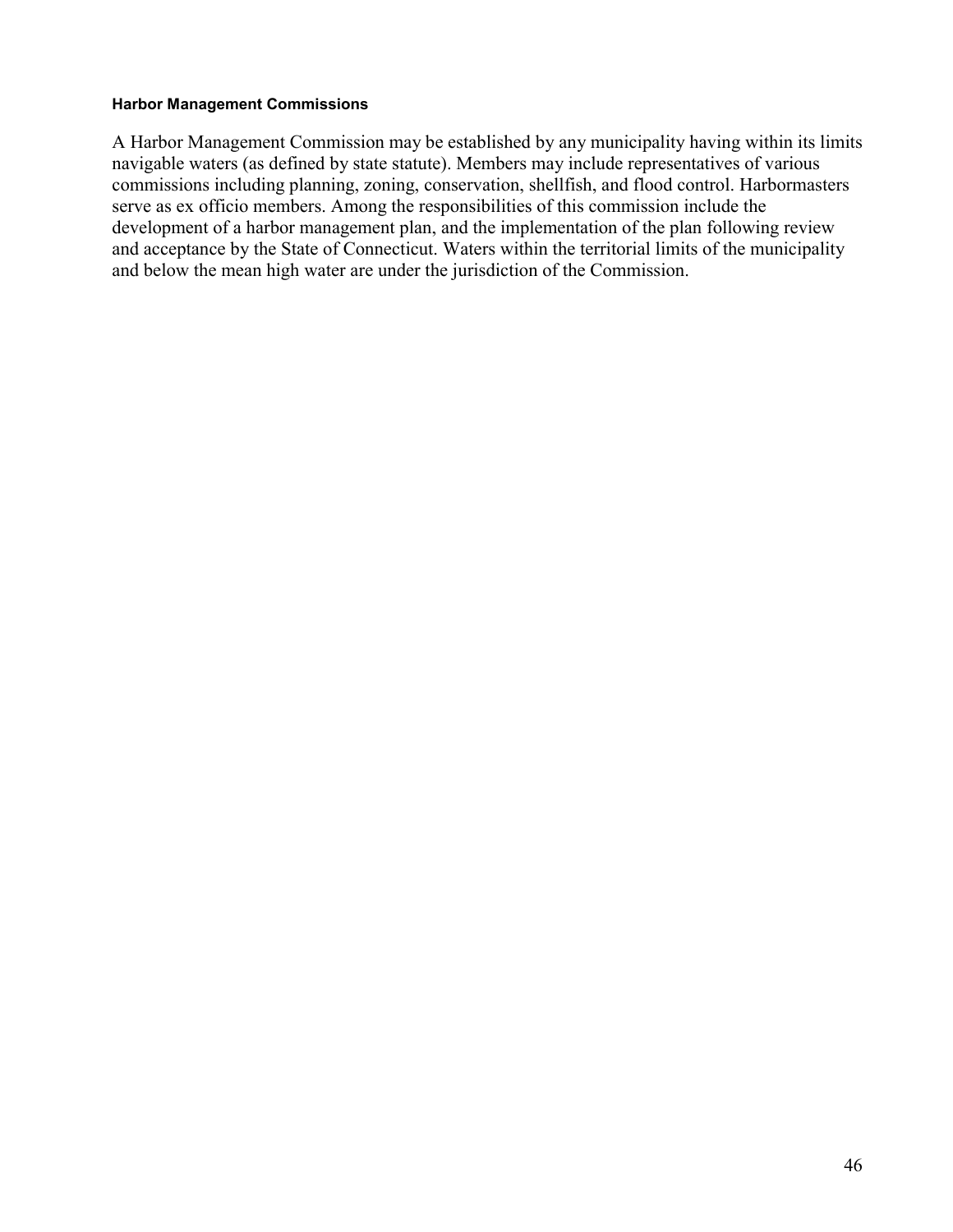**Harbor Management Commissions**

A Harbor Management Commission may be established by any municipality having within its limits navigable waters (as defined by state statute). Members may include representatives of various commissions including planning, zoning, conservation, shellfish, and flood control. Harbormasters serve as ex officio members. Among the responsibilities of this commission include the development of a harbor management plan, and the implementation of the plan following review and acceptance by the State of Connecticut. Waters within the territorial limits of the municipality and below the mean high water are under the jurisdiction of the Commission.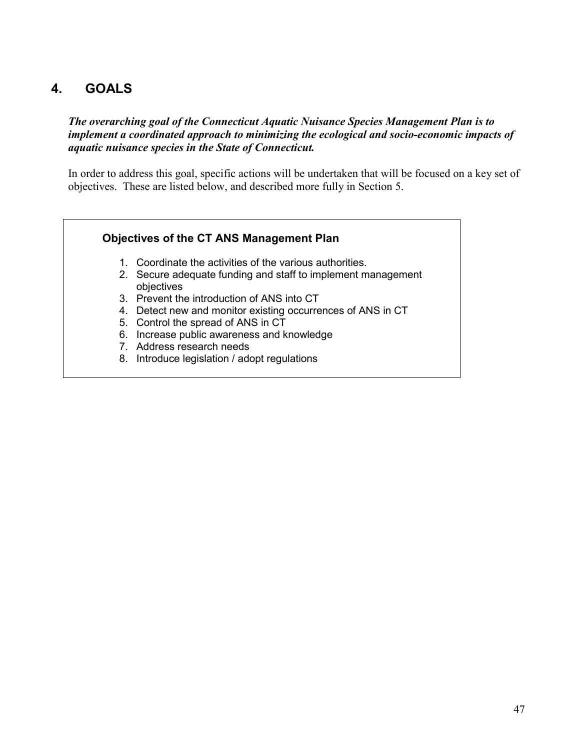# 4. GOALS

***The overarching goal of the Connecticut Aquatic Nuisance Species Management Plan is to implement a coordinated approach to minimizing the ecological and socio-economic impacts of aquatic nuisance species in the State of Connecticut.***

In order to address this goal, specific actions will be undertaken that will be focused on a key set of objectives. These are listed below, and described more fully in Section 5.

**Objectives of the CT ANS Management Plan**

1. Coordinate the activities of the various authorities.
2. Secure adequate funding and staff to implement management objectives
3. Prevent the introduction of ANS into CT
4. Detect new and monitor existing occurrences of ANS in CT
5. Control the spread of ANS in CT
6. Increase public awareness and knowledge
7. Address research needs
8. Introduce legislation / adopt regulations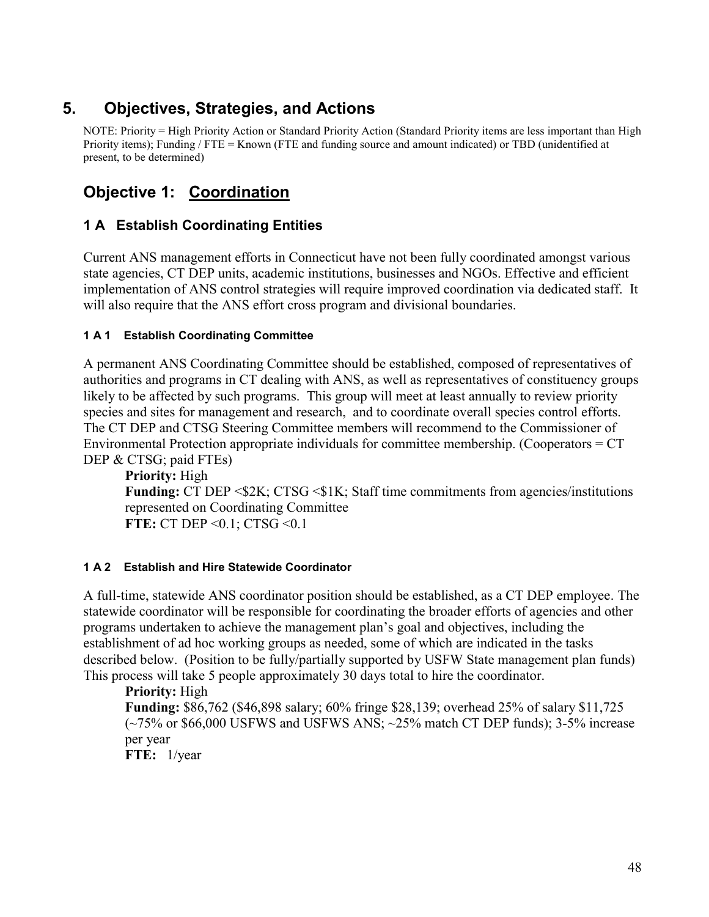# 5. Objectives, Strategies, and Actions

NOTE: Priority = High Priority Action or Standard Priority Action (Standard Priority items are less important than High Priority items); Funding / FTE = Known (FTE and funding source and amount indicated) or TBD (unidentified at present, to be determined)

## Objective 1: Coordination

### 1 A Establish Coordinating Entities

Current ANS management efforts in Connecticut have not been fully coordinated amongst various state agencies, CT DEP units, academic institutions, businesses and NGOs. Effective and efficient implementation of ANS control strategies will require improved coordination via dedicated staff. It will also require that the ANS effort cross program and divisional boundaries.

#### 1 A 1 Establish Coordinating Committee

A permanent ANS Coordinating Committee should be established, composed of representatives of authorities and programs in CT dealing with ANS, as well as representatives of constituency groups likely to be affected by such programs. This group will meet at least annually to review priority species and sites for management and research, and to coordinate overall species control efforts. The CT DEP and CTSG Steering Committee members will recommend to the Commissioner of Environmental Protection appropriate individuals for committee membership. (Cooperators = CT DEP & CTSG; paid FTEs)

**Priority:** High
**Funding:** CT DEP <$2K; CTSG <$1K; Staff time commitments from agencies/institutions represented on Coordinating Committee
**FTE:** CT DEP <0.1; CTSG <0.1

#### 1 A 2 Establish and Hire Statewide Coordinator

A full-time, statewide ANS coordinator position should be established, as a CT DEP employee. The statewide coordinator will be responsible for coordinating the broader efforts of agencies and other programs undertaken to achieve the management plan's goal and objectives, including the establishment of ad hoc working groups as needed, some of which are indicated in the tasks described below. (Position to be fully/partially supported by USFW State management plan funds) This process will take 5 people approximately 30 days total to hire the coordinator.

**Priority:** High
**Funding:** $86,762 ($46,898 salary; 60% fringe $28,139; overhead 25% of salary $11,725 (~75% or $66,000 USFWS and USFWS ANS; ~25% match CT DEP funds); 3-5% increase per year
**FTE:** 1/year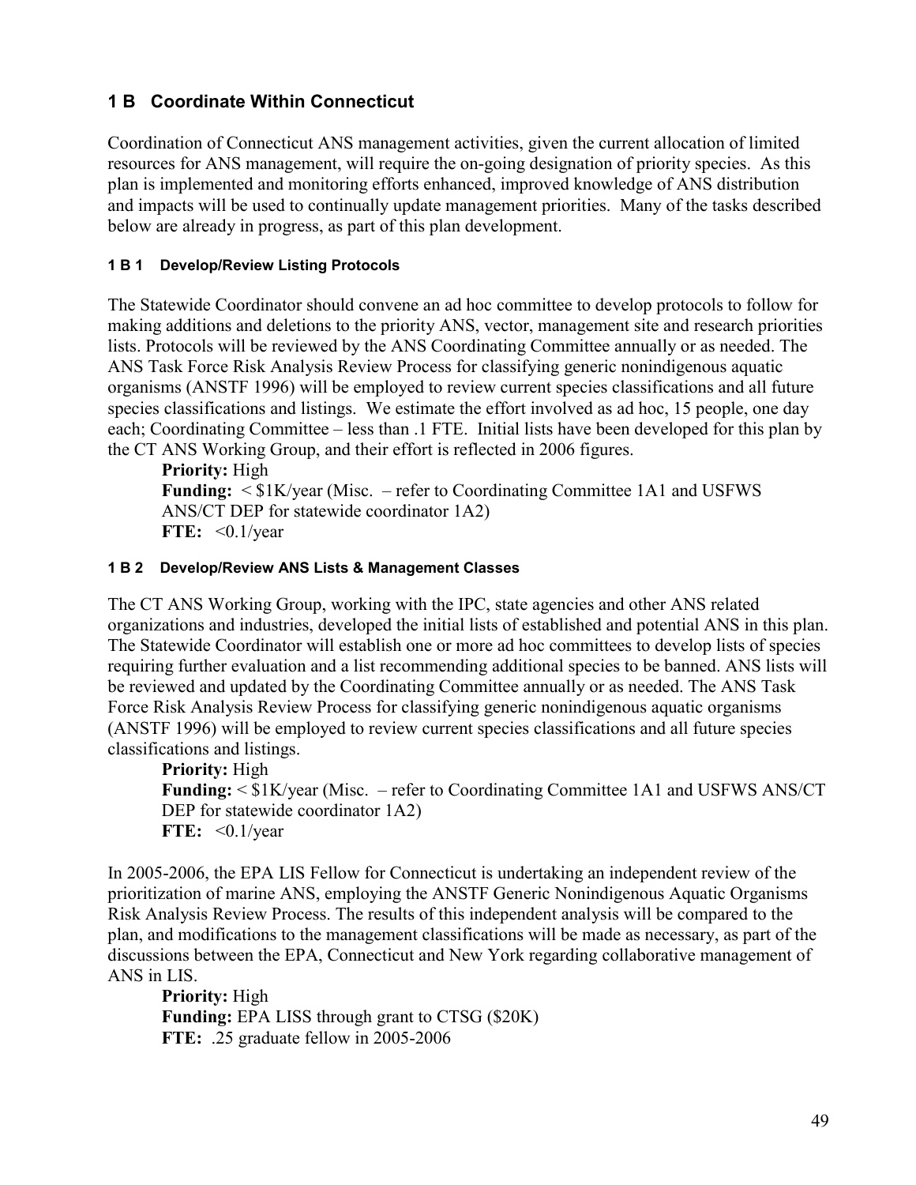## 1 B Coordinate Within Connecticut

Coordination of Connecticut ANS management activities, given the current allocation of limited resources for ANS management, will require the on-going designation of priority species. As this plan is implemented and monitoring efforts enhanced, improved knowledge of ANS distribution and impacts will be used to continually update management priorities. Many of the tasks described below are already in progress, as part of this plan development.

#### 1 B 1 Develop/Review Listing Protocols

The Statewide Coordinator should convene an ad hoc committee to develop protocols to follow for making additions and deletions to the priority ANS, vector, management site and research priorities lists. Protocols will be reviewed by the ANS Coordinating Committee annually or as needed. The ANS Task Force Risk Analysis Review Process for classifying generic nonindigenous aquatic organisms (ANSTF 1996) will be employed to review current species classifications and all future species classifications and listings. We estimate the effort involved as ad hoc, 15 people, one day each; Coordinating Committee – less than .1 FTE. Initial lists have been developed for this plan by the CT ANS Working Group, and their effort is reflected in 2006 figures.

**Priority:** High
**Funding:** < $1K/year (Misc. – refer to Coordinating Committee 1A1 and USFWS ANS/CT DEP for statewide coordinator 1A2)
**FTE:** <0.1/year

#### 1 B 2 Develop/Review ANS Lists & Management Classes

The CT ANS Working Group, working with the IPC, state agencies and other ANS related organizations and industries, developed the initial lists of established and potential ANS in this plan. The Statewide Coordinator will establish one or more ad hoc committees to develop lists of species requiring further evaluation and a list recommending additional species to be banned. ANS lists will be reviewed and updated by the Coordinating Committee annually or as needed. The ANS Task Force Risk Analysis Review Process for classifying generic nonindigenous aquatic organisms (ANSTF 1996) will be employed to review current species classifications and all future species classifications and listings.

**Priority:** High
**Funding:** < $1K/year (Misc. – refer to Coordinating Committee 1A1 and USFWS ANS/CT DEP for statewide coordinator 1A2)
**FTE:** <0.1/year

In 2005-2006, the EPA LIS Fellow for Connecticut is undertaking an independent review of the prioritization of marine ANS, employing the ANSTF Generic Nonindigenous Aquatic Organisms Risk Analysis Review Process. The results of this independent analysis will be compared to the plan, and modifications to the management classifications will be made as necessary, as part of the discussions between the EPA, Connecticut and New York regarding collaborative management of ANS in LIS.

**Priority:** High
**Funding:** EPA LISS through grant to CTSG ($20K)
**FTE:** .25 graduate fellow in 2005-2006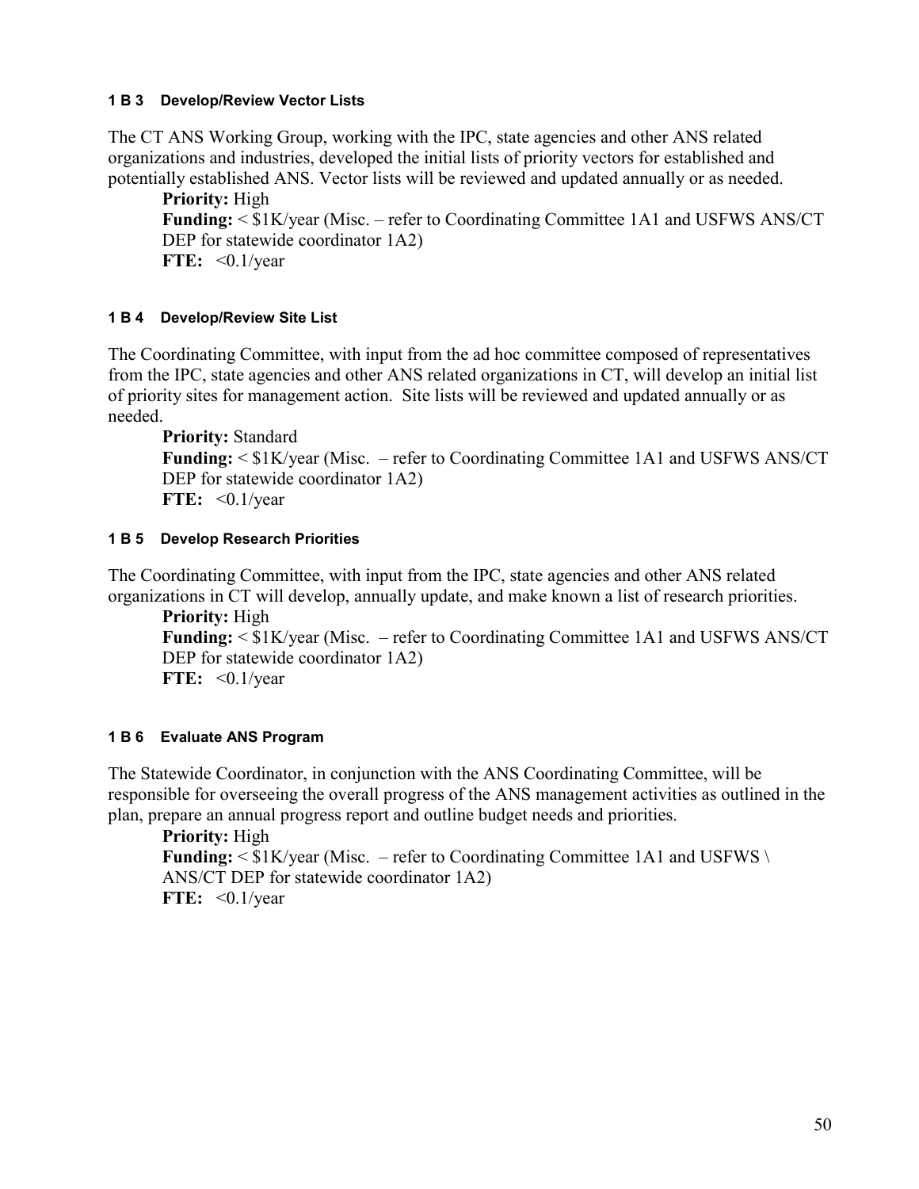#### 1 B 3 Develop/Review Vector Lists

The CT ANS Working Group, working with the IPC, state agencies and other ANS related organizations and industries, developed the initial lists of priority vectors for established and potentially established ANS. Vector lists will be reviewed and updated annually or as needed.

**Priority:** High
**Funding:** < $1K/year (Misc. – refer to Coordinating Committee 1A1 and USFWS ANS/CT DEP for statewide coordinator 1A2)
**FTE:** <0.1/year

#### 1 B 4 Develop/Review Site List

The Coordinating Committee, with input from the ad hoc committee composed of representatives from the IPC, state agencies and other ANS related organizations in CT, will develop an initial list of priority sites for management action. Site lists will be reviewed and updated annually or as needed.

**Priority:** Standard
**Funding:** < $1K/year (Misc. – refer to Coordinating Committee 1A1 and USFWS ANS/CT DEP for statewide coordinator 1A2)
**FTE:** <0.1/year

#### 1 B 5 Develop Research Priorities

The Coordinating Committee, with input from the IPC, state agencies and other ANS related organizations in CT will develop, annually update, and make known a list of research priorities.

**Priority:** High
**Funding:** < $1K/year (Misc. – refer to Coordinating Committee 1A1 and USFWS ANS/CT DEP for statewide coordinator 1A2)
**FTE:** <0.1/year

#### 1 B 6 Evaluate ANS Program

The Statewide Coordinator, in conjunction with the ANS Coordinating Committee, will be responsible for overseeing the overall progress of the ANS management activities as outlined in the plan, prepare an annual progress report and outline budget needs and priorities.

**Priority:** High
**Funding:** < $1K/year (Misc. – refer to Coordinating Committee 1A1 and USFWS \ ANS/CT DEP for statewide coordinator 1A2)
**FTE:** <0.1/year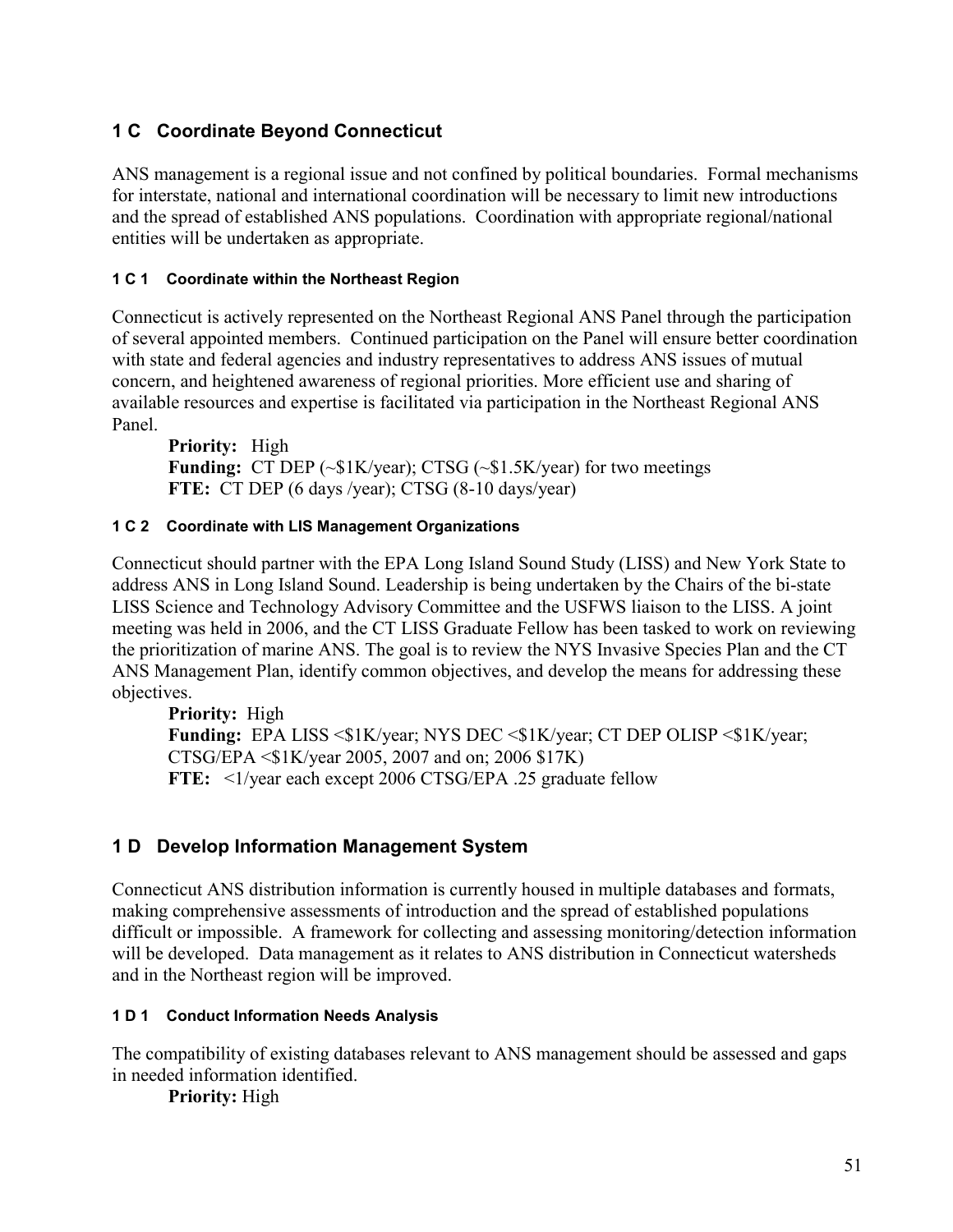## 1 C Coordinate Beyond Connecticut

ANS management is a regional issue and not confined by political boundaries. Formal mechanisms for interstate, national and international coordination will be necessary to limit new introductions and the spread of established ANS populations. Coordination with appropriate regional/national entities will be undertaken as appropriate.

#### 1 C 1 Coordinate within the Northeast Region

Connecticut is actively represented on the Northeast Regional ANS Panel through the participation of several appointed members. Continued participation on the Panel will ensure better coordination with state and federal agencies and industry representatives to address ANS issues of mutual concern, and heightened awareness of regional priorities. More efficient use and sharing of available resources and expertise is facilitated via participation in the Northeast Regional ANS Panel.

**Priority:** High
**Funding:** CT DEP (~$1K/year); CTSG (~$1.5K/year) for two meetings
**FTE:** CT DEP (6 days /year); CTSG (8-10 days/year)

#### 1 C 2 Coordinate with LIS Management Organizations

Connecticut should partner with the EPA Long Island Sound Study (LISS) and New York State to address ANS in Long Island Sound. Leadership is being undertaken by the Chairs of the bi-state LISS Science and Technology Advisory Committee and the USFWS liaison to the LISS. A joint meeting was held in 2006, and the CT LISS Graduate Fellow has been tasked to work on reviewing the prioritization of marine ANS. The goal is to review the NYS Invasive Species Plan and the CT ANS Management Plan, identify common objectives, and develop the means for addressing these objectives.

**Priority:** High
**Funding:** EPA LISS <$1K/year; NYS DEC <$1K/year; CT DEP OLISP <$1K/year; CTSG/EPA <$1K/year 2005, 2007 and on; 2006 $17K)
**FTE:** <1/year each except 2006 CTSG/EPA .25 graduate fellow

## 1 D Develop Information Management System

Connecticut ANS distribution information is currently housed in multiple databases and formats, making comprehensive assessments of introduction and the spread of established populations difficult or impossible. A framework for collecting and assessing monitoring/detection information will be developed. Data management as it relates to ANS distribution in Connecticut watersheds and in the Northeast region will be improved.

#### 1 D 1 Conduct Information Needs Analysis

The compatibility of existing databases relevant to ANS management should be assessed and gaps in needed information identified.

**Priority:** High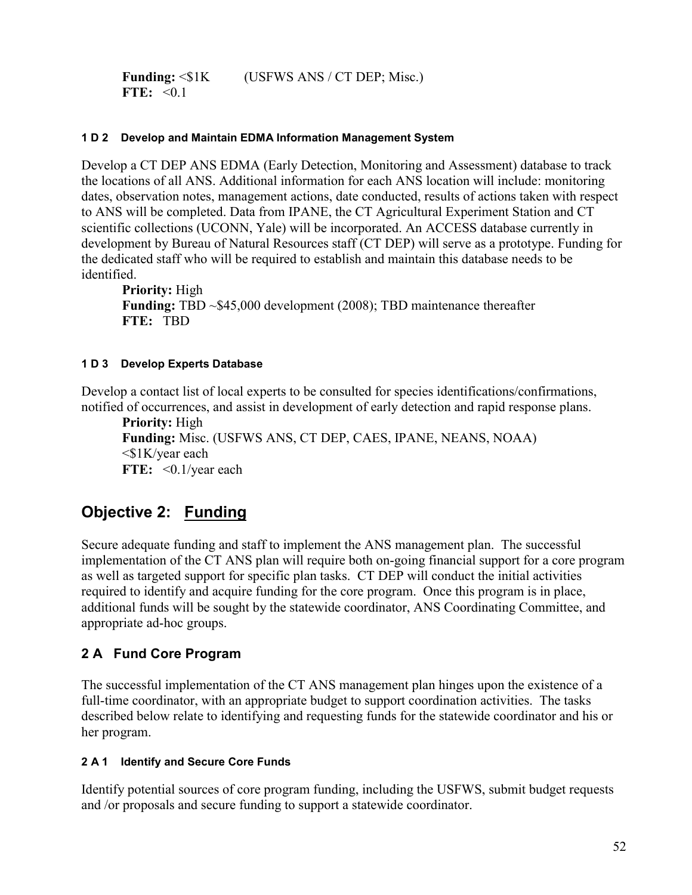**Funding:** <$1K (USFWS ANS / CT DEP; Misc.)
**FTE:** <0.1

#### 1 D 2 Develop and Maintain EDMA Information Management System

Develop a CT DEP ANS EDMA (Early Detection, Monitoring and Assessment) database to track the locations of all ANS. Additional information for each ANS location will include: monitoring dates, observation notes, management actions, date conducted, results of actions taken with respect to ANS will be completed. Data from IPANE, the CT Agricultural Experiment Station and CT scientific collections (UCONN, Yale) will be incorporated. An ACCESS database currently in development by Bureau of Natural Resources staff (CT DEP) will serve as a prototype. Funding for the dedicated staff who will be required to establish and maintain this database needs to be identified.

**Priority:** High
**Funding:** TBD ~$45,000 development (2008); TBD maintenance thereafter
**FTE:** TBD

#### 1 D 3 Develop Experts Database

Develop a contact list of local experts to be consulted for species identifications/confirmations, notified of occurrences, and assist in development of early detection and rapid response plans.

**Priority:** High
**Funding:** Misc. (USFWS ANS, CT DEP, CAES, IPANE, NEANS, NOAA) <$1K/year each
**FTE:** <0.1/year each

## Objective 2: Funding

Secure adequate funding and staff to implement the ANS management plan. The successful implementation of the CT ANS plan will require both on-going financial support for a core program as well as targeted support for specific plan tasks. CT DEP will conduct the initial activities required to identify and acquire funding for the core program. Once this program is in place, additional funds will be sought by the statewide coordinator, ANS Coordinating Committee, and appropriate ad-hoc groups.

### 2 A Fund Core Program

The successful implementation of the CT ANS management plan hinges upon the existence of a full-time coordinator, with an appropriate budget to support coordination activities. The tasks described below relate to identifying and requesting funds for the statewide coordinator and his or her program.

#### 2 A 1 Identify and Secure Core Funds

Identify potential sources of core program funding, including the USFWS, submit budget requests and /or proposals and secure funding to support a statewide coordinator.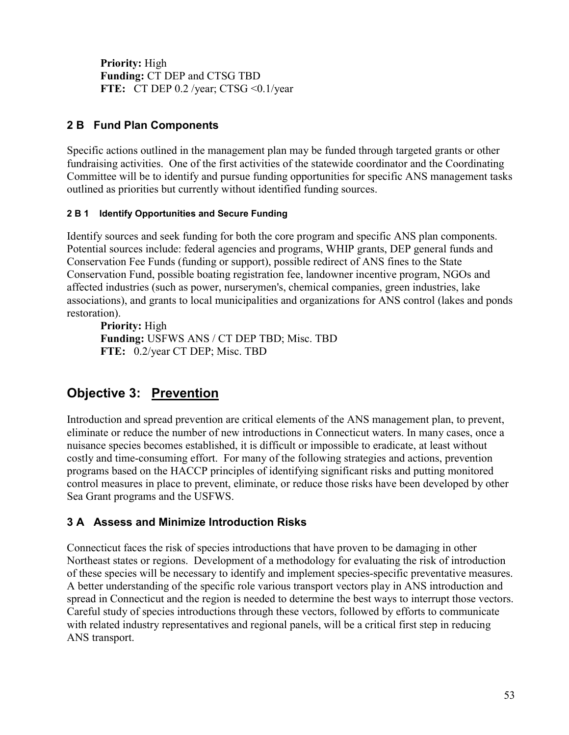**Priority:** High
**Funding:** CT DEP and CTSG TBD
**FTE:** CT DEP 0.2 /year; CTSG <0.1/year

### 2 B Fund Plan Components

Specific actions outlined in the management plan may be funded through targeted grants or other fundraising activities. One of the first activities of the statewide coordinator and the Coordinating Committee will be to identify and pursue funding opportunities for specific ANS management tasks outlined as priorities but currently without identified funding sources.

#### 2 B 1 Identify Opportunities and Secure Funding

Identify sources and seek funding for both the core program and specific ANS plan components. Potential sources include: federal agencies and programs, WHIP grants, DEP general funds and Conservation Fee Funds (funding or support), possible redirect of ANS fines to the State Conservation Fund, possible boating registration fee, landowner incentive program, NGOs and affected industries (such as power, nurserymen's, chemical companies, green industries, lake associations), and grants to local municipalities and organizations for ANS control (lakes and ponds restoration).

**Priority:** High
**Funding:** USFWS ANS / CT DEP TBD; Misc. TBD
**FTE:** 0.2/year CT DEP; Misc. TBD

## Objective 3: Prevention

Introduction and spread prevention are critical elements of the ANS management plan, to prevent, eliminate or reduce the number of new introductions in Connecticut waters. In many cases, once a nuisance species becomes established, it is difficult or impossible to eradicate, at least without costly and time-consuming effort. For many of the following strategies and actions, prevention programs based on the HACCP principles of identifying significant risks and putting monitored control measures in place to prevent, eliminate, or reduce those risks have been developed by other Sea Grant programs and the USFWS.

### 3 A Assess and Minimize Introduction Risks

Connecticut faces the risk of species introductions that have proven to be damaging in other Northeast states or regions. Development of a methodology for evaluating the risk of introduction of these species will be necessary to identify and implement species-specific preventative measures. A better understanding of the specific role various transport vectors play in ANS introduction and spread in Connecticut and the region is needed to determine the best ways to interrupt those vectors. Careful study of species introductions through these vectors, followed by efforts to communicate with related industry representatives and regional panels, will be a critical first step in reducing ANS transport.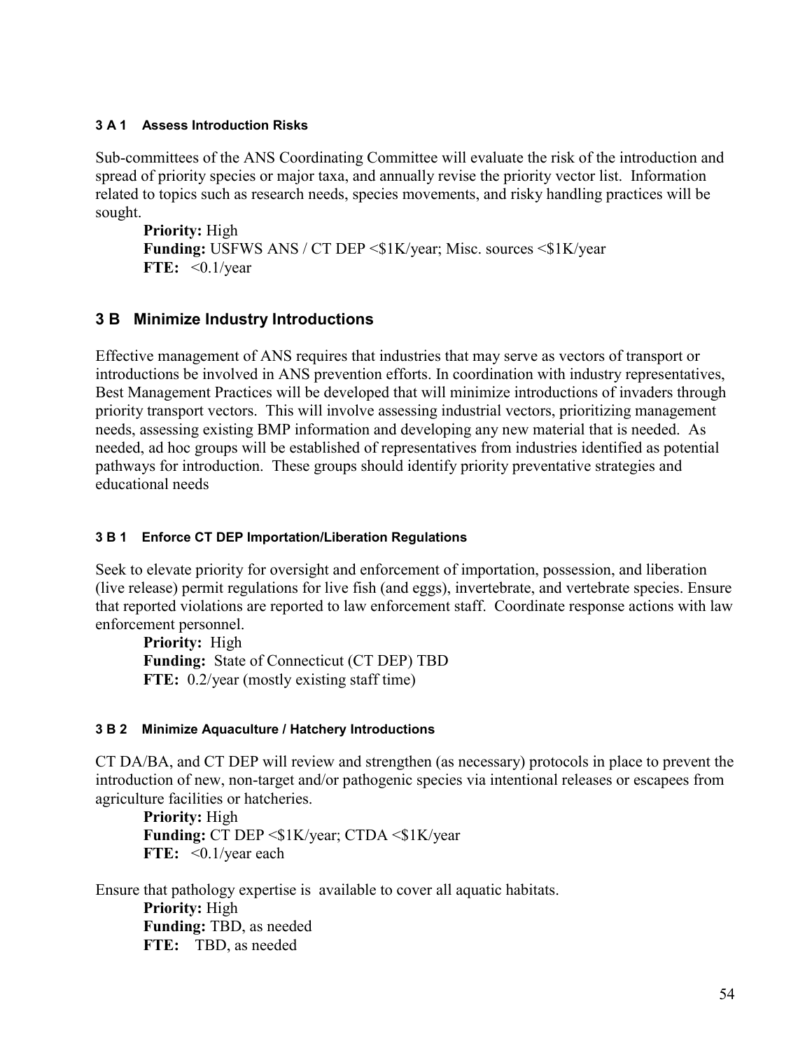#### 3 A 1 Assess Introduction Risks

Sub-committees of the ANS Coordinating Committee will evaluate the risk of the introduction and spread of priority species or major taxa, and annually revise the priority vector list. Information related to topics such as research needs, species movements, and risky handling practices will be sought.

**Priority:** High
**Funding:** USFWS ANS / CT DEP <$1K/year; Misc. sources <$1K/year
**FTE:** <0.1/year

## 3 B Minimize Industry Introductions

Effective management of ANS requires that industries that may serve as vectors of transport or introductions be involved in ANS prevention efforts. In coordination with industry representatives, Best Management Practices will be developed that will minimize introductions of invaders through priority transport vectors. This will involve assessing industrial vectors, prioritizing management needs, assessing existing BMP information and developing any new material that is needed. As needed, ad hoc groups will be established of representatives from industries identified as potential pathways for introduction. These groups should identify priority preventative strategies and educational needs

#### 3 B 1 Enforce CT DEP Importation/Liberation Regulations

Seek to elevate priority for oversight and enforcement of importation, possession, and liberation (live release) permit regulations for live fish (and eggs), invertebrate, and vertebrate species. Ensure that reported violations are reported to law enforcement staff. Coordinate response actions with law enforcement personnel.

**Priority:** High
**Funding:** State of Connecticut (CT DEP) TBD
**FTE:** 0.2/year (mostly existing staff time)

#### 3 B 2 Minimize Aquaculture / Hatchery Introductions

CT DA/BA, and CT DEP will review and strengthen (as necessary) protocols in place to prevent the introduction of new, non-target and/or pathogenic species via intentional releases or escapees from agriculture facilities or hatcheries.

**Priority:** High
**Funding:** CT DEP <$1K/year; CTDA <$1K/year
**FTE:** <0.1/year each

Ensure that pathology expertise is available to cover all aquatic habitats.

**Priority:** High
**Funding:** TBD, as needed
**FTE:** TBD, as needed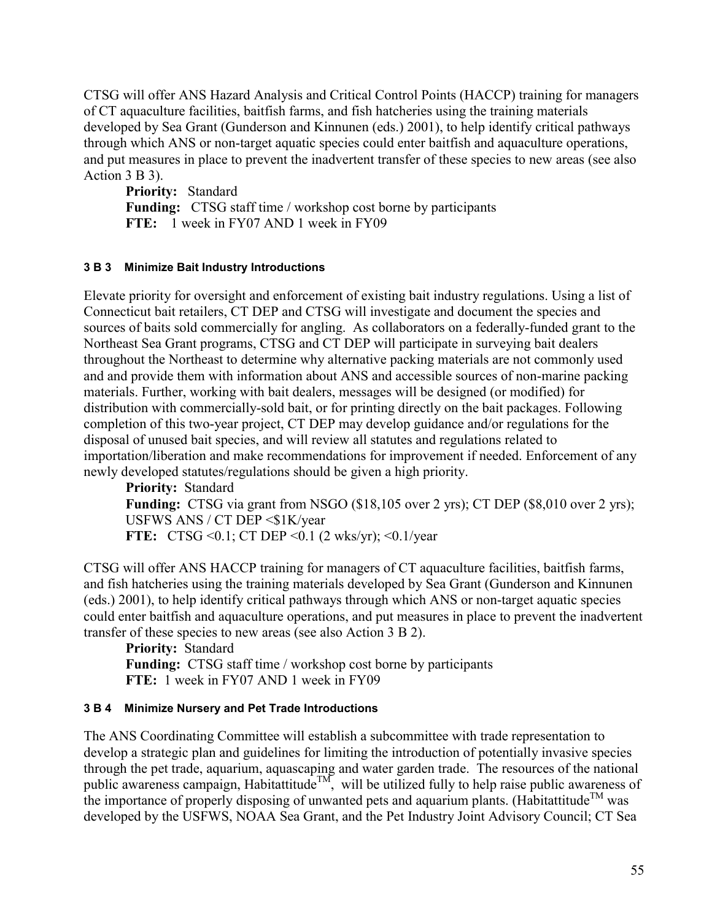CTSG will offer ANS Hazard Analysis and Critical Control Points (HACCP) training for managers of CT aquaculture facilities, baitfish farms, and fish hatcheries using the training materials developed by Sea Grant (Gunderson and Kinnunen (eds.) 2001), to help identify critical pathways through which ANS or non-target aquatic species could enter baitfish and aquaculture operations, and put measures in place to prevent the inadvertent transfer of these species to new areas (see also Action 3 B 3).

**Priority:** Standard
**Funding:** CTSG staff time / workshop cost borne by participants
**FTE:** 1 week in FY07 AND 1 week in FY09

#### 3 B 3 Minimize Bait Industry Introductions

Elevate priority for oversight and enforcement of existing bait industry regulations. Using a list of Connecticut bait retailers, CT DEP and CTSG will investigate and document the species and sources of baits sold commercially for angling. As collaborators on a federally-funded grant to the Northeast Sea Grant programs, CTSG and CT DEP will participate in surveying bait dealers throughout the Northeast to determine why alternative packing materials are not commonly used and and provide them with information about ANS and accessible sources of non-marine packing materials. Further, working with bait dealers, messages will be designed (or modified) for distribution with commercially-sold bait, or for printing directly on the bait packages. Following completion of this two-year project, CT DEP may develop guidance and/or regulations for the disposal of unused bait species, and will review all statutes and regulations related to importation/liberation and make recommendations for improvement if needed. Enforcement of any newly developed statutes/regulations should be given a high priority.

**Priority:** Standard
**Funding:** CTSG via grant from NSGO ($18,105 over 2 yrs); CT DEP ($8,010 over 2 yrs); USFWS ANS / CT DEP <$1K/year
**FTE:** CTSG <0.1; CT DEP <0.1 (2 wks/yr); <0.1/year

CTSG will offer ANS HACCP training for managers of CT aquaculture facilities, baitfish farms, and fish hatcheries using the training materials developed by Sea Grant (Gunderson and Kinnunen (eds.) 2001), to help identify critical pathways through which ANS or non-target aquatic species could enter baitfish and aquaculture operations, and put measures in place to prevent the inadvertent transfer of these species to new areas (see also Action 3 B 2).

**Priority:** Standard
**Funding:** CTSG staff time / workshop cost borne by participants
**FTE:** 1 week in FY07 AND 1 week in FY09

#### 3 B 4 Minimize Nursery and Pet Trade Introductions

The ANS Coordinating Committee will establish a subcommittee with trade representation to develop a strategic plan and guidelines for limiting the introduction of potentially invasive species through the pet trade, aquarium, aquascaping and water garden trade. The resources of the national public awareness campaign, Habitattitude™, will be utilized fully to help raise public awareness of the importance of properly disposing of unwanted pets and aquarium plants. (Habitattitude™ was developed by the USFWS, NOAA Sea Grant, and the Pet Industry Joint Advisory Council; CT Sea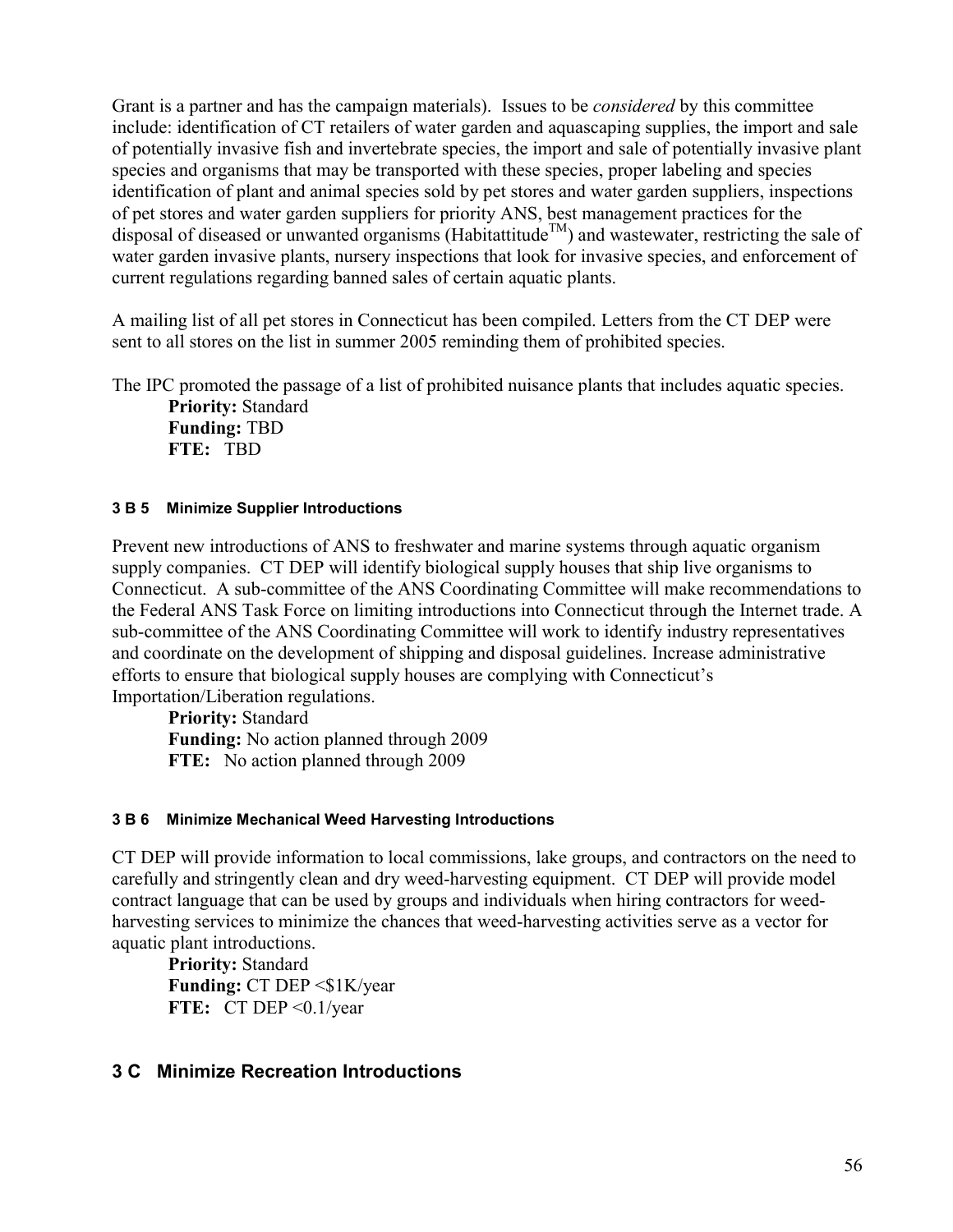Grant is a partner and has the campaign materials). Issues to be *considered* by this committee include: identification of CT retailers of water garden and aquascaping supplies, the import and sale of potentially invasive fish and invertebrate species, the import and sale of potentially invasive plant species and organisms that may be transported with these species, proper labeling and species identification of plant and animal species sold by pet stores and water garden suppliers, inspections of pet stores and water garden suppliers for priority ANS, best management practices for the disposal of diseased or unwanted organisms (Habitattitude$^{TM}$) and wastewater, restricting the sale of water garden invasive plants, nursery inspections that look for invasive species, and enforcement of current regulations regarding banned sales of certain aquatic plants.

A mailing list of all pet stores in Connecticut has been compiled. Letters from the CT DEP were sent to all stores on the list in summer 2005 reminding them of prohibited species.

The IPC promoted the passage of a list of prohibited nuisance plants that includes aquatic species.

**Priority:** Standard
**Funding:** TBD
**FTE:** TBD

#### 3 B 5 Minimize Supplier Introductions

Prevent new introductions of ANS to freshwater and marine systems through aquatic organism supply companies. CT DEP will identify biological supply houses that ship live organisms to Connecticut. A sub-committee of the ANS Coordinating Committee will make recommendations to the Federal ANS Task Force on limiting introductions into Connecticut through the Internet trade. A sub-committee of the ANS Coordinating Committee will work to identify industry representatives and coordinate on the development of shipping and disposal guidelines. Increase administrative efforts to ensure that biological supply houses are complying with Connecticut's Importation/Liberation regulations.

**Priority:** Standard
**Funding:** No action planned through 2009
**FTE:** No action planned through 2009

#### 3 B 6 Minimize Mechanical Weed Harvesting Introductions

CT DEP will provide information to local commissions, lake groups, and contractors on the need to carefully and stringently clean and dry weed-harvesting equipment. CT DEP will provide model contract language that can be used by groups and individuals when hiring contractors for weed-harvesting services to minimize the chances that weed-harvesting activities serve as a vector for aquatic plant introductions.

**Priority:** Standard
**Funding:** CT DEP <$1K/year
**FTE:** CT DEP <0.1/year

### 3 C Minimize Recreation Introductions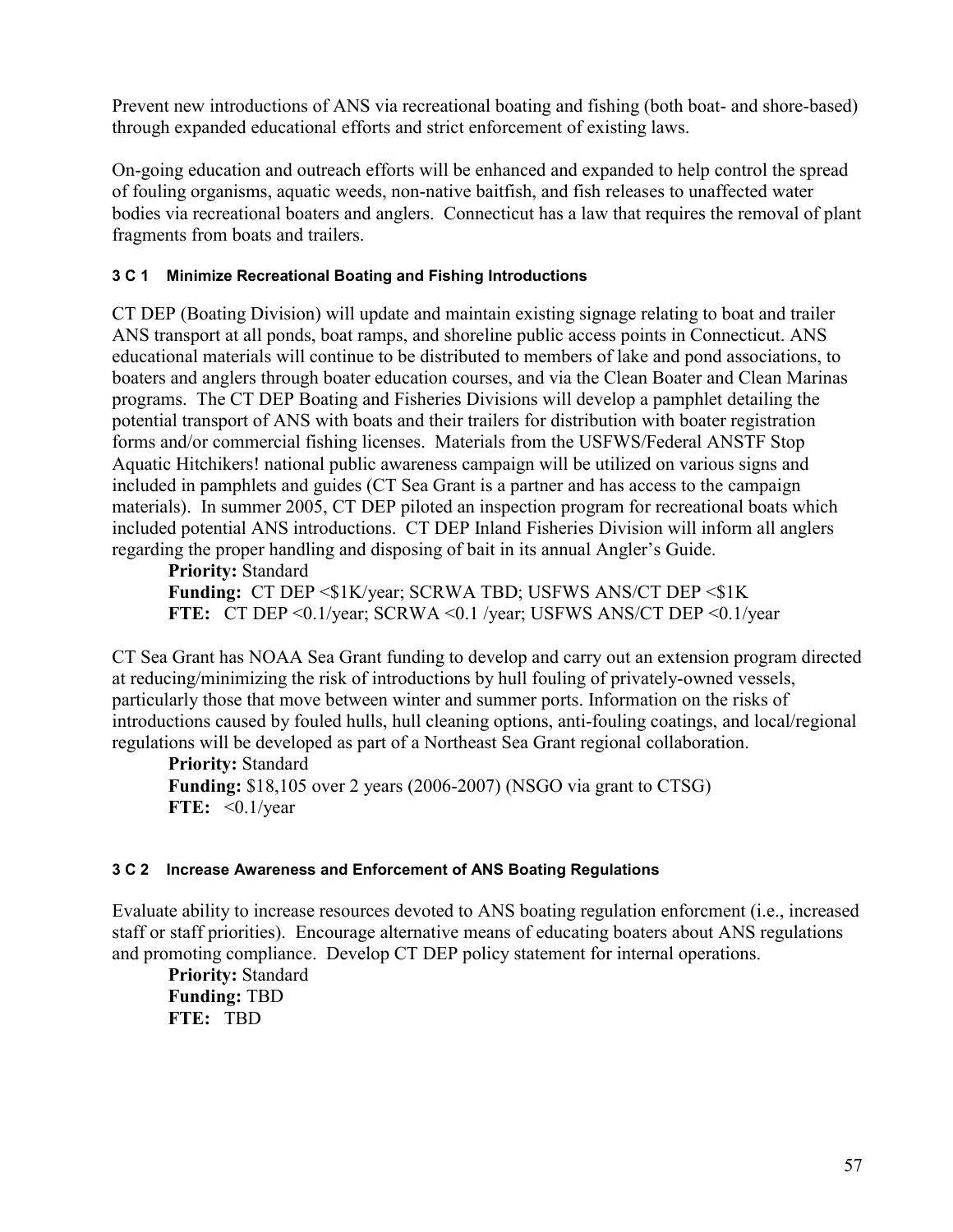Prevent new introductions of ANS via recreational boating and fishing (both boat- and shore-based) through expanded educational efforts and strict enforcement of existing laws.

On-going education and outreach efforts will be enhanced and expanded to help control the spread of fouling organisms, aquatic weeds, non-native baitfish, and fish releases to unaffected water bodies via recreational boaters and anglers. Connecticut has a law that requires the removal of plant fragments from boats and trailers.

#### 3 C 1 Minimize Recreational Boating and Fishing Introductions

CT DEP (Boating Division) will update and maintain existing signage relating to boat and trailer ANS transport at all ponds, boat ramps, and shoreline public access points in Connecticut. ANS educational materials will continue to be distributed to members of lake and pond associations, to boaters and anglers through boater education courses, and via the Clean Boater and Clean Marinas programs. The CT DEP Boating and Fisheries Divisions will develop a pamphlet detailing the potential transport of ANS with boats and their trailers for distribution with boater registration forms and/or commercial fishing licenses. Materials from the USFWS/Federal ANSTF Stop Aquatic Hitchikers! national public awareness campaign will be utilized on various signs and included in pamphlets and guides (CT Sea Grant is a partner and has access to the campaign materials). In summer 2005, CT DEP piloted an inspection program for recreational boats which included potential ANS introductions. CT DEP Inland Fisheries Division will inform all anglers regarding the proper handling and disposing of bait in its annual Angler's Guide.

**Priority:** Standard
**Funding:** CT DEP <$1K/year; SCRWA TBD; USFWS ANS/CT DEP <$1K
**FTE:** CT DEP <0.1/year; SCRWA <0.1 /year; USFWS ANS/CT DEP <0.1/year

CT Sea Grant has NOAA Sea Grant funding to develop and carry out an extension program directed at reducing/minimizing the risk of introductions by hull fouling of privately-owned vessels, particularly those that move between winter and summer ports. Information on the risks of introductions caused by fouled hulls, hull cleaning options, anti-fouling coatings, and local/regional regulations will be developed as part of a Northeast Sea Grant regional collaboration.

**Priority:** Standard
**Funding:** $18,105 over 2 years (2006-2007) (NSGO via grant to CTSG)
**FTE:** <0.1/year

#### 3 C 2 Increase Awareness and Enforcement of ANS Boating Regulations

Evaluate ability to increase resources devoted to ANS boating regulation enforcment (i.e., increased staff or staff priorities). Encourage alternative means of educating boaters about ANS regulations and promoting compliance. Develop CT DEP policy statement for internal operations.

**Priority:** Standard
**Funding:** TBD
**FTE:** TBD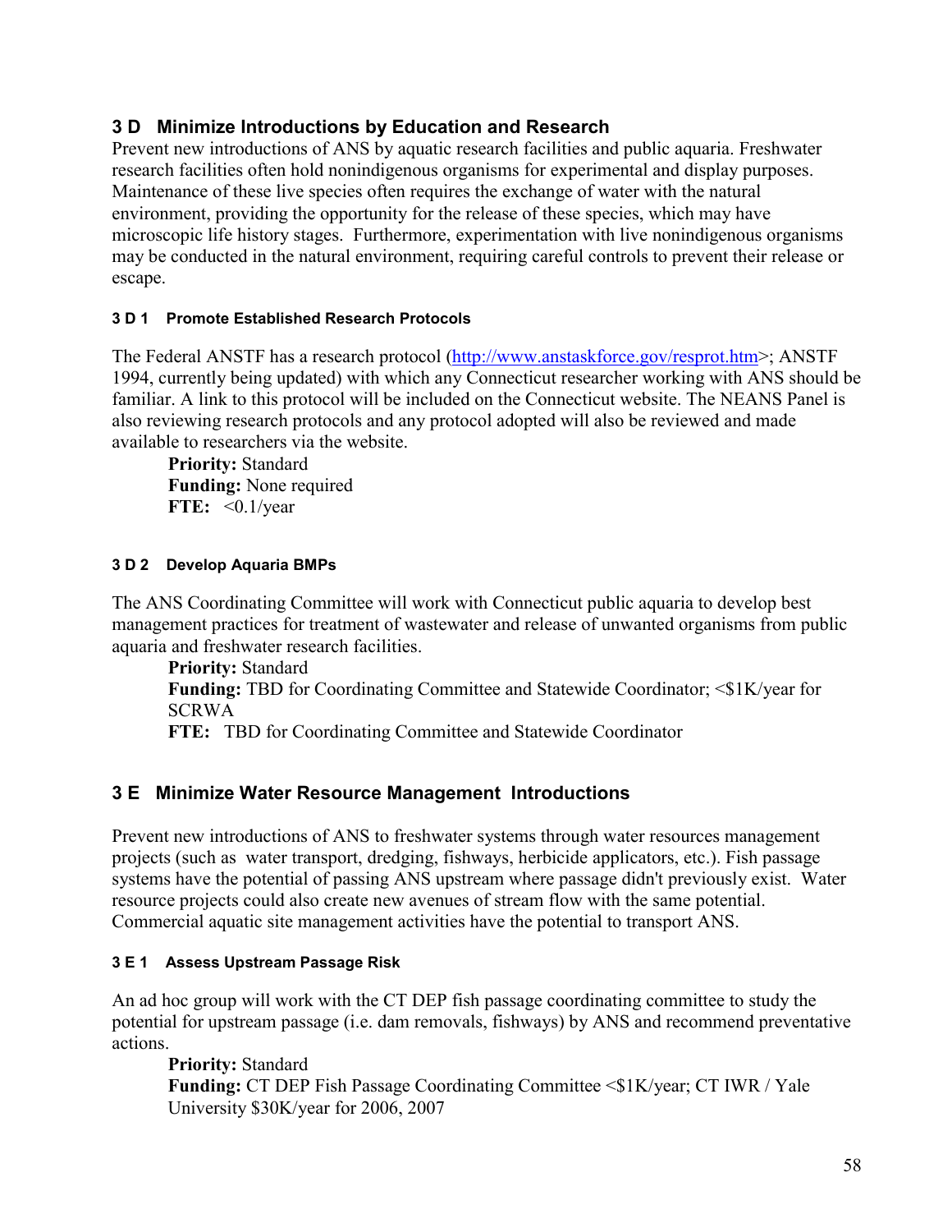## 3 D Minimize Introductions by Education and Research

Prevent new introductions of ANS by aquatic research facilities and public aquaria. Freshwater research facilities often hold nonindigenous organisms for experimental and display purposes. Maintenance of these live species often requires the exchange of water with the natural environment, providing the opportunity for the release of these species, which may have microscopic life history stages. Furthermore, experimentation with live nonindigenous organisms may be conducted in the natural environment, requiring careful controls to prevent their release or escape.

#### 3 D 1 Promote Established Research Protocols

The Federal ANSTF has a research protocol (http://www.anstaskforce.gov/resprot.htm>; ANSTF 1994, currently being updated) with which any Connecticut researcher working with ANS should be familiar. A link to this protocol will be included on the Connecticut website. The NEANS Panel is also reviewing research protocols and any protocol adopted will also be reviewed and made available to researchers via the website.

**Priority:** Standard
**Funding:** None required
**FTE:** <0.1/year

#### 3 D 2 Develop Aquaria BMPs

The ANS Coordinating Committee will work with Connecticut public aquaria to develop best management practices for treatment of wastewater and release of unwanted organisms from public aquaria and freshwater research facilities.

**Priority:** Standard
**Funding:** TBD for Coordinating Committee and Statewide Coordinator; <$1K/year for SCRWA
**FTE:** TBD for Coordinating Committee and Statewide Coordinator

## 3 E Minimize Water Resource Management Introductions

Prevent new introductions of ANS to freshwater systems through water resources management projects (such as water transport, dredging, fishways, herbicide applicators, etc.). Fish passage systems have the potential of passing ANS upstream where passage didn't previously exist. Water resource projects could also create new avenues of stream flow with the same potential. Commercial aquatic site management activities have the potential to transport ANS.

#### 3 E 1 Assess Upstream Passage Risk

An ad hoc group will work with the CT DEP fish passage coordinating committee to study the potential for upstream passage (i.e. dam removals, fishways) by ANS and recommend preventative actions.

**Priority:** Standard
**Funding:** CT DEP Fish Passage Coordinating Committee <$1K/year; CT IWR / Yale University $30K/year for 2006, 2007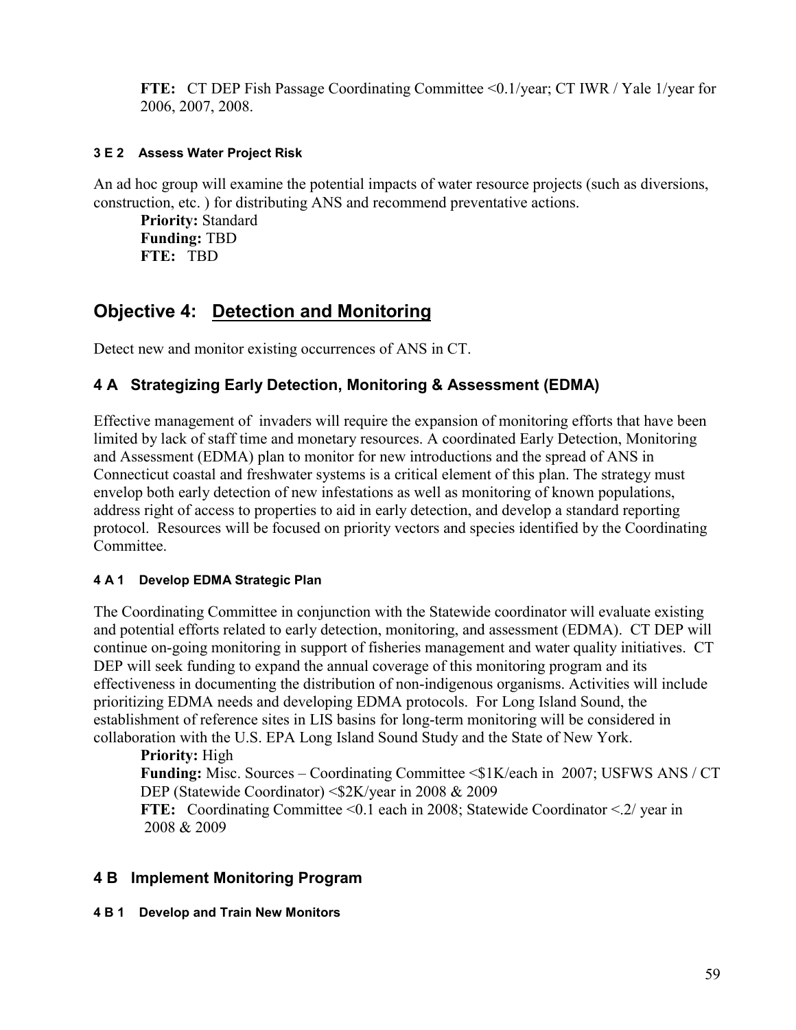**FTE:** CT DEP Fish Passage Coordinating Committee <0.1/year; CT IWR / Yale 1/year for 2006, 2007, 2008.

#### 3 E 2 Assess Water Project Risk

An ad hoc group will examine the potential impacts of water resource projects (such as diversions, construction, etc. ) for distributing ANS and recommend preventative actions.

**Priority:** Standard
**Funding:** TBD
**FTE:** TBD

## Objective 4: Detection and Monitoring

Detect new and monitor existing occurrences of ANS in CT.

### 4 A Strategizing Early Detection, Monitoring & Assessment (EDMA)

Effective management of invaders will require the expansion of monitoring efforts that have been limited by lack of staff time and monetary resources. A coordinated Early Detection, Monitoring and Assessment (EDMA) plan to monitor for new introductions and the spread of ANS in Connecticut coastal and freshwater systems is a critical element of this plan. The strategy must envelop both early detection of new infestations as well as monitoring of known populations, address right of access to properties to aid in early detection, and develop a standard reporting protocol. Resources will be focused on priority vectors and species identified by the Coordinating Committee.

#### 4 A 1 Develop EDMA Strategic Plan

The Coordinating Committee in conjunction with the Statewide coordinator will evaluate existing and potential efforts related to early detection, monitoring, and assessment (EDMA). CT DEP will continue on-going monitoring in support of fisheries management and water quality initiatives. CT DEP will seek funding to expand the annual coverage of this monitoring program and its effectiveness in documenting the distribution of non-indigenous organisms. Activities will include prioritizing EDMA needs and developing EDMA protocols. For Long Island Sound, the establishment of reference sites in LIS basins for long-term monitoring will be considered in collaboration with the U.S. EPA Long Island Sound Study and the State of New York.

**Priority:** High
**Funding:** Misc. Sources – Coordinating Committee <$1K/each in 2007; USFWS ANS / CT DEP (Statewide Coordinator) <$2K/year in 2008 & 2009
**FTE:** Coordinating Committee <0.1 each in 2008; Statewide Coordinator <.2/ year in 2008 & 2009

### 4 B Implement Monitoring Program

#### 4 B 1 Develop and Train New Monitors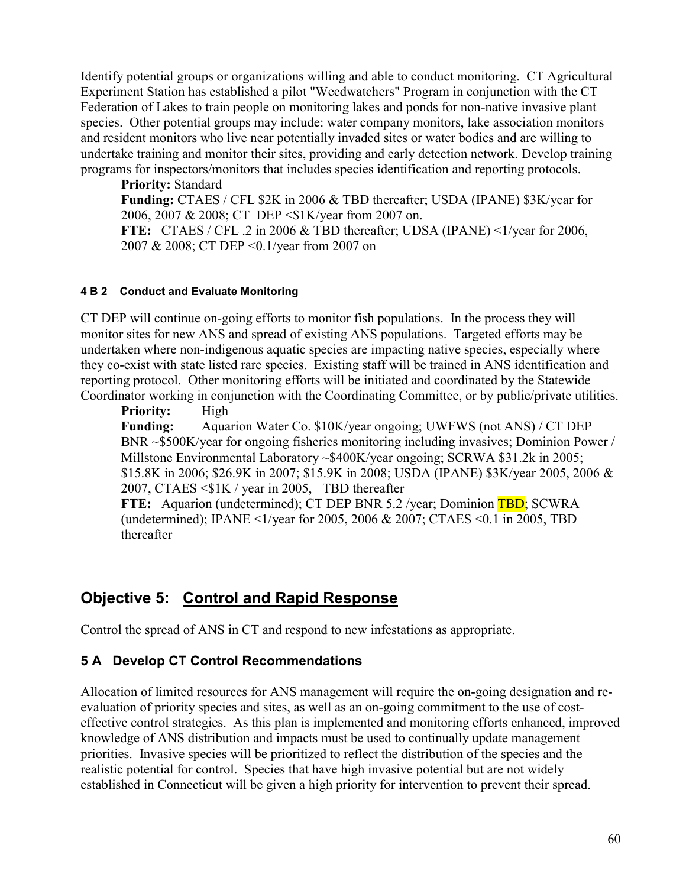Identify potential groups or organizations willing and able to conduct monitoring. CT Agricultural Experiment Station has established a pilot "Weedwatchers" Program in conjunction with the CT Federation of Lakes to train people on monitoring lakes and ponds for non-native invasive plant species. Other potential groups may include: water company monitors, lake association monitors and resident monitors who live near potentially invaded sites or water bodies and are willing to undertake training and monitor their sites, providing and early detection network. Develop training programs for inspectors/monitors that includes species identification and reporting protocols.

> **Priority:** Standard
> **Funding:** CTAES / CFL $2K in 2006 & TBD thereafter; USDA (IPANE) $3K/year for 2006, 2007 & 2008; CT DEP <$1K/year from 2007 on.
> **FTE:** CTAES / CFL .2 in 2006 & TBD thereafter; UDSA (IPANE) <1/year for 2006, 2007 & 2008; CT DEP <0.1/year from 2007 on

#### 4 B 2 Conduct and Evaluate Monitoring

CT DEP will continue on-going efforts to monitor fish populations. In the process they will monitor sites for new ANS and spread of existing ANS populations. Targeted efforts may be undertaken where non-indigenous aquatic species are impacting native species, especially where they co-exist with state listed rare species. Existing staff will be trained in ANS identification and reporting protocol. Other monitoring efforts will be initiated and coordinated by the Statewide Coordinator working in conjunction with the Coordinating Committee, or by public/private utilities.

> **Priority:** High
> **Funding:** Aquarion Water Co. $10K/year ongoing; UWFWS (not ANS) / CT DEP BNR ~$500K/year for ongoing fisheries monitoring including invasives; Dominion Power / Millstone Environmental Laboratory ~$400K/year ongoing; SCRWA $31.2k in 2005; $15.8K in 2006; $26.9K in 2007; $15.9K in 2008; USDA (IPANE) $3K/year 2005, 2006 & 2007, CTAES <$1K / year in 2005, TBD thereafter
> **FTE:** Aquarion (undetermined); CT DEP BNR 5.2 /year; Dominion TBD; SCWRA (undetermined); IPANE <1/year for 2005, 2006 & 2007; CTAES <0.1 in 2005, TBD thereafter

## Objective 5: Control and Rapid Response

Control the spread of ANS in CT and respond to new infestations as appropriate.

### 5 A Develop CT Control Recommendations

Allocation of limited resources for ANS management will require the on-going designation and re-evaluation of priority species and sites, as well as an on-going commitment to the use of cost-effective control strategies. As this plan is implemented and monitoring efforts enhanced, improved knowledge of ANS distribution and impacts must be used to continually update management priorities. Invasive species will be prioritized to reflect the distribution of the species and the realistic potential for control. Species that have high invasive potential but are not widely established in Connecticut will be given a high priority for intervention to prevent their spread.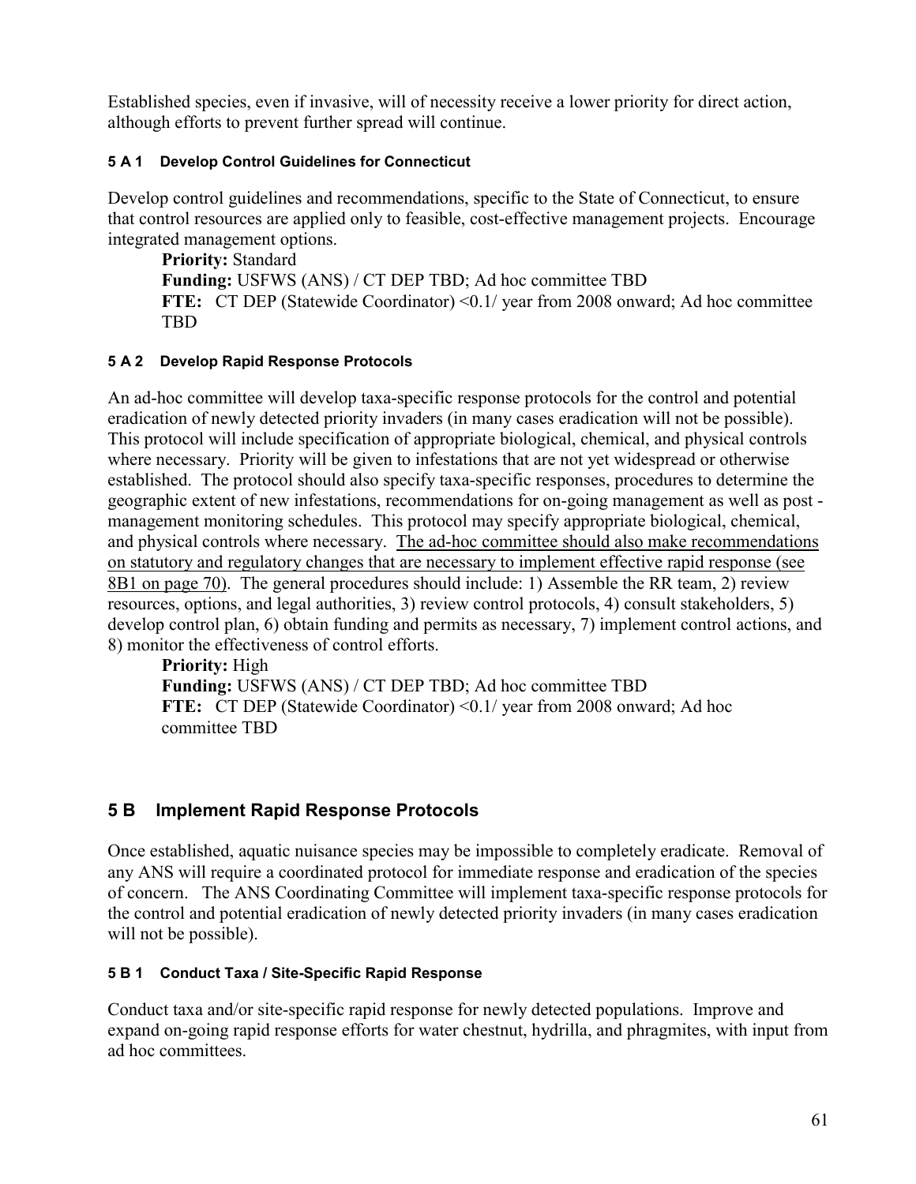Established species, even if invasive, will of necessity receive a lower priority for direct action, although efforts to prevent further spread will continue.

#### 5 A 1 Develop Control Guidelines for Connecticut

Develop control guidelines and recommendations, specific to the State of Connecticut, to ensure that control resources are applied only to feasible, cost-effective management projects. Encourage integrated management options.

**Priority:** Standard
**Funding:** USFWS (ANS) / CT DEP TBD; Ad hoc committee TBD
**FTE:** CT DEP (Statewide Coordinator) <0.1/ year from 2008 onward; Ad hoc committee TBD

#### 5 A 2 Develop Rapid Response Protocols

An ad-hoc committee will develop taxa-specific response protocols for the control and potential eradication of newly detected priority invaders (in many cases eradication will not be possible). This protocol will include specification of appropriate biological, chemical, and physical controls where necessary. Priority will be given to infestations that are not yet widespread or otherwise established. The protocol should also specify taxa-specific responses, procedures to determine the geographic extent of new infestations, recommendations for on-going management as well as post - management monitoring schedules. This protocol may specify appropriate biological, chemical, and physical controls where necessary. <u>The ad-hoc committee should also make recommendations on statutory and regulatory changes that are necessary to implement effective rapid response (see 8B1 on page 70)</u>. The general procedures should include: 1) Assemble the RR team, 2) review resources, options, and legal authorities, 3) review control protocols, 4) consult stakeholders, 5) develop control plan, 6) obtain funding and permits as necessary, 7) implement control actions, and 8) monitor the effectiveness of control efforts.

**Priority:** High
**Funding:** USFWS (ANS) / CT DEP TBD; Ad hoc committee TBD
**FTE:** CT DEP (Statewide Coordinator) <0.1/ year from 2008 onward; Ad hoc committee TBD

## 5 B Implement Rapid Response Protocols

Once established, aquatic nuisance species may be impossible to completely eradicate. Removal of any ANS will require a coordinated protocol for immediate response and eradication of the species of concern. The ANS Coordinating Committee will implement taxa-specific response protocols for the control and potential eradication of newly detected priority invaders (in many cases eradication will not be possible).

#### 5 B 1 Conduct Taxa / Site-Specific Rapid Response

Conduct taxa and/or site-specific rapid response for newly detected populations. Improve and expand on-going rapid response efforts for water chestnut, hydrilla, and phragmites, with input from ad hoc committees.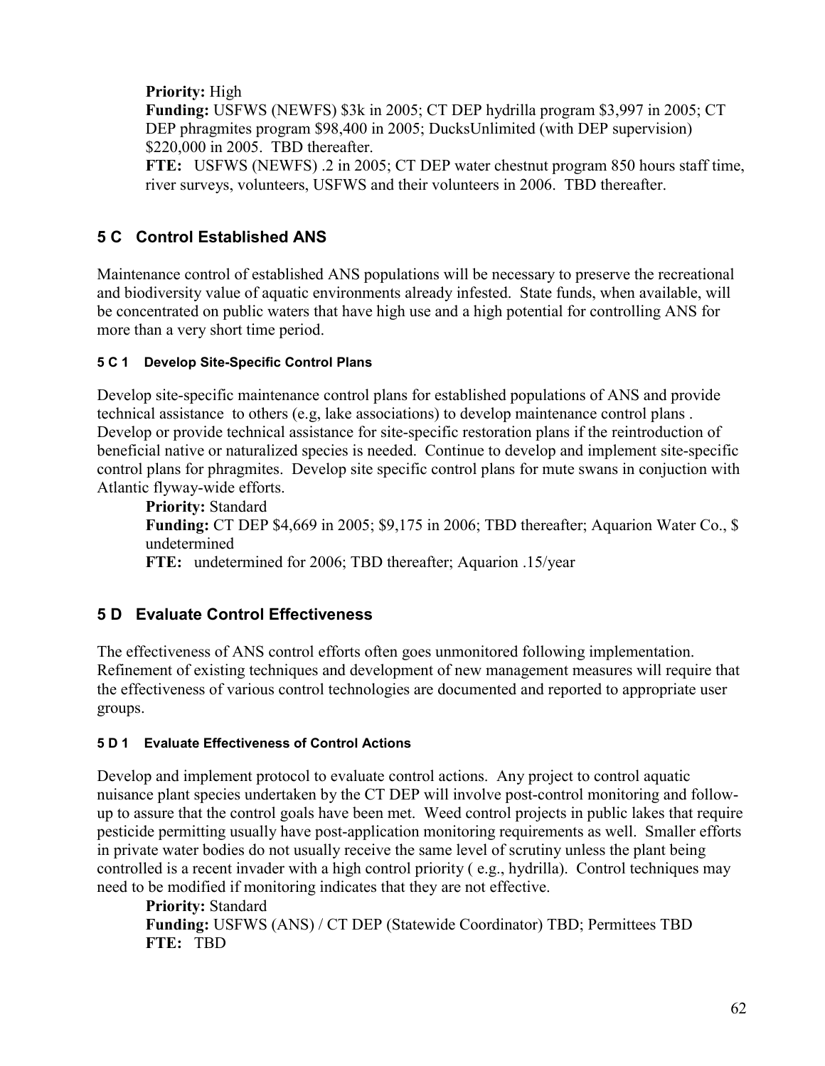**Priority:** High
**Funding:** USFWS (NEWFS) $3k in 2005; CT DEP hydrilla program $3,997 in 2005; CT DEP phragmites program $98,400 in 2005; DucksUnlimited (with DEP supervision) $220,000 in 2005. TBD thereafter.
**FTE:** USFWS (NEWFS) .2 in 2005; CT DEP water chestnut program 850 hours staff time, river surveys, volunteers, USFWS and their volunteers in 2006. TBD thereafter.

## 5 C Control Established ANS

Maintenance control of established ANS populations will be necessary to preserve the recreational and biodiversity value of aquatic environments already infested. State funds, when available, will be concentrated on public waters that have high use and a high potential for controlling ANS for more than a very short time period.

#### 5 C 1 Develop Site-Specific Control Plans

Develop site-specific maintenance control plans for established populations of ANS and provide technical assistance to others (e.g, lake associations) to develop maintenance control plans . Develop or provide technical assistance for site-specific restoration plans if the reintroduction of beneficial native or naturalized species is needed. Continue to develop and implement site-specific control plans for phragmites. Develop site specific control plans for mute swans in conjuction with Atlantic flyway-wide efforts.

**Priority:** Standard
**Funding:** CT DEP $4,669 in 2005; $9,175 in 2006; TBD thereafter; Aquarion Water Co., $ undetermined
**FTE:** undetermined for 2006; TBD thereafter; Aquarion .15/year

## 5 D Evaluate Control Effectiveness

The effectiveness of ANS control efforts often goes unmonitored following implementation. Refinement of existing techniques and development of new management measures will require that the effectiveness of various control technologies are documented and reported to appropriate user groups.

#### 5 D 1 Evaluate Effectiveness of Control Actions

Develop and implement protocol to evaluate control actions. Any project to control aquatic nuisance plant species undertaken by the CT DEP will involve post-control monitoring and follow-up to assure that the control goals have been met. Weed control projects in public lakes that require pesticide permitting usually have post-application monitoring requirements as well. Smaller efforts in private water bodies do not usually receive the same level of scrutiny unless the plant being controlled is a recent invader with a high control priority ( e.g., hydrilla). Control techniques may need to be modified if monitoring indicates that they are not effective.

**Priority:** Standard
**Funding:** USFWS (ANS) / CT DEP (Statewide Coordinator) TBD; Permittees TBD
**FTE:** TBD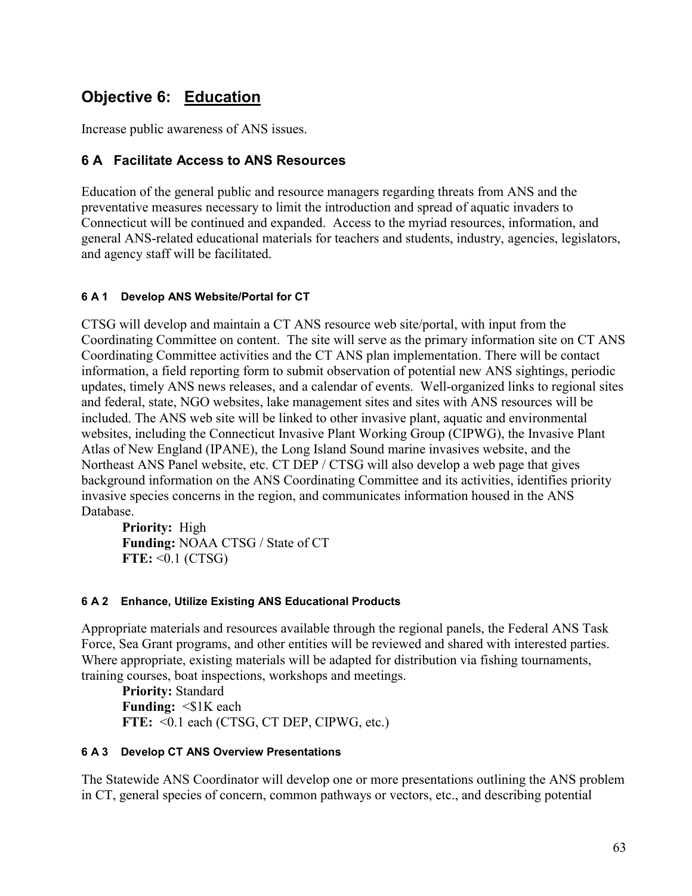# Objective 6: Education

Increase public awareness of ANS issues.

## 6 A Facilitate Access to ANS Resources

Education of the general public and resource managers regarding threats from ANS and the preventative measures necessary to limit the introduction and spread of aquatic invaders to Connecticut will be continued and expanded. Access to the myriad resources, information, and general ANS-related educational materials for teachers and students, industry, agencies, legislators, and agency staff will be facilitated.

#### 6 A 1 Develop ANS Website/Portal for CT

CTSG will develop and maintain a CT ANS resource web site/portal, with input from the Coordinating Committee on content. The site will serve as the primary information site on CT ANS Coordinating Committee activities and the CT ANS plan implementation. There will be contact information, a field reporting form to submit observation of potential new ANS sightings, periodic updates, timely ANS news releases, and a calendar of events. Well-organized links to regional sites and federal, state, NGO websites, lake management sites and sites with ANS resources will be included. The ANS web site will be linked to other invasive plant, aquatic and environmental websites, including the Connecticut Invasive Plant Working Group (CIPWG), the Invasive Plant Atlas of New England (IPANE), the Long Island Sound marine invasives website, and the Northeast ANS Panel website, etc. CT DEP / CTSG will also develop a web page that gives background information on the ANS Coordinating Committee and its activities, identifies priority invasive species concerns in the region, and communicates information housed in the ANS Database.

**Priority:** High
**Funding:** NOAA CTSG / State of CT
**FTE:** <0.1 (CTSG)

#### 6 A 2 Enhance, Utilize Existing ANS Educational Products

Appropriate materials and resources available through the regional panels, the Federal ANS Task Force, Sea Grant programs, and other entities will be reviewed and shared with interested parties. Where appropriate, existing materials will be adapted for distribution via fishing tournaments, training courses, boat inspections, workshops and meetings.

**Priority:** Standard
**Funding:** <$1K each
**FTE:** <0.1 each (CTSG, CT DEP, CIPWG, etc.)

#### 6 A 3 Develop CT ANS Overview Presentations

The Statewide ANS Coordinator will develop one or more presentations outlining the ANS problem in CT, general species of concern, common pathways or vectors, etc., and describing potential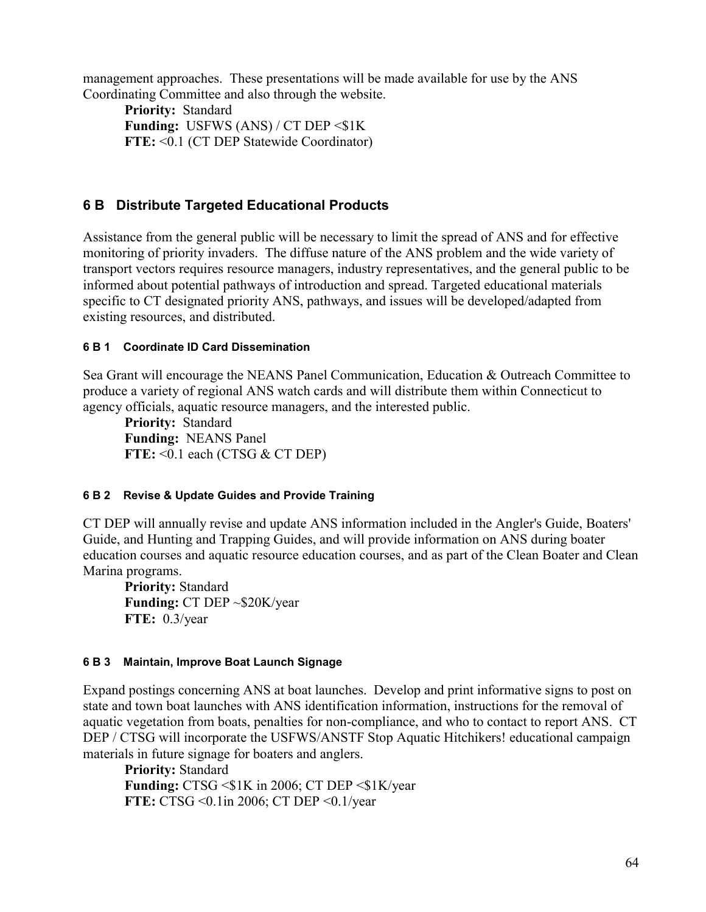management approaches. These presentations will be made available for use by the ANS Coordinating Committee and also through the website.

**Priority:** Standard
**Funding:** USFWS (ANS) / CT DEP <$1K
**FTE:** <0.1 (CT DEP Statewide Coordinator)

## 6 B Distribute Targeted Educational Products

Assistance from the general public will be necessary to limit the spread of ANS and for effective monitoring of priority invaders. The diffuse nature of the ANS problem and the wide variety of transport vectors requires resource managers, industry representatives, and the general public to be informed about potential pathways of introduction and spread. Targeted educational materials specific to CT designated priority ANS, pathways, and issues will be developed/adapted from existing resources, and distributed.

#### 6 B 1 Coordinate ID Card Dissemination

Sea Grant will encourage the NEANS Panel Communication, Education & Outreach Committee to produce a variety of regional ANS watch cards and will distribute them within Connecticut to agency officials, aquatic resource managers, and the interested public.

**Priority:** Standard
**Funding:** NEANS Panel
**FTE:** <0.1 each (CTSG & CT DEP)

#### 6 B 2 Revise & Update Guides and Provide Training

CT DEP will annually revise and update ANS information included in the Angler's Guide, Boaters' Guide, and Hunting and Trapping Guides, and will provide information on ANS during boater education courses and aquatic resource education courses, and as part of the Clean Boater and Clean Marina programs.

**Priority:** Standard
**Funding:** CT DEP ~$20K/year
**FTE:** 0.3/year

#### 6 B 3 Maintain, Improve Boat Launch Signage

Expand postings concerning ANS at boat launches. Develop and print informative signs to post on state and town boat launches with ANS identification information, instructions for the removal of aquatic vegetation from boats, penalties for non-compliance, and who to contact to report ANS. CT DEP / CTSG will incorporate the USFWS/ANSTF Stop Aquatic Hitchikers! educational campaign materials in future signage for boaters and anglers.

**Priority:** Standard
**Funding:** CTSG <$1K in 2006; CT DEP <$1K/year
**FTE:** CTSG <0.1in 2006; CT DEP <0.1/year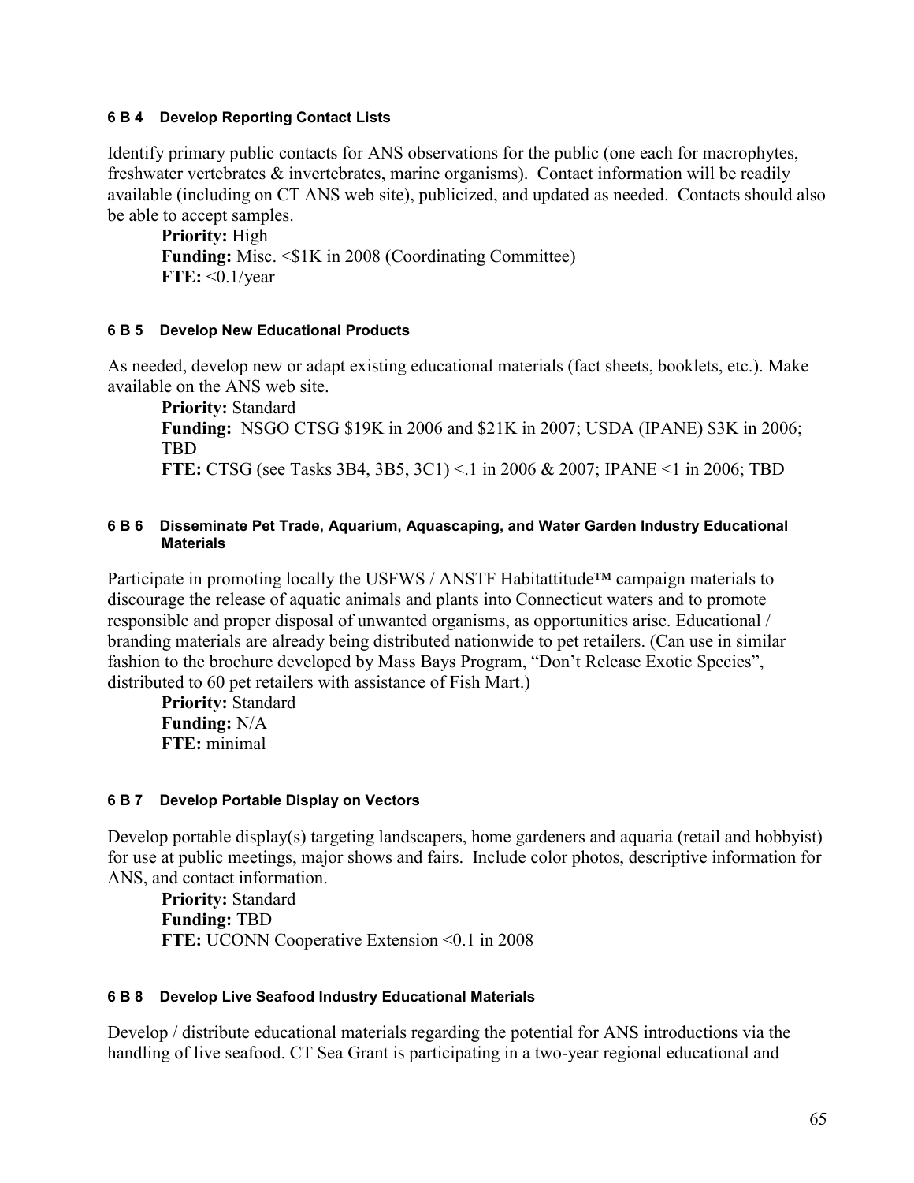#### 6 B 4 Develop Reporting Contact Lists

Identify primary public contacts for ANS observations for the public (one each for macrophytes, freshwater vertebrates & invertebrates, marine organisms). Contact information will be readily available (including on CT ANS web site), publicized, and updated as needed. Contacts should also be able to accept samples.

**Priority:** High
**Funding:** Misc. <$1K in 2008 (Coordinating Committee)
**FTE:** <0.1/year

#### 6 B 5 Develop New Educational Products

As needed, develop new or adapt existing educational materials (fact sheets, booklets, etc.). Make available on the ANS web site.

**Priority:** Standard
**Funding:** NSGO CTSG $19K in 2006 and $21K in 2007; USDA (IPANE) $3K in 2006; TBD
**FTE:** CTSG (see Tasks 3B4, 3B5, 3C1) <.1 in 2006 & 2007; IPANE <1 in 2006; TBD

#### 6 B 6 Disseminate Pet Trade, Aquarium, Aquascaping, and Water Garden Industry Educational Materials

Participate in promoting locally the USFWS / ANSTF Habitattitude™ campaign materials to discourage the release of aquatic animals and plants into Connecticut waters and to promote responsible and proper disposal of unwanted organisms, as opportunities arise. Educational / branding materials are already being distributed nationwide to pet retailers. (Can use in similar fashion to the brochure developed by Mass Bays Program, "Don't Release Exotic Species", distributed to 60 pet retailers with assistance of Fish Mart.)

**Priority:** Standard
**Funding:** N/A
**FTE:** minimal

#### 6 B 7 Develop Portable Display on Vectors

Develop portable display(s) targeting landscapers, home gardeners and aquaria (retail and hobbyist) for use at public meetings, major shows and fairs. Include color photos, descriptive information for ANS, and contact information.

**Priority:** Standard
**Funding:** TBD
**FTE:** UCONN Cooperative Extension <0.1 in 2008

#### 6 B 8 Develop Live Seafood Industry Educational Materials

Develop / distribute educational materials regarding the potential for ANS introductions via the handling of live seafood. CT Sea Grant is participating in a two-year regional educational and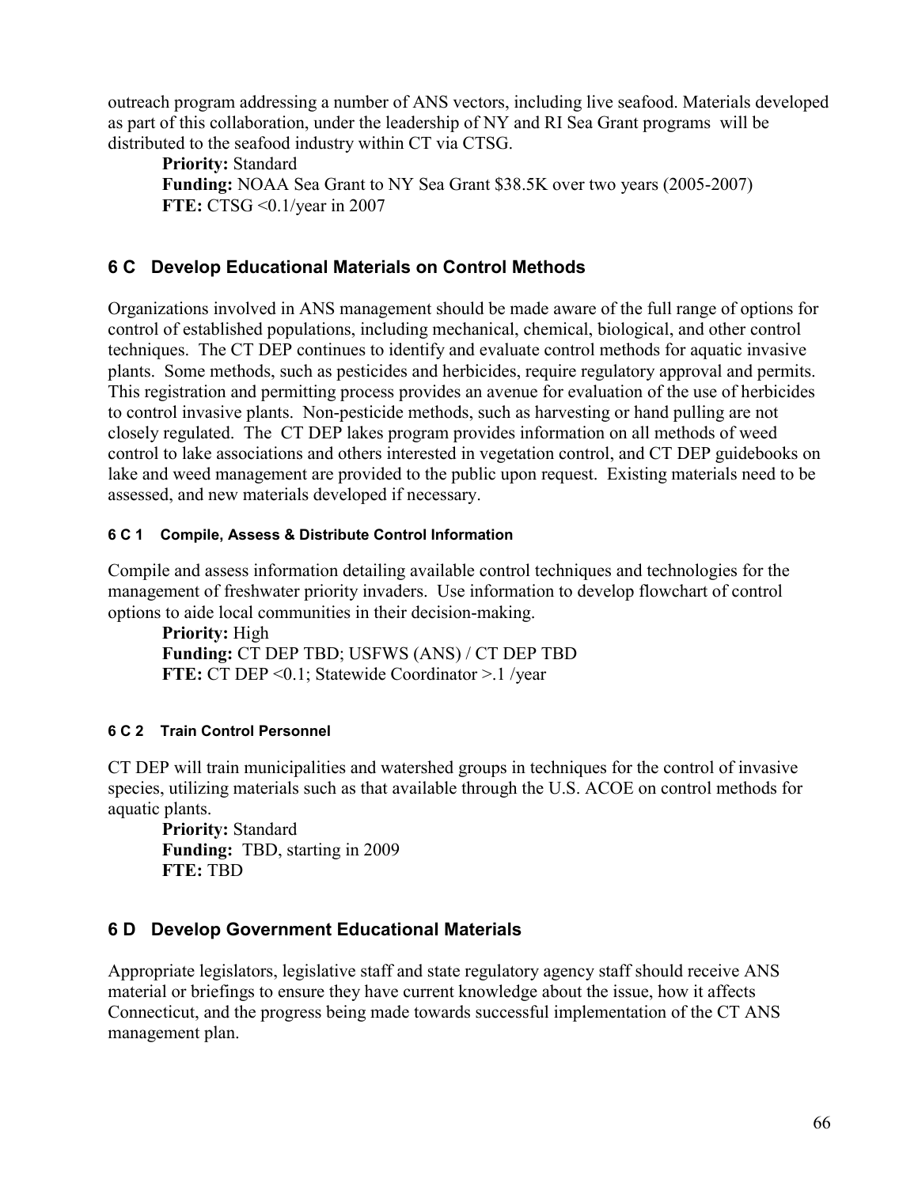outreach program addressing a number of ANS vectors, including live seafood. Materials developed as part of this collaboration, under the leadership of NY and RI Sea Grant programs will be distributed to the seafood industry within CT via CTSG.

**Priority:** Standard
**Funding:** NOAA Sea Grant to NY Sea Grant $38.5K over two years (2005-2007)
**FTE:** CTSG <0.1/year in 2007

## 6 C Develop Educational Materials on Control Methods

Organizations involved in ANS management should be made aware of the full range of options for control of established populations, including mechanical, chemical, biological, and other control techniques. The CT DEP continues to identify and evaluate control methods for aquatic invasive plants. Some methods, such as pesticides and herbicides, require regulatory approval and permits. This registration and permitting process provides an avenue for evaluation of the use of herbicides to control invasive plants. Non-pesticide methods, such as harvesting or hand pulling are not closely regulated. The CT DEP lakes program provides information on all methods of weed control to lake associations and others interested in vegetation control, and CT DEP guidebooks on lake and weed management are provided to the public upon request. Existing materials need to be assessed, and new materials developed if necessary.

#### 6 C 1 Compile, Assess & Distribute Control Information

Compile and assess information detailing available control techniques and technologies for the management of freshwater priority invaders. Use information to develop flowchart of control options to aide local communities in their decision-making.

**Priority:** High
**Funding:** CT DEP TBD; USFWS (ANS) / CT DEP TBD
**FTE:** CT DEP <0.1; Statewide Coordinator >.1 /year

#### 6 C 2 Train Control Personnel

CT DEP will train municipalities and watershed groups in techniques for the control of invasive species, utilizing materials such as that available through the U.S. ACOE on control methods for aquatic plants.

**Priority:** Standard
**Funding:** TBD, starting in 2009
**FTE:** TBD

## 6 D Develop Government Educational Materials

Appropriate legislators, legislative staff and state regulatory agency staff should receive ANS material or briefings to ensure they have current knowledge about the issue, how it affects Connecticut, and the progress being made towards successful implementation of the CT ANS management plan.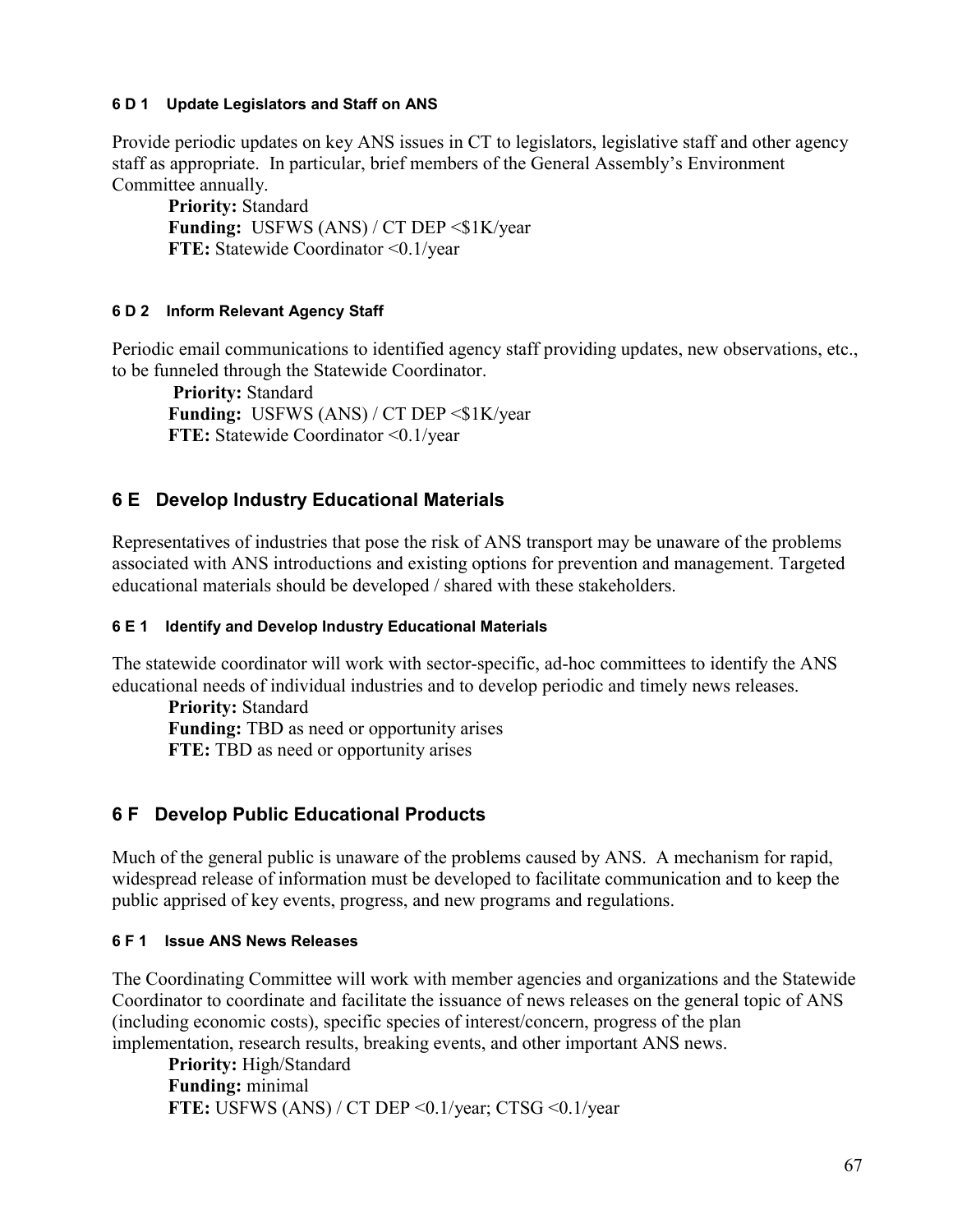#### 6 D 1 Update Legislators and Staff on ANS

Provide periodic updates on key ANS issues in CT to legislators, legislative staff and other agency staff as appropriate. In particular, brief members of the General Assembly's Environment Committee annually.

**Priority:** Standard
**Funding:** USFWS (ANS) / CT DEP <$1K/year
**FTE:** Statewide Coordinator <0.1/year

#### 6 D 2 Inform Relevant Agency Staff

Periodic email communications to identified agency staff providing updates, new observations, etc., to be funneled through the Statewide Coordinator.

**Priority:** Standard
**Funding:** USFWS (ANS) / CT DEP <$1K/year
**FTE:** Statewide Coordinator <0.1/year

### 6 E Develop Industry Educational Materials

Representatives of industries that pose the risk of ANS transport may be unaware of the problems associated with ANS introductions and existing options for prevention and management. Targeted educational materials should be developed / shared with these stakeholders.

#### 6 E 1 Identify and Develop Industry Educational Materials

The statewide coordinator will work with sector-specific, ad-hoc committees to identify the ANS educational needs of individual industries and to develop periodic and timely news releases.

**Priority:** Standard
**Funding:** TBD as need or opportunity arises
**FTE:** TBD as need or opportunity arises

### 6 F Develop Public Educational Products

Much of the general public is unaware of the problems caused by ANS. A mechanism for rapid, widespread release of information must be developed to facilitate communication and to keep the public apprised of key events, progress, and new programs and regulations.

#### 6 F 1 Issue ANS News Releases

The Coordinating Committee will work with member agencies and organizations and the Statewide Coordinator to coordinate and facilitate the issuance of news releases on the general topic of ANS (including economic costs), specific species of interest/concern, progress of the plan implementation, research results, breaking events, and other important ANS news.

**Priority:** High/Standard
**Funding:** minimal
**FTE:** USFWS (ANS) / CT DEP <0.1/year; CTSG <0.1/year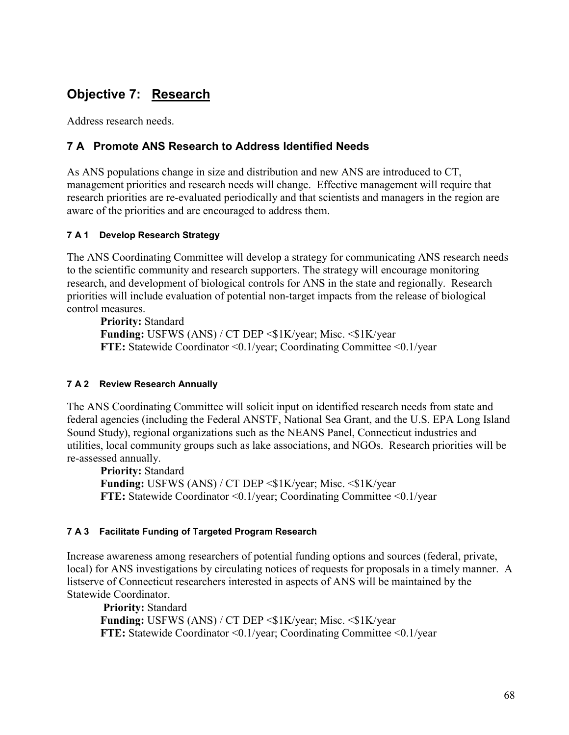## Objective 7: Research

Address research needs.

### 7 A Promote ANS Research to Address Identified Needs

As ANS populations change in size and distribution and new ANS are introduced to CT, management priorities and research needs will change. Effective management will require that research priorities are re-evaluated periodically and that scientists and managers in the region are aware of the priorities and are encouraged to address them.

#### 7 A 1 Develop Research Strategy

The ANS Coordinating Committee will develop a strategy for communicating ANS research needs to the scientific community and research supporters. The strategy will encourage monitoring research, and development of biological controls for ANS in the state and regionally. Research priorities will include evaluation of potential non-target impacts from the release of biological control measures.

**Priority:** Standard
**Funding:** USFWS (ANS) / CT DEP <$1K/year; Misc. <$1K/year
**FTE:** Statewide Coordinator <0.1/year; Coordinating Committee <0.1/year

#### 7 A 2 Review Research Annually

The ANS Coordinating Committee will solicit input on identified research needs from state and federal agencies (including the Federal ANSTF, National Sea Grant, and the U.S. EPA Long Island Sound Study), regional organizations such as the NEANS Panel, Connecticut industries and utilities, local community groups such as lake associations, and NGOs. Research priorities will be re-assessed annually.

**Priority:** Standard
**Funding:** USFWS (ANS) / CT DEP <$1K/year; Misc. <$1K/year
**FTE:** Statewide Coordinator <0.1/year; Coordinating Committee <0.1/year

#### 7 A 3 Facilitate Funding of Targeted Program Research

Increase awareness among researchers of potential funding options and sources (federal, private, local) for ANS investigations by circulating notices of requests for proposals in a timely manner. A listserve of Connecticut researchers interested in aspects of ANS will be maintained by the Statewide Coordinator.

**Priority:** Standard
**Funding:** USFWS (ANS) / CT DEP <$1K/year; Misc. <$1K/year
**FTE:** Statewide Coordinator <0.1/year; Coordinating Committee <0.1/year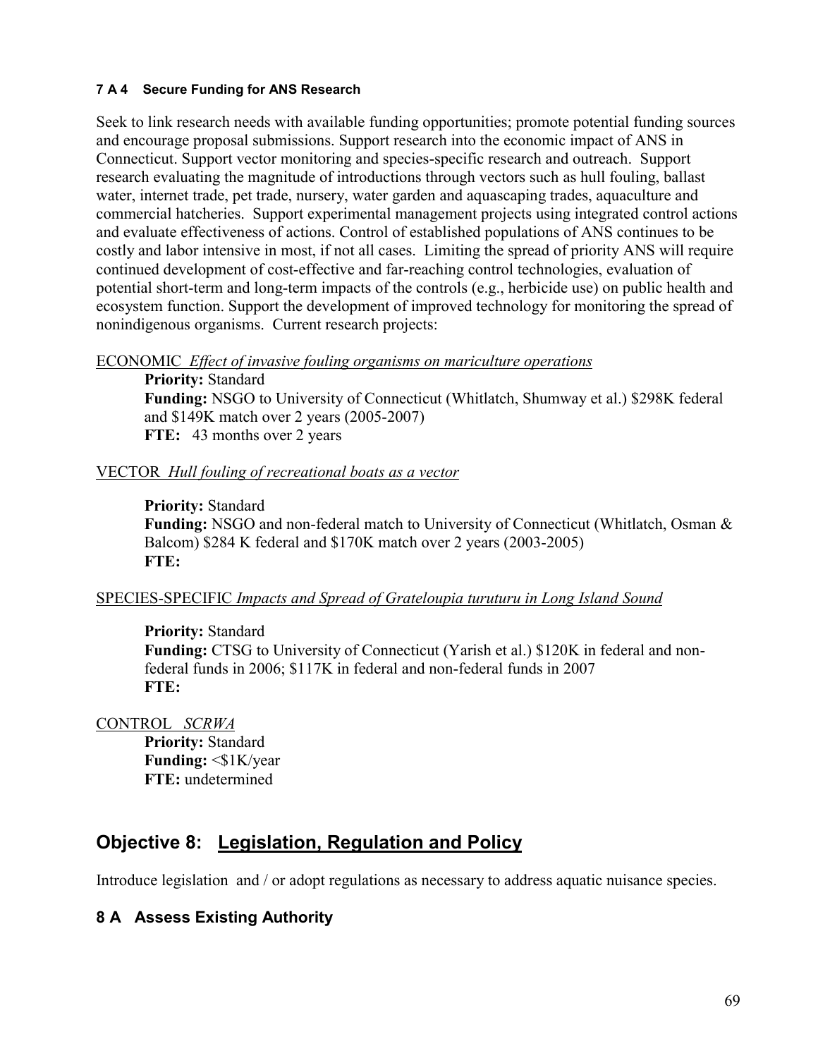#### 7 A 4 Secure Funding for ANS Research

Seek to link research needs with available funding opportunities; promote potential funding sources and encourage proposal submissions. Support research into the economic impact of ANS in Connecticut. Support vector monitoring and species-specific research and outreach. Support research evaluating the magnitude of introductions through vectors such as hull fouling, ballast water, internet trade, pet trade, nursery, water garden and aquascaping trades, aquaculture and commercial hatcheries. Support experimental management projects using integrated control actions and evaluate effectiveness of actions. Control of established populations of ANS continues to be costly and labor intensive in most, if not all cases. Limiting the spread of priority ANS will require continued development of cost-effective and far-reaching control technologies, evaluation of potential short-term and long-term impacts of the controls (e.g., herbicide use) on public health and ecosystem function. Support the development of improved technology for monitoring the spread of nonindigenous organisms. Current research projects:

ECONOMIC *Effect of invasive fouling organisms on mariculture operations*

**Priority:** Standard
**Funding:** NSGO to University of Connecticut (Whitlatch, Shumway et al.) $298K federal and $149K match over 2 years (2005-2007)
**FTE:** 43 months over 2 years

VECTOR *Hull fouling of recreational boats as a vector*

**Priority:** Standard
**Funding:** NSGO and non-federal match to University of Connecticut (Whitlatch, Osman & Balcom) $284 K federal and $170K match over 2 years (2003-2005)
**FTE:**

SPECIES-SPECIFIC *Impacts and Spread of Grateloupia turuturu in Long Island Sound*

**Priority:** Standard
**Funding:** CTSG to University of Connecticut (Yarish et al.) $120K in federal and non-federal funds in 2006; $117K in federal and non-federal funds in 2007
**FTE:**

CONTROL *SCRWA*

**Priority:** Standard
**Funding:** <$1K/year
**FTE:** undetermined

## Objective 8: Legislation, Regulation and Policy

Introduce legislation and / or adopt regulations as necessary to address aquatic nuisance species.

### 8 A Assess Existing Authority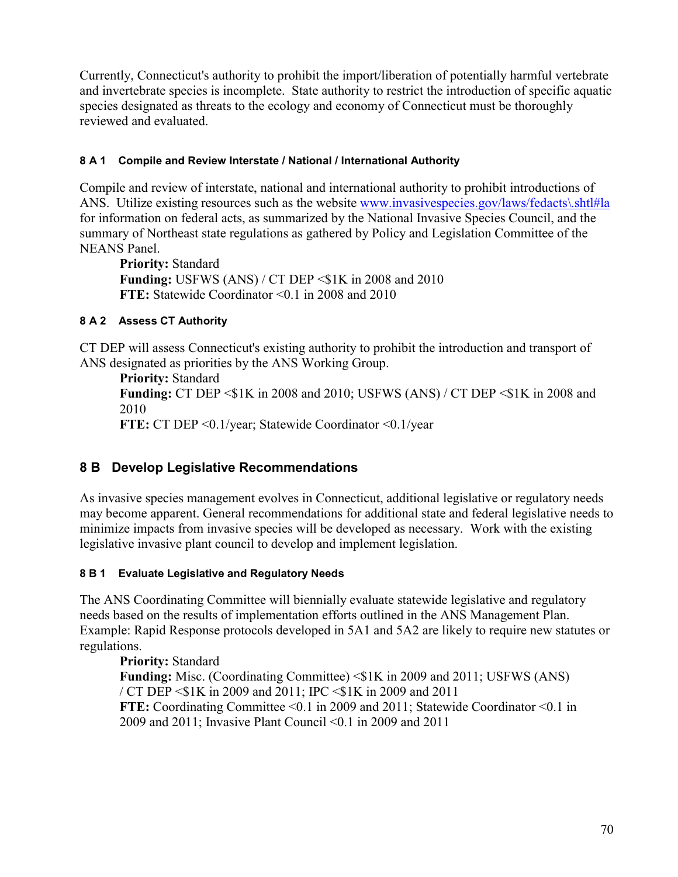Currently, Connecticut's authority to prohibit the import/liberation of potentially harmful vertebrate and invertebrate species is incomplete. State authority to restrict the introduction of specific aquatic species designated as threats to the ecology and economy of Connecticut must be thoroughly reviewed and evaluated.

#### 8 A 1 Compile and Review Interstate / National / International Authority

Compile and review of interstate, national and international authority to prohibit introductions of ANS. Utilize existing resources such as the website www.invasivespecies.gov/laws/fedacts\.shtl#la for information on federal acts, as summarized by the National Invasive Species Council, and the summary of Northeast state regulations as gathered by Policy and Legislation Committee of the NEANS Panel.

> **Priority:** Standard
> **Funding:** USFWS (ANS) / CT DEP <$1K in 2008 and 2010
> **FTE:** Statewide Coordinator <0.1 in 2008 and 2010

#### 8 A 2 Assess CT Authority

CT DEP will assess Connecticut's existing authority to prohibit the introduction and transport of ANS designated as priorities by the ANS Working Group.

> **Priority:** Standard
> **Funding:** CT DEP <$1K in 2008 and 2010; USFWS (ANS) / CT DEP <$1K in 2008 and 2010
> **FTE:** CT DEP <0.1/year; Statewide Coordinator <0.1/year

## 8 B Develop Legislative Recommendations

As invasive species management evolves in Connecticut, additional legislative or regulatory needs may become apparent. General recommendations for additional state and federal legislative needs to minimize impacts from invasive species will be developed as necessary. Work with the existing legislative invasive plant council to develop and implement legislation.

#### 8 B 1 Evaluate Legislative and Regulatory Needs

The ANS Coordinating Committee will biennially evaluate statewide legislative and regulatory needs based on the results of implementation efforts outlined in the ANS Management Plan. Example: Rapid Response protocols developed in 5A1 and 5A2 are likely to require new statutes or regulations.

> **Priority:** Standard
> **Funding:** Misc. (Coordinating Committee) <$1K in 2009 and 2011; USFWS (ANS) / CT DEP <$1K in 2009 and 2011; IPC <$1K in 2009 and 2011
> **FTE:** Coordinating Committee <0.1 in 2009 and 2011; Statewide Coordinator <0.1 in 2009 and 2011; Invasive Plant Council <0.1 in 2009 and 2011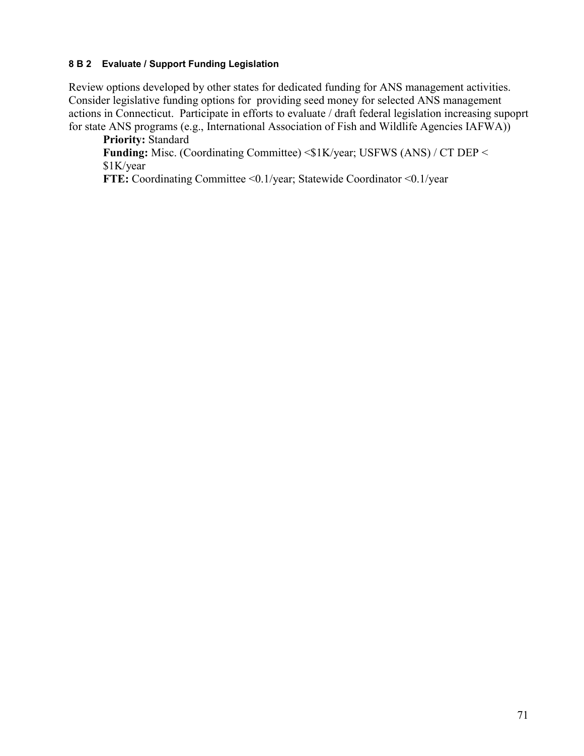#### 8 B 2 Evaluate / Support Funding Legislation

Review options developed by other states for dedicated funding for ANS management activities. Consider legislative funding options for providing seed money for selected ANS management actions in Connecticut. Participate in efforts to evaluate / draft federal legislation increasing supoprt for state ANS programs (e.g., International Association of Fish and Wildlife Agencies IAFWA))

**Priority:** Standard
**Funding:** Misc. (Coordinating Committee) <$1K/year; USFWS (ANS) / CT DEP < $1K/year
**FTE:** Coordinating Committee <0.1/year; Statewide Coordinator <0.1/year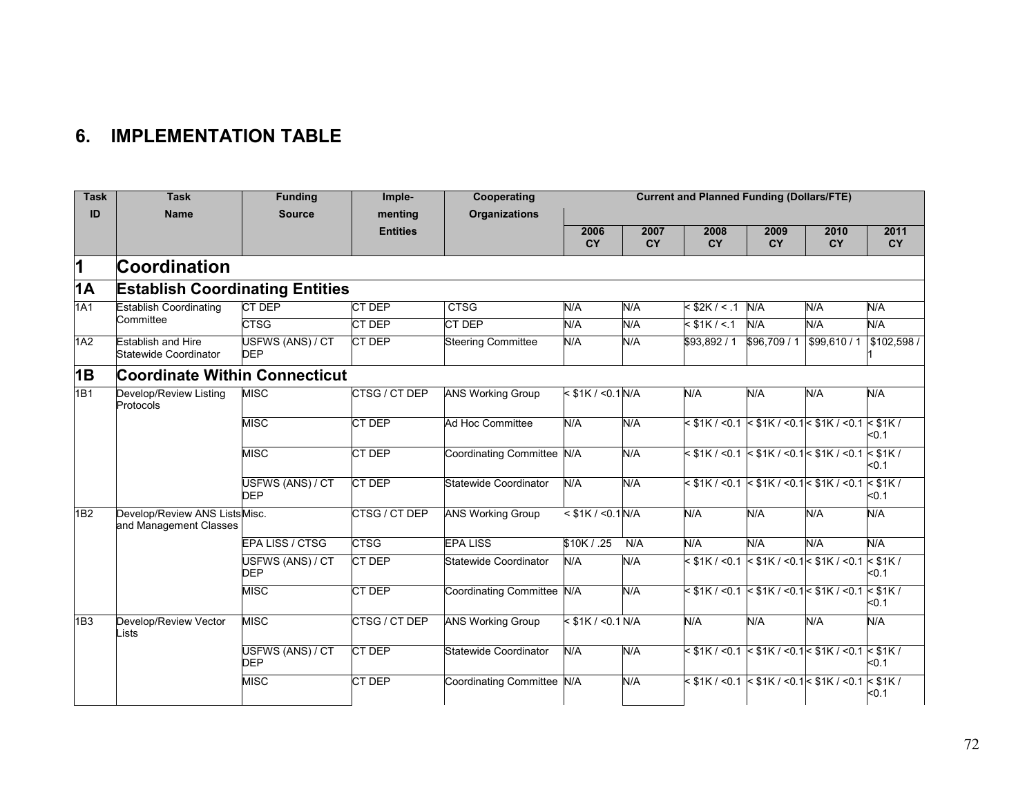# 6. IMPLEMENTATION TABLE

| Task ID | Task Name | Funding Source | Imple-menting Entities | Cooperating Organizations | Current and Planned Funding (Dollars/FTE) | | | | | |
|---|---|---|---|---|---|---|---|---|---|---|
| | | | | | 2006 CY | 2007 CY | 2008 CY | 2009 CY | 2010 CY | 2011 CY |
| **1** | **Coordination** | | | | | | | | | |
| **1A** | **Establish Coordinating Entities** | | | | | | | | | |
| 1A1 | Establish Coordinating Committee | CT DEP | CT DEP | CTSG | N/A | N/A | < $2K / < .1 | N/A | N/A | N/A |
| | | CTSG | CT DEP | CT DEP | N/A | N/A | < $1K / <.1 | N/A | N/A | N/A |
| 1A2 | Establish and Hire Statewide Coordinator | USFWS (ANS) / CT DEP | CT DEP | Steering Committee | N/A | N/A | $93,892 / 1 | $96,709 / 1 | $99,610 / 1 | $102,598 / 1 |
| **1B** | **Coordinate Within Connecticut** | | | | | | | | | |
| 1B1 | Develop/Review Listing Protocols | MISC | CTSG / CT DEP | ANS Working Group | < $1K / <0.1 | N/A | N/A | N/A | N/A | N/A |
| | | MISC | CT DEP | Ad Hoc Committee | N/A | N/A | < $1K / <0.1 | < $1K / <0.1 | < $1K / <0.1 | < $1K / <0.1 |
| | | MISC | CT DEP | Coordinating Committee | N/A | N/A | < $1K / <0.1 | < $1K / <0.1 | < $1K / <0.1 | < $1K / <0.1 |
| | | USFWS (ANS) / CT DEP | CT DEP | Statewide Coordinator | N/A | N/A | < $1K / <0.1 | < $1K / <0.1 | < $1K / <0.1 | < $1K / <0.1 |
| 1B2 | Develop/Review ANS Lists and Management Classes | Misc. | CTSG / CT DEP | ANS Working Group | < $1K / <0.1 | N/A | N/A | N/A | N/A | N/A |
| | | EPA LISS / CTSG | CTSG | EPA LISS | $10K / .25 | N/A | N/A | N/A | N/A | N/A |
| | | USFWS (ANS) / CT DEP | CT DEP | Statewide Coordinator | N/A | N/A | < $1K / <0.1 | < $1K / <0.1 | < $1K / <0.1 | < $1K / <0.1 |
| | | MISC | CT DEP | Coordinating Committee | N/A | N/A | < $1K / <0.1 | < $1K / <0.1 | < $1K / <0.1 | < $1K / <0.1 |
| 1B3 | Develop/Review Vector Lists | MISC | CTSG / CT DEP | ANS Working Group | < $1K / <0.1 | N/A | N/A | N/A | N/A | N/A |
| | | USFWS (ANS) / CT DEP | CT DEP | Statewide Coordinator | N/A | N/A | < $1K / <0.1 | < $1K / <0.1 | < $1K / <0.1 | < $1K / <0.1 |
| | | MISC | CT DEP | Coordinating Committee | N/A | N/A | < $1K / <0.1 | < $1K / <0.1 | < $1K / <0.1 | < $1K / <0.1 |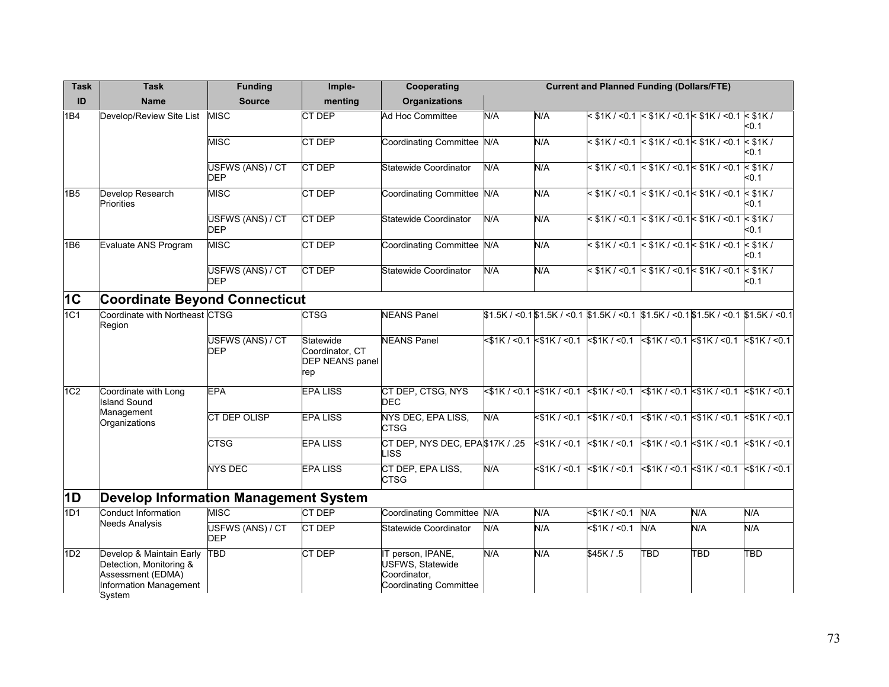| Task ID | Task Name | Funding Source | Imple-menting | Cooperating Organizations | Current and Planned Funding (Dollars/FTE) | | | | | |
|---|---|---|---|---|---|---|---|---|---|---|
| 1B4 | Develop/Review Site List | MISC | CT DEP | Ad Hoc Committee | N/A | N/A | < $1K / <0.1 | < $1K / <0.1 | < $1K / <0.1 | < $1K / <0.1 |
| | | MISC | CT DEP | Coordinating Committee | N/A | N/A | < $1K / <0.1 | < $1K / <0.1 | < $1K / <0.1 | < $1K / <0.1 |
| | | USFWS (ANS) / CT DEP | CT DEP | Statewide Coordinator | N/A | N/A | < $1K / <0.1 | < $1K / <0.1 | < $1K / <0.1 | < $1K / <0.1 |
| 1B5 | Develop Research Priorities | MISC | CT DEP | Coordinating Committee | N/A | N/A | < $1K / <0.1 | < $1K / <0.1 | < $1K / <0.1 | < $1K / <0.1 |
| | | USFWS (ANS) / CT DEP | CT DEP | Statewide Coordinator | N/A | N/A | < $1K / <0.1 | < $1K / <0.1 | < $1K / <0.1 | < $1K / <0.1 |
| 1B6 | Evaluate ANS Program | MISC | CT DEP | Coordinating Committee | N/A | N/A | < $1K / <0.1 | < $1K / <0.1 | < $1K / <0.1 | < $1K / <0.1 |
| | | USFWS (ANS) / CT DEP | CT DEP | Statewide Coordinator | N/A | N/A | < $1K / <0.1 | < $1K / <0.1 | < $1K / <0.1 | < $1K / <0.1 |
| **1C** | **Coordinate Beyond Connecticut** | | | | | | | | | |
| 1C1 | Coordinate with Northeast Region | CTSG | CTSG | NEANS Panel | $1.5K / <0.1 | $1.5K / <0.1 | $1.5K / <0.1 | $1.5K / <0.1 | $1.5K / <0.1 | $1.5K / <0.1 |
| | | USFWS (ANS) / CT DEP | Statewide Coordinator, CT DEP NEANS panel rep | NEANS Panel | <$1K / <0.1 | <$1K / <0.1 | <$1K / <0.1 | <$1K / <0.1 | <$1K / <0.1 | <$1K / <0.1 |
| 1C2 | Coordinate with Long Island Sound Management Organizations | EPA | EPA LISS | CT DEP, CTSG, NYS DEC | <$1K / <0.1 | <$1K / <0.1 | <$1K / <0.1 | <$1K / <0.1 | <$1K / <0.1 | <$1K / <0.1 |
| | | CT DEP OLISP | EPA LISS | NYS DEC, EPA LISS, CTSG | N/A | <$1K / <0.1 | <$1K / <0.1 | <$1K / <0.1 | <$1K / <0.1 | <$1K / <0.1 |
| | | CTSG | EPA LISS | CT DEP, NYS DEC, EPA LISS | $17K / .25 | <$1K / <0.1 | <$1K / <0.1 | <$1K / <0.1 | <$1K / <0.1 | <$1K / <0.1 |
| | | NYS DEC | EPA LISS | CT DEP, EPA LISS, CTSG | N/A | <$1K / <0.1 | <$1K / <0.1 | <$1K / <0.1 | <$1K / <0.1 | <$1K / <0.1 |
| **1D** | **Develop Information Management System** | | | | | | | | | |
| 1D1 | Conduct Information Needs Analysis | MISC | CT DEP | Coordinating Committee | N/A | N/A | <$1K / <0.1 | N/A | N/A | N/A |
| | | USFWS (ANS) / CT DEP | CT DEP | Statewide Coordinator | N/A | N/A | <$1K / <0.1 | N/A | N/A | N/A |
| 1D2 | Develop & Maintain Early Detection, Monitoring & Assessment (EDMA) Information Management System | TBD | CT DEP | IT person, IPANE, USFWS, Statewide Coordinator, Coordinating Committee | N/A | N/A | $45K / .5 | TBD | TBD | TBD |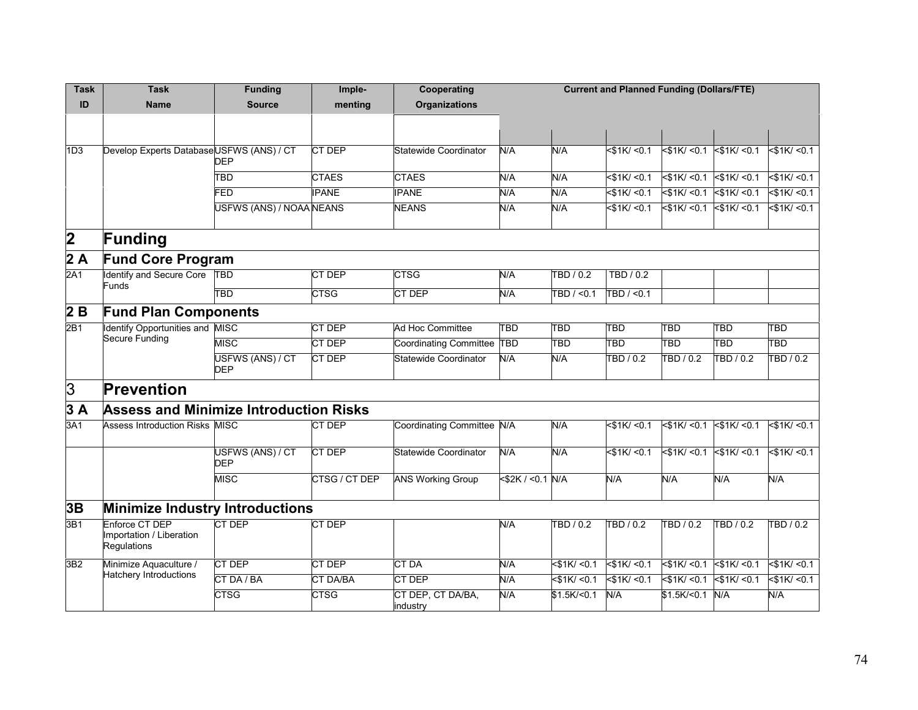| Task ID | Task Name | Funding Source | Imple-menting | Cooperating Organizations | Current and Planned Funding (Dollars/FTE) | | | | | |
|---|---|---|---|---|---|---|---|---|---|---|
| | | | | | | | | | | |
| 1D3 | Develop Experts Database | USFWS (ANS) / CT DEP | CT DEP | Statewide Coordinator | N/A | N/A | <$1K/ <0.1 | <$1K/ <0.1 | <$1K/ <0.1 | <$1K/ <0.1 |
| | | TBD | CTAES | CTAES | N/A | N/A | <$1K/ <0.1 | <$1K/ <0.1 | <$1K/ <0.1 | <$1K/ <0.1 |
| | | FED | IPANE | IPANE | N/A | N/A | <$1K/ <0.1 | <$1K/ <0.1 | <$1K/ <0.1 | <$1K/ <0.1 |
| | | USFWS (ANS) / NOAA | NEANS | NEANS | N/A | N/A | <$1K/ <0.1 | <$1K/ <0.1 | <$1K/ <0.1 | <$1K/ <0.1 |
| **2** | **Funding** | | | | | | | | | |
| **2 A** | **Fund Core Program** | | | | | | | | | |
| 2A1 | Identify and Secure Core Funds | TBD | CT DEP | CTSG | N/A | TBD / 0.2 | TBD / 0.2 | | | |
| | | TBD | CTSG | CT DEP | N/A | TBD / <0.1 | TBD / <0.1 | | | |
| **2 B** | **Fund Plan Components** | | | | | | | | | |
| 2B1 | Identify Opportunities and Secure Funding | MISC | CT DEP | Ad Hoc Committee | TBD | TBD | TBD | TBD | TBD | TBD |
| | | MISC | CT DEP | Coordinating Committee | TBD | TBD | TBD | TBD | TBD | TBD |
| | | USFWS (ANS) / CT DEP | CT DEP | Statewide Coordinator | N/A | N/A | TBD / 0.2 | TBD / 0.2 | TBD / 0.2 | TBD / 0.2 |
| 3 | **Prevention** | | | | | | | | | |
| **3 A** | **Assess and Minimize Introduction Risks** | | | | | | | | | |
| 3A1 | Assess Introduction Risks | MISC | CT DEP | Coordinating Committee | N/A | N/A | <$1K/ <0.1 | <$1K/ <0.1 | <$1K/ <0.1 | <$1K/ <0.1 |
| | | USFWS (ANS) / CT DEP | CT DEP | Statewide Coordinator | N/A | N/A | <$1K/ <0.1 | <$1K/ <0.1 | <$1K/ <0.1 | <$1K/ <0.1 |
| | | MISC | CTSG / CT DEP | ANS Working Group | <$2K / <0.1 | N/A | N/A | N/A | N/A | N/A |
| **3B** | **Minimize Industry Introductions** | | | | | | | | | |
| 3B1 | Enforce CT DEP Importation / Liberation Regulations | CT DEP | CT DEP | | N/A | TBD / 0.2 | TBD / 0.2 | TBD / 0.2 | TBD / 0.2 | TBD / 0.2 |
| 3B2 | Minimize Aquaculture / Hatchery Introductions | CT DEP | CT DEP | CT DA | N/A | <$1K/ <0.1 | <$1K/ <0.1 | <$1K/ <0.1 | <$1K/ <0.1 | <$1K/ <0.1 |
| | | CT DA / BA | CT DA/BA | CT DEP | N/A | <$1K/ <0.1 | <$1K/ <0.1 | <$1K/ <0.1 | <$1K/ <0.1 | <$1K/ <0.1 |
| | | CTSG | CTSG | CT DEP, CT DA/BA, industry | N/A | $1.5K/<0.1 | N/A | $1.5K/<0.1 | N/A | N/A |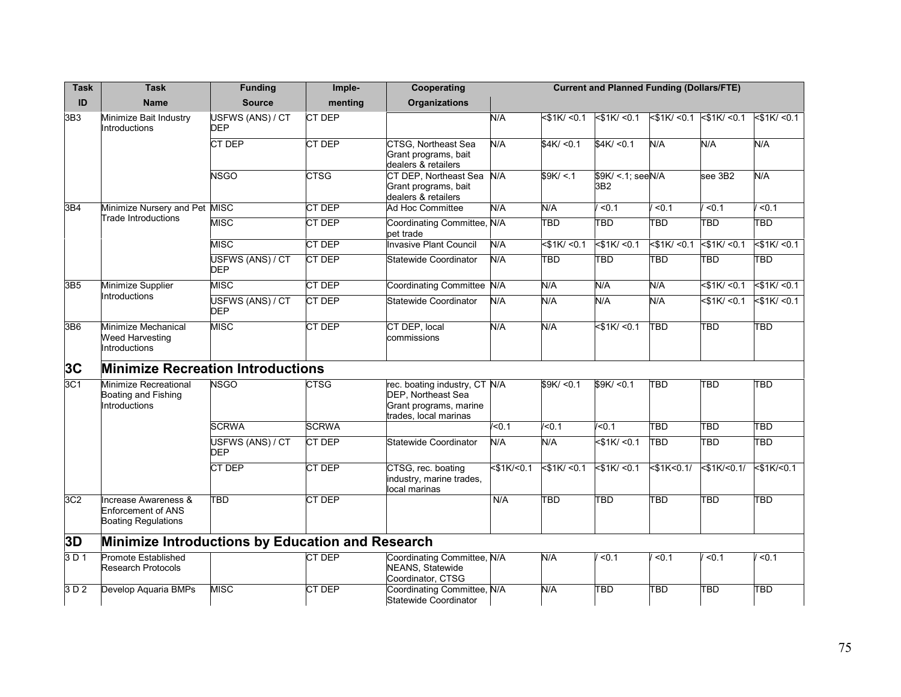| Task ID | Task Name | Funding Source | Imple-menting | Cooperating Organizations | Current and Planned Funding (Dollars/FTE) | | | | | |
|---|---|---|---|---|---|---|---|---|---|---|
| 3B3 | Minimize Bait Industry Introductions | USFWS (ANS) / CT DEP | CT DEP | | N/A | <$1K/ <0.1 | <$1K/ <0.1 | <$1K/ <0.1 | <$1K/ <0.1 | <$1K/ <0.1 |
| | | CT DEP | CT DEP | CTSG, Northeast Sea Grant programs, bait dealers & retailers | N/A | $4K/ <0.1 | $4K/ <0.1 | N/A | N/A | N/A |
| | | NSGO | CTSG | CT DEP, Northeast Sea Grant programs, bait dealers & retailers | N/A | $9K/ <.1 | $9K/ <.1; see 3B2 | N/A | see 3B2 | N/A |
| 3B4 | Minimize Nursery and Pet Trade Introductions | MISC | CT DEP | Ad Hoc Committee | N/A | N/A | / <0.1 | / <0.1 | / <0.1 | / <0.1 |
| | | MISC | CT DEP | Coordinating Committee, pet trade | N/A | TBD | TBD | TBD | TBD | TBD |
| | | MISC | CT DEP | Invasive Plant Council | N/A | <$1K/ <0.1 | <$1K/ <0.1 | <$1K/ <0.1 | <$1K/ <0.1 | <$1K/ <0.1 |
| | | USFWS (ANS) / CT DEP | CT DEP | Statewide Coordinator | N/A | TBD | TBD | TBD | TBD | TBD |
| 3B5 | Minimize Supplier Introductions | MISC | CT DEP | Coordinating Committee | N/A | N/A | N/A | N/A | <$1K/ <0.1 | <$1K/ <0.1 |
| | | USFWS (ANS) / CT DEP | CT DEP | Statewide Coordinator | N/A | N/A | N/A | N/A | <$1K/ <0.1 | <$1K/ <0.1 |
| 3B6 | Minimize Mechanical Weed Harvesting Introductions | MISC | CT DEP | CT DEP, local commissions | N/A | N/A | <$1K/ <0.1 | TBD | TBD | TBD |
| **3C** | **Minimize Recreation Introductions** | | | | | | | | | |
| 3C1 | Minimize Recreational Boating and Fishing Introductions | NSGO | CTSG | rec. boating industry, CT DEP, Northeast Sea Grant programs, marine trades, local marinas | N/A | $9K/ <0.1 | $9K/ <0.1 | TBD | TBD | TBD |
| | | SCRWA | SCRWA | | /<0.1 | /<0.1 | /<0.1 | TBD | TBD | TBD |
| | | USFWS (ANS) / CT DEP | CT DEP | Statewide Coordinator | N/A | N/A | <$1K/ <0.1 | TBD | TBD | TBD |
| | | CT DEP | CT DEP | CTSG, rec. boating industry, marine trades, local marinas | <$1K/<0.1 | <$1K/ <0.1 | <$1K/ <0.1 | <$1K<0.1/ | <$1K/<0.1/ | <$1K/<0.1 |
| 3C2 | Increase Awareness & Enforcement of ANS Boating Regulations | TBD | CT DEP | | N/A | TBD | TBD | TBD | TBD | TBD |
| **3D** | **Minimize Introductions by Education and Research** | | | | | | | | | |
| 3 D 1 | Promote Established Research Protocols | | CT DEP | Coordinating Committee, NEANS, Statewide Coordinator, CTSG | N/A | N/A | / <0.1 | / <0.1 | / <0.1 | / <0.1 |
| 3 D 2 | Develop Aquaria BMPs | MISC | CT DEP | Coordinating Committee, Statewide Coordinator | N/A | N/A | TBD | TBD | TBD | TBD |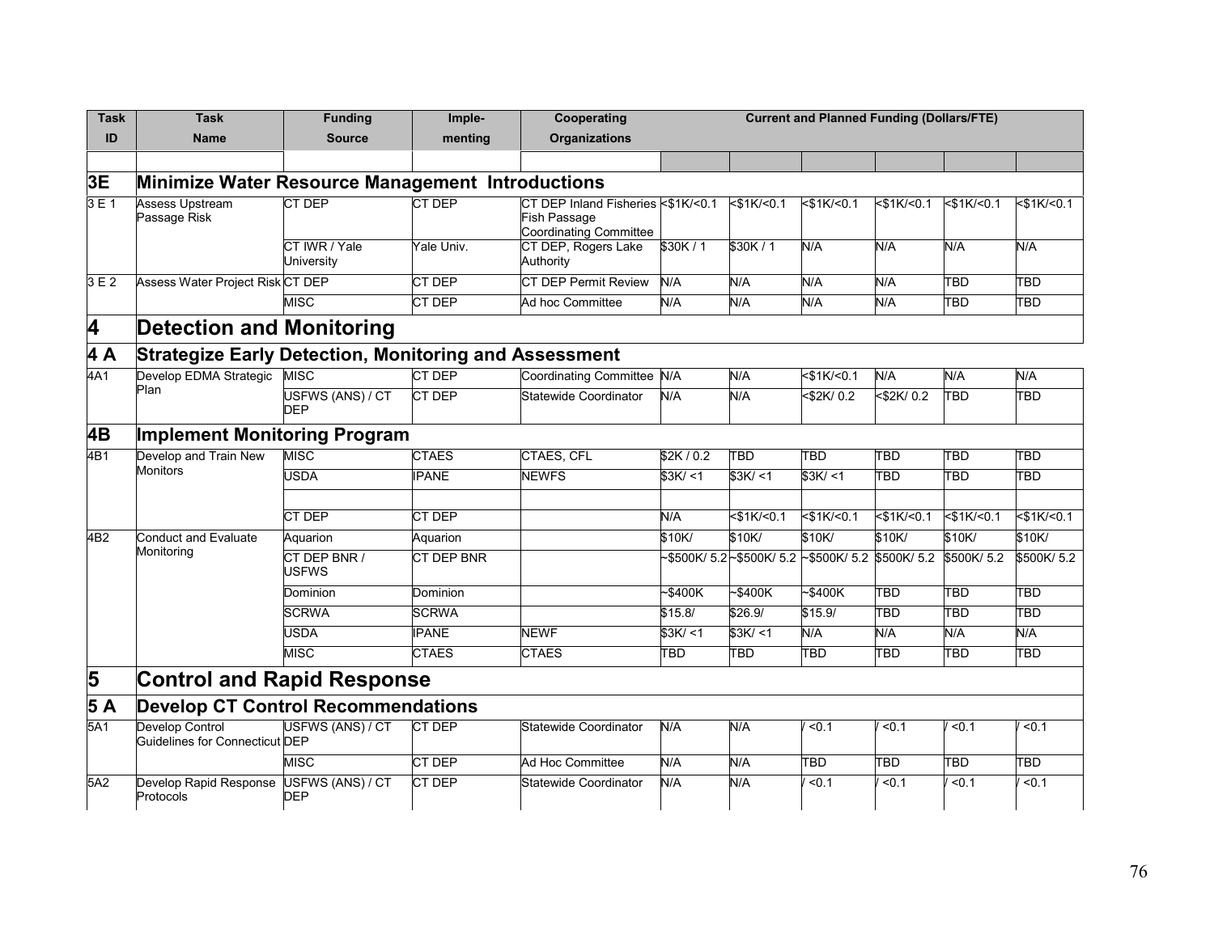| Task ID | Task Name | Funding Source | Imple-menting | Cooperating Organizations | Current and Planned Funding (Dollars/FTE) | | | | | |
|---|---|---|---|---|---|---|---|---|---|---|
| | | | | | | | | | | |
| **3E** | **Minimize Water Resource Management Introductions** | | | | | | | | | |
| 3 E 1 | Assess Upstream Passage Risk | CT DEP | CT DEP | CT DEP Inland Fisheries Fish Passage Coordinating Committee | <$1K/<0.1 | <$1K/<0.1 | <$1K/<0.1 | <$1K/<0.1 | <$1K/<0.1 | <$1K/<0.1 |
| | | CT IWR / Yale University | Yale Univ. | CT DEP, Rogers Lake Authority | $30K / 1 | $30K / 1 | N/A | N/A | N/A | N/A |
| 3 E 2 | Assess Water Project Risk | CT DEP | CT DEP | CT DEP Permit Review | N/A | N/A | N/A | N/A | TBD | TBD |
| | | MISC | CT DEP | Ad hoc Committee | N/A | N/A | N/A | N/A | TBD | TBD |
| **4** | **Detection and Monitoring** | | | | | | | | | |
| **4 A** | **Strategize Early Detection, Monitoring and Assessment** | | | | | | | | | |
| 4A1 | Develop EDMA Strategic Plan | MISC | CT DEP | Coordinating Committee | N/A | N/A | <$1K/<0.1 | N/A | N/A | N/A |
| | | USFWS (ANS) / CT DEP | CT DEP | Statewide Coordinator | N/A | N/A | <$2K/ 0.2 | <$2K/ 0.2 | TBD | TBD |
| **4B** | **Implement Monitoring Program** | | | | | | | | | |
| 4B1 | Develop and Train New Monitors | MISC | CTAES | CTAES, CFL | $2K / 0.2 | TBD | TBD | TBD | TBD | TBD |
| | | USDA | IPANE | NEWFS | $3K/ <1 | $3K/ <1 | $3K/ <1 | TBD | TBD | TBD |
| | | | | | | | | | | |
| | | CT DEP | CT DEP | | N/A | <$1K/<0.1 | <$1K/<0.1 | <$1K/<0.1 | <$1K/<0.1 | <$1K/<0.1 |
| 4B2 | Conduct and Evaluate Monitoring | Aquarion | Aquarion | | $10K/ | $10K/ | $10K/ | $10K/ | $10K/ | $10K/ |
| | | CT DEP BNR / USFWS | CT DEP BNR | | ~$500K/ 5.2 | ~$500K/ 5.2 | ~$500K/ 5.2 | $500K/ 5.2 | $500K/ 5.2 | $500K/ 5.2 |
| | | Dominion | Dominion | | ~$400K | ~$400K | ~$400K | TBD | TBD | TBD |
| | | SCRWA | SCRWA | | $15.8/ | $26.9/ | $15.9/ | TBD | TBD | TBD |
| | | USDA | IPANE | NEWF | $3K/ <1 | $3K/ <1 | N/A | N/A | N/A | N/A |
| | | MISC | CTAES | CTAES | TBD | TBD | TBD | TBD | TBD | TBD |
| **5** | **Control and Rapid Response** | | | | | | | | | |
| **5 A** | **Develop CT Control Recommendations** | | | | | | | | | |
| 5A1 | Develop Control Guidelines for Connecticut | USFWS (ANS) / CT DEP | CT DEP | Statewide Coordinator | N/A | N/A | / <0.1 | / <0.1 | / <0.1 | / <0.1 |
| | | MISC | CT DEP | Ad Hoc Committee | N/A | N/A | TBD | TBD | TBD | TBD |
| 5A2 | Develop Rapid Response Protocols | USFWS (ANS) / CT DEP | CT DEP | Statewide Coordinator | N/A | N/A | / <0.1 | / <0.1 | / <0.1 | / <0.1 |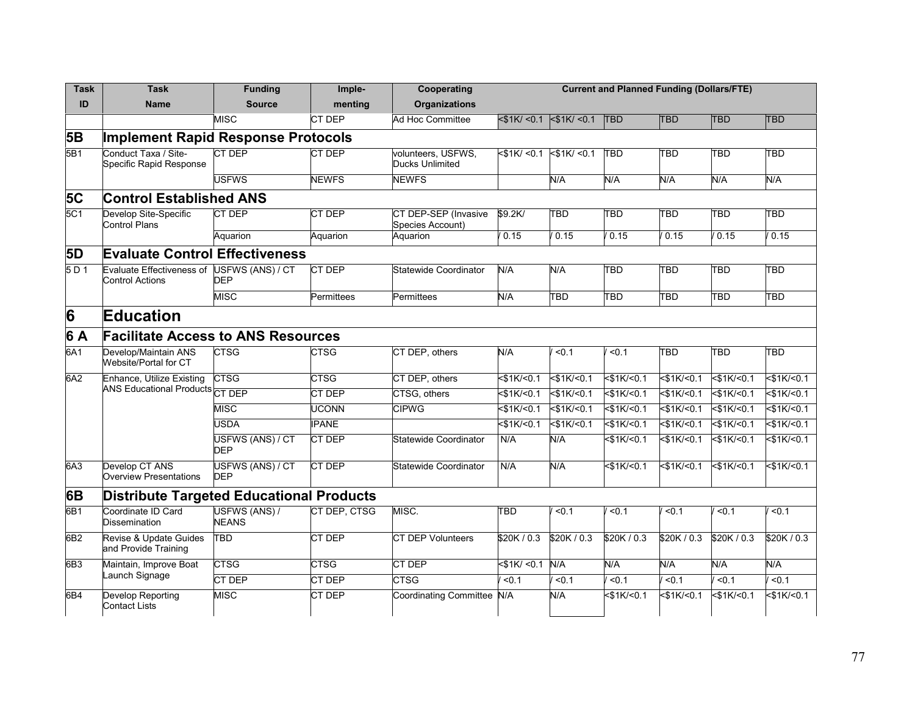| Task ID | Task Name | Funding Source | Imple-menting | Cooperating Organizations | Current and Planned Funding (Dollars/FTE) | | | | | |
|---|---|---|---|---|---|---|---|---|---|---|
| | | MISC | CT DEP | Ad Hoc Committee | <$1K/ <0.1 | <$1K/ <0.1 | TBD | TBD | TBD | TBD |
| **5B** | **Implement Rapid Response Protocols** | | | | | | | | | |
| 5B1 | Conduct Taxa / Site-Specific Rapid Response | CT DEP | CT DEP | volunteers, USFWS, Ducks Unlimited | <$1K/ <0.1 | <$1K/ <0.1 | TBD | TBD | TBD | TBD |
| | | USFWS | NEWFS | NEWFS | | N/A | N/A | N/A | N/A | N/A |
| **5C** | **Control Established ANS** | | | | | | | | | |
| 5C1 | Develop Site-Specific Control Plans | CT DEP | CT DEP | CT DEP-SEP (Invasive Species Account) | $9.2K/ | TBD | TBD | TBD | TBD | TBD |
| | | Aquarion | Aquarion | Aquarion | / 0.15 | / 0.15 | / 0.15 | / 0.15 | / 0.15 | / 0.15 |
| **5D** | **Evaluate Control Effectiveness** | | | | | | | | | |
| 5 D 1 | Evaluate Effectiveness of Control Actions | USFWS (ANS) / CT DEP | CT DEP | Statewide Coordinator | N/A | N/A | TBD | TBD | TBD | TBD |
| | | MISC | Permittees | Permittees | N/A | TBD | TBD | TBD | TBD | TBD |
| **6** | **Education** | | | | | | | | | |
| **6 A** | **Facilitate Access to ANS Resources** | | | | | | | | | |
| 6A1 | Develop/Maintain ANS Website/Portal for CT | CTSG | CTSG | CT DEP, others | N/A | / <0.1 | / <0.1 | TBD | TBD | TBD |
| 6A2 | Enhance, Utilize Existing ANS Educational Products | CTSG | CTSG | CT DEP, others | <$1K/<0.1 | <$1K/<0.1 | <$1K/<0.1 | <$1K/<0.1 | <$1K/<0.1 | <$1K/<0.1 |
| | | CT DEP | CT DEP | CTSG, others | <$1K/<0.1 | <$1K/<0.1 | <$1K/<0.1 | <$1K/<0.1 | <$1K/<0.1 | <$1K/<0.1 |
| | | MISC | UCONN | CIPWG | <$1K/<0.1 | <$1K/<0.1 | <$1K/<0.1 | <$1K/<0.1 | <$1K/<0.1 | <$1K/<0.1 |
| | | USDA | IPANE | | <$1K/<0.1 | <$1K/<0.1 | <$1K/<0.1 | <$1K/<0.1 | <$1K/<0.1 | <$1K/<0.1 |
| | | USFWS (ANS) / CT DEP | CT DEP | Statewide Coordinator | N/A | N/A | <$1K/<0.1 | <$1K/<0.1 | <$1K/<0.1 | <$1K/<0.1 |
| 6A3 | Develop CT ANS Overview Presentations | USFWS (ANS) / CT DEP | CT DEP | Statewide Coordinator | N/A | N/A | <$1K/<0.1 | <$1K/<0.1 | <$1K/<0.1 | <$1K/<0.1 |
| **6B** | **Distribute Targeted Educational Products** | | | | | | | | | |
| 6B1 | Coordinate ID Card Dissemination | USFWS (ANS) / NEANS | CT DEP, CTSG | MISC. | TBD | / <0.1 | / <0.1 | / <0.1 | / <0.1 | / <0.1 |
| 6B2 | Revise & Update Guides and Provide Training | TBD | CT DEP | CT DEP Volunteers | $20K / 0.3 | $20K / 0.3 | $20K / 0.3 | $20K / 0.3 | $20K / 0.3 | $20K / 0.3 |
| 6B3 | Maintain, Improve Boat Launch Signage | CTSG | CTSG | CT DEP | <$1K/ <0.1 | N/A | N/A | N/A | N/A | N/A |
| | | CT DEP | CT DEP | CTSG | / <0.1 | / <0.1 | / <0.1 | / <0.1 | / <0.1 | / <0.1 |
| 6B4 | Develop Reporting Contact Lists | MISC | CT DEP | Coordinating Committee | N/A | N/A | <$1K/<0.1 | <$1K/<0.1 | <$1K/<0.1 | <$1K/<0.1 |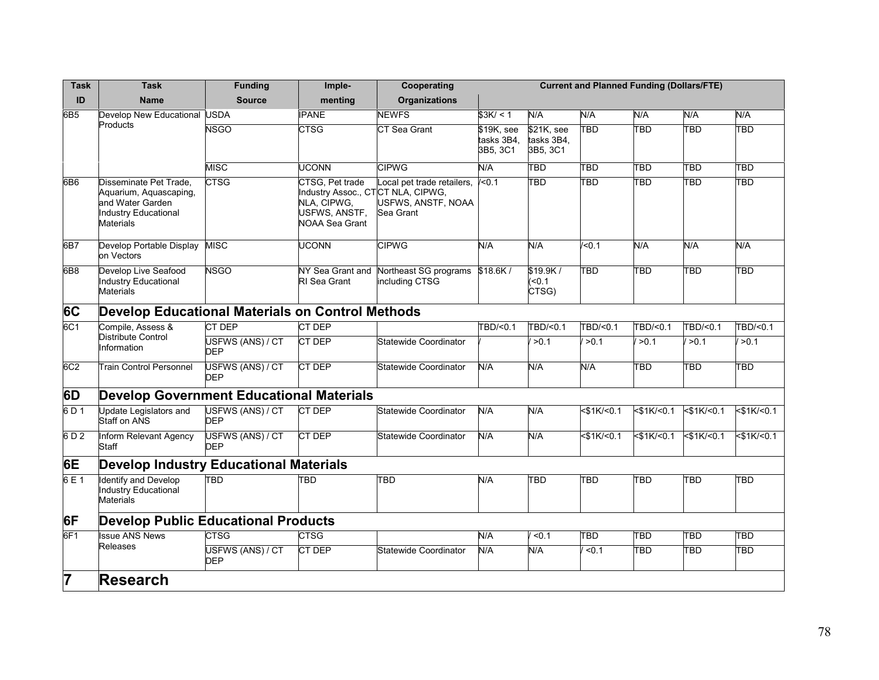| Task ID | Task Name | Funding Source | Imple-menting | Cooperating Organizations | Current and Planned Funding (Dollars/FTE) | | | | | |
|---|---|---|---|---|---|---|---|---|---|---|
| 6B5 | Develop New Educational Products | USDA | IPANE | NEWFS | $3K/ < 1 | N/A | N/A | N/A | N/A | N/A |
| | | NSGO | CTSG | CT Sea Grant | $19K, see tasks 3B4, 3B5, 3C1 | $21K, see tasks 3B4, 3B5, 3C1 | TBD | TBD | TBD | TBD |
| | | MISC | UCONN | CIPWG | N/A | TBD | TBD | TBD | TBD | TBD |
| 6B6 | Disseminate Pet Trade, Aquarium, Aquascaping, and Water Garden Industry Educational Materials | CTSG | CTSG, Pet trade Industry Assoc., CT NLA, CIPWG, USFWS, ANSTF, NOAA Sea Grant | Local pet trade retailers, CT NLA, CIPWG, USFWS, ANSTF, NOAA Sea Grant | /<0.1 | TBD | TBD | TBD | TBD | TBD |
| 6B7 | Develop Portable Display on Vectors | MISC | UCONN | CIPWG | N/A | N/A | /<0.1 | N/A | N/A | N/A |
| 6B8 | Develop Live Seafood Industry Educational Materials | NSGO | NY Sea Grant and RI Sea Grant | Northeast SG programs including CTSG | $18.6K / | $19.9K / (<0.1 CTSG) | TBD | TBD | TBD | TBD |
| **6C** | **Develop Educational Materials on Control Methods** | | | | | | | | | |
| 6C1 | Compile, Assess & Distribute Control Information | CT DEP | CT DEP | | TBD/<0.1 | TBD/<0.1 | TBD/<0.1 | TBD/<0.1 | TBD/<0.1 | TBD/<0.1 |
| | | USFWS (ANS) / CT DEP | CT DEP | Statewide Coordinator | / | / >0.1 | / >0.1 | / >0.1 | / >0.1 | / >0.1 |
| 6C2 | Train Control Personnel | USFWS (ANS) / CT DEP | CT DEP | Statewide Coordinator | N/A | N/A | N/A | TBD | TBD | TBD |
| **6D** | **Develop Government Educational Materials** | | | | | | | | | |
| 6 D 1 | Update Legislators and Staff on ANS | USFWS (ANS) / CT DEP | CT DEP | Statewide Coordinator | N/A | N/A | <$1K/<0.1 | <$1K/<0.1 | <$1K/<0.1 | <$1K/<0.1 |
| 6 D 2 | Inform Relevant Agency Staff | USFWS (ANS) / CT DEP | CT DEP | Statewide Coordinator | N/A | N/A | <$1K/<0.1 | <$1K/<0.1 | <$1K/<0.1 | <$1K/<0.1 |
| **6E** | **Develop Industry Educational Materials** | | | | | | | | | |
| 6 E 1 | Identify and Develop Industry Educational Materials | TBD | TBD | TBD | N/A | TBD | TBD | TBD | TBD | TBD |
| **6F** | **Develop Public Educational Products** | | | | | | | | | |
| 6F1 | Issue ANS News Releases | CTSG | CTSG | | N/A | / <0.1 | TBD | TBD | TBD | TBD |
| | | USFWS (ANS) / CT DEP | CT DEP | Statewide Coordinator | N/A | N/A | / <0.1 | TBD | TBD | TBD |
| **7** | **Research** | | | | | | | | | |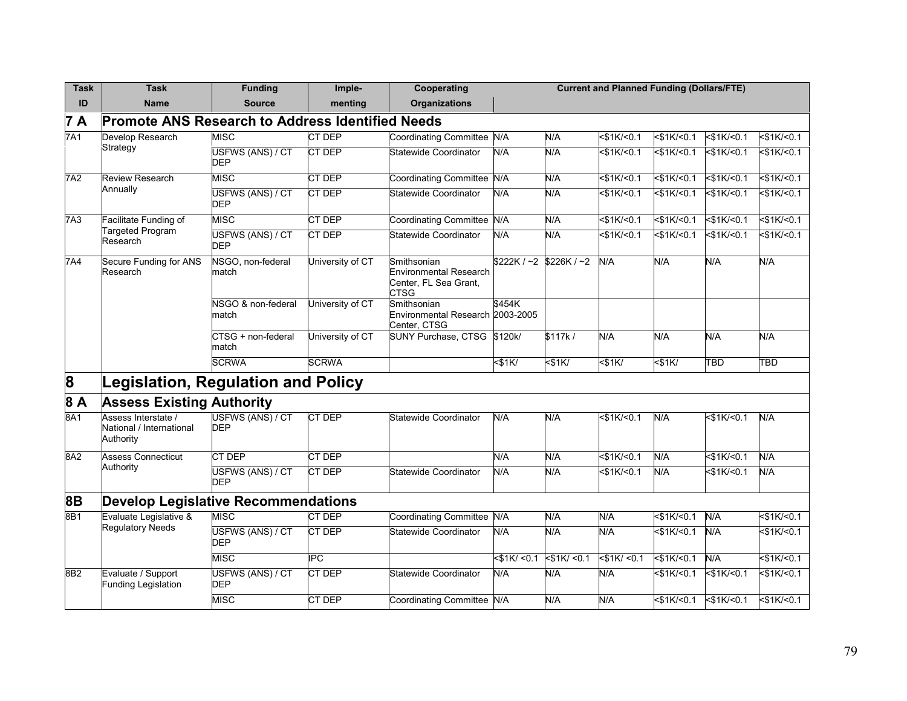| Task ID | Task Name | Funding Source | Imple-menting | Cooperating Organizations | Current and Planned Funding (Dollars/FTE) | | | | | |
|---|---|---|---|---|---|---|---|---|---|---|
| **7 A** | **Promote ANS Research to Address Identified Needs** | | | | | | | | | |
| 7A1 | Develop Research Strategy | MISC | CT DEP | Coordinating Committee | N/A | N/A | <$1K/<0.1 | <$1K/<0.1 | <$1K/<0.1 | <$1K/<0.1 |
| | | USFWS (ANS) / CT DEP | CT DEP | Statewide Coordinator | N/A | N/A | <$1K/<0.1 | <$1K/<0.1 | <$1K/<0.1 | <$1K/<0.1 |
| 7A2 | Review Research Annually | MISC | CT DEP | Coordinating Committee | N/A | N/A | <$1K/<0.1 | <$1K/<0.1 | <$1K/<0.1 | <$1K/<0.1 |
| | | USFWS (ANS) / CT DEP | CT DEP | Statewide Coordinator | N/A | N/A | <$1K/<0.1 | <$1K/<0.1 | <$1K/<0.1 | <$1K/<0.1 |
| 7A3 | Facilitate Funding of Targeted Program Research | MISC | CT DEP | Coordinating Committee | N/A | N/A | <$1K/<0.1 | <$1K/<0.1 | <$1K/<0.1 | <$1K/<0.1 |
| | | USFWS (ANS) / CT DEP | CT DEP | Statewide Coordinator | N/A | N/A | <$1K/<0.1 | <$1K/<0.1 | <$1K/<0.1 | <$1K/<0.1 |
| 7A4 | Secure Funding for ANS Research | NSGO, non-federal match | University of CT | Smithsonian Environmental Research Center, FL Sea Grant, CTSG | $222K / ~2 | $226K / ~2 | N/A | N/A | N/A | N/A |
| | | NSGO & non-federal match | University of CT | Smithsonian Environmental Research Center, CTSG | $454K 2003-2005 | | | | | |
| | | CTSG + non-federal match | University of CT | SUNY Purchase, CTSG | $120k/ | $117k / | N/A | N/A | N/A | N/A |
| | | SCRWA | SCRWA | | <$1K/ | <$1K/ | <$1K/ | <$1K/ | TBD | TBD |
| **8** | **Legislation, Regulation and Policy** | | | | | | | | | |
| **8 A** | **Assess Existing Authority** | | | | | | | | | |
| 8A1 | Assess Interstate / National / International Authority | USFWS (ANS) / CT DEP | CT DEP | Statewide Coordinator | N/A | N/A | <$1K/<0.1 | N/A | <$1K/<0.1 | N/A |
| 8A2 | Assess Connecticut Authority | CT DEP | CT DEP | | N/A | N/A | <$1K/<0.1 | N/A | <$1K/<0.1 | N/A |
| | | USFWS (ANS) / CT DEP | CT DEP | Statewide Coordinator | N/A | N/A | <$1K/<0.1 | N/A | <$1K/<0.1 | N/A |
| **8B** | **Develop Legislative Recommendations** | | | | | | | | | |
| 8B1 | Evaluate Legislative & Regulatory Needs | MISC | CT DEP | Coordinating Committee | N/A | N/A | N/A | <$1K/<0.1 | N/A | <$1K/<0.1 |
| | | USFWS (ANS) / CT DEP | CT DEP | Statewide Coordinator | N/A | N/A | N/A | <$1K/<0.1 | N/A | <$1K/<0.1 |
| | | MISC | IPC | | <$1K/ <0.1 | <$1K/ <0.1 | <$1K/ <0.1 | <$1K/<0.1 | N/A | <$1K/<0.1 |
| 8B2 | Evaluate / Support Funding Legislation | USFWS (ANS) / CT DEP | CT DEP | Statewide Coordinator | N/A | N/A | N/A | <$1K/<0.1 | <$1K/<0.1 | <$1K/<0.1 |
| | | MISC | CT DEP | Coordinating Committee | N/A | N/A | N/A | <$1K/<0.1 | <$1K/<0.1 | <$1K/<0.1 |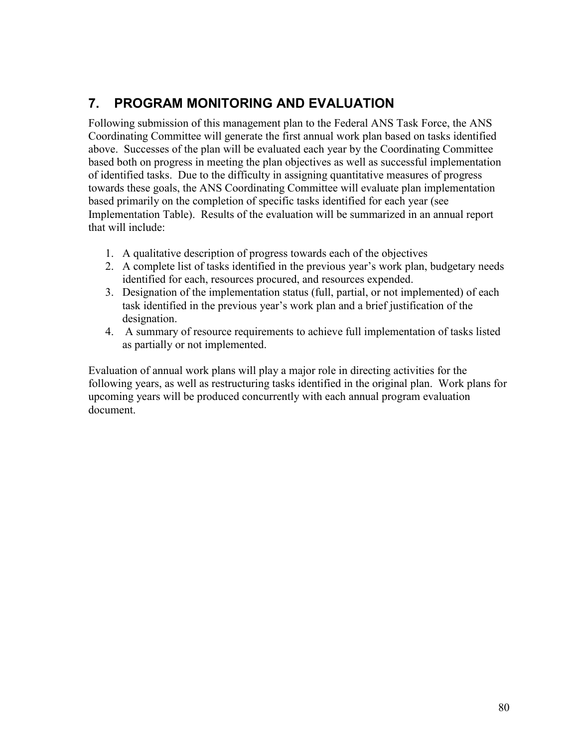## 7. PROGRAM MONITORING AND EVALUATION

Following submission of this management plan to the Federal ANS Task Force, the ANS Coordinating Committee will generate the first annual work plan based on tasks identified above. Successes of the plan will be evaluated each year by the Coordinating Committee based both on progress in meeting the plan objectives as well as successful implementation of identified tasks. Due to the difficulty in assigning quantitative measures of progress towards these goals, the ANS Coordinating Committee will evaluate plan implementation based primarily on the completion of specific tasks identified for each year (see Implementation Table). Results of the evaluation will be summarized in an annual report that will include:

1. A qualitative description of progress towards each of the objectives
2. A complete list of tasks identified in the previous year's work plan, budgetary needs identified for each, resources procured, and resources expended.
3. Designation of the implementation status (full, partial, or not implemented) of each task identified in the previous year's work plan and a brief justification of the designation.
4. A summary of resource requirements to achieve full implementation of tasks listed as partially or not implemented.

Evaluation of annual work plans will play a major role in directing activities for the following years, as well as restructuring tasks identified in the original plan. Work plans for upcoming years will be produced concurrently with each annual program evaluation document.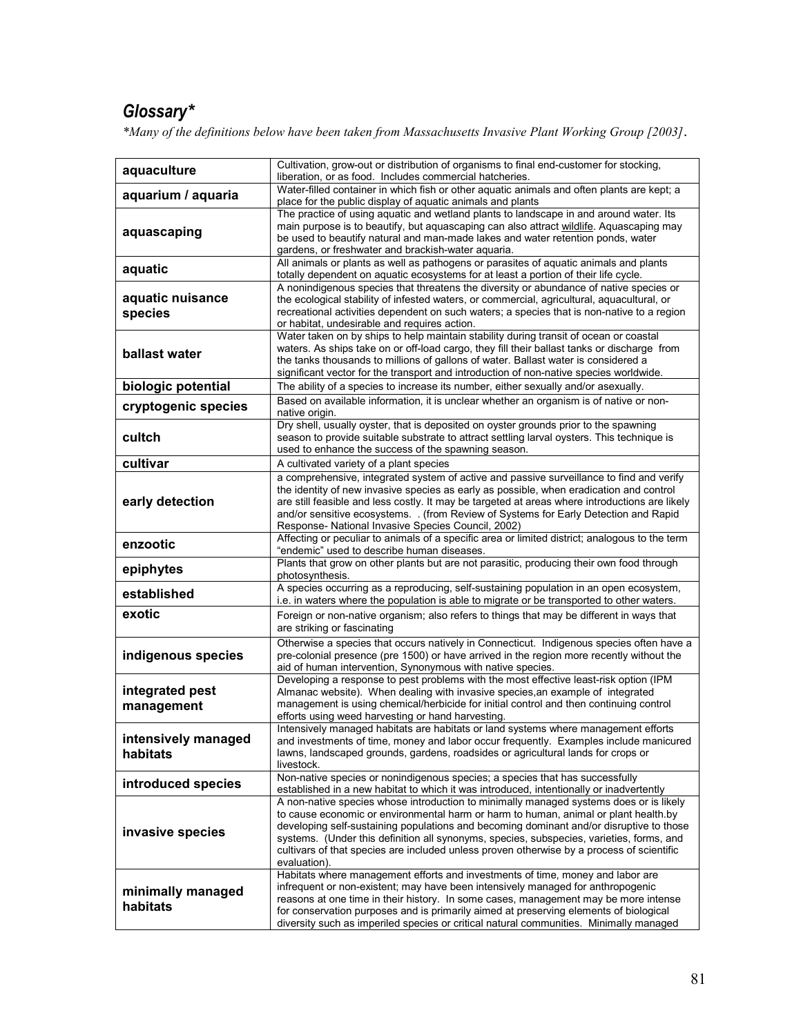## *Glossary**

**Many of the definitions below have been taken from Massachusetts Invasive Plant Working Group [2003].*

| | |
|---|---|
| **aquaculture** | Cultivation, grow-out or distribution of organisms to final end-customer for stocking, liberation, or as food. Includes commercial hatcheries. |
| **aquarium / aquaria** | Water-filled container in which fish or other aquatic animals and often plants are kept; a place for the public display of aquatic animals and plants |
| **aquascaping** | The practice of using aquatic and wetland plants to landscape in and around water. Its main purpose is to beautify, but aquascaping can also attract wildlife. Aquascaping may be used to beautify natural and man-made lakes and water retention ponds, water gardens, or freshwater and brackish-water aquaria. |
| **aquatic** | All animals or plants as well as pathogens or parasites of aquatic animals and plants totally dependent on aquatic ecosystems for at least a portion of their life cycle. |
| **aquatic nuisance species** | A nonindigenous species that threatens the diversity or abundance of native species or the ecological stability of infested waters, or commercial, agricultural, aquacultural, or recreational activities dependent on such waters; a species that is non-native to a region or habitat, undesirable and requires action. |
| **ballast water** | Water taken on by ships to help maintain stability during transit of ocean or coastal waters. As ships take on or off-load cargo, they fill their ballast tanks or discharge from the tanks thousands to millions of gallons of water. Ballast water is considered a significant vector for the transport and introduction of non-native species worldwide. |
| **biologic potential** | The ability of a species to increase its number, either sexually and/or asexually. |
| **cryptogenic species** | Based on available information, it is unclear whether an organism is of native or non-native origin. |
| **cultch** | Dry shell, usually oyster, that is deposited on oyster grounds prior to the spawning season to provide suitable substrate to attract settling larval oysters. This technique is used to enhance the success of the spawning season. |
| **cultivar** | A cultivated variety of a plant species |
| **early detection** | a comprehensive, integrated system of active and passive surveillance to find and verify the identity of new invasive species as early as possible, when eradication and control are still feasible and less costly. It may be targeted at areas where introductions are likely and/or sensitive ecosystems. . (from Review of Systems for Early Detection and Rapid Response- National Invasive Species Council, 2002) |
| **enzootic** | Affecting or peculiar to animals of a specific area or limited district; analogous to the term "endemic" used to describe human diseases. |
| **epiphytes** | Plants that grow on other plants but are not parasitic, producing their own food through photosynthesis. |
| **established** | A species occurring as a reproducing, self-sustaining population in an open ecosystem, i.e. in waters where the population is able to migrate or be transported to other waters. |
| **exotic** | Foreign or non-native organism; also refers to things that may be different in ways that are striking or fascinating |
| **indigenous species** | Otherwise a species that occurs natively in Connecticut. Indigenous species often have a pre-colonial presence (pre 1500) or have arrived in the region more recently without the aid of human intervention, Synonymous with native species. |
| **integrated pest management** | Developing a response to pest problems with the most effective least-risk option (IPM Almanac website). When dealing with invasive species,an example of integrated management is using chemical/herbicide for initial control and then continuing control efforts using weed harvesting or hand harvesting. |
| **intensively managed habitats** | Intensively managed habitats are habitats or land systems where management efforts and investments of time, money and labor occur frequently. Examples include manicured lawns, landscaped grounds, gardens, roadsides or agricultural lands for crops or livestock. |
| **introduced species** | Non-native species or nonindigenous species; a species that has successfully established in a new habitat to which it was introduced, intentionally or inadvertently |
| **invasive species** | A non-native species whose introduction to minimally managed systems does or is likely to cause economic or environmental harm or harm to human, animal or plant health.by developing self-sustaining populations and becoming dominant and/or disruptive to those systems. (Under this definition all synonyms, species, subspecies, varieties, forms, and cultivars of that species are included unless proven otherwise by a process of scientific evaluation). |
| **minimally managed habitats** | Habitats where management efforts and investments of time, money and labor are infrequent or non-existent; may have been intensively managed for anthropogenic reasons at one time in their history. In some cases, management may be more intense for conservation purposes and is primarily aimed at preserving elements of biological diversity such as imperiled species or critical natural communities. Minimally managed |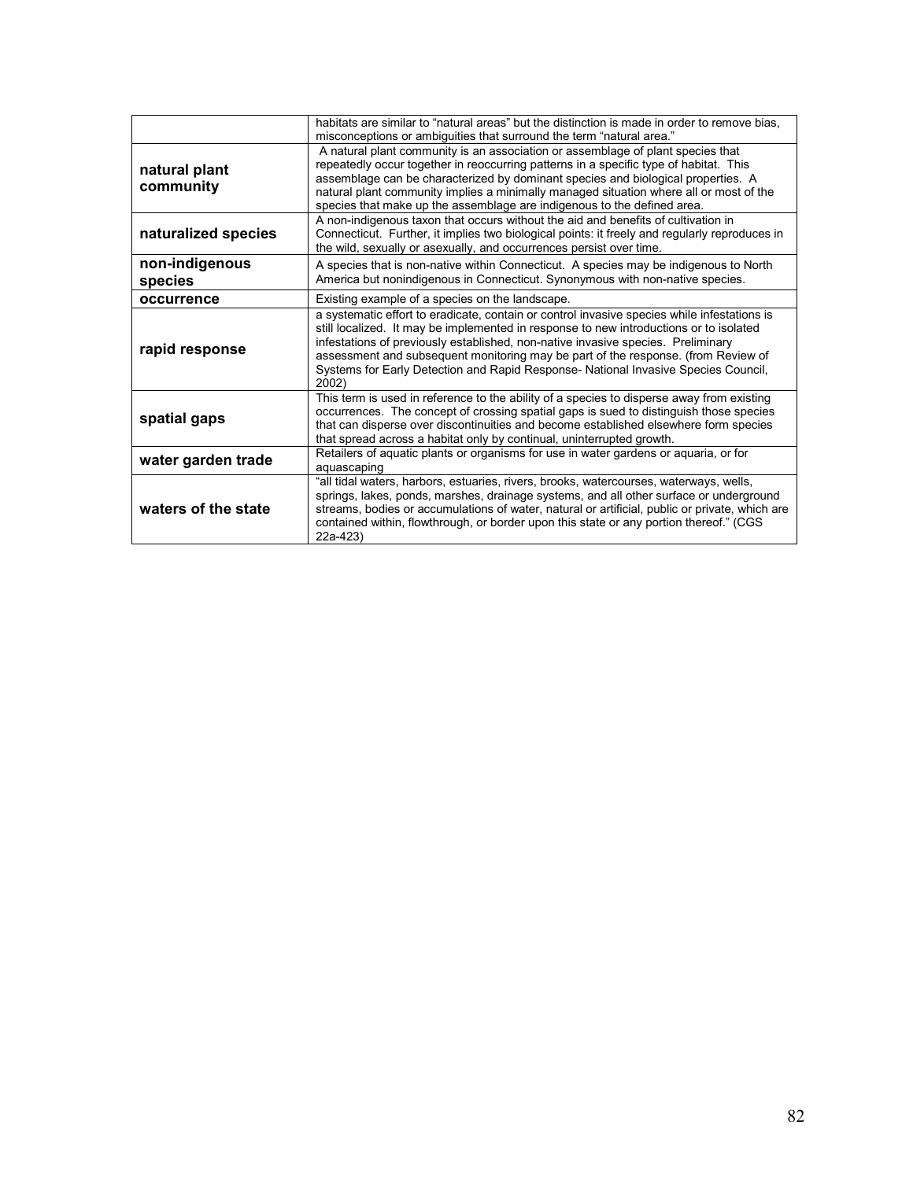| | |
|---|---|
| | habitats are similar to "natural areas" but the distinction is made in order to remove bias, misconceptions or ambiguities that surround the term "natural area." |
| **natural plant community** | A natural plant community is an association or assemblage of plant species that repeatedly occur together in reoccurring patterns in a specific type of habitat. This assemblage can be characterized by dominant species and biological properties. A natural plant community implies a minimally managed situation where all or most of the species that make up the assemblage are indigenous to the defined area. |
| **naturalized species** | A non-indigenous taxon that occurs without the aid and benefits of cultivation in Connecticut. Further, it implies two biological points: it freely and regularly reproduces in the wild, sexually or asexually, and occurrences persist over time. |
| **non-indigenous species** | A species that is non-native within Connecticut. A species may be indigenous to North America but nonindigenous in Connecticut. Synonymous with non-native species. |
| **occurrence** | Existing example of a species on the landscape. |
| **rapid response** | a systematic effort to eradicate, contain or control invasive species while infestations is still localized. It may be implemented in response to new introductions or to isolated infestations of previously established, non-native invasive species. Preliminary assessment and subsequent monitoring may be part of the response. (from Review of Systems for Early Detection and Rapid Response- National Invasive Species Council, 2002) |
| **spatial gaps** | This term is used in reference to the ability of a species to disperse away from existing occurrences. The concept of crossing spatial gaps is sued to distinguish those species that can disperse over discontinuities and become established elsewhere form species that spread across a habitat only by continual, uninterrupted growth. |
| **water garden trade** | Retailers of aquatic plants or organisms for use in water gardens or aquaria, or for aquascaping |
| **waters of the state** | "all tidal waters, harbors, estuaries, rivers, brooks, watercourses, waterways, wells, springs, lakes, ponds, marshes, drainage systems, and all other surface or underground streams, bodies or accumulations of water, natural or artificial, public or private, which are contained within, flowthrough, or border upon this state or any portion thereof." (CGS 22a-423) |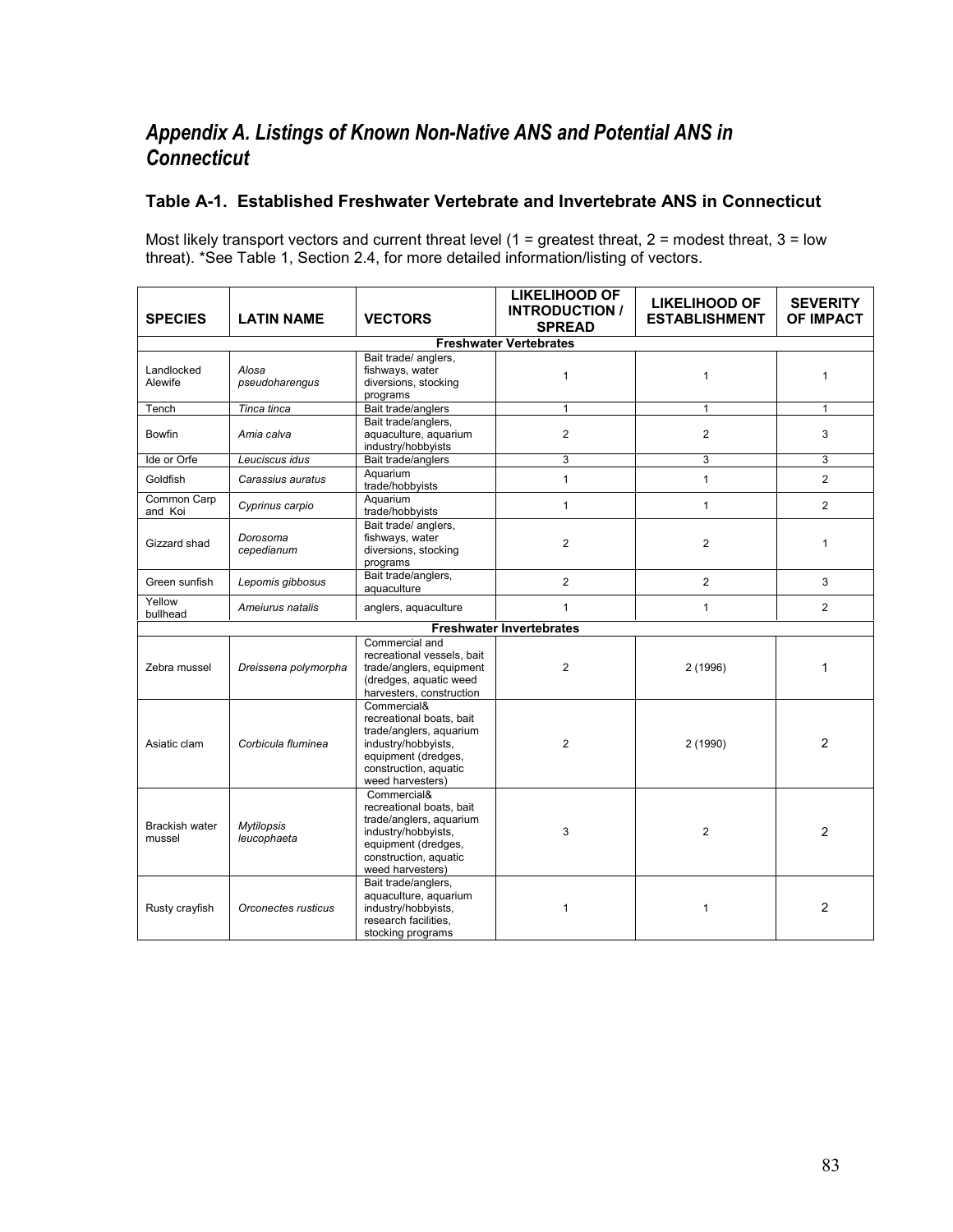# *Appendix A. Listings of Known Non-Native ANS and Potential ANS in Connecticut*

### Table A-1. Established Freshwater Vertebrate and Invertebrate ANS in Connecticut

Most likely transport vectors and current threat level (1 = greatest threat, 2 = modest threat, 3 = low threat). *See Table 1, Section 2.4, for more detailed information/listing of vectors.

| SPECIES | LATIN NAME | VECTORS | LIKELIHOOD OF INTRODUCTION / SPREAD | LIKELIHOOD OF ESTABLISHMENT | SEVERITY OF IMPACT |
|---|---|---|---|---|---|
| **Freshwater Vertebrates** | | | | | |
| Landlocked Alewife | *Alosa pseudoharengus* | Bait trade/ anglers, fishways, water diversions, stocking programs | 1 | 1 | 1 |
| Tench | *Tinca tinca* | Bait trade/anglers | 1 | 1 | 1 |
| Bowfin | *Amia calva* | Bait trade/anglers, aquaculture, aquarium industry/hobbyists | 2 | 2 | 3 |
| Ide or Orfe | *Leuciscus idus* | Bait trade/anglers | 3 | 3 | 3 |
| Goldfish | *Carassius auratus* | Aquarium trade/hobbyists | 1 | 1 | 2 |
| Common Carp and Koi | *Cyprinus carpio* | Aquarium trade/hobbyists | 1 | 1 | 2 |
| Gizzard shad | *Dorosoma cepedianum* | Bait trade/ anglers, fishways, water diversions, stocking programs | 2 | 2 | 1 |
| Green sunfish | *Lepomis gibbosus* | Bait trade/anglers, aquaculture | 2 | 2 | 3 |
| Yellow bullhead | *Ameiurus natalis* | anglers, aquaculture | 1 | 1 | 2 |
| **Freshwater Invertebrates** | | | | | |
| Zebra mussel | *Dreissena polymorpha* | Commercial and recreational vessels, bait trade/anglers, equipment (dredges, aquatic weed harvesters, construction | 2 | 2 (1996) | 1 |
| Asiatic clam | *Corbicula fluminea* | Commercial& recreational boats, bait trade/anglers, aquarium industry/hobbyists, equipment (dredges, construction, aquatic weed harvesters) | 2 | 2 (1990) | 2 |
| Brackish water mussel | *Mytilopsis leucophaeta* | Commercial& recreational boats, bait trade/anglers, aquarium industry/hobbyists, equipment (dredges, construction, aquatic weed harvesters) | 3 | 2 | 2 |
| Rusty crayfish | *Orconectes rusticus* | Bait trade/anglers, aquaculture, aquarium industry/hobbyists, research facilities, stocking programs | 1 | 1 | 2 |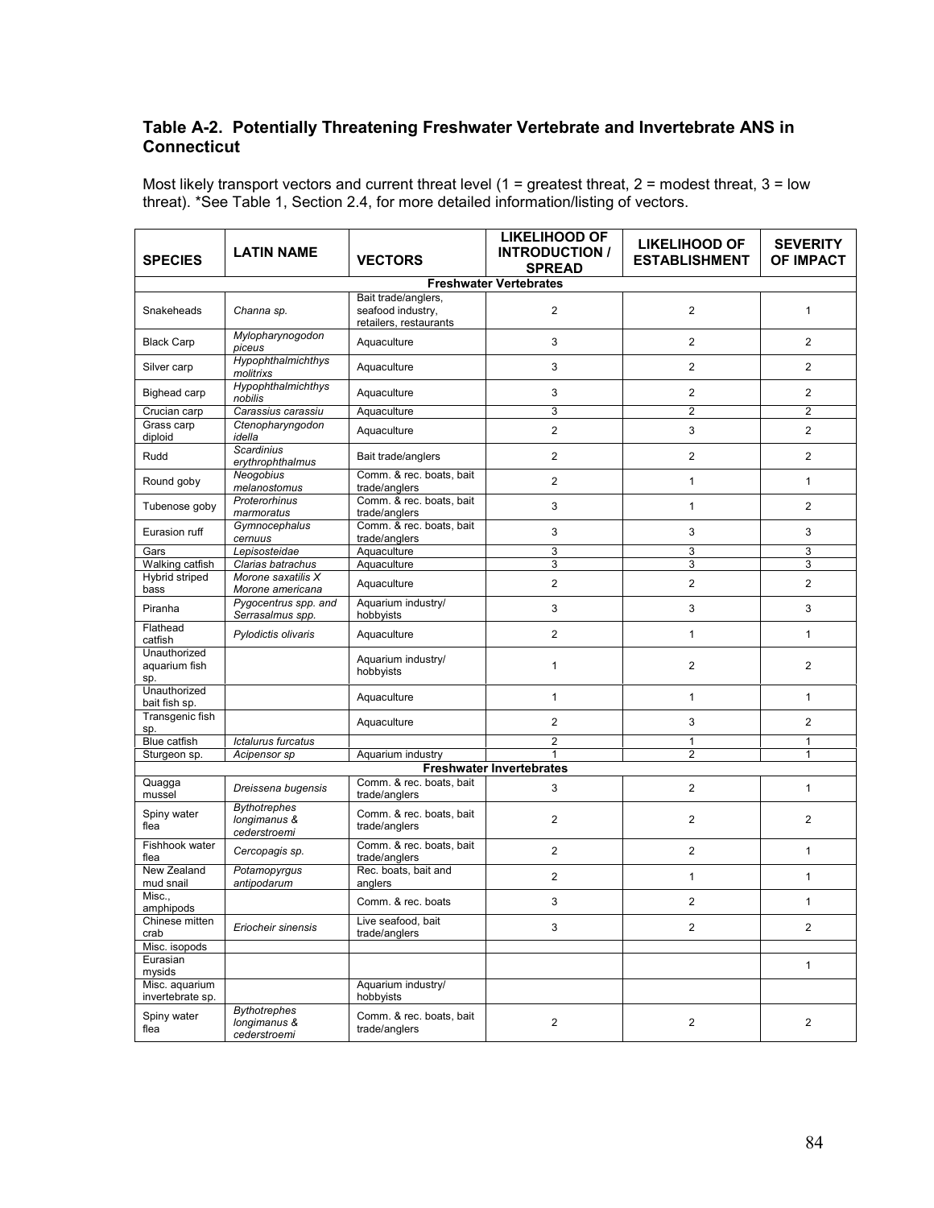## Table A-2. Potentially Threatening Freshwater Vertebrate and Invertebrate ANS in Connecticut

Most likely transport vectors and current threat level (1 = greatest threat, 2 = modest threat, 3 = low threat). *See Table 1, Section 2.4, for more detailed information/listing of vectors.

| SPECIES | LATIN NAME | VECTORS | LIKELIHOOD OF INTRODUCTION / SPREAD | LIKELIHOOD OF ESTABLISHMENT | SEVERITY OF IMPACT |
|---|---|---|---|---|---|
| **Freshwater Vertebrates** | | | | | |
| Snakeheads | *Channa sp.* | Bait trade/anglers, seafood industry, retailers, restaurants | 2 | 2 | 1 |
| Black Carp | *Mylopharynogodon piceus* | Aquaculture | 3 | 2 | 2 |
| Silver carp | *Hypophthalmichthys molitrixs* | Aquaculture | 3 | 2 | 2 |
| Bighead carp | *Hypophthalmichthys nobilis* | Aquaculture | 3 | 2 | 2 |
| Crucian carp | *Carassius carassiu* | Aquaculture | 3 | 2 | 2 |
| Grass carp diploid | *Ctenopharyngodon idella* | Aquaculture | 2 | 3 | 2 |
| Rudd | *Scardinius erythrophthalmus* | Bait trade/anglers | 2 | 2 | 2 |
| Round goby | *Neogobius melanostomus* | Comm. & rec. boats, bait trade/anglers | 2 | 1 | 1 |
| Tubenose goby | *Proterorhinus marmoratus* | Comm. & rec. boats, bait trade/anglers | 3 | 1 | 2 |
| Eurasion ruff | *Gymnocephalus cernuus* | Comm. & rec. boats, bait trade/anglers | 3 | 3 | 3 |
| Gars | *Lepisosteidae* | Aquaculture | 3 | 3 | 3 |
| Walking catfish | *Clarias batrachus* | Aquaculture | 3 | 3 | 3 |
| Hybrid striped bass | *Morone saxatilis X Morone americana* | Aquaculture | 2 | 2 | 2 |
| Piranha | *Pygocentrus spp. and Serrasalmus spp.* | Aquarium industry/ hobbyists | 3 | 3 | 3 |
| Flathead catfish | *Pylodictis olivaris* | Aquaculture | 2 | 1 | 1 |
| Unauthorized aquarium fish sp. | | Aquarium industry/ hobbyists | 1 | 2 | 2 |
| Unauthorized bait fish sp. | | Aquaculture | 1 | 1 | 1 |
| Transgenic fish sp. | | Aquaculture | 2 | 3 | 2 |
| Blue catfish | *Ictalurus furcatus* | | 2 | 1 | 1 |
| Sturgeon sp. | *Acipensor sp* | Aquarium industry | 1 | 2 | 1 |
| **Freshwater Invertebrates** | | | | | |
| Quagga mussel | *Dreissena bugensis* | Comm. & rec. boats, bait trade/anglers | 3 | 2 | 1 |
| Spiny water flea | *Bythotrephes longimanus & cederstroemi* | Comm. & rec. boats, bait trade/anglers | 2 | 2 | 2 |
| Fishhook water flea | *Cercopagis sp.* | Comm. & rec. boats, bait trade/anglers | 2 | 2 | 1 |
| New Zealand mud snail | *Potamopyrgus antipodarum* | Rec. boats, bait and anglers | 2 | 1 | 1 |
| Misc., amphipods | | Comm. & rec. boats | 3 | 2 | 1 |
| Chinese mitten crab | *Eriocheir sinensis* | Live seafood, bait trade/anglers | 3 | 2 | 2 |
| Misc. isopods | | | | | |
| Eurasian mysids | | | | | 1 |
| Misc. aquarium invertebrate sp. | | Aquarium industry/ hobbyists | | | |
| Spiny water flea | *Bythotrephes longimanus & cederstroemi* | Comm. & rec. boats, bait trade/anglers | 2 | 2 | 2 |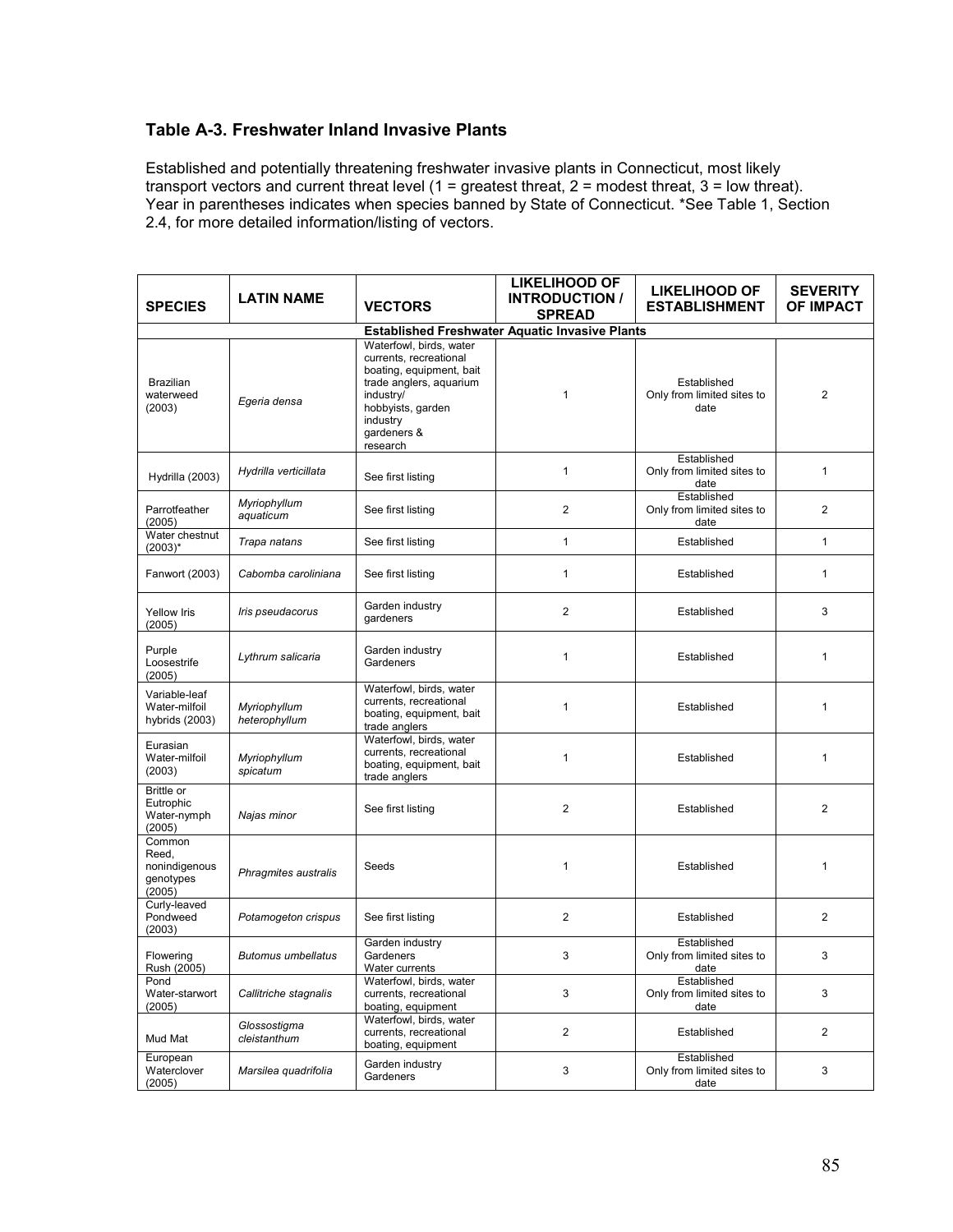## Table A-3. Freshwater Inland Invasive Plants

Established and potentially threatening freshwater invasive plants in Connecticut, most likely transport vectors and current threat level (1 = greatest threat, 2 = modest threat, 3 = low threat). Year in parentheses indicates when species banned by State of Connecticut. *See Table 1, Section 2.4, for more detailed information/listing of vectors.

| SPECIES | LATIN NAME | VECTORS | LIKELIHOOD OF INTRODUCTION / SPREAD | LIKELIHOOD OF ESTABLISHMENT | SEVERITY OF IMPACT |
|---|---|---|---|---|---|
| | | **Established Freshwater Aquatic Invasive Plants** | | | |
| Brazilian waterweed (2003) | *Egeria densa* | Waterfowl, birds, water currents, recreational boating, equipment, bait trade anglers, aquarium industry/ hobbyists, garden industry gardeners & research | 1 | Established Only from limited sites to date | 2 |
| Hydrilla (2003) | *Hydrilla verticillata* | See first listing | 1 | Established Only from limited sites to date | 1 |
| Parrotfeather (2005) | *Myriophyllum aquaticum* | See first listing | 2 | Established Only from limited sites to date | 2 |
| Water chestnut (2003)* | *Trapa natans* | See first listing | 1 | Established | 1 |
| Fanwort (2003) | *Cabomba caroliniana* | See first listing | 1 | Established | 1 |
| Yellow Iris (2005) | *Iris pseudacorus* | Garden industry gardeners | 2 | Established | 3 |
| Purple Loosestrife (2005) | *Lythrum salicaria* | Garden industry Gardeners | 1 | Established | 1 |
| Variable-leaf Water-milfoil hybrids (2003) | *Myriophyllum heterophyllum* | Waterfowl, birds, water currents, recreational boating, equipment, bait trade anglers | 1 | Established | 1 |
| Eurasian Water-milfoil (2003) | *Myriophyllum spicatum* | Waterfowl, birds, water currents, recreational boating, equipment, bait trade anglers | 1 | Established | 1 |
| Brittle or Eutrophic Water-nymph (2005) | *Najas minor* | See first listing | 2 | Established | 2 |
| Common Reed, nonindigenous genotypes (2005) | *Phragmites australis* | Seeds | 1 | Established | 1 |
| Curly-leaved Pondweed (2003) | *Potamogeton crispus* | See first listing | 2 | Established | 2 |
| Flowering Rush (2005) | *Butomus umbellatus* | Garden industry Gardeners Water currents | 3 | Established Only from limited sites to date | 3 |
| Pond Water-starwort (2005) | *Callitriche stagnalis* | Waterfowl, birds, water currents, recreational boating, equipment | 3 | Established Only from limited sites to date | 3 |
| Mud Mat | *Glossostigma cleistanthum* | Waterfowl, birds, water currents, recreational boating, equipment | 2 | Established | 2 |
| European Waterclover (2005) | *Marsilea quadrifolia* | Garden industry Gardeners | 3 | Established Only from limited sites to date | 3 |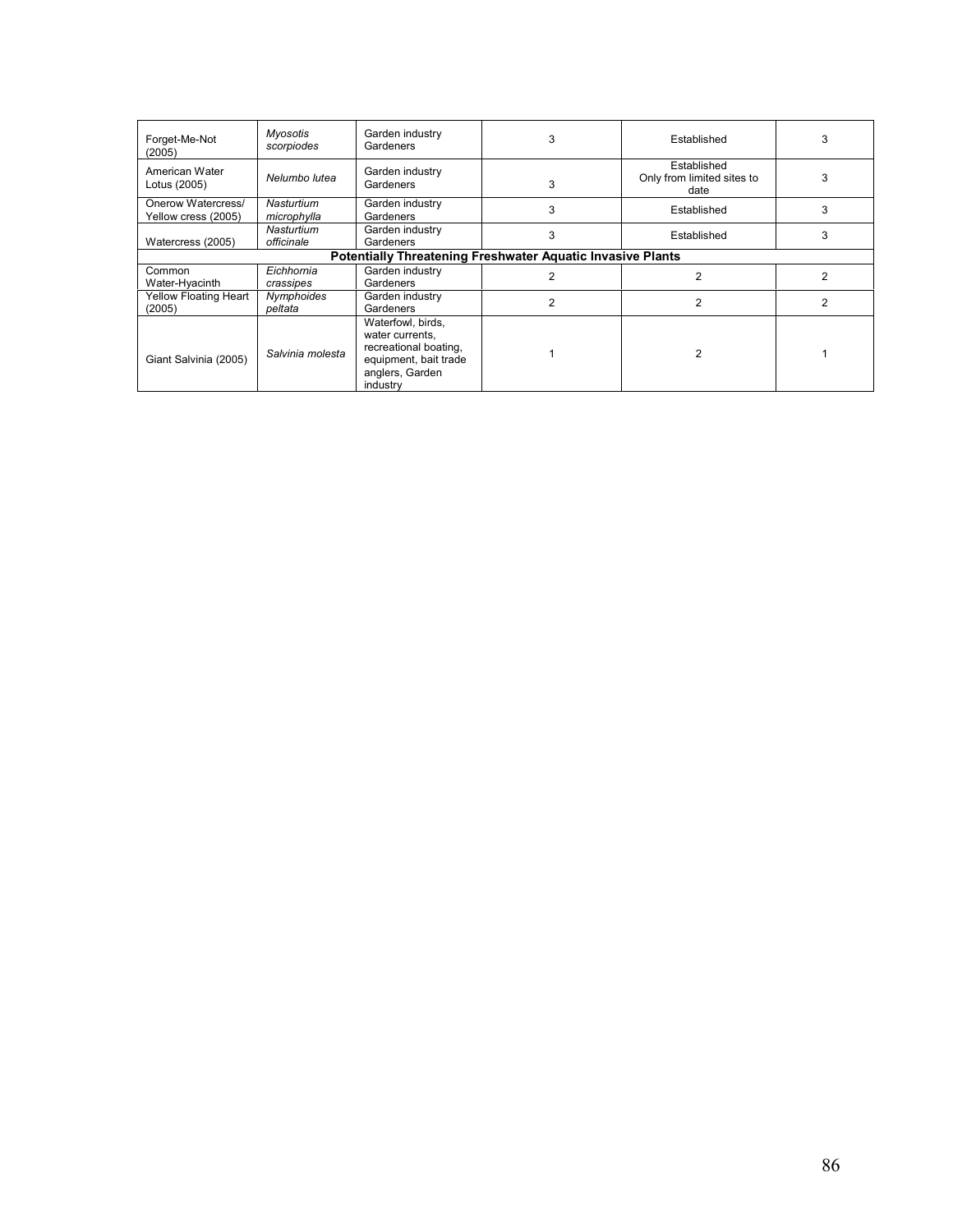| | | | | | |
|---|---|---|---|---|---|
| Forget-Me-Not (2005) | *Myosotis scorpiodes* | Garden industry Gardeners | 3 | Established | 3 |
| American Water Lotus (2005) | *Nelumbo lutea* | Garden industry Gardeners | 3 | Established Only from limited sites to date | 3 |
| Onerow Watercress/ Yellow cress (2005) | *Nasturtium microphylla* | Garden industry Gardeners | 3 | Established | 3 |
| Watercress (2005) | *Nasturtium officinale* | Garden industry Gardeners | 3 | Established | 3 |
| **Potentially Threatening Freshwater Aquatic Invasive Plants** | | | | | |
| Common Water-Hyacinth | *Eichhornia crassipes* | Garden industry Gardeners | 2 | 2 | 2 |
| Yellow Floating Heart (2005) | *Nymphoides peltata* | Garden industry Gardeners | 2 | 2 | 2 |
| Giant Salvinia (2005) | *Salvinia molesta* | Waterfowl, birds, water currents, recreational boating, equipment, bait trade anglers, Garden industry | 1 | 2 | 1 |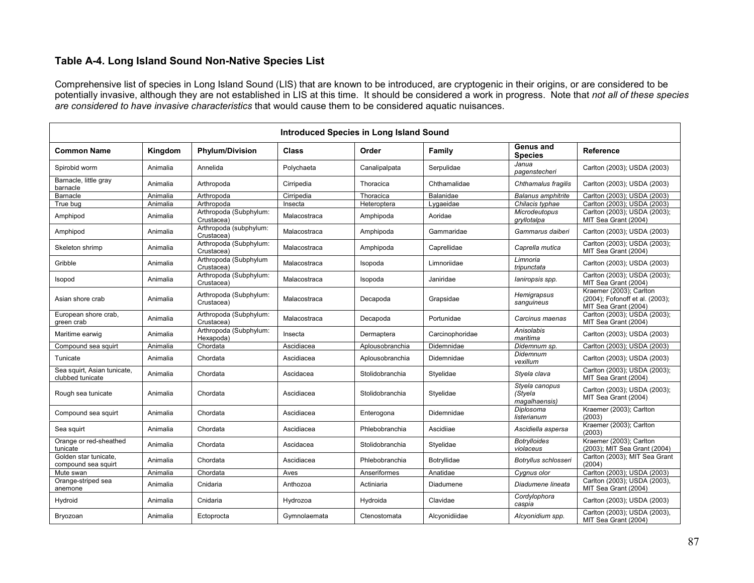### Table A-4. Long Island Sound Non-Native Species List

Comprehensive list of species in Long Island Sound (LIS) that are known to be introduced, are cryptogenic in their origins, or are considered to be potentially invasive, although they are not established in LIS at this time. It should be considered a work in progress. Note that *not all of these species are considered to have invasive characteristics* that would cause them to be considered aquatic nuisances.

| Introduced Species in Long Island Sound | | | | | | | |
|---|---|---|---|---|---|---|---|
| **Common Name** | **Kingdom** | **Phylum/Division** | **Class** | **Order** | **Family** | **Genus and Species** | **Reference** |
| Spirobid worm | Animalia | Annelida | Polychaeta | Canalipalpata | Serpulidae | *Janua pagenstecheri* | Carlton (2003); USDA (2003) |
| Barnacle, little gray barnacle | Animalia | Arthropoda | Cirripedia | Thoracica | Chthamalidae | *Chthamalus fragilis* | Carlton (2003); USDA (2003) |
| Barnacle | Animalia | Arthropoda | Cirripedia | Thoracica | Balanidae | *Balanus amphitrite* | Carlton (2003); USDA (2003) |
| True bug | Animalia | Arthropoda | Insecta | Heteroptera | Lygaeidae | *Chilacis typhae* | Carlton (2003); USDA (2003) |
| Amphipod | Animalia | Arthropoda (Subphylum: Crustacea) | Malacostraca | Amphipoda | Aoridae | *Microdeutopus gryllotalpa* | Carlton (2003); USDA (2003); MIT Sea Grant (2004) |
| Amphipod | Animalia | Arthropoda (subphylum: Crustacea) | Malacostraca | Amphipoda | Gammaridae | *Gammarus daiberi* | Carlton (2003); USDA (2003) |
| Skeleton shrimp | Animalia | Arthropoda (Subphylum: Crustacea) | Malacostraca | Amphipoda | Caprellidae | *Caprella mutica* | Carlton (2003); USDA (2003); MIT Sea Grant (2004) |
| Gribble | Animalia | Arthropoda (Subphylum Crustacea) | Malacostraca | Isopoda | Limnoriidae | *Limnoria tripunctata* | Carlton (2003); USDA (2003) |
| Isopod | Animalia | Arthropoda (Subphylum: Crustacea) | Malacostraca | Isopoda | Janiridae | *Ianiropsis spp.* | Carlton (2003); USDA (2003); MIT Sea Grant (2004) |
| Asian shore crab | Animalia | Arthropoda (Subphylum: Crustacea) | Malacostraca | Decapoda | Grapsidae | *Hemigrapsus sanguineus* | Kraemer (2003); Carlton (2004); Fofonoff et al. (2003); MIT Sea Grant (2004) |
| European shore crab, green crab | Animalia | Arthropoda (Subphylum: Crustacea) | Malacostraca | Decapoda | Portunidae | *Carcinus maenas* | Carlton (2003); USDA (2003); MIT Sea Grant (2004) |
| Maritime earwig | Animalia | Arthropoda (Subphylum: Hexapoda) | Insecta | Dermaptera | Carcinophoridae | *Anisolabis maritima* | Carlton (2003); USDA (2003) |
| Compound sea squirt | Animalia | Chordata | Ascidiacea | Aplousobranchia | Didemnidae | *Didemnum sp.* | Carlton (2003); USDA (2003) |
| Tunicate | Animalia | Chordata | Ascidiacea | Aplousobranchia | Didemnidae | *Didemnum vexillum* | Carlton (2003); USDA (2003) |
| Sea squirt, Asian tunicate, clubbed tunicate | Animalia | Chordata | Ascidacea | Stolidobranchia | Styelidae | *Styela clava* | Carlton (2003); USDA (2003); MIT Sea Grant (2004) |
| Rough sea tunicate | Animalia | Chordata | Ascidiacea | Stolidobranchia | Styelidae | *Styela canopus (Styela magalhaensis)* | Carlton (2003); USDA (2003); MIT Sea Grant (2004) |
| Compound sea squirt | Animalia | Chordata | Ascidiacea | Enterogona | Didemnidae | *Diplosoma listerianum* | Kraemer (2003); Carlton (2003) |
| Sea squirt | Animalia | Chordata | Ascidiacea | Phlebobranchia | Ascidiiae | *Ascidiella aspersa* | Kraemer (2003); Carlton (2003) |
| Orange or red-sheathed tunicate | Animalia | Chordata | Ascidacea | Stolidobranchia | Styelidae | *Botrylloides violaceus* | Kraemer (2003); Carlton (2003); MIT Sea Grant (2004) |
| Golden star tunicate, compound sea squirt | Animalia | Chordata | Ascidiacea | Phlebobranchia | Botryllidae | *Botryllus schlosseri* | Carlton (2003); MIT Sea Grant (2004) |
| Mute swan | Animalia | Chordata | Aves | Anseriformes | Anatidae | *Cygnus olor* | Carlton (2003); USDA (2003) |
| Orange-striped sea anemone | Animalia | Cnidaria | Anthozoa | Actiniaria | Diadumene | *Diadumene lineata* | Carlton (2003); USDA (2003), MIT Sea Grant (2004) |
| Hydroid | Animalia | Cnidaria | Hydrozoa | Hydroida | Clavidae | *Cordylophora caspia* | Carlton (2003); USDA (2003) |
| Bryozoan | Animalia | Ectoprocta | Gymnolaemata | Ctenostomata | Alcyonidiidae | *Alcyonidium spp.* | Carlton (2003); USDA (2003), MIT Sea Grant (2004) |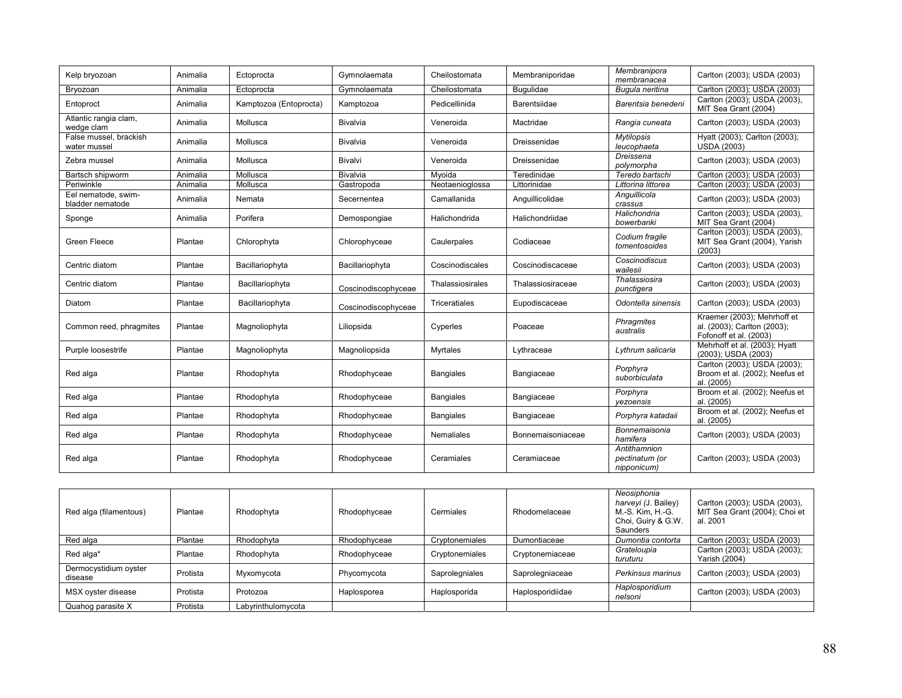| Kelp bryozoan | Animalia | Ectoprocta | Gymnolaemata | Cheilostomata | Membraniporidae | *Membranipora membranacea* | Carlton (2003); USDA (2003) |
|---|---|---|---|---|---|---|---|
| Bryozoan | Animalia | Ectoprocta | Gymnolaemata | Cheilostomata | Bugulidae | *Bugula neritina* | Carlton (2003); USDA (2003) |
| Entoproct | Animalia | Kamptozoa (Entoprocta) | Kamptozoa | Pedicellinida | Barentsiidae | *Barentsia benedeni* | Carlton (2003); USDA (2003), MIT Sea Grant (2004) |
| Atlantic rangia clam, wedge clam | Animalia | Mollusca | Bivalvia | Veneroida | Mactridae | *Rangia cuneata* | Carlton (2003); USDA (2003) |
| False mussel, brackish water mussel | Animalia | Mollusca | Bivalvia | Veneroida | Dreissenidae | *Mytilopsis leucophaeta* | Hyatt (2003); Carlton (2003); USDA (2003) |
| Zebra mussel | Animalia | Mollusca | Bivalvi | Veneroida | Dreissenidae | *Dreissena polymorpha* | Carlton (2003); USDA (2003) |
| Bartsch shipworm | Animalia | Mollusca | Bivalvia | Myoida | Teredinidae | *Teredo bartschi* | Carlton (2003); USDA (2003) |
| Periwinkle | Animalia | Mollusca | Gastropoda | Neotaenioglossa | Littorinidae | *Littorina littorea* | Carlton (2003); USDA (2003) |
| Eel nematode, swim-bladder nematode | Animalia | Nemata | Secernentea | Camallanida | Anguillicolidae | *Anguillicola crassus* | Carlton (2003); USDA (2003) |
| Sponge | Animalia | Porifera | Demospongiae | Halichondrida | Halichondriidae | *Halichondria bowerbanki* | Carlton (2003); USDA (2003), MIT Sea Grant (2004) |
| Green Fleece | Plantae | Chlorophyta | Chlorophyceae | Caulerpales | Codiaceae | *Codium fragile tomentosoides* | Carlton (2003); USDA (2003), MIT Sea Grant (2004), Yarish (2003) |
| Centric diatom | Plantae | Bacillariophyta | Bacillariophyta | Coscinodiscales | Coscinodiscaceae | *Coscinodiscus wailesii* | Carlton (2003); USDA (2003) |
| Centric diatom | Plantae | Bacillariophyta | Coscinodiscophyceae | Thalassiosirales | Thalassiosiraceae | *Thalassiosira punctigera* | Carlton (2003); USDA (2003) |
| Diatom | Plantae | Bacillariophyta | Coscinodiscophyceae | Triceratiales | Eupodiscaceae | *Odontella sinensis* | Carlton (2003); USDA (2003) |
| Common reed, phragmites | Plantae | Magnoliophyta | Liliopsida | Cyperles | Poaceae | *Phragmites australis* | Kraemer (2003); Mehrhoff et al. (2003); Carlton (2003); Fofonoff et al. (2003) |
| Purple loosestrife | Plantae | Magnoliophyta | Magnoliopsida | Myrtales | Lythraceae | *Lythrum salicaria* | Mehrhoff et al. (2003); Hyatt (2003); USDA (2003) |
| Red alga | Plantae | Rhodophyta | Rhodophyceae | Bangiales | Bangiaceae | *Porphyra suborbiculata* | Carlton (2003); USDA (2003); Broom et al. (2002); Neefus et al. (2005) |
| Red alga | Plantae | Rhodophyta | Rhodophyceae | Bangiales | Bangiaceae | *Porphyra yezoensis* | Broom et al. (2002); Neefus et al. (2005) |
| Red alga | Plantae | Rhodophyta | Rhodophyceae | Bangiales | Bangiaceae | *Porphyra katadaii* | Broom et al. (2002); Neefus et al. (2005) |
| Red alga | Plantae | Rhodophyta | Rhodophyceae | Nemaliales | Bonnemaisoniaceae | *Bonnemaisonia hamifera* | Carlton (2003); USDA (2003) |
| Red alga | Plantae | Rhodophyta | Rhodophyceae | Ceramiales | Ceramiaceae | *Antithamnion pectinatum (or nipponicum)* | Carlton (2003); USDA (2003) |
| Red alga (filamentous) | Plantae | Rhodophyta | Rhodophyceae | Cermiales | Rhodomelaceae | *Neosiphonia harveyi* (J. Bailey) M.-S. Kim, H.-G. Choi, Guiry & G.W. Saunders | Carlton (2003); USDA (2003), MIT Sea Grant (2004); Choi et al. 2001 |
| Red alga | Plantae | Rhodophyta | Rhodophyceae | Cryptonemiales | Dumontiaceae | *Dumontia contorta* | Carlton (2003); USDA (2003) |
| Red alga* | Plantae | Rhodophyta | Rhodophyceae | Cryptonemiales | Cryptonemiaceae | *Grateloupia turuturu* | Carlton (2003); USDA (2003); Yarish (2004) |
| Dermocystidium oyster disease | Protista | Myxomycota | Phycomycota | Saprolegniales | Saprolegniaceae | *Perkinsus marinus* | Carlton (2003); USDA (2003) |
| MSX oyster disease | Protista | Protozoa | Haplosporea | Haplosporida | Haplosporidiidae | *Haplosporidium nelsoni* | Carlton (2003); USDA (2003) |
| Quahog parasite X | Protista | Labyrinthulomycota | | | | | |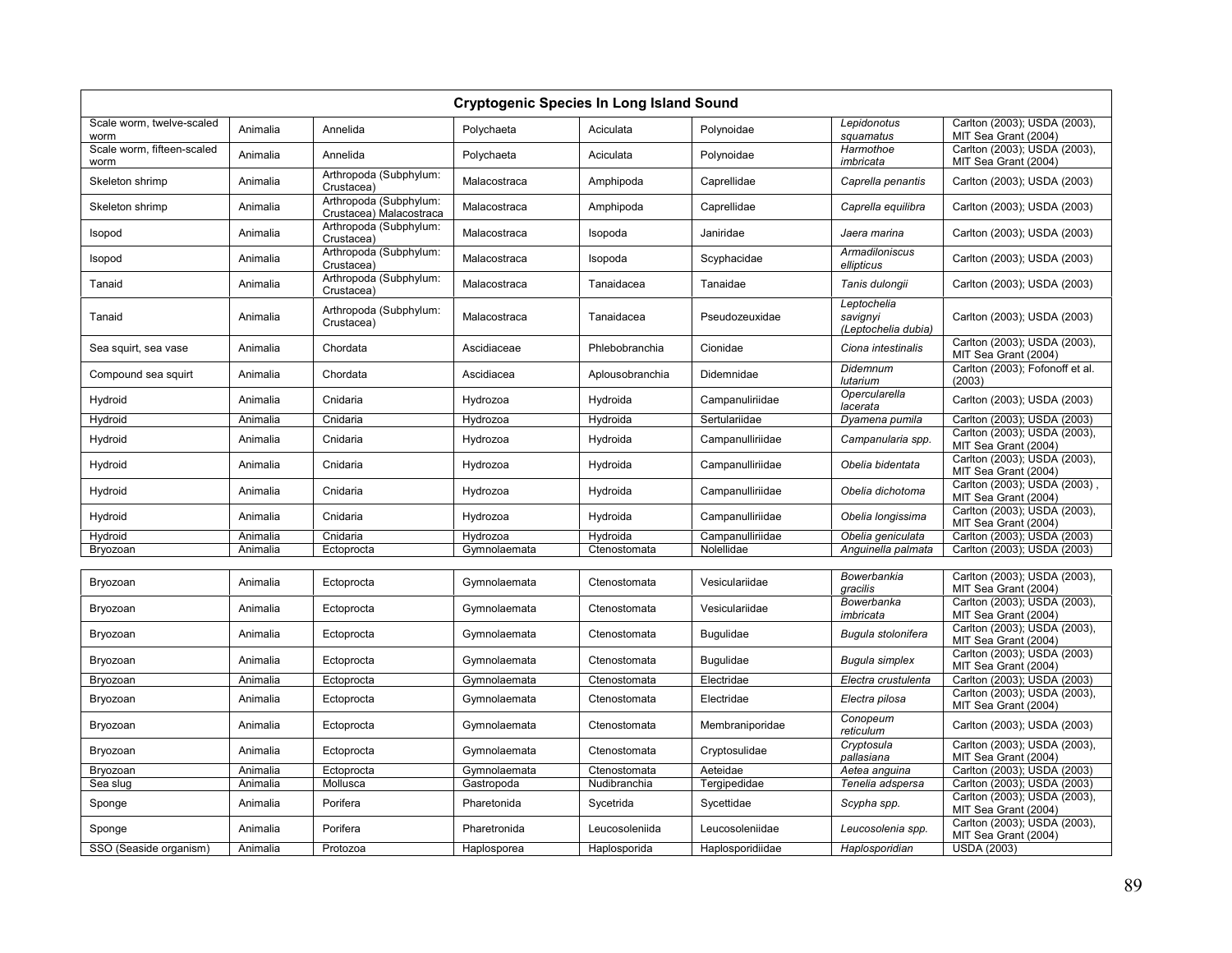**Cryptogenic Species In Long Island Sound**

| | | | | | | | |
|---|---|---|---|---|---|---|---|
| Scale worm, twelve-scaled worm | Animalia | Annelida | Polychaeta | Aciculata | Polynoidae | *Lepidonotus squamatus* | Carlton (2003); USDA (2003), MIT Sea Grant (2004) |
| Scale worm, fifteen-scaled worm | Animalia | Annelida | Polychaeta | Aciculata | Polynoidae | *Harmothoe imbricata* | Carlton (2003); USDA (2003), MIT Sea Grant (2004) |
| Skeleton shrimp | Animalia | Arthropoda (Subphylum: Crustacea) | Malacostraca | Amphipoda | Caprellidae | *Caprella penantis* | Carlton (2003); USDA (2003) |
| Skeleton shrimp | Animalia | Arthropoda (Subphylum: Crustacea) Malacostraca | Malacostraca | Amphipoda | Caprellidae | *Caprella equilibra* | Carlton (2003); USDA (2003) |
| Isopod | Animalia | Arthropoda (Subphylum: Crustacea) | Malacostraca | Isopoda | Janiridae | *Jaera marina* | Carlton (2003); USDA (2003) |
| Isopod | Animalia | Arthropoda (Subphylum: Crustacea) | Malacostraca | Isopoda | Scyphacidae | *Armadiloniscus ellipticus* | Carlton (2003); USDA (2003) |
| Tanaid | Animalia | Arthropoda (Subphylum: Crustacea) | Malacostraca | Tanaidacea | Tanaidae | *Tanis dulongii* | Carlton (2003); USDA (2003) |
| Tanaid | Animalia | Arthropoda (Subphylum: Crustacea) | Malacostraca | Tanaidacea | Pseudozeuxidae | *Leptochelia savignyi (Leptochelia dubia)* | Carlton (2003); USDA (2003) |
| Sea squirt, sea vase | Animalia | Chordata | Ascidiaceae | Phlebobranchia | Cionidae | *Ciona intestinalis* | Carlton (2003); USDA (2003), MIT Sea Grant (2004) |
| Compound sea squirt | Animalia | Chordata | Ascidiacea | Aplousobranchia | Didemnidae | *Didemnum lutarium* | Carlton (2003); Fofonoff et al. (2003) |
| Hydroid | Animalia | Cnidaria | Hydrozoa | Hydroida | Campanuliriidae | *Opercularella lacerata* | Carlton (2003); USDA (2003) |
| Hydroid | Animalia | Cnidaria | Hydrozoa | Hydroida | Sertulariidae | *Dyamena pumila* | Carlton (2003); USDA (2003) |
| Hydroid | Animalia | Cnidaria | Hydrozoa | Hydroida | Campanulliriidae | *Campanularia spp.* | Carlton (2003); USDA (2003), MIT Sea Grant (2004) |
| Hydroid | Animalia | Cnidaria | Hydrozoa | Hydroida | Campanulliriidae | *Obelia bidentata* | Carlton (2003); USDA (2003), MIT Sea Grant (2004) |
| Hydroid | Animalia | Cnidaria | Hydrozoa | Hydroida | Campanulliriidae | *Obelia dichotoma* | Carlton (2003); USDA (2003) , MIT Sea Grant (2004) |
| Hydroid | Animalia | Cnidaria | Hydrozoa | Hydroida | Campanulliriidae | *Obelia longissima* | Carlton (2003); USDA (2003), MIT Sea Grant (2004) |
| Hydroid | Animalia | Cnidaria | Hydrozoa | Hydroida | Campanulliriidae | *Obelia geniculata* | Carlton (2003); USDA (2003) |
| Bryozoan | Animalia | Ectoprocta | Gymnolaemata | Ctenostomata | Nolellidae | *Anguinella palmata* | Carlton (2003); USDA (2003) |
| Bryozoan | Animalia | Ectoprocta | Gymnolaemata | Ctenostomata | Vesiculariidae | *Bowerbankia gracilis* | Carlton (2003); USDA (2003), MIT Sea Grant (2004) |
| Bryozoan | Animalia | Ectoprocta | Gymnolaemata | Ctenostomata | Vesiculariidae | *Bowerbanka imbricata* | Carlton (2003); USDA (2003), MIT Sea Grant (2004) |
| Bryozoan | Animalia | Ectoprocta | Gymnolaemata | Ctenostomata | Bugulidae | *Bugula stolonifera* | Carlton (2003); USDA (2003), MIT Sea Grant (2004) |
| Bryozoan | Animalia | Ectoprocta | Gymnolaemata | Ctenostomata | Bugulidae | *Bugula simplex* | Carlton (2003); USDA (2003) MIT Sea Grant (2004) |
| Bryozoan | Animalia | Ectoprocta | Gymnolaemata | Ctenostomata | Electridae | *Electra crustulenta* | Carlton (2003); USDA (2003) |
| Bryozoan | Animalia | Ectoprocta | Gymnolaemata | Ctenostomata | Electridae | *Electra pilosa* | Carlton (2003); USDA (2003), MIT Sea Grant (2004) |
| Bryozoan | Animalia | Ectoprocta | Gymnolaemata | Ctenostomata | Membraniporidae | *Conopeum reticulum* | Carlton (2003); USDA (2003) |
| Bryozoan | Animalia | Ectoprocta | Gymnolaemata | Ctenostomata | Cryptosulidae | *Cryptosula pallasiana* | Carlton (2003); USDA (2003), MIT Sea Grant (2004) |
| Bryozoan | Animalia | Ectoprocta | Gymnolaemata | Ctenostomata | Aeteidae | *Aetea anguina* | Carlton (2003); USDA (2003) |
| Sea slug | Animalia | Mollusca | Gastropoda | Nudibranchia | Tergipedidae | *Tenelia adspersa* | Carlton (2003); USDA (2003) |
| Sponge | Animalia | Porifera | Pharetonida | Sycetrida | Sycettidae | *Scypha spp.* | Carlton (2003); USDA (2003), MIT Sea Grant (2004) |
| Sponge | Animalia | Porifera | Pharetronida | Leucosoleniida | Leucosoleniidae | *Leucosolenia spp.* | Carlton (2003); USDA (2003), MIT Sea Grant (2004) |
| SSO (Seaside organism) | Animalia | Protozoa | Haplosporea | Haplosporida | Haplosporidiidae | *Haplosporidian* | USDA (2003) |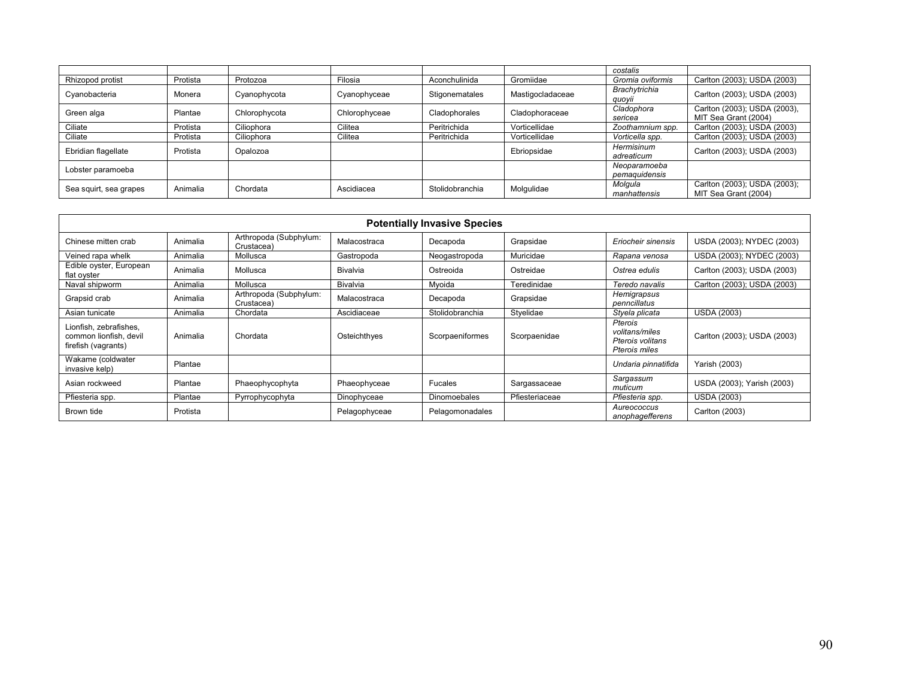| | | | | | | costalis | |
|---|---|---|---|---|---|---|---|
| Rhizopod protist | Protista | Protozoa | Filosia | Aconchulinida | Gromiidae | *Gromia oviformis* | Carlton (2003); USDA (2003) |
| Cyanobacteria | Monera | Cyanophycota | Cyanophyceae | Stigonematales | Mastigocladaceae | *Brachytrichia quoyii* | Carlton (2003); USDA (2003) |
| Green alga | Plantae | Chlorophycota | Chlorophyceae | Cladophorales | Cladophoraceae | *Cladophora sericea* | Carlton (2003); USDA (2003), MIT Sea Grant (2004) |
| Ciliate | Protista | Ciliophora | Cilitea | Peritrichida | Vorticellidae | *Zoothamnium spp.* | Carlton (2003); USDA (2003) |
| Ciliate | Protista | Ciliophora | Cilitea | Peritrichida | Vorticellidae | *Vorticella spp.* | Carlton (2003); USDA (2003) |
| Ebridian flagellate | Protista | Opalozoa | | | Ebriopsidae | *Hermisinum adreaticum* | Carlton (2003); USDA (2003) |
| Lobster paramoeba | | | | | | *Neoparamoeba pemaquidensis* | |
| Sea squirt, sea grapes | Animalia | Chordata | Ascidiacea | Stolidobranchia | Molgulidae | *Molgula manhattensis* | Carlton (2003); USDA (2003); MIT Sea Grant (2004) |

| **Potentially Invasive Species** | | | | | | | |
|---|---|---|---|---|---|---|---|
| Chinese mitten crab | Animalia | Arthropoda (Subphylum: Crustacea) | Malacostraca | Decapoda | Grapsidae | *Eriocheir sinensis* | USDA (2003); NYDEC (2003) |
| Veined rapa whelk | Animalia | Mollusca | Gastropoda | Neogastropoda | Muricidae | *Rapana venosa* | USDA (2003); NYDEC (2003) |
| Edible oyster, European flat oyster | Animalia | Mollusca | Bivalvia | Ostreoida | Ostreidae | *Ostrea edulis* | Carlton (2003); USDA (2003) |
| Naval shipworm | Animalia | Mollusca | Bivalvia | Myoida | Teredinidae | *Teredo navalis* | Carlton (2003); USDA (2003) |
| Grapsid crab | Animalia | Arthropoda (Subphylum: Crustacea) | Malacostraca | Decapoda | Grapsidae | *Hemigrapsus penncillatus* | |
| Asian tunicate | Animalia | Chordata | Ascidiaceae | Stolidobranchia | Styelidae | *Styela plicata* | USDA (2003) |
| Lionfish, zebrafishes, common lionfish, devil firefish (vagrants) | Animalia | Chordata | Osteichthyes | Scorpaeniformes | Scorpaenidae | *Pterois volitans/miles Pterois volitans Pterois miles* | Carlton (2003); USDA (2003) |
| Wakame (coldwater invasive kelp) | Plantae | | | | | *Undaria pinnatifida* | Yarish (2003) |
| Asian rockweed | Plantae | Phaeophycophyta | Phaeophyceae | Fucales | Sargassaceae | *Sargassum muticum* | USDA (2003); Yarish (2003) |
| Pfiesteria spp. | Plantae | Pyrrophycophyta | Dinophyceae | Dinomoebales | Pfiesteriaceae | *Pfiesteria spp.* | USDA (2003) |
| Brown tide | Protista | | Pelagophyceae | Pelagomonadales | | *Aureococcus anophagefferens* | Carlton (2003) |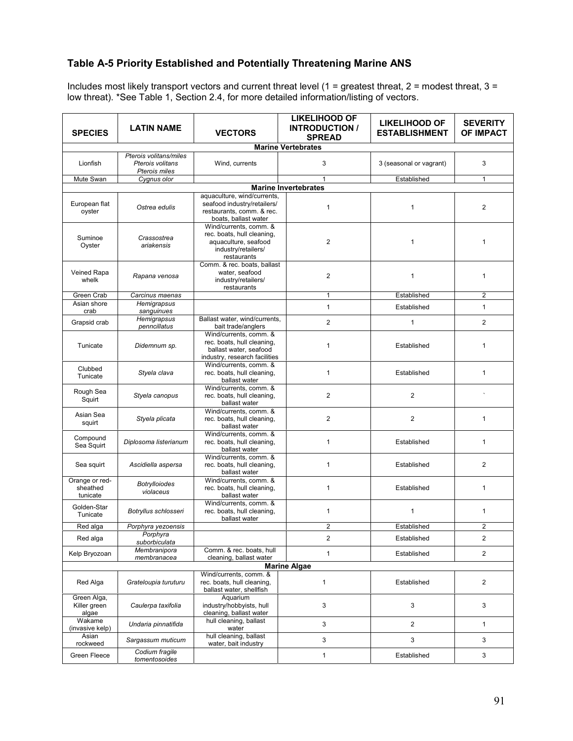## Table A-5 Priority Established and Potentially Threatening Marine ANS

Includes most likely transport vectors and current threat level (1 = greatest threat, 2 = modest threat, 3 = low threat). *See Table 1, Section 2.4, for more detailed information/listing of vectors.

| SPECIES | LATIN NAME | VECTORS | LIKELIHOOD OF INTRODUCTION / SPREAD | LIKELIHOOD OF ESTABLISHMENT | SEVERITY OF IMPACT |
|---|---|---|---|---|---|
| **Marine Vertebrates** | | | | | |
| Lionfish | *Pterois volitans/miles Pterois volitans Pterois miles* | Wind, currents | 3 | 3 (seasonal or vagrant) | 3 |
| Mute Swan | *Cygnus olor* | | 1 | Established | 1 |
| **Marine Invertebrates** | | | | | |
| European flat oyster | *Ostrea edulis* | aquaculture, wind/currents, seafood industry/retailers/ restaurants, comm. & rec. boats, ballast water | 1 | 1 | 2 |
| Suminoe Oyster | *Crassostrea ariakensis* | Wind/currents, comm. & rec. boats, hull cleaning, aquaculture, seafood industry/retailers/ restaurants | 2 | 1 | 1 |
| Veined Rapa whelk | *Rapana venosa* | Comm. & rec. boats, ballast water, seafood industry/retailers/ restaurants | 2 | 1 | 1 |
| Green Crab | *Carcinus maenas* | | 1 | Established | 2 |
| Asian shore crab | *Hemigrapsus sanguinues* | | 1 | Established | 1 |
| Grapsid crab | *Hemigrapsus penncillatus* | Ballast water, wind/currents, bait trade/anglers | 2 | 1 | 2 |
| Tunicate | *Didemnum sp.* | Wind/currents, comm. & rec. boats, hull cleaning, ballast water, seafood industry, research facilities | 1 | Established | 1 |
| Clubbed Tunicate | *Styela clava* | Wind/currents, comm. & rec. boats, hull cleaning, ballast water | 1 | Established | 1 |
| Rough Sea Squirt | *Styela canopus* | Wind/currents, comm. & rec. boats, hull cleaning, ballast water | 2 | 2 | ` |
| Asian Sea squirt | *Styela plicata* | Wind/currents, comm. & rec. boats, hull cleaning, ballast water | 2 | 2 | 1 |
| Compound Sea Squirt | *Diplosoma listerianum* | Wind/currents, comm. & rec. boats, hull cleaning, ballast water | 1 | Established | 1 |
| Sea squirt | *Ascidiella aspersa* | Wind/currents, comm. & rec. boats, hull cleaning, ballast water | 1 | Established | 2 |
| Orange or red-sheathed tunicate | *Botrylloiodes violaceus* | Wind/currents, comm. & rec. boats, hull cleaning, ballast water | 1 | Established | 1 |
| Golden-Star Tunicate | *Botryllus schlosseri* | Wind/currents, comm. & rec. boats, hull cleaning, ballast water | 1 | 1 | 1 |
| Red alga | *Porphyra yezoensis* | | 2 | Established | 2 |
| Red alga | *Porphyra suborbiculata* | | 2 | Established | 2 |
| Kelp Bryozoan | *Membranipora membranacea* | Comm. & rec. boats, hull cleaning, ballast water | 1 | Established | 2 |
| **Marine Algae** | | | | | |
| Red Alga | *Grateloupia turuturu* | Wind/currents, comm. & rec. boats, hull cleaning, ballast water, shellfish | 1 | Established | 2 |
| Green Alga, Killer green algae | *Caulerpa taxifolia* | Aquarium industry/hobbyists, hull cleaning, ballast water | 3 | 3 | 3 |
| Wakame (invasive kelp) | *Undaria pinnatifida* | hull cleaning, ballast water | 3 | 2 | 1 |
| Asian rockweed | *Sargassum muticum* | hull cleaning, ballast water, bait industry | 3 | 3 | 3 |
| Green Fleece | *Codium fragile tomentosoides* | | 1 | Established | 3 |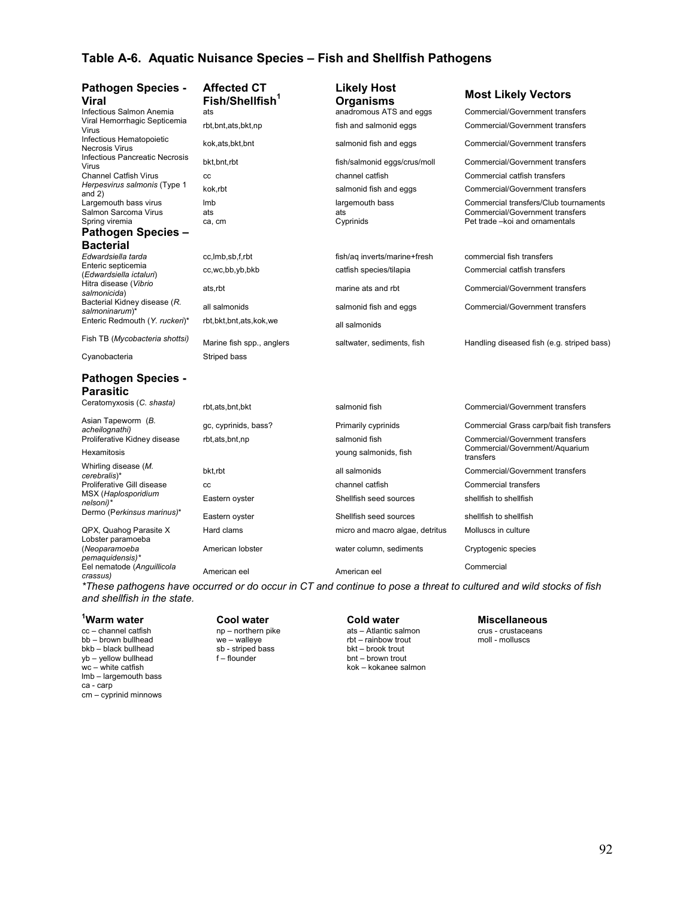## Table A-6. Aquatic Nuisance Species – Fish and Shellfish Pathogens

| Pathogen Species - Viral | Affected CT Fish/Shellfish[1] | Likely Host Organisms | Most Likely Vectors |
|---|---|---|---|
| Infectious Salmon Anemia | ats | anadromous ATS and eggs | Commercial/Government transfers |
| Viral Hemorrhagic Septicemia Virus | rbt,bnt,ats,bkt,np | fish and salmonid eggs | Commercial/Government transfers |
| Infectious Hematopoietic Necrosis Virus | kok,ats,bkt,bnt | salmonid fish and eggs | Commercial/Government transfers |
| Infectious Pancreatic Necrosis Virus | bkt,bnt,rbt | fish/salmonid eggs/crus/moll | Commercial/Government transfers |
| Channel Catfish Virus | cc | channel catfish | Commercial catfish transfers |
| *Herpesvirus salmonis* (Type 1 and 2) | kok,rbt | salmonid fish and eggs | Commercial/Government transfers |
| Largemouth bass virus | lmb | largemouth bass | Commercial transfers/Club tournaments |
| Salmon Sarcoma Virus | ats | ats | Commercial/Government transfers |
| Spring viremia | ca, cm | Cyprinids | Pet trade –koi and ornamentals |
| **Pathogen Species – Bacterial** | | | |
| *Edwardsiella tarda* | cc,lmb,sb,f,rbt | fish/aq inverts/marine+fresh | commercial fish transfers |
| Enteric septicemia (*Edwardsiella ictaluri*) | cc,wc,bb,yb,bkb | catfish species/tilapia | Commercial catfish transfers |
| Hitra disease (*Vibrio salmonicida*) | ats,rbt | marine ats and rbt | Commercial/Government transfers |
| Bacterial Kidney disease (*R. salmoninarum*)* | all salmonids | salmonid fish and eggs | Commercial/Government transfers |
| Enteric Redmouth (*Y. ruckeri*)* | rbt,bkt,bnt,ats,kok,we | all salmonids | |
| Fish TB (*Mycobacteria shottsi)* | Marine fish spp., anglers | saltwater, sediments, fish | Handling diseased fish (e.g. striped bass) |
| Cyanobacteria | Striped bass | | |
| **Pathogen Species - Parasitic** | | | |
| Ceratomyxosis (*C. shasta)* | rbt,ats,bnt,bkt | salmonid fish | Commercial/Government transfers |
| Asian Tapeworm (*B. acheilognathi)* | gc, cyprinids, bass? | Primarily cyprinids | Commercial Grass carp/bait fish transfers |
| Proliferative Kidney disease | rbt,ats,bnt,np | salmonid fish | Commercial/Government transfers |
| Hexamitosis | | young salmonids, fish | Commercial/Government/Aquarium transfers |
| Whirling disease (*M. cerebralis*)* | bkt,rbt | all salmonids | Commercial/Government transfers |
| Proliferative Gill disease | cc | channel catfish | Commercial transfers |
| MSX (*Haplosporidium nelsoni)** | Eastern oyster | Shellfish seed sources | shellfish to shellfish |
| Dermo (P*erkinsus marinus)** | Eastern oyster | Shellfish seed sources | shellfish to shellfish |
| QPX, Quahog Parasite X | Hard clams | micro and macro algae, detritus | Molluscs in culture |
| Lobster paramoeba (*Neoparamoeba pemaquidensis)** | American lobster | water column, sediments | Cryptogenic species |
| Eel nematode (*Anguillicola crassus)* | American eel | American eel | Commercial |

**These pathogens have occurred or do occur in CT and continue to pose a threat to cultured and wild stocks of fish and shellfish in the state.*

| [1]Warm water | Cool water | Cold water | Miscellaneous |
|---|---|---|---|
| cc – channel catfish | np – northern pike | ats – Atlantic salmon | crus - crustaceans |
| bb – brown bullhead | we – walleye | rbt – rainbow trout | moll - molluscs |
| bkb – black bullhead | sb - striped bass | bkt – brook trout | |
| yb – yellow bullhead | f – flounder | bnt – brown trout | |
| wc – white catfish | | kok – kokanee salmon | |
| lmb – largemouth bass | | | |
| ca - carp | | | |
| cm – cyprinid minnows | | | |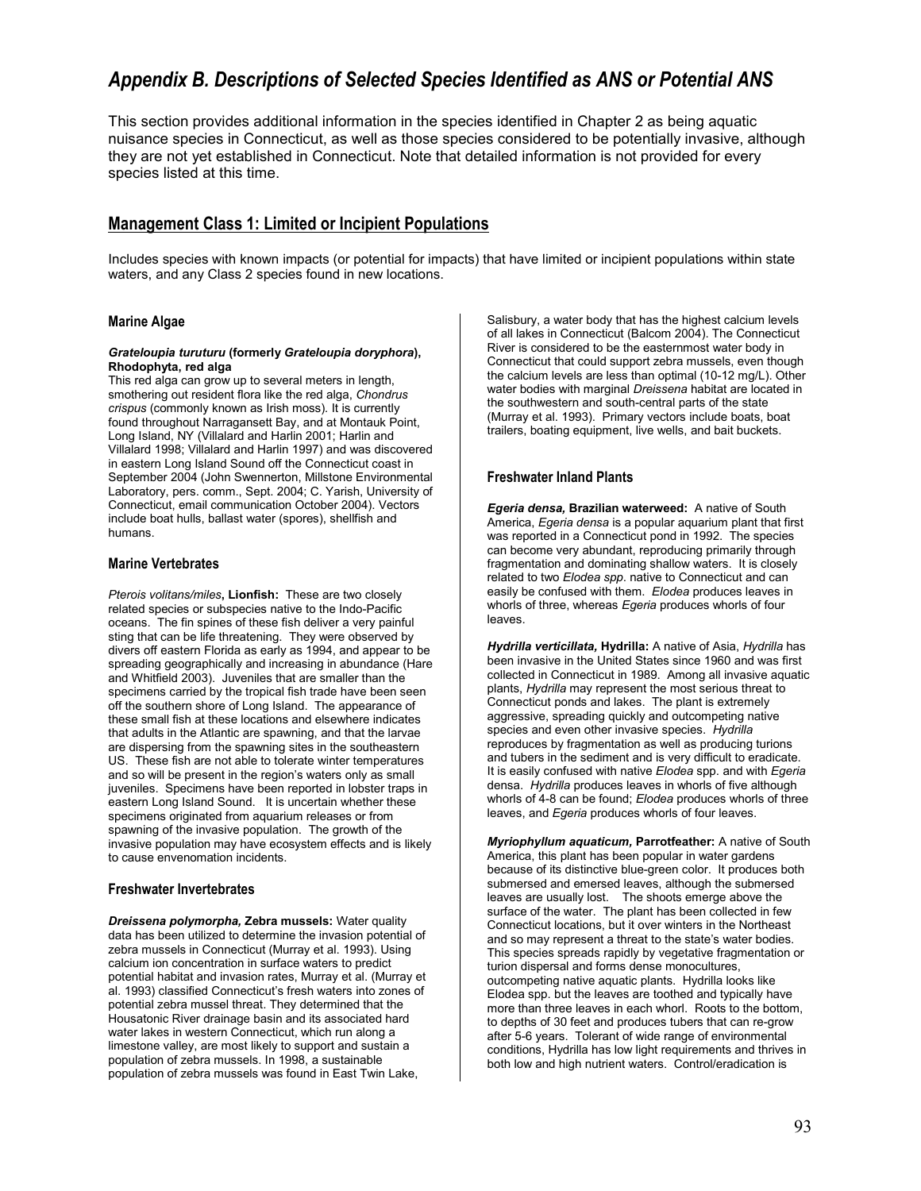# *Appendix B. Descriptions of Selected Species Identified as ANS or Potential ANS*

This section provides additional information in the species identified in Chapter 2 as being aquatic nuisance species in Connecticut, as well as those species considered to be potentially invasive, although they are not yet established in Connecticut. Note that detailed information is not provided for every species listed at this time.

## Management Class 1: Limited or Incipient Populations

Includes species with known impacts (or potential for impacts) that have limited or incipient populations within state waters, and any Class 2 species found in new locations.

### Marine Algae

***Grateloupia turuturu* (formerly *Grateloupia doryphora*), Rhodophyta, red alga**
This red alga can grow up to several meters in length, smothering out resident flora like the red alga, *Chondrus crispus* (commonly known as Irish moss). It is currently found throughout Narragansett Bay, and at Montauk Point, Long Island, NY (Villalard and Harlin 2001; Harlin and Villalard 1998; Villalard and Harlin 1997) and was discovered in eastern Long Island Sound off the Connecticut coast in September 2004 (John Swennerton, Millstone Environmental Laboratory, pers. comm., Sept. 2004; C. Yarish, University of Connecticut, email communication October 2004). Vectors include boat hulls, ballast water (spores), shellfish and humans.

### Marine Vertebrates

*Pterois volitans/miles*, **Lionfish:** These are two closely related species or subspecies native to the Indo-Pacific oceans. The fin spines of these fish deliver a very painful sting that can be life threatening. They were observed by divers off eastern Florida as early as 1994, and appear to be spreading geographically and increasing in abundance (Hare and Whitfield 2003). Juveniles that are smaller than the specimens carried by the tropical fish trade have been seen off the southern shore of Long Island. The appearance of these small fish at these locations and elsewhere indicates that adults in the Atlantic are spawning, and that the larvae are dispersing from the spawning sites in the southeastern US. These fish are not able to tolerate winter temperatures and so will be present in the region's waters only as small juveniles. Specimens have been reported in lobster traps in eastern Long Island Sound. It is uncertain whether these specimens originated from aquarium releases or from spawning of the invasive population. The growth of the invasive population may have ecosystem effects and is likely to cause envenomation incidents.

### Freshwater Invertebrates

***Dreissena polymorpha,* Zebra mussels:** Water quality data has been utilized to determine the invasion potential of zebra mussels in Connecticut (Murray et al. 1993). Using calcium ion concentration in surface waters to predict potential habitat and invasion rates, Murray et al. (Murray et al. 1993) classified Connecticut's fresh waters into zones of potential zebra mussel threat. They determined that the Housatonic River drainage basin and its associated hard water lakes in western Connecticut, which run along a limestone valley, are most likely to support and sustain a population of zebra mussels. In 1998, a sustainable population of zebra mussels was found in East Twin Lake, Salisbury, a water body that has the highest calcium levels of all lakes in Connecticut (Balcom 2004). The Connecticut River is considered to be the easternmost water body in Connecticut that could support zebra mussels, even though the calcium levels are less than optimal (10-12 mg/L). Other water bodies with marginal *Dreissena* habitat are located in the southwestern and south-central parts of the state (Murray et al. 1993). Primary vectors include boats, boat trailers, boating equipment, live wells, and bait buckets.

### Freshwater Inland Plants

***Egeria densa,* Brazilian waterweed:** A native of South America, *Egeria densa* is a popular aquarium plant that first was reported in a Connecticut pond in 1992. The species can become very abundant, reproducing primarily through fragmentation and dominating shallow waters. It is closely related to two *Elodea spp*. native to Connecticut and can easily be confused with them. *Elodea* produces leaves in whorls of three, whereas *Egeria* produces whorls of four leaves.

***Hydrilla verticillata,* Hydrilla:** A native of Asia, *Hydrilla* has been invasive in the United States since 1960 and was first collected in Connecticut in 1989. Among all invasive aquatic plants, *Hydrilla* may represent the most serious threat to Connecticut ponds and lakes. The plant is extremely aggressive, spreading quickly and outcompeting native species and even other invasive species. *Hydrilla* reproduces by fragmentation as well as producing turions and tubers in the sediment and is very difficult to eradicate. It is easily confused with native *Elodea* spp. and with *Egeria* densa. *Hydrilla* produces leaves in whorls of five although whorls of 4-8 can be found; *Elodea* produces whorls of three leaves, and *Egeria* produces whorls of four leaves.

***Myriophyllum aquaticum,* Parrotfeather:** A native of South America, this plant has been popular in water gardens because of its distinctive blue-green color. It produces both submersed and emersed leaves, although the submersed leaves are usually lost. The shoots emerge above the surface of the water. The plant has been collected in few Connecticut locations, but it over winters in the Northeast and so may represent a threat to the state's water bodies. This species spreads rapidly by vegetative fragmentation or turion dispersal and forms dense monocultures, outcompeting native aquatic plants. Hydrilla looks like Elodea spp. but the leaves are toothed and typically have more than three leaves in each whorl. Roots to the bottom, to depths of 30 feet and produces tubers that can re-grow after 5-6 years. Tolerant of wide range of environmental conditions, Hydrilla has low light requirements and thrives in both low and high nutrient waters. Control/eradication is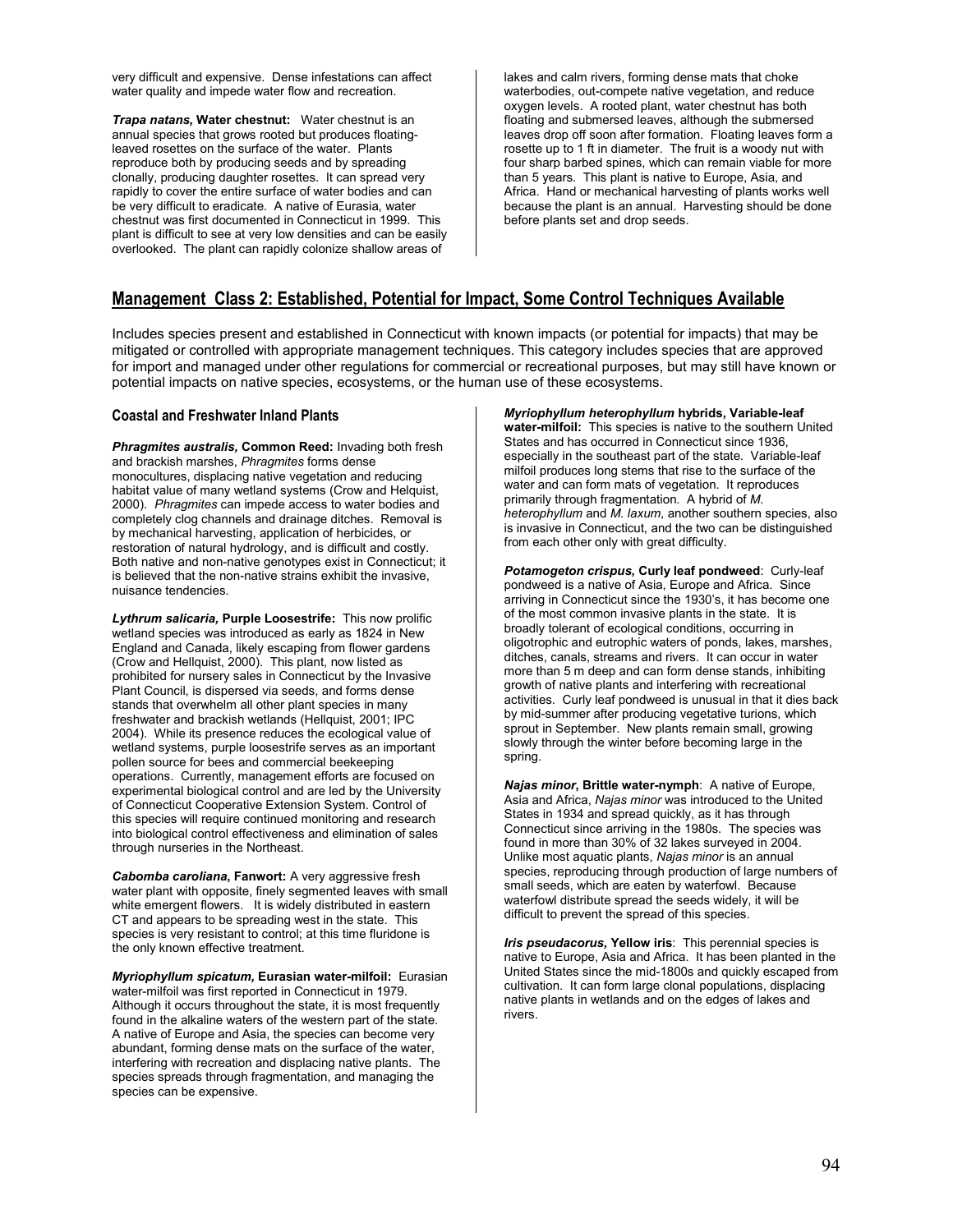very difficult and expensive. Dense infestations can affect water quality and impede water flow and recreation.

***Trapa natans,* Water chestnut:** Water chestnut is an annual species that grows rooted but produces floating-leaved rosettes on the surface of the water. Plants reproduce both by producing seeds and by spreading clonally, producing daughter rosettes. It can spread very rapidly to cover the entire surface of water bodies and can be very difficult to eradicate. A native of Eurasia, water chestnut was first documented in Connecticut in 1999. This plant is difficult to see at very low densities and can be easily overlooked. The plant can rapidly colonize shallow areas of lakes and calm rivers, forming dense mats that choke waterbodies, out-compete native vegetation, and reduce oxygen levels. A rooted plant, water chestnut has both floating and submersed leaves, although the submersed leaves drop off soon after formation. Floating leaves form a rosette up to 1 ft in diameter. The fruit is a woody nut with four sharp barbed spines, which can remain viable for more than 5 years. This plant is native to Europe, Asia, and Africa. Hand or mechanical harvesting of plants works well because the plant is an annual. Harvesting should be done before plants set and drop seeds.

## Management Class 2: Established, Potential for Impact, Some Control Techniques Available

Includes species present and established in Connecticut with known impacts (or potential for impacts) that may be mitigated or controlled with appropriate management techniques. This category includes species that are approved for import and managed under other regulations for commercial or recreational purposes, but may still have known or potential impacts on native species, ecosystems, or the human use of these ecosystems.

### Coastal and Freshwater Inland Plants

***Phragmites australis,* Common Reed:** Invading both fresh and brackish marshes, *Phragmites* forms dense monocultures, displacing native vegetation and reducing habitat value of many wetland systems (Crow and Helquist, 2000). *Phragmites* can impede access to water bodies and completely clog channels and drainage ditches. Removal is by mechanical harvesting, application of herbicides, or restoration of natural hydrology, and is difficult and costly. Both native and non-native genotypes exist in Connecticut; it is believed that the non-native strains exhibit the invasive, nuisance tendencies.

***Lythrum salicaria,* Purple Loosestrife:** This now prolific wetland species was introduced as early as 1824 in New England and Canada, likely escaping from flower gardens (Crow and Hellquist, 2000). This plant, now listed as prohibited for nursery sales in Connecticut by the Invasive Plant Council, is dispersed via seeds, and forms dense stands that overwhelm all other plant species in many freshwater and brackish wetlands (Hellquist, 2001; IPC 2004). While its presence reduces the ecological value of wetland systems, purple loosestrife serves as an important pollen source for bees and commercial beekeeping operations. Currently, management efforts are focused on experimental biological control and are led by the University of Connecticut Cooperative Extension System. Control of this species will require continued monitoring and research into biological control effectiveness and elimination of sales through nurseries in the Northeast.

***Cabomba caroliana*, Fanwort:** A very aggressive fresh water plant with opposite, finely segmented leaves with small white emergent flowers. It is widely distributed in eastern CT and appears to be spreading west in the state. This species is very resistant to control; at this time fluridone is the only known effective treatment.

***Myriophyllum spicatum,* Eurasian water-milfoil:** Eurasian water-milfoil was first reported in Connecticut in 1979. Although it occurs throughout the state, it is most frequently found in the alkaline waters of the western part of the state. A native of Europe and Asia, the species can become very abundant, forming dense mats on the surface of the water, interfering with recreation and displacing native plants. The species spreads through fragmentation, and managing the species can be expensive.

***Myriophyllum heterophyllum* hybrids, Variable-leaf water-milfoil:** This species is native to the southern United States and has occurred in Connecticut since 1936, especially in the southeast part of the state. Variable-leaf milfoil produces long stems that rise to the surface of the water and can form mats of vegetation. It reproduces primarily through fragmentation. A hybrid of *M. heterophyllum* and *M. laxum*, another southern species, also is invasive in Connecticut, and the two can be distinguished from each other only with great difficulty.

***Potamogeton crispus*, Curly leaf pondweed**: Curly-leaf pondweed is a native of Asia, Europe and Africa. Since arriving in Connecticut since the 1930's, it has become one of the most common invasive plants in the state. It is broadly tolerant of ecological conditions, occurring in oligotrophic and eutrophic waters of ponds, lakes, marshes, ditches, canals, streams and rivers. It can occur in water more than 5 m deep and can form dense stands, inhibiting growth of native plants and interfering with recreational activities. Curly leaf pondweed is unusual in that it dies back by mid-summer after producing vegetative turions, which sprout in September. New plants remain small, growing slowly through the winter before becoming large in the spring.

***Najas minor*, Brittle water-nymph**: A native of Europe, Asia and Africa, *Najas minor* was introduced to the United States in 1934 and spread quickly, as it has through Connecticut since arriving in the 1980s. The species was found in more than 30% of 32 lakes surveyed in 2004. Unlike most aquatic plants, *Najas minor* is an annual species, reproducing through production of large numbers of small seeds, which are eaten by waterfowl. Because waterfowl distribute spread the seeds widely, it will be difficult to prevent the spread of this species.

***Iris pseudacorus,* Yellow iris**: This perennial species is native to Europe, Asia and Africa. It has been planted in the United States since the mid-1800s and quickly escaped from cultivation. It can form large clonal populations, displacing native plants in wetlands and on the edges of lakes and rivers.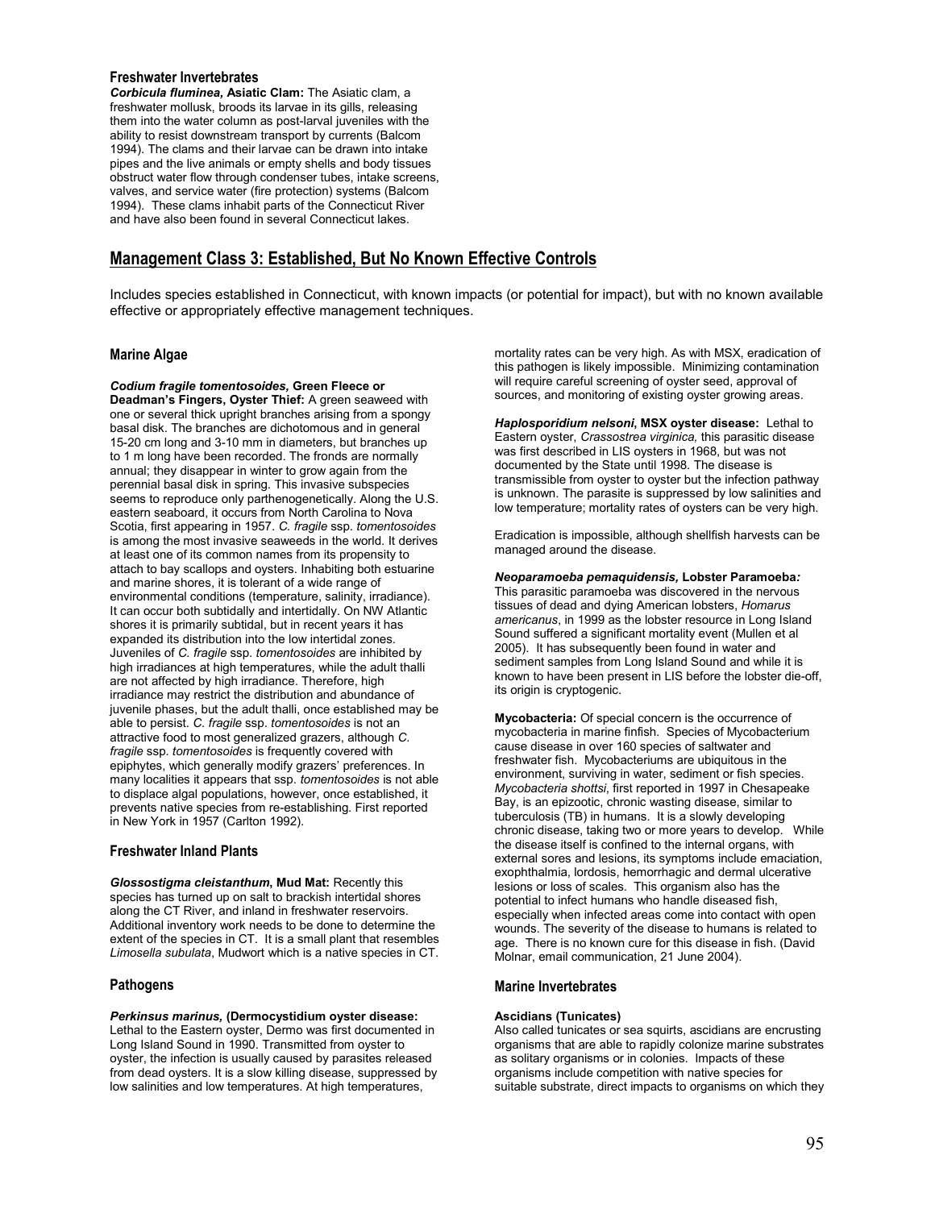### Freshwater Invertebrates

***Corbicula fluminea,* Asiatic Clam:** The Asiatic clam, a freshwater mollusk, broods its larvae in its gills, releasing them into the water column as post-larval juveniles with the ability to resist downstream transport by currents (Balcom 1994). The clams and their larvae can be drawn into intake pipes and the live animals or empty shells and body tissues obstruct water flow through condenser tubes, intake screens, valves, and service water (fire protection) systems (Balcom 1994). These clams inhabit parts of the Connecticut River and have also been found in several Connecticut lakes.

## Management Class 3: Established, But No Known Effective Controls

Includes species established in Connecticut, with known impacts (or potential for impact), but with no known available effective or appropriately effective management techniques.

### Marine Algae

***Codium fragile tomentosoides,* Green Fleece or Deadman's Fingers, Oyster Thief:** A green seaweed with one or several thick upright branches arising from a spongy basal disk. The branches are dichotomous and in general 15-20 cm long and 3-10 mm in diameters, but branches up to 1 m long have been recorded. The fronds are normally annual; they disappear in winter to grow again from the perennial basal disk in spring. This invasive subspecies seems to reproduce only parthenogenetically. Along the U.S. eastern seaboard, it occurs from North Carolina to Nova Scotia, first appearing in 1957. *C. fragile* ssp. *tomentosoides* is among the most invasive seaweeds in the world. It derives at least one of its common names from its propensity to attach to bay scallops and oysters. Inhabiting both estuarine and marine shores, it is tolerant of a wide range of environmental conditions (temperature, salinity, irradiance). It can occur both subtidally and intertidally. On NW Atlantic shores it is primarily subtidal, but in recent years it has expanded its distribution into the low intertidal zones. Juveniles of *C. fragile* ssp. *tomentosoides* are inhibited by high irradiances at high temperatures, while the adult thalli are not affected by high irradiance. Therefore, high irradiance may restrict the distribution and abundance of juvenile phases, but the adult thalli, once established may be able to persist. *C. fragile* ssp. *tomentosoides* is not an attractive food to most generalized grazers, although *C. fragile* ssp. *tomentosoides* is frequently covered with epiphytes, which generally modify grazers' preferences. In many localities it appears that ssp. *tomentosoides* is not able to displace algal populations, however, once established, it prevents native species from re-establishing. First reported in New York in 1957 (Carlton 1992).

### Freshwater Inland Plants

***Glossostigma cleistanthum*, Mud Mat:** Recently this species has turned up on salt to brackish intertidal shores along the CT River, and inland in freshwater reservoirs. Additional inventory work needs to be done to determine the extent of the species in CT. It is a small plant that resembles *Limosella subulata*, Mudwort which is a native species in CT.

### Pathogens

***Perkinsus marinus,* (Dermocystidium oyster disease:** Lethal to the Eastern oyster, Dermo was first documented in Long Island Sound in 1990. Transmitted from oyster to oyster, the infection is usually caused by parasites released from dead oysters. It is a slow killing disease, suppressed by low salinities and low temperatures. At high temperatures, mortality rates can be very high. As with MSX, eradication of this pathogen is likely impossible. Minimizing contamination will require careful screening of oyster seed, approval of sources, and monitoring of existing oyster growing areas.

***Haplosporidium nelsoni*, MSX oyster disease:** Lethal to Eastern oyster, *Crassostrea virginica,* this parasitic disease was first described in LIS oysters in 1968, but was not documented by the State until 1998. The disease is transmissible from oyster to oyster but the infection pathway is unknown. The parasite is suppressed by low salinities and low temperature; mortality rates of oysters can be very high.

Eradication is impossible, although shellfish harvests can be managed around the disease.

***Neoparamoeba pemaquidensis,* Lobster Paramoeba*:*** This parasitic paramoeba was discovered in the nervous tissues of dead and dying American lobsters, *Homarus americanus*, in 1999 as the lobster resource in Long Island Sound suffered a significant mortality event (Mullen et al 2005). It has subsequently been found in water and sediment samples from Long Island Sound and while it is known to have been present in LIS before the lobster die-off, its origin is cryptogenic.

**Mycobacteria:** Of special concern is the occurrence of mycobacteria in marine finfish. Species of Mycobacterium cause disease in over 160 species of saltwater and freshwater fish. Mycobacteriums are ubiquitous in the environment, surviving in water, sediment or fish species. *Mycobacteria shottsi*, first reported in 1997 in Chesapeake Bay, is an epizootic, chronic wasting disease, similar to tuberculosis (TB) in humans. It is a slowly developing chronic disease, taking two or more years to develop. While the disease itself is confined to the internal organs, with external sores and lesions, its symptoms include emaciation, exophthalmia, lordosis, hemorrhagic and dermal ulcerative lesions or loss of scales. This organism also has the potential to infect humans who handle diseased fish, especially when infected areas come into contact with open wounds. The severity of the disease to humans is related to age. There is no known cure for this disease in fish. (David Molnar, email communication, 21 June 2004).

### Marine Invertebrates

#### Ascidians (Tunicates)

Also called tunicates or sea squirts, ascidians are encrusting organisms that are able to rapidly colonize marine substrates as solitary organisms or in colonies. Impacts of these organisms include competition with native species for suitable substrate, direct impacts to organisms on which they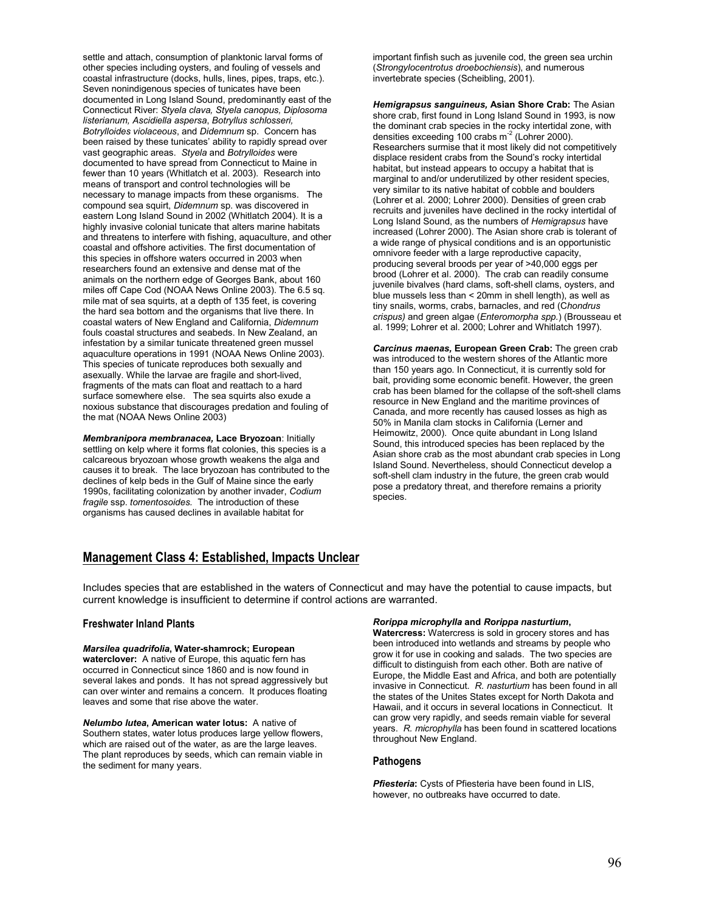settle and attach, consumption of planktonic larval forms of other species including oysters, and fouling of vessels and coastal infrastructure (docks, hulls, lines, pipes, traps, etc.). Seven nonindigenous species of tunicates have been documented in Long Island Sound, predominantly east of the Connecticut River: *Styela clava, Styela canopus, Diplosoma listerianum, Ascidiella aspersa*, *Botryllus schlosseri, Botrylloides violaceous*, and *Didemnum* sp. Concern has been raised by these tunicates' ability to rapidly spread over vast geographic areas. *Styela* and *Botrylloides* were documented to have spread from Connecticut to Maine in fewer than 10 years (Whitlatch et al. 2003). Research into means of transport and control technologies will be necessary to manage impacts from these organisms. The compound sea squirt, *Didemnum* sp. was discovered in eastern Long Island Sound in 2002 (Whitlatch 2004). It is a highly invasive colonial tunicate that alters marine habitats and threatens to interfere with fishing, aquaculture, and other coastal and offshore activities. The first documentation of this species in offshore waters occurred in 2003 when researchers found an extensive and dense mat of the animals on the northern edge of Georges Bank, about 160 miles off Cape Cod (NOAA News Online 2003). The 6.5 sq. mile mat of sea squirts, at a depth of 135 feet, is covering the hard sea bottom and the organisms that live there. In coastal waters of New England and California, *Didemnum* fouls coastal structures and seabeds. In New Zealand, an infestation by a similar tunicate threatened green mussel aquaculture operations in 1991 (NOAA News Online 2003). This species of tunicate reproduces both sexually and asexually. While the larvae are fragile and short-lived, fragments of the mats can float and reattach to a hard surface somewhere else. The sea squirts also exude a noxious substance that discourages predation and fouling of the mat (NOAA News Online 2003)

***Membranipora membranacea,* Lace Bryozoan**: Initially settling on kelp where it forms flat colonies, this species is a calcareous bryozoan whose growth weakens the alga and causes it to break. The lace bryozoan has contributed to the declines of kelp beds in the Gulf of Maine since the early 1990s, facilitating colonization by another invader, *Codium fragile* ssp. *tomentosoides.* The introduction of these organisms has caused declines in available habitat for important finfish such as juvenile cod, the green sea urchin (*Strongylocentrotus droebochiensis*), and numerous invertebrate species (Scheibling, 2001).

***Hemigrapsus sanguineus,* Asian Shore Crab:** The Asian shore crab, first found in Long Island Sound in 1993, is now the dominant crab species in the rocky intertidal zone, with densities exceeding 100 crabs $m^{-2}$ (Lohrer 2000). Researchers surmise that it most likely did not competitively displace resident crabs from the Sound's rocky intertidal habitat, but instead appears to occupy a habitat that is marginal to and/or underutilized by other resident species, very similar to its native habitat of cobble and boulders (Lohrer et al. 2000; Lohrer 2000). Densities of green crab recruits and juveniles have declined in the rocky intertidal of Long Island Sound, as the numbers of *Hemigrapsus* have increased (Lohrer 2000). The Asian shore crab is tolerant of a wide range of physical conditions and is an opportunistic omnivore feeder with a large reproductive capacity, producing several broods per year of >40,000 eggs per brood (Lohrer et al. 2000). The crab can readily consume juvenile bivalves (hard clams, soft-shell clams, oysters, and blue mussels less than < 20mm in shell length), as well as tiny snails, worms, crabs, barnacles, and red (C*hondrus crispus)* and green algae (*Enteromorpha spp.*) (Brousseau et al. 1999; Lohrer et al. 2000; Lohrer and Whitlatch 1997).

***Carcinus maenas,* European Green Crab:** The green crab was introduced to the western shores of the Atlantic more than 150 years ago. In Connecticut, it is currently sold for bait, providing some economic benefit. However, the green crab has been blamed for the collapse of the soft-shell clams resource in New England and the maritime provinces of Canada, and more recently has caused losses as high as 50% in Manila clam stocks in California (Lerner and Heimowitz, 2000). Once quite abundant in Long Island Sound, this introduced species has been replaced by the Asian shore crab as the most abundant crab species in Long Island Sound. Nevertheless, should Connecticut develop a soft-shell clam industry in the future, the green crab would pose a predatory threat, and therefore remains a priority species.

## Management Class 4: Established, Impacts Unclear

Includes species that are established in the waters of Connecticut and may have the potential to cause impacts, but current knowledge is insufficient to determine if control actions are warranted.

### Freshwater Inland Plants

***Marsilea quadrifolia*, Water-shamrock; European waterclover:** A native of Europe, this aquatic fern has occurred in Connecticut since 1860 and is now found in several lakes and ponds. It has not spread aggressively but can over winter and remains a concern. It produces floating leaves and some that rise above the water.

***Nelumbo lutea*, American water lotus:** A native of Southern states, water lotus produces large yellow flowers, which are raised out of the water, as are the large leaves. The plant reproduces by seeds, which can remain viable in the sediment for many years.

***Rorippa microphylla* and *Rorippa nasturtium*, Watercress:** Watercress is sold in grocery stores and has been introduced into wetlands and streams by people who grow it for use in cooking and salads. The two species are difficult to distinguish from each other. Both are native of Europe, the Middle East and Africa, and both are potentially invasive in Connecticut. *R. nasturtium* has been found in all the states of the Unites States except for North Dakota and Hawaii, and it occurs in several locations in Connecticut. It can grow very rapidly, and seeds remain viable for several years. *R. microphylla* has been found in scattered locations throughout New England.

### Pathogens

***Pfiesteria*:** Cysts of Pfiesteria have been found in LIS, however, no outbreaks have occurred to date.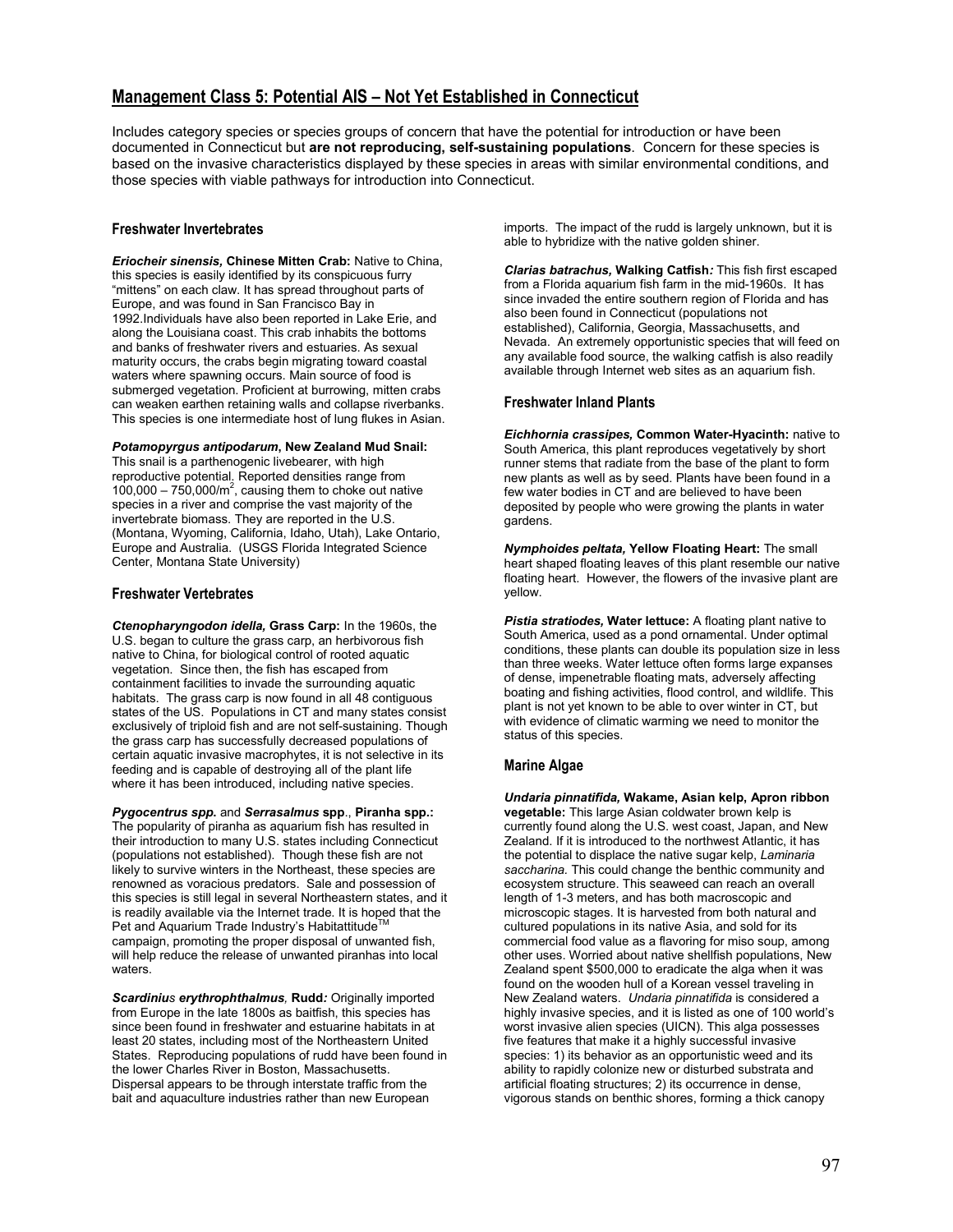## Management Class 5: Potential AIS – Not Yet Established in Connecticut

Includes category species or species groups of concern that have the potential for introduction or have been documented in Connecticut but **are not reproducing, self-sustaining populations**. Concern for these species is based on the invasive characteristics displayed by these species in areas with similar environmental conditions, and those species with viable pathways for introduction into Connecticut.

### Freshwater Invertebrates

***Eriocheir sinensis,* Chinese Mitten Crab:** Native to China, this species is easily identified by its conspicuous furry "mittens" on each claw. It has spread throughout parts of Europe, and was found in San Francisco Bay in 1992.Individuals have also been reported in Lake Erie, and along the Louisiana coast. This crab inhabits the bottoms and banks of freshwater rivers and estuaries. As sexual maturity occurs, the crabs begin migrating toward coastal waters where spawning occurs. Main source of food is submerged vegetation. Proficient at burrowing, mitten crabs can weaken earthen retaining walls and collapse riverbanks. This species is one intermediate host of lung flukes in Asian.

***Potamopyrgus antipodarum*, New Zealand Mud Snail:** This snail is a parthenogenic livebearer, with high reproductive potential. Reported densities range from 100,000 – 750,000/$m^2$, causing them to choke out native species in a river and comprise the vast majority of the invertebrate biomass. They are reported in the U.S. (Montana, Wyoming, California, Idaho, Utah), Lake Ontario, Europe and Australia. (USGS Florida Integrated Science Center, Montana State University)

### Freshwater Vertebrates

***Ctenopharyngodon idella,* Grass Carp:** In the 1960s, the U.S. began to culture the grass carp, an herbivorous fish native to China, for biological control of rooted aquatic vegetation. Since then, the fish has escaped from containment facilities to invade the surrounding aquatic habitats. The grass carp is now found in all 48 contiguous states of the US. Populations in CT and many states consist exclusively of triploid fish and are not self-sustaining. Though the grass carp has successfully decreased populations of certain aquatic invasive macrophytes, it is not selective in its feeding and is capable of destroying all of the plant life where it has been introduced, including native species.

***Pygocentrus spp.* and *Serrasalmus* spp., Piranha spp.:** The popularity of piranha as aquarium fish has resulted in their introduction to many U.S. states including Connecticut (populations not established). Though these fish are not likely to survive winters in the Northeast, these species are renowned as voracious predators. Sale and possession of this species is still legal in several Northeastern states, and it is readily available via the Internet trade. It is hoped that the Pet and Aquarium Trade Industry's Habitattitude™ campaign, promoting the proper disposal of unwanted fish, will help reduce the release of unwanted piranhas into local waters.

***Scardinius erythrophthalmus,* Rudd:** Originally imported from Europe in the late 1800s as baitfish, this species has since been found in freshwater and estuarine habitats in at least 20 states, including most of the Northeastern United States. Reproducing populations of rudd have been found in the lower Charles River in Boston, Massachusetts. Dispersal appears to be through interstate traffic from the bait and aquaculture industries rather than new European imports. The impact of the rudd is largely unknown, but it is able to hybridize with the native golden shiner.

***Clarias batrachus,* Walking Catfish:** This fish first escaped from a Florida aquarium fish farm in the mid-1960s. It has since invaded the entire southern region of Florida and has also been found in Connecticut (populations not established), California, Georgia, Massachusetts, and Nevada. An extremely opportunistic species that will feed on any available food source, the walking catfish is also readily available through Internet web sites as an aquarium fish.

### Freshwater Inland Plants

***Eichhornia crassipes,* Common Water-Hyacinth:** native to South America, this plant reproduces vegetatively by short runner stems that radiate from the base of the plant to form new plants as well as by seed. Plants have been found in a few water bodies in CT and are believed to have been deposited by people who were growing the plants in water gardens.

***Nymphoides peltata,* Yellow Floating Heart:** The small heart shaped floating leaves of this plant resemble our native floating heart. However, the flowers of the invasive plant are yellow.

***Pistia stratiodes,* Water lettuce:** A floating plant native to South America, used as a pond ornamental. Under optimal conditions, these plants can double its population size in less than three weeks. Water lettuce often forms large expanses of dense, impenetrable floating mats, adversely affecting boating and fishing activities, flood control, and wildlife. This plant is not yet known to be able to over winter in CT, but with evidence of climatic warming we need to monitor the status of this species.

### Marine Algae

***Undaria pinnatifida,* Wakame, Asian kelp, Apron ribbon vegetable:** This large Asian coldwater brown kelp is currently found along the U.S. west coast, Japan, and New Zealand. If it is introduced to the northwest Atlantic, it has the potential to displace the native sugar kelp, *Laminaria saccharina.* This could change the benthic community and ecosystem structure. This seaweed can reach an overall length of 1-3 meters, and has both macroscopic and microscopic stages. It is harvested from both natural and cultured populations in its native Asia, and sold for its commercial food value as a flavoring for miso soup, among other uses. Worried about native shellfish populations, New Zealand spent $500,000 to eradicate the alga when it was found on the wooden hull of a Korean vessel traveling in New Zealand waters. *Undaria pinnatifida* is considered a highly invasive species, and it is listed as one of 100 world's worst invasive alien species (UICN). This alga possesses five features that make it a highly successful invasive species: 1) its behavior as an opportunistic weed and its ability to rapidly colonize new or disturbed substrata and artificial floating structures; 2) its occurrence in dense, vigorous stands on benthic shores, forming a thick canopy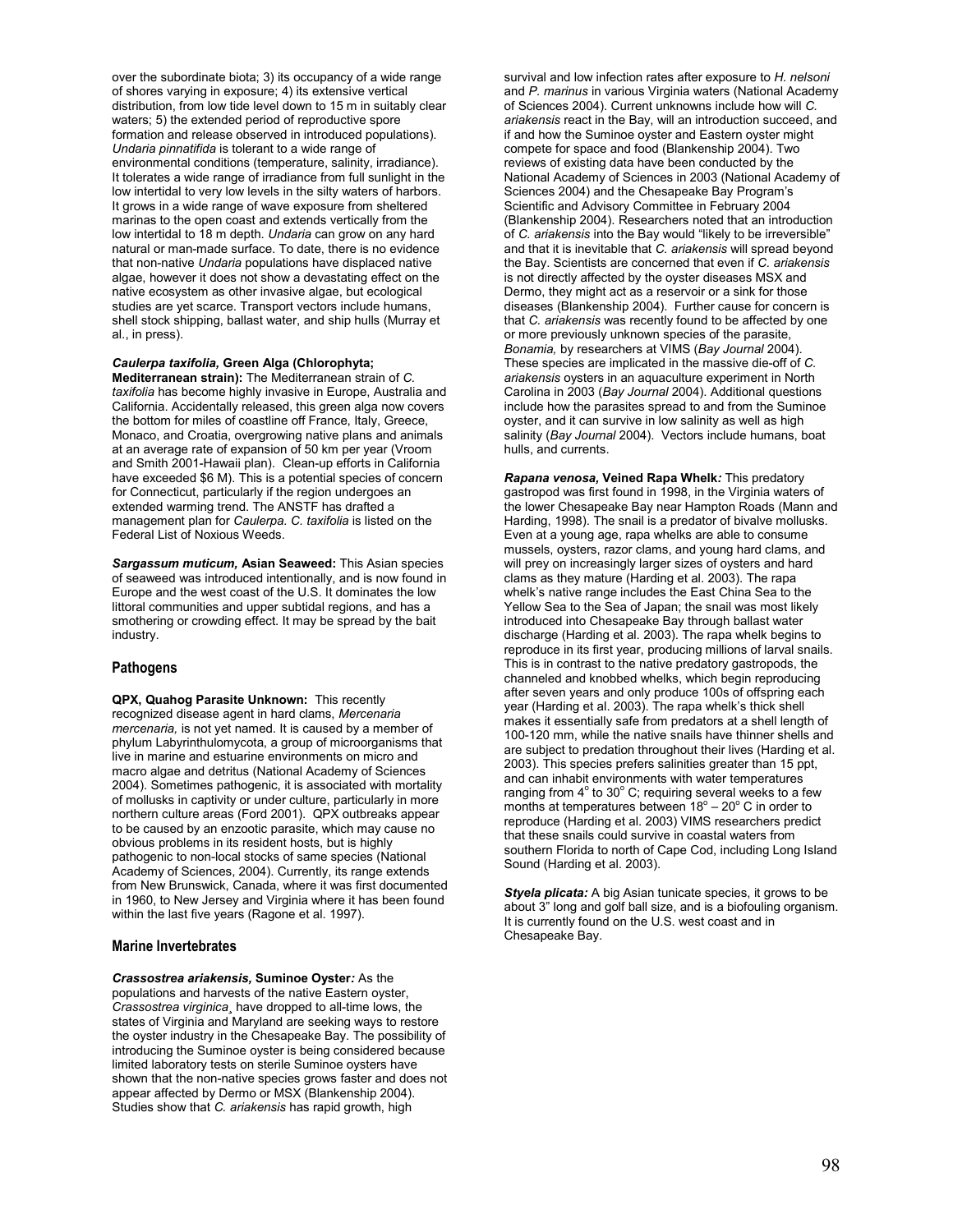over the subordinate biota; 3) its occupancy of a wide range of shores varying in exposure; 4) its extensive vertical distribution, from low tide level down to 15 m in suitably clear waters; 5) the extended period of reproductive spore formation and release observed in introduced populations). *Undaria pinnatifida* is tolerant to a wide range of environmental conditions (temperature, salinity, irradiance). It tolerates a wide range of irradiance from full sunlight in the low intertidal to very low levels in the silty waters of harbors. It grows in a wide range of wave exposure from sheltered marinas to the open coast and extends vertically from the low intertidal to 18 m depth. *Undaria* can grow on any hard natural or man-made surface. To date, there is no evidence that non-native *Undaria* populations have displaced native algae, however it does not show a devastating effect on the native ecosystem as other invasive algae, but ecological studies are yet scarce. Transport vectors include humans, shell stock shipping, ballast water, and ship hulls (Murray et al., in press).

***Caulerpa taxifolia,* Green Alga (Chlorophyta; Mediterranean strain):** The Mediterranean strain of *C. taxifolia* has become highly invasive in Europe, Australia and California. Accidentally released, this green alga now covers the bottom for miles of coastline off France, Italy, Greece, Monaco, and Croatia, overgrowing native plans and animals at an average rate of expansion of 50 km per year (Vroom and Smith 2001-Hawaii plan). Clean-up efforts in California have exceeded \$6 M). This is a potential species of concern for Connecticut, particularly if the region undergoes an extended warming trend. The ANSTF has drafted a management plan for *Caulerpa. C. taxifolia* is listed on the Federal List of Noxious Weeds.

***Sargassum muticum,* Asian Seaweed:** This Asian species of seaweed was introduced intentionally, and is now found in Europe and the west coast of the U.S. It dominates the low littoral communities and upper subtidal regions, and has a smothering or crowding effect. It may be spread by the bait industry.

## Pathogens

**QPX, Quahog Parasite Unknown:** This recently recognized disease agent in hard clams, *Mercenaria mercenaria,* is not yet named. It is caused by a member of phylum Labyrinthulomycota, a group of microorganisms that live in marine and estuarine environments on micro and macro algae and detritus (National Academy of Sciences 2004). Sometimes pathogenic, it is associated with mortality of mollusks in captivity or under culture, particularly in more northern culture areas (Ford 2001). QPX outbreaks appear to be caused by an enzootic parasite, which may cause no obvious problems in its resident hosts, but is highly pathogenic to non-local stocks of same species (National Academy of Sciences, 2004). Currently, its range extends from New Brunswick, Canada, where it was first documented in 1960, to New Jersey and Virginia where it has been found within the last five years (Ragone et al. 1997).

## Marine Invertebrates

***Crassostrea ariakensis,* Suminoe Oyster*:*** As the populations and harvests of the native Eastern oyster, *Crassostrea virginica*¸ have dropped to all-time lows, the states of Virginia and Maryland are seeking ways to restore the oyster industry in the Chesapeake Bay. The possibility of introducing the Suminoe oyster is being considered because limited laboratory tests on sterile Suminoe oysters have shown that the non-native species grows faster and does not appear affected by Dermo or MSX (Blankenship 2004). Studies show that *C. ariakensis* has rapid growth, high survival and low infection rates after exposure to *H. nelsoni* and *P. marinus* in various Virginia waters (National Academy of Sciences 2004). Current unknowns include how will *C. ariakensis* react in the Bay, will an introduction succeed, and if and how the Suminoe oyster and Eastern oyster might compete for space and food (Blankenship 2004). Two reviews of existing data have been conducted by the National Academy of Sciences in 2003 (National Academy of Sciences 2004) and the Chesapeake Bay Program's Scientific and Advisory Committee in February 2004 (Blankenship 2004). Researchers noted that an introduction of *C. ariakensis* into the Bay would "likely to be irreversible" and that it is inevitable that *C. ariakensis* will spread beyond the Bay. Scientists are concerned that even if *C. ariakensis* is not directly affected by the oyster diseases MSX and Dermo, they might act as a reservoir or a sink for those diseases (Blankenship 2004). Further cause for concern is that *C. ariakensis* was recently found to be affected by one or more previously unknown species of the parasite, *Bonamia,* by researchers at VIMS (*Bay Journal* 2004). These species are implicated in the massive die-off of *C. ariakensis* oysters in an aquaculture experiment in North Carolina in 2003 (*Bay Journal* 2004). Additional questions include how the parasites spread to and from the Suminoe oyster, and it can survive in low salinity as well as high salinity (*Bay Journal* 2004). Vectors include humans, boat hulls, and currents.

***Rapana venosa,* Veined Rapa Whelk*:*** This predatory gastropod was first found in 1998, in the Virginia waters of the lower Chesapeake Bay near Hampton Roads (Mann and Harding, 1998). The snail is a predator of bivalve mollusks. Even at a young age, rapa whelks are able to consume mussels, oysters, razor clams, and young hard clams, and will prey on increasingly larger sizes of oysters and hard clams as they mature (Harding et al. 2003). The rapa whelk's native range includes the East China Sea to the Yellow Sea to the Sea of Japan; the snail was most likely introduced into Chesapeake Bay through ballast water discharge (Harding et al. 2003). The rapa whelk begins to reproduce in its first year, producing millions of larval snails. This is in contrast to the native predatory gastropods, the channeled and knobbed whelks, which begin reproducing after seven years and only produce 100s of offspring each year (Harding et al. 2003). The rapa whelk's thick shell makes it essentially safe from predators at a shell length of 100-120 mm, while the native snails have thinner shells and are subject to predation throughout their lives (Harding et al. 2003). This species prefers salinities greater than 15 ppt, and can inhabit environments with water temperatures ranging from $4^{\circ}$ to $30^{\circ}$ C; requiring several weeks to a few months at temperatures between $18^{\circ} - 20^{\circ}$ C in order to reproduce (Harding et al. 2003) VIMS researchers predict that these snails could survive in coastal waters from southern Florida to north of Cape Cod, including Long Island Sound (Harding et al. 2003).

***Styela plicata:*** A big Asian tunicate species, it grows to be about 3" long and golf ball size, and is a biofouling organism. It is currently found on the U.S. west coast and in Chesapeake Bay.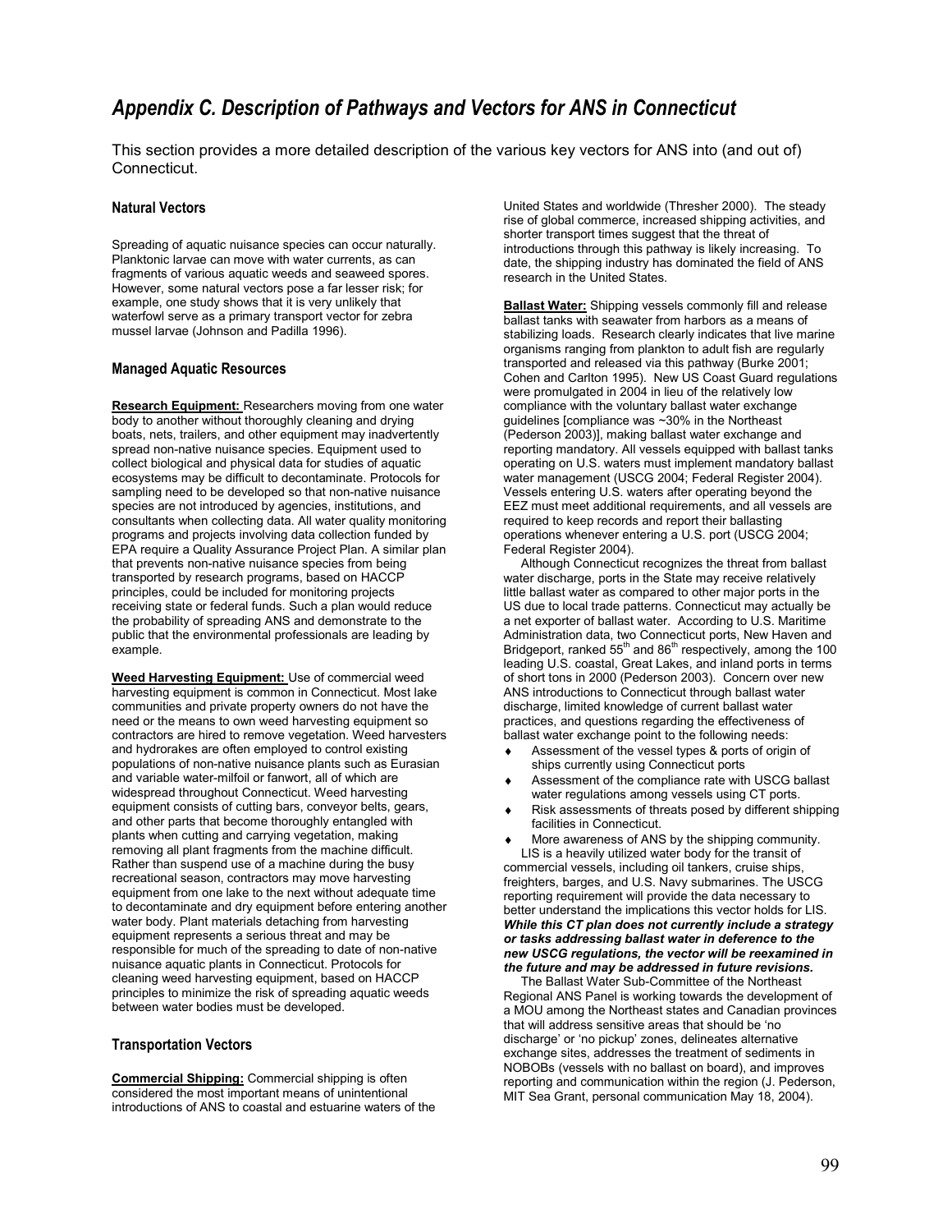# *Appendix C. Description of Pathways and Vectors for ANS in Connecticut*

This section provides a more detailed description of the various key vectors for ANS into (and out of) Connecticut.

### Natural Vectors

Spreading of aquatic nuisance species can occur naturally. Planktonic larvae can move with water currents, as can fragments of various aquatic weeds and seaweed spores. However, some natural vectors pose a far lesser risk; for example, one study shows that it is very unlikely that waterfowl serve as a primary transport vector for zebra mussel larvae (Johnson and Padilla 1996).

### Managed Aquatic Resources

**Research Equipment:** Researchers moving from one water body to another without thoroughly cleaning and drying boats, nets, trailers, and other equipment may inadvertently spread non-native nuisance species. Equipment used to collect biological and physical data for studies of aquatic ecosystems may be difficult to decontaminate. Protocols for sampling need to be developed so that non-native nuisance species are not introduced by agencies, institutions, and consultants when collecting data. All water quality monitoring programs and projects involving data collection funded by EPA require a Quality Assurance Project Plan. A similar plan that prevents non-native nuisance species from being transported by research programs, based on HACCP principles, could be included for monitoring projects receiving state or federal funds. Such a plan would reduce the probability of spreading ANS and demonstrate to the public that the environmental professionals are leading by example.

**Weed Harvesting Equipment:** Use of commercial weed harvesting equipment is common in Connecticut. Most lake communities and private property owners do not have the need or the means to own weed harvesting equipment so contractors are hired to remove vegetation. Weed harvesters and hydrorakes are often employed to control existing populations of non-native nuisance plants such as Eurasian and variable water-milfoil or fanwort, all of which are widespread throughout Connecticut. Weed harvesting equipment consists of cutting bars, conveyor belts, gears, and other parts that become thoroughly entangled with plants when cutting and carrying vegetation, making removing all plant fragments from the machine difficult. Rather than suspend use of a machine during the busy recreational season, contractors may move harvesting equipment from one lake to the next without adequate time to decontaminate and dry equipment before entering another water body. Plant materials detaching from harvesting equipment represents a serious threat and may be responsible for much of the spreading to date of non-native nuisance aquatic plants in Connecticut. Protocols for cleaning weed harvesting equipment, based on HACCP principles to minimize the risk of spreading aquatic weeds between water bodies must be developed.

### Transportation Vectors

**Commercial Shipping:** Commercial shipping is often considered the most important means of unintentional introductions of ANS to coastal and estuarine waters of the United States and worldwide (Thresher 2000). The steady rise of global commerce, increased shipping activities, and shorter transport times suggest that the threat of introductions through this pathway is likely increasing. To date, the shipping industry has dominated the field of ANS research in the United States.

**Ballast Water:** Shipping vessels commonly fill and release ballast tanks with seawater from harbors as a means of stabilizing loads. Research clearly indicates that live marine organisms ranging from plankton to adult fish are regularly transported and released via this pathway (Burke 2001; Cohen and Carlton 1995). New US Coast Guard regulations were promulgated in 2004 in lieu of the relatively low compliance with the voluntary ballast water exchange guidelines [compliance was ~30% in the Northeast (Pederson 2003)], making ballast water exchange and reporting mandatory. All vessels equipped with ballast tanks operating on U.S. waters must implement mandatory ballast water management (USCG 2004; Federal Register 2004). Vessels entering U.S. waters after operating beyond the EEZ must meet additional requirements, and all vessels are required to keep records and report their ballasting operations whenever entering a U.S. port (USCG 2004; Federal Register 2004).

Although Connecticut recognizes the threat from ballast water discharge, ports in the State may receive relatively little ballast water as compared to other major ports in the US due to local trade patterns. Connecticut may actually be a net exporter of ballast water. According to U.S. Maritime Administration data, two Connecticut ports, New Haven and Bridgeport, ranked 55th and 86th respectively, among the 100 leading U.S. coastal, Great Lakes, and inland ports in terms of short tons in 2000 (Pederson 2003). Concern over new ANS introductions to Connecticut through ballast water discharge, limited knowledge of current ballast water practices, and questions regarding the effectiveness of ballast water exchange point to the following needs:

- Assessment of the vessel types & ports of origin of ships currently using Connecticut ports
- Assessment of the compliance rate with USCG ballast water regulations among vessels using CT ports.
- Risk assessments of threats posed by different shipping facilities in Connecticut.
- More awareness of ANS by the shipping community.

LIS is a heavily utilized water body for the transit of commercial vessels, including oil tankers, cruise ships, freighters, barges, and U.S. Navy submarines. The USCG reporting requirement will provide the data necessary to better understand the implications this vector holds for LIS. ***While this CT plan does not currently include a strategy or tasks addressing ballast water in deference to the new USCG regulations, the vector will be reexamined in the future and may be addressed in future revisions.***

The Ballast Water Sub-Committee of the Northeast Regional ANS Panel is working towards the development of a MOU among the Northeast states and Canadian provinces that will address sensitive areas that should be 'no discharge' or 'no pickup' zones, delineates alternative exchange sites, addresses the treatment of sediments in NOBOBs (vessels with no ballast on board), and improves reporting and communication within the region (J. Pederson, MIT Sea Grant, personal communication May 18, 2004).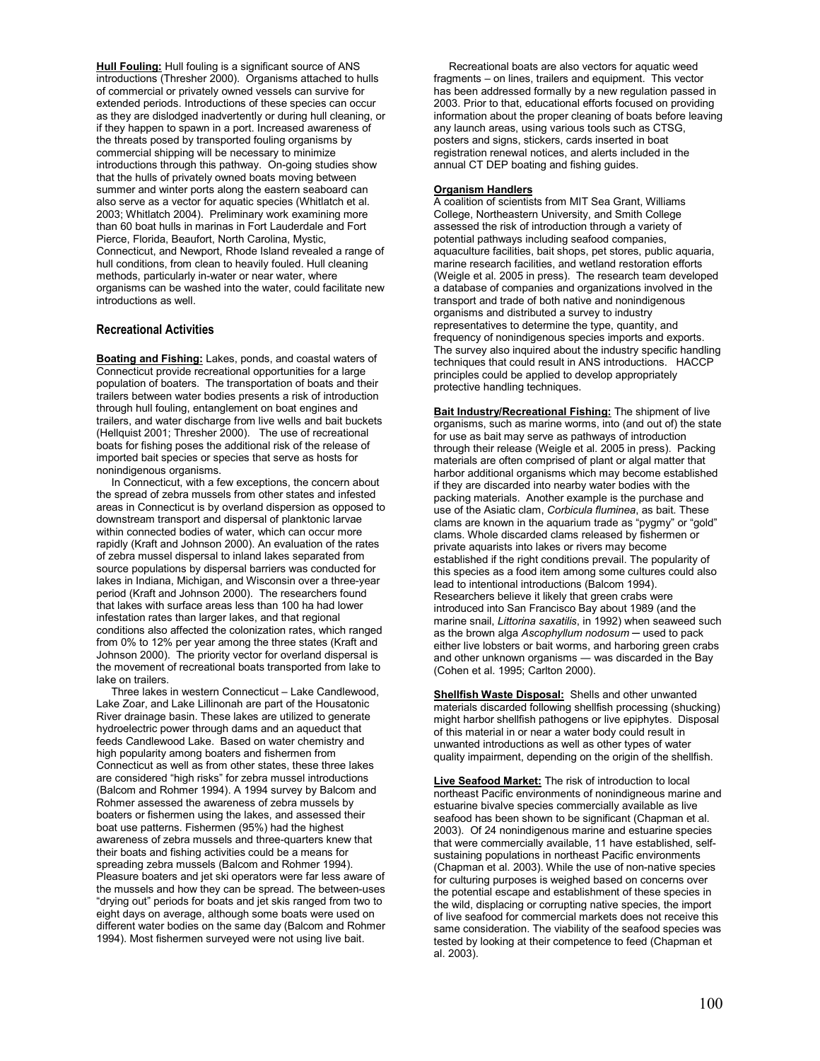**Hull Fouling:** Hull fouling is a significant source of ANS introductions (Thresher 2000). Organisms attached to hulls of commercial or privately owned vessels can survive for extended periods. Introductions of these species can occur as they are dislodged inadvertently or during hull cleaning, or if they happen to spawn in a port. Increased awareness of the threats posed by transported fouling organisms by commercial shipping will be necessary to minimize introductions through this pathway. On-going studies show that the hulls of privately owned boats moving between summer and winter ports along the eastern seaboard can also serve as a vector for aquatic species (Whitlatch et al. 2003; Whitlatch 2004). Preliminary work examining more than 60 boat hulls in marinas in Fort Lauderdale and Fort Pierce, Florida, Beaufort, North Carolina, Mystic, Connecticut, and Newport, Rhode Island revealed a range of hull conditions, from clean to heavily fouled. Hull cleaning methods, particularly in-water or near water, where organisms can be washed into the water, could facilitate new introductions as well.

### Recreational Activities

**Boating and Fishing:** Lakes, ponds, and coastal waters of Connecticut provide recreational opportunities for a large population of boaters. The transportation of boats and their trailers between water bodies presents a risk of introduction through hull fouling, entanglement on boat engines and trailers, and water discharge from live wells and bait buckets (Hellquist 2001; Thresher 2000). The use of recreational boats for fishing poses the additional risk of the release of imported bait species or species that serve as hosts for nonindigenous organisms.

In Connecticut, with a few exceptions, the concern about the spread of zebra mussels from other states and infested areas in Connecticut is by overland dispersion as opposed to downstream transport and dispersal of planktonic larvae within connected bodies of water, which can occur more rapidly (Kraft and Johnson 2000). An evaluation of the rates of zebra mussel dispersal to inland lakes separated from source populations by dispersal barriers was conducted for lakes in Indiana, Michigan, and Wisconsin over a three-year period (Kraft and Johnson 2000). The researchers found that lakes with surface areas less than 100 ha had lower infestation rates than larger lakes, and that regional conditions also affected the colonization rates, which ranged from 0% to 12% per year among the three states (Kraft and Johnson 2000). The priority vector for overland dispersal is the movement of recreational boats transported from lake to lake on trailers.

Three lakes in western Connecticut – Lake Candlewood, Lake Zoar, and Lake Lillinonah are part of the Housatonic River drainage basin. These lakes are utilized to generate hydroelectric power through dams and an aqueduct that feeds Candlewood Lake. Based on water chemistry and high popularity among boaters and fishermen from Connecticut as well as from other states, these three lakes are considered "high risks" for zebra mussel introductions (Balcom and Rohmer 1994). A 1994 survey by Balcom and Rohmer assessed the awareness of zebra mussels by boaters or fishermen using the lakes, and assessed their boat use patterns. Fishermen (95%) had the highest awareness of zebra mussels and three-quarters knew that their boats and fishing activities could be a means for spreading zebra mussels (Balcom and Rohmer 1994). Pleasure boaters and jet ski operators were far less aware of the mussels and how they can be spread. The between-uses "drying out" periods for boats and jet skis ranged from two to eight days on average, although some boats were used on different water bodies on the same day (Balcom and Rohmer 1994). Most fishermen surveyed were not using live bait.

Recreational boats are also vectors for aquatic weed fragments – on lines, trailers and equipment. This vector has been addressed formally by a new regulation passed in 2003. Prior to that, educational efforts focused on providing information about the proper cleaning of boats before leaving any launch areas, using various tools such as CTSG, posters and signs, stickers, cards inserted in boat registration renewal notices, and alerts included in the annual CT DEP boating and fishing guides.

**Organism Handlers**

A coalition of scientists from MIT Sea Grant, Williams College, Northeastern University, and Smith College assessed the risk of introduction through a variety of potential pathways including seafood companies, aquaculture facilities, bait shops, pet stores, public aquaria, marine research facilities, and wetland restoration efforts (Weigle et al. 2005 in press). The research team developed a database of companies and organizations involved in the transport and trade of both native and nonindigenous organisms and distributed a survey to industry representatives to determine the type, quantity, and frequency of nonindigenous species imports and exports. The survey also inquired about the industry specific handling techniques that could result in ANS introductions. HACCP principles could be applied to develop appropriately protective handling techniques.

**Bait Industry/Recreational Fishing:** The shipment of live organisms, such as marine worms, into (and out of) the state for use as bait may serve as pathways of introduction through their release (Weigle et al. 2005 in press). Packing materials are often comprised of plant or algal matter that harbor additional organisms which may become established if they are discarded into nearby water bodies with the packing materials. Another example is the purchase and use of the Asiatic clam, *Corbicula fluminea*, as bait. These clams are known in the aquarium trade as "pygmy" or "gold" clams. Whole discarded clams released by fishermen or private aquarists into lakes or rivers may become established if the right conditions prevail. The popularity of this species as a food item among some cultures could also lead to intentional introductions (Balcom 1994). Researchers believe it likely that green crabs were introduced into San Francisco Bay about 1989 (and the marine snail, *Littorina saxatilis*, in 1992) when seaweed such as the brown alga *Ascophyllum nodosum* ─ used to pack either live lobsters or bait worms, and harboring green crabs and other unknown organisms — was discarded in the Bay (Cohen et al. 1995; Carlton 2000).

**Shellfish Waste Disposal:** Shells and other unwanted materials discarded following shellfish processing (shucking) might harbor shellfish pathogens or live epiphytes. Disposal of this material in or near a water body could result in unwanted introductions as well as other types of water quality impairment, depending on the origin of the shellfish.

**Live Seafood Market:** The risk of introduction to local northeast Pacific environments of nonindigenous marine and estuarine bivalve species commercially available as live seafood has been shown to be significant (Chapman et al. 2003). Of 24 nonindigenous marine and estuarine species that were commercially available, 11 have established, self-sustaining populations in northeast Pacific environments (Chapman et al. 2003). While the use of non-native species for culturing purposes is weighed based on concerns over the potential escape and establishment of these species in the wild, displacing or corrupting native species, the import of live seafood for commercial markets does not receive this same consideration. The viability of the seafood species was tested by looking at their competence to feed (Chapman et al. 2003).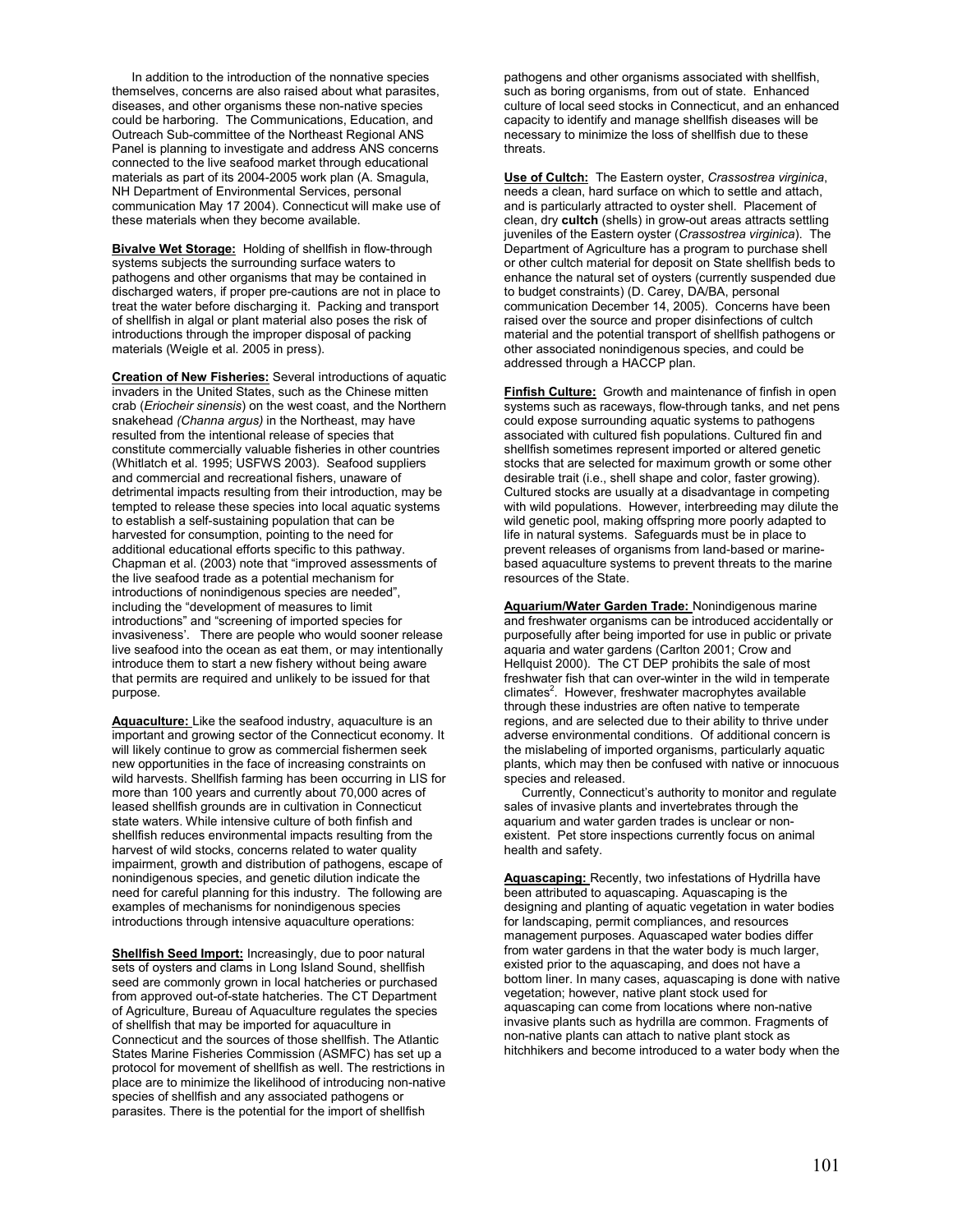In addition to the introduction of the nonnative species themselves, concerns are also raised about what parasites, diseases, and other organisms these non-native species could be harboring. The Communications, Education, and Outreach Sub-committee of the Northeast Regional ANS Panel is planning to investigate and address ANS concerns connected to the live seafood market through educational materials as part of its 2004-2005 work plan (A. Smagula, NH Department of Environmental Services, personal communication May 17 2004). Connecticut will make use of these materials when they become available.

**Bivalve Wet Storage:** Holding of shellfish in flow-through systems subjects the surrounding surface waters to pathogens and other organisms that may be contained in discharged waters, if proper pre-cautions are not in place to treat the water before discharging it. Packing and transport of shellfish in algal or plant material also poses the risk of introductions through the improper disposal of packing materials (Weigle et al. 2005 in press).

**Creation of New Fisheries:** Several introductions of aquatic invaders in the United States, such as the Chinese mitten crab (*Eriocheir sinensis*) on the west coast, and the Northern snakehead *(Channa argus)* in the Northeast, may have resulted from the intentional release of species that constitute commercially valuable fisheries in other countries (Whitlatch et al. 1995; USFWS 2003). Seafood suppliers and commercial and recreational fishers, unaware of detrimental impacts resulting from their introduction, may be tempted to release these species into local aquatic systems to establish a self-sustaining population that can be harvested for consumption, pointing to the need for additional educational efforts specific to this pathway. Chapman et al. (2003) note that "improved assessments of the live seafood trade as a potential mechanism for introductions of nonindigenous species are needed", including the "development of measures to limit introductions" and "screening of imported species for invasiveness'. There are people who would sooner release live seafood into the ocean as eat them, or may intentionally introduce them to start a new fishery without being aware that permits are required and unlikely to be issued for that purpose.

**Aquaculture:** Like the seafood industry, aquaculture is an important and growing sector of the Connecticut economy. It will likely continue to grow as commercial fishermen seek new opportunities in the face of increasing constraints on wild harvests. Shellfish farming has been occurring in LIS for more than 100 years and currently about 70,000 acres of leased shellfish grounds are in cultivation in Connecticut state waters. While intensive culture of both finfish and shellfish reduces environmental impacts resulting from the harvest of wild stocks, concerns related to water quality impairment, growth and distribution of pathogens, escape of nonindigenous species, and genetic dilution indicate the need for careful planning for this industry. The following are examples of mechanisms for nonindigenous species introductions through intensive aquaculture operations:

**Shellfish Seed Import:** Increasingly, due to poor natural sets of oysters and clams in Long Island Sound, shellfish seed are commonly grown in local hatcheries or purchased from approved out-of-state hatcheries. The CT Department of Agriculture, Bureau of Aquaculture regulates the species of shellfish that may be imported for aquaculture in Connecticut and the sources of those shellfish. The Atlantic States Marine Fisheries Commission (ASMFC) has set up a protocol for movement of shellfish as well. The restrictions in place are to minimize the likelihood of introducing non-native species of shellfish and any associated pathogens or parasites. There is the potential for the import of shellfish pathogens and other organisms associated with shellfish, such as boring organisms, from out of state. Enhanced culture of local seed stocks in Connecticut, and an enhanced capacity to identify and manage shellfish diseases will be necessary to minimize the loss of shellfish due to these threats.

**Use of Cultch:** The Eastern oyster, *Crassostrea virginica*, needs a clean, hard surface on which to settle and attach, and is particularly attracted to oyster shell. Placement of clean, dry **cultch** (shells) in grow-out areas attracts settling juveniles of the Eastern oyster (*Crassostrea virginica*). The Department of Agriculture has a program to purchase shell or other cultch material for deposit on State shellfish beds to enhance the natural set of oysters (currently suspended due to budget constraints) (D. Carey, DA/BA, personal communication December 14, 2005). Concerns have been raised over the source and proper disinfections of cultch material and the potential transport of shellfish pathogens or other associated nonindigenous species, and could be addressed through a HACCP plan.

**Finfish Culture:** Growth and maintenance of finfish in open systems such as raceways, flow-through tanks, and net pens could expose surrounding aquatic systems to pathogens associated with cultured fish populations. Cultured fin and shellfish sometimes represent imported or altered genetic stocks that are selected for maximum growth or some other desirable trait (i.e., shell shape and color, faster growing). Cultured stocks are usually at a disadvantage in competing with wild populations. However, interbreeding may dilute the wild genetic pool, making offspring more poorly adapted to life in natural systems. Safeguards must be in place to prevent releases of organisms from land-based or marine-based aquaculture systems to prevent threats to the marine resources of the State.

**Aquarium/Water Garden Trade:** Nonindigenous marine and freshwater organisms can be introduced accidentally or purposefully after being imported for use in public or private aquaria and water gardens (Carlton 2001; Crow and Hellquist 2000). The CT DEP prohibits the sale of most freshwater fish that can over-winter in the wild in temperate climates[2]. However, freshwater macrophytes available through these industries are often native to temperate regions, and are selected due to their ability to thrive under adverse environmental conditions. Of additional concern is the mislabeling of imported organisms, particularly aquatic plants, which may then be confused with native or innocuous species and released.

Currently, Connecticut's authority to monitor and regulate sales of invasive plants and invertebrates through the aquarium and water garden trades is unclear or non-existent. Pet store inspections currently focus on animal health and safety.

**Aquascaping:** Recently, two infestations of Hydrilla have been attributed to aquascaping. Aquascaping is the designing and planting of aquatic vegetation in water bodies for landscaping, permit compliances, and resources management purposes. Aquascaped water bodies differ from water gardens in that the water body is much larger, existed prior to the aquascaping, and does not have a bottom liner. In many cases, aquascaping is done with native vegetation; however, native plant stock used for aquascaping can come from locations where non-native invasive plants such as hydrilla are common. Fragments of non-native plants can attach to native plant stock as hitchhikers and become introduced to a water body when the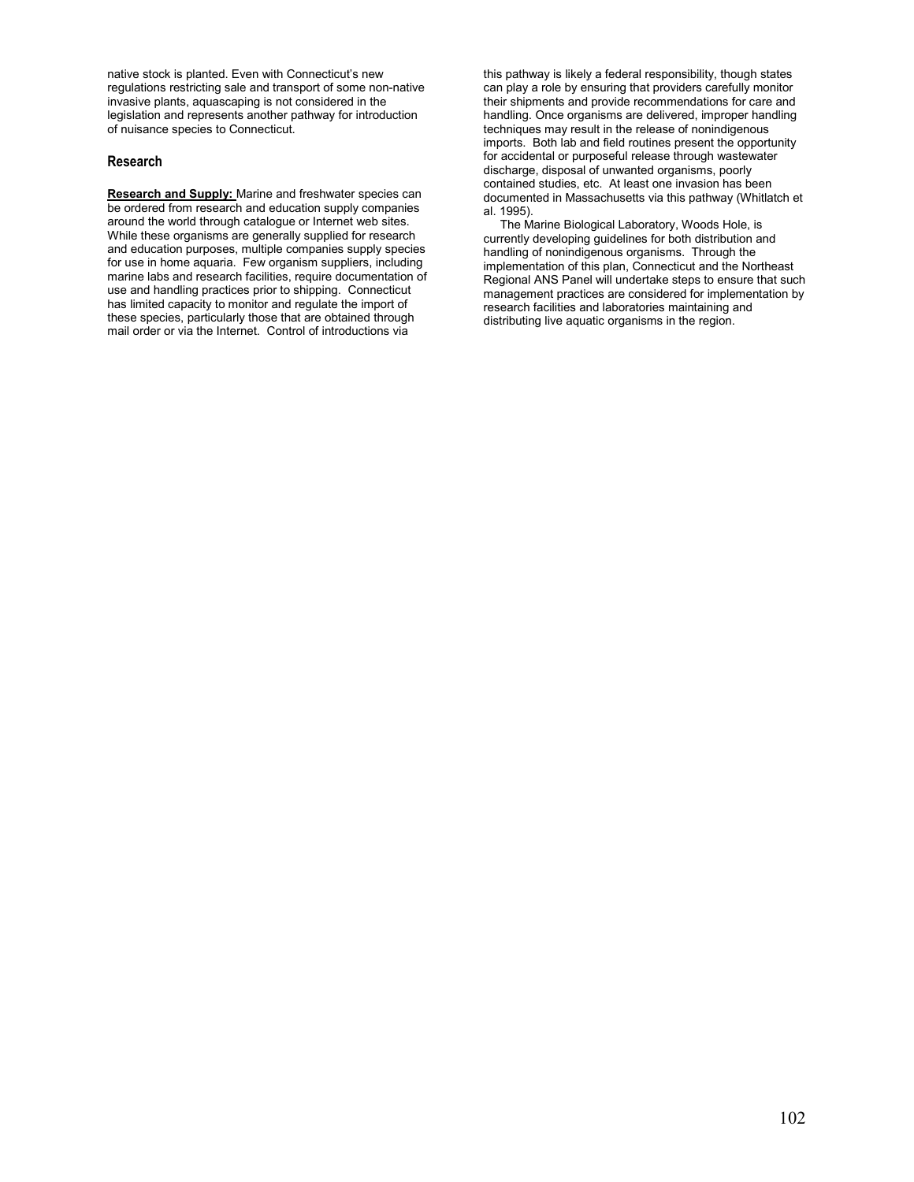native stock is planted. Even with Connecticut's new regulations restricting sale and transport of some non-native invasive plants, aquascaping is not considered in the legislation and represents another pathway for introduction of nuisance species to Connecticut.

### Research

**Research and Supply:** Marine and freshwater species can be ordered from research and education supply companies around the world through catalogue or Internet web sites. While these organisms are generally supplied for research and education purposes, multiple companies supply species for use in home aquaria. Few organism suppliers, including marine labs and research facilities, require documentation of use and handling practices prior to shipping. Connecticut has limited capacity to monitor and regulate the import of these species, particularly those that are obtained through mail order or via the Internet. Control of introductions via this pathway is likely a federal responsibility, though states can play a role by ensuring that providers carefully monitor their shipments and provide recommendations for care and handling. Once organisms are delivered, improper handling techniques may result in the release of nonindigenous imports. Both lab and field routines present the opportunity for accidental or purposeful release through wastewater discharge, disposal of unwanted organisms, poorly contained studies, etc. At least one invasion has been documented in Massachusetts via this pathway (Whitlatch et al. 1995).

The Marine Biological Laboratory, Woods Hole, is currently developing guidelines for both distribution and handling of nonindigenous organisms. Through the implementation of this plan, Connecticut and the Northeast Regional ANS Panel will undertake steps to ensure that such management practices are considered for implementation by research facilities and laboratories maintaining and distributing live aquatic organisms in the region.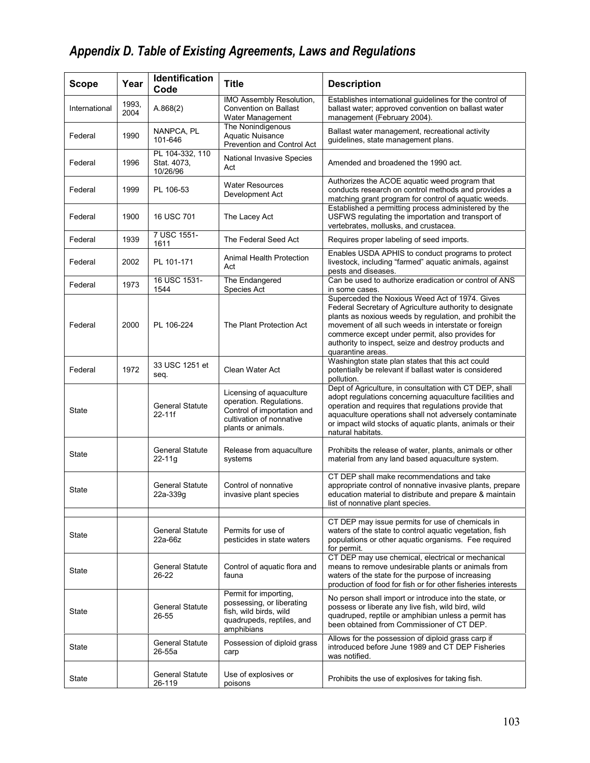## *Appendix D. Table of Existing Agreements, Laws and Regulations*

| Scope | Year | Identification Code | Title | Description |
|---|---|---|---|---|
| International | 1993, 2004 | A.868(2) | IMO Assembly Resolution, Convention on Ballast Water Management | Establishes international guidelines for the control of ballast water; approved convention on ballast water management (February 2004). |
| Federal | 1990 | NANPCA, PL 101-646 | The Nonindigenous Aquatic Nuisance Prevention and Control Act | Ballast water management, recreational activity guidelines, state management plans. |
| Federal | 1996 | PL 104-332, 110 Stat. 4073, 10/26/96 | National Invasive Species Act | Amended and broadened the 1990 act. |
| Federal | 1999 | PL 106-53 | Water Resources Development Act | Authorizes the ACOE aquatic weed program that conducts research on control methods and provides a matching grant program for control of aquatic weeds. |
| Federal | 1900 | 16 USC 701 | The Lacey Act | Established a permitting process administered by the USFWS regulating the importation and transport of vertebrates, mollusks, and crustacea. |
| Federal | 1939 | 7 USC 1551-1611 | The Federal Seed Act | Requires proper labeling of seed imports. |
| Federal | 2002 | PL 101-171 | Animal Health Protection Act | Enables USDA APHIS to conduct programs to protect livestock, including "farmed" aquatic animals, against pests and diseases. |
| Federal | 1973 | 16 USC 1531-1544 | The Endangered Species Act | Can be used to authorize eradication or control of ANS in some cases. |
| Federal | 2000 | PL 106-224 | The Plant Protection Act | Superceded the Noxious Weed Act of 1974. Gives Federal Secretary of Agriculture authority to designate plants as noxious weeds by regulation, and prohibit the movement of all such weeds in interstate or foreign commerce except under permit, also provides for authority to inspect, seize and destroy products and quarantine areas. |
| Federal | 1972 | 33 USC 1251 et seq. | Clean Water Act | Washington state plan states that this act could potentially be relevant if ballast water is considered pollution. |
| State | | General Statute 22-11f | Licensing of aquaculture operation. Regulations. Control of importation and cultivation of nonnative plants or animals. | Dept of Agriculture, in consultation with CT DEP, shall adopt regulations concerning aquaculture facilities and operation and requires that regulations provide that aquaculture operations shall not adversely contaminate or impact wild stocks of aquatic plants, animals or their natural habitats. |
| State | | General Statute 22-11g | Release from aquaculture systems | Prohibits the release of water, plants, animals or other material from any land based aquaculture system. |
| State | | General Statute 22a-339g | Control of nonnative invasive plant species | CT DEP shall make recommendations and take appropriate control of nonnative invasive plants, prepare education material to distribute and prepare & maintain list of nonnative plant species. |
| | | | | |
| State | | General Statute 22a-66z | Permits for use of pesticides in state waters | CT DEP may issue permits for use of chemicals in waters of the state to control aquatic vegetation, fish populations or other aquatic organisms. Fee required for permit. |
| State | | General Statute 26-22 | Control of aquatic flora and fauna | CT DEP may use chemical, electrical or mechanical means to remove undesirable plants or animals from waters of the state for the purpose of increasing production of food for fish or for other fisheries interests |
| State | | General Statute 26-55 | Permit for importing, possessing, or liberating fish, wild birds, wild quadrupeds, reptiles, and amphibians | No person shall import or introduce into the state, or possess or liberate any live fish, wild bird, wild quadruped, reptile or amphibian unless a permit has been obtained from Commissioner of CT DEP. |
| State | | General Statute 26-55a | Possession of diploid grass carp | Allows for the possession of diploid grass carp if introduced before June 1989 and CT DEP Fisheries was notified. |
| State | | General Statute 26-119 | Use of explosives or poisons | Prohibits the use of explosives for taking fish. |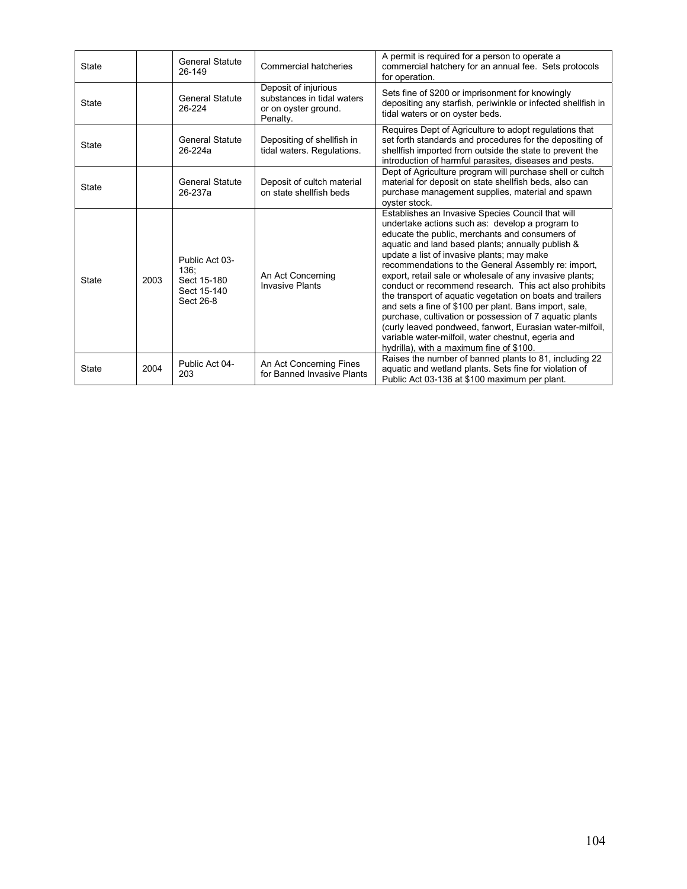| | | | | |
|---|---|---|---|---|
| State | | General Statute 26-149 | Commercial hatcheries | A permit is required for a person to operate a commercial hatchery for an annual fee. Sets protocols for operation. |
| State | | General Statute 26-224 | Deposit of injurious substances in tidal waters or on oyster ground. Penalty. | Sets fine of $200 or imprisonment for knowingly depositing any starfish, periwinkle or infected shellfish in tidal waters or on oyster beds. |
| State | | General Statute 26-224a | Depositing of shellfish in tidal waters. Regulations. | Requires Dept of Agriculture to adopt regulations that set forth standards and procedures for the depositing of shellfish imported from outside the state to prevent the introduction of harmful parasites, diseases and pests. |
| State | | General Statute 26-237a | Deposit of cultch material on state shellfish beds | Dept of Agriculture program will purchase shell or cultch material for deposit on state shellfish beds, also can purchase management supplies, material and spawn oyster stock. |
| State | 2003 | Public Act 03-136; Sect 15-180 Sect 15-140 Sect 26-8 | An Act Concerning Invasive Plants | Establishes an Invasive Species Council that will undertake actions such as: develop a program to educate the public, merchants and consumers of aquatic and land based plants; annually publish & update a list of invasive plants; may make recommendations to the General Assembly re: import, export, retail sale or wholesale of any invasive plants; conduct or recommend research. This act also prohibits the transport of aquatic vegetation on boats and trailers and sets a fine of $100 per plant. Bans import, sale, purchase, cultivation or possession of 7 aquatic plants (curly leaved pondweed, fanwort, Eurasian water-milfoil, variable water-milfoil, water chestnut, egeria and hydrilla), with a maximum fine of $100. |
| State | 2004 | Public Act 04-203 | An Act Concerning Fines for Banned Invasive Plants | Raises the number of banned plants to 81, including 22 aquatic and wetland plants. Sets fine for violation of Public Act 03-136 at $100 maximum per plant. |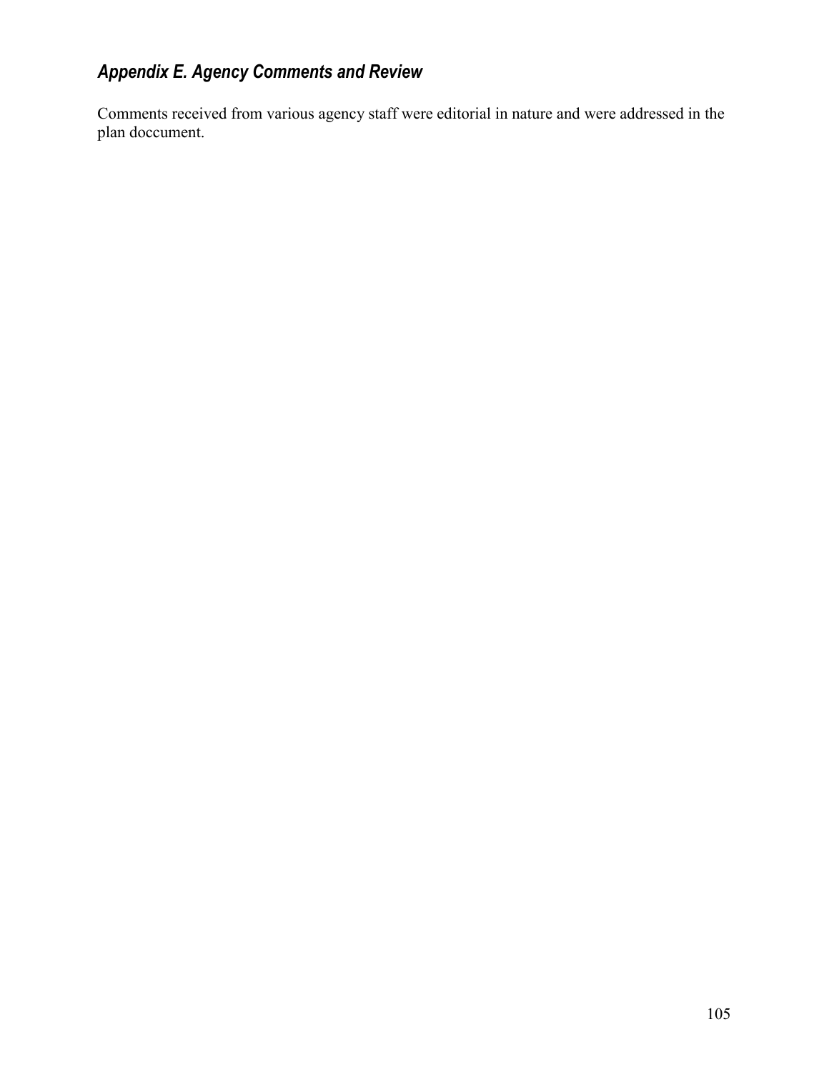## *Appendix E. Agency Comments and Review*

Comments received from various agency staff were editorial in nature and were addressed in the plan doccument.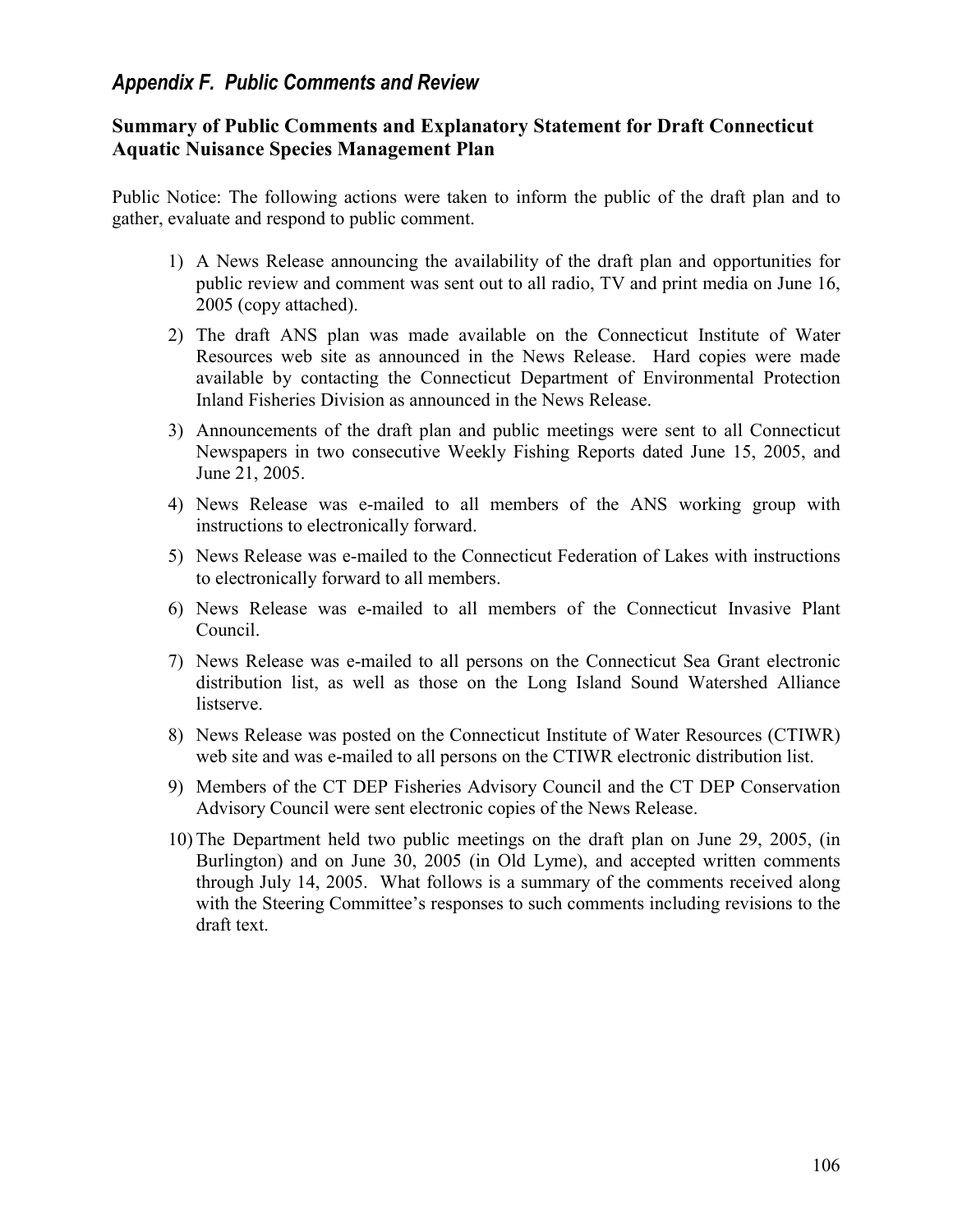## *Appendix F. Public Comments and Review*

### Summary of Public Comments and Explanatory Statement for Draft Connecticut Aquatic Nuisance Species Management Plan

Public Notice: The following actions were taken to inform the public of the draft plan and to gather, evaluate and respond to public comment.

1) A News Release announcing the availability of the draft plan and opportunities for public review and comment was sent out to all radio, TV and print media on June 16, 2005 (copy attached).
2) The draft ANS plan was made available on the Connecticut Institute of Water Resources web site as announced in the News Release. Hard copies were made available by contacting the Connecticut Department of Environmental Protection Inland Fisheries Division as announced in the News Release.
3) Announcements of the draft plan and public meetings were sent to all Connecticut Newspapers in two consecutive Weekly Fishing Reports dated June 15, 2005, and June 21, 2005.
4) News Release was e-mailed to all members of the ANS working group with instructions to electronically forward.
5) News Release was e-mailed to the Connecticut Federation of Lakes with instructions to electronically forward to all members.
6) News Release was e-mailed to all members of the Connecticut Invasive Plant Council.
7) News Release was e-mailed to all persons on the Connecticut Sea Grant electronic distribution list, as well as those on the Long Island Sound Watershed Alliance listserve.
8) News Release was posted on the Connecticut Institute of Water Resources (CTIWR) web site and was e-mailed to all persons on the CTIWR electronic distribution list.
9) Members of the CT DEP Fisheries Advisory Council and the CT DEP Conservation Advisory Council were sent electronic copies of the News Release.
10) The Department held two public meetings on the draft plan on June 29, 2005, (in Burlington) and on June 30, 2005 (in Old Lyme), and accepted written comments through July 14, 2005. What follows is a summary of the comments received along with the Steering Committee's responses to such comments including revisions to the draft text.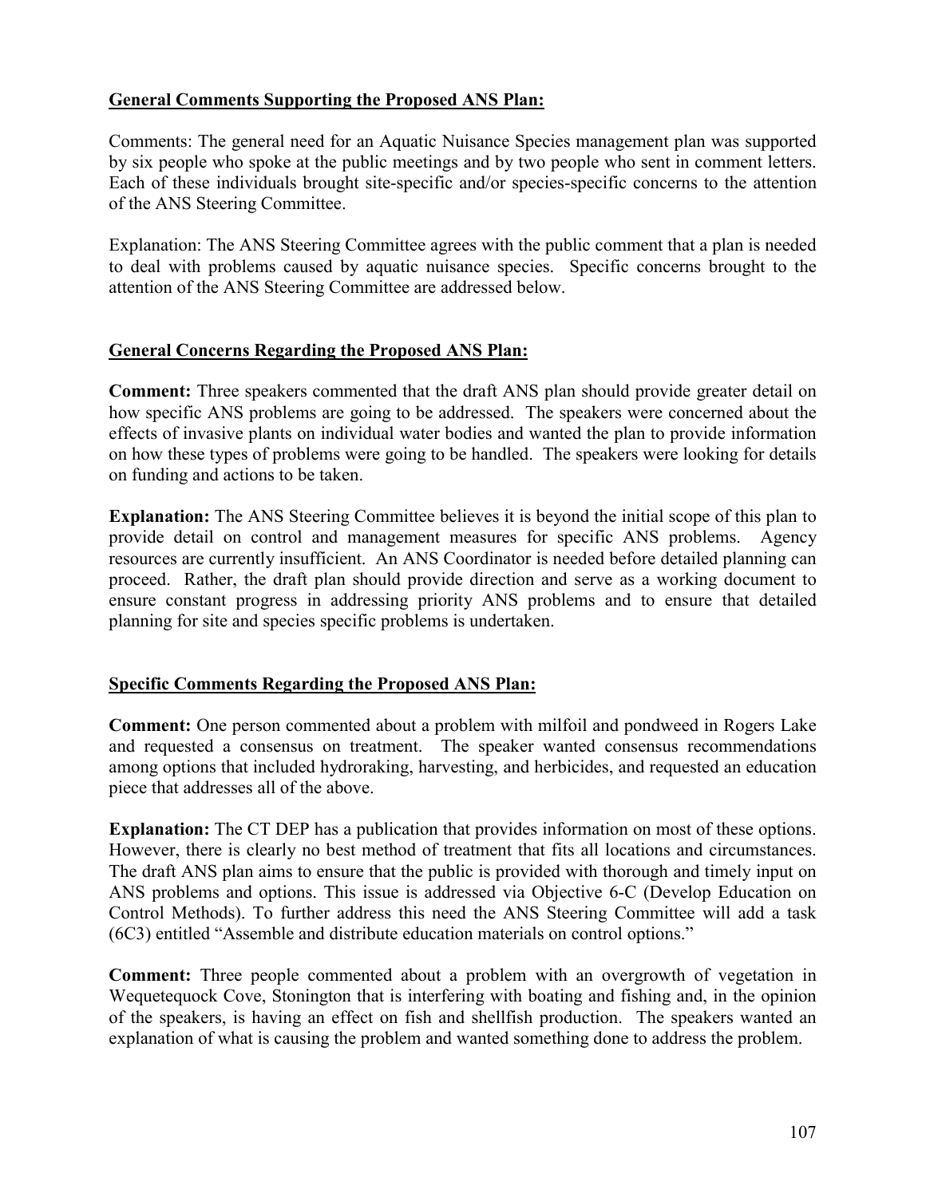**General Comments Supporting the Proposed ANS Plan:**

Comments: The general need for an Aquatic Nuisance Species management plan was supported by six people who spoke at the public meetings and by two people who sent in comment letters. Each of these individuals brought site-specific and/or species-specific concerns to the attention of the ANS Steering Committee.

Explanation: The ANS Steering Committee agrees with the public comment that a plan is needed to deal with problems caused by aquatic nuisance species. Specific concerns brought to the attention of the ANS Steering Committee are addressed below.

**General Concerns Regarding the Proposed ANS Plan:**

**Comment:** Three speakers commented that the draft ANS plan should provide greater detail on how specific ANS problems are going to be addressed. The speakers were concerned about the effects of invasive plants on individual water bodies and wanted the plan to provide information on how these types of problems were going to be handled. The speakers were looking for details on funding and actions to be taken.

**Explanation:** The ANS Steering Committee believes it is beyond the initial scope of this plan to provide detail on control and management measures for specific ANS problems. Agency resources are currently insufficient. An ANS Coordinator is needed before detailed planning can proceed. Rather, the draft plan should provide direction and serve as a working document to ensure constant progress in addressing priority ANS problems and to ensure that detailed planning for site and species specific problems is undertaken.

**Specific Comments Regarding the Proposed ANS Plan:**

**Comment:** One person commented about a problem with milfoil and pondweed in Rogers Lake and requested a consensus on treatment. The speaker wanted consensus recommendations among options that included hydroraking, harvesting, and herbicides, and requested an education piece that addresses all of the above.

**Explanation:** The CT DEP has a publication that provides information on most of these options. However, there is clearly no best method of treatment that fits all locations and circumstances. The draft ANS plan aims to ensure that the public is provided with thorough and timely input on ANS problems and options. This issue is addressed via Objective 6-C (Develop Education on Control Methods). To further address this need the ANS Steering Committee will add a task (6C3) entitled "Assemble and distribute education materials on control options."

**Comment:** Three people commented about a problem with an overgrowth of vegetation in Wequetequock Cove, Stonington that is interfering with boating and fishing and, in the opinion of the speakers, is having an effect on fish and shellfish production. The speakers wanted an explanation of what is causing the problem and wanted something done to address the problem.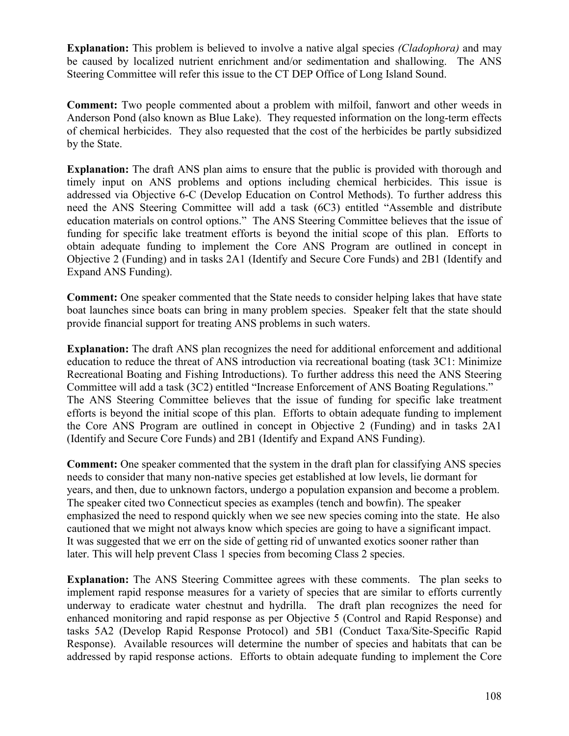**Explanation:** This problem is believed to involve a native algal species *(Cladophora)* and may be caused by localized nutrient enrichment and/or sedimentation and shallowing. The ANS Steering Committee will refer this issue to the CT DEP Office of Long Island Sound.

**Comment:** Two people commented about a problem with milfoil, fanwort and other weeds in Anderson Pond (also known as Blue Lake). They requested information on the long-term effects of chemical herbicides. They also requested that the cost of the herbicides be partly subsidized by the State.

**Explanation:** The draft ANS plan aims to ensure that the public is provided with thorough and timely input on ANS problems and options including chemical herbicides. This issue is addressed via Objective 6-C (Develop Education on Control Methods). To further address this need the ANS Steering Committee will add a task (6C3) entitled "Assemble and distribute education materials on control options." The ANS Steering Committee believes that the issue of funding for specific lake treatment efforts is beyond the initial scope of this plan. Efforts to obtain adequate funding to implement the Core ANS Program are outlined in concept in Objective 2 (Funding) and in tasks 2A1 (Identify and Secure Core Funds) and 2B1 (Identify and Expand ANS Funding).

**Comment:** One speaker commented that the State needs to consider helping lakes that have state boat launches since boats can bring in many problem species. Speaker felt that the state should provide financial support for treating ANS problems in such waters.

**Explanation:** The draft ANS plan recognizes the need for additional enforcement and additional education to reduce the threat of ANS introduction via recreational boating (task 3C1: Minimize Recreational Boating and Fishing Introductions). To further address this need the ANS Steering Committee will add a task (3C2) entitled "Increase Enforcement of ANS Boating Regulations." The ANS Steering Committee believes that the issue of funding for specific lake treatment efforts is beyond the initial scope of this plan. Efforts to obtain adequate funding to implement the Core ANS Program are outlined in concept in Objective 2 (Funding) and in tasks 2A1 (Identify and Secure Core Funds) and 2B1 (Identify and Expand ANS Funding).

**Comment:** One speaker commented that the system in the draft plan for classifying ANS species needs to consider that many non-native species get established at low levels, lie dormant for years, and then, due to unknown factors, undergo a population expansion and become a problem. The speaker cited two Connecticut species as examples (tench and bowfin). The speaker emphasized the need to respond quickly when we see new species coming into the state. He also cautioned that we might not always know which species are going to have a significant impact. It was suggested that we err on the side of getting rid of unwanted exotics sooner rather than later. This will help prevent Class 1 species from becoming Class 2 species.

**Explanation:** The ANS Steering Committee agrees with these comments. The plan seeks to implement rapid response measures for a variety of species that are similar to efforts currently underway to eradicate water chestnut and hydrilla. The draft plan recognizes the need for enhanced monitoring and rapid response as per Objective 5 (Control and Rapid Response) and tasks 5A2 (Develop Rapid Response Protocol) and 5B1 (Conduct Taxa/Site-Specific Rapid Response). Available resources will determine the number of species and habitats that can be addressed by rapid response actions. Efforts to obtain adequate funding to implement the Core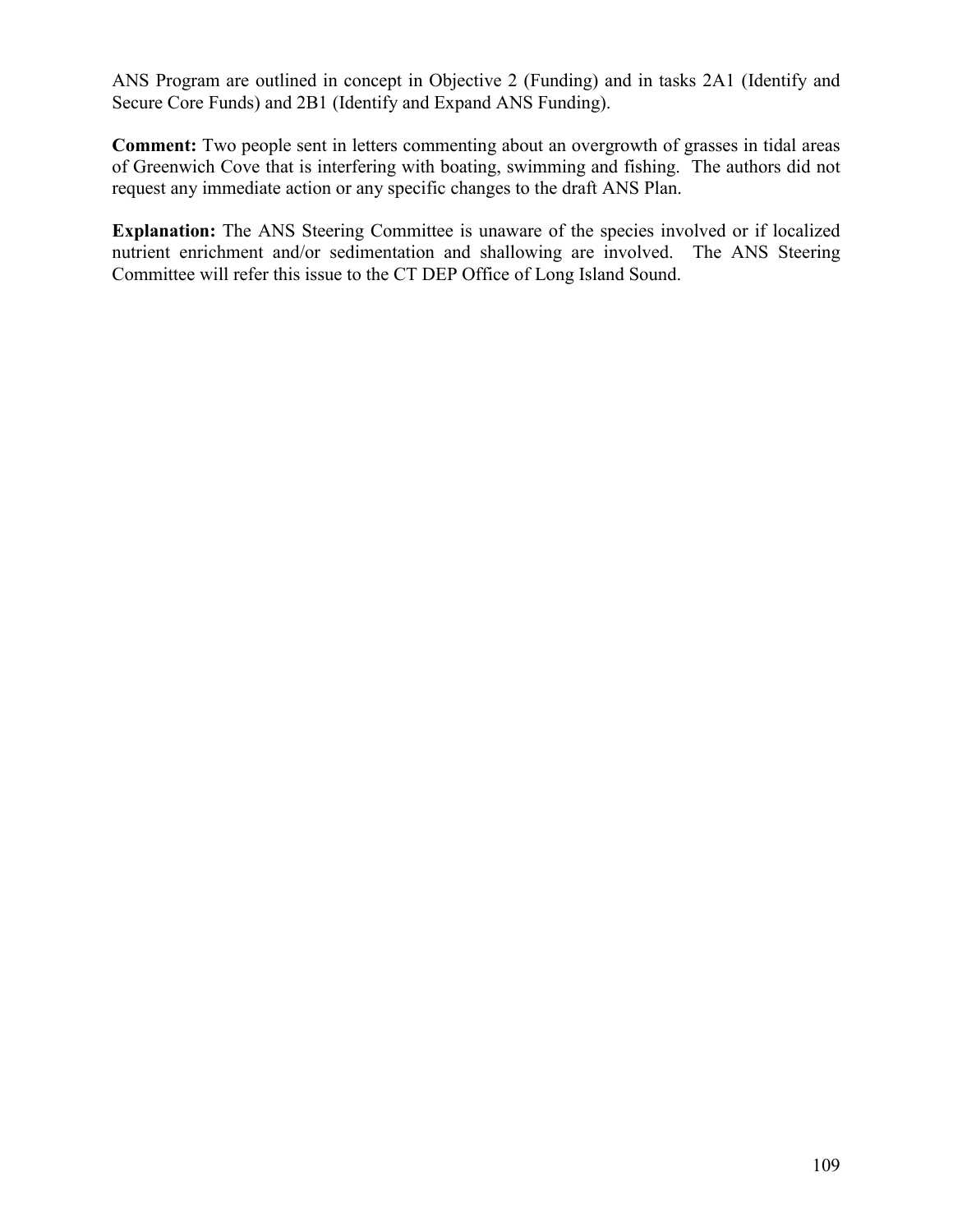ANS Program are outlined in concept in Objective 2 (Funding) and in tasks 2A1 (Identify and Secure Core Funds) and 2B1 (Identify and Expand ANS Funding).

**Comment:** Two people sent in letters commenting about an overgrowth of grasses in tidal areas of Greenwich Cove that is interfering with boating, swimming and fishing. The authors did not request any immediate action or any specific changes to the draft ANS Plan.

**Explanation:** The ANS Steering Committee is unaware of the species involved or if localized nutrient enrichment and/or sedimentation and shallowing are involved. The ANS Steering Committee will refer this issue to the CT DEP Office of Long Island Sound.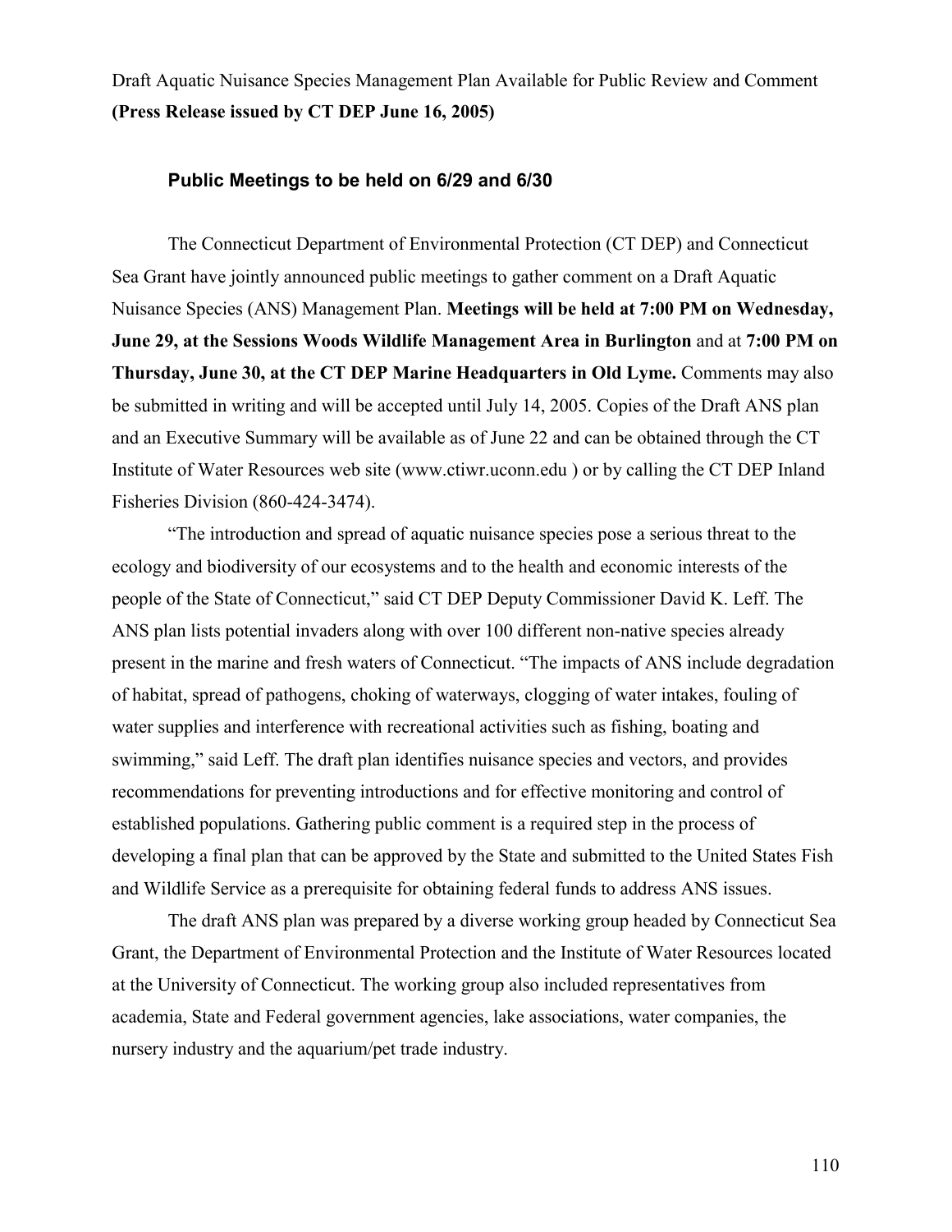Draft Aquatic Nuisance Species Management Plan Available for Public Review and Comment
**(Press Release issued by CT DEP June 16, 2005)**

### Public Meetings to be held on 6/29 and 6/30

The Connecticut Department of Environmental Protection (CT DEP) and Connecticut Sea Grant have jointly announced public meetings to gather comment on a Draft Aquatic Nuisance Species (ANS) Management Plan. **Meetings will be held at 7:00 PM on Wednesday, June 29, at the Sessions Woods Wildlife Management Area in Burlington** and at **7:00 PM on Thursday, June 30, at the CT DEP Marine Headquarters in Old Lyme.** Comments may also be submitted in writing and will be accepted until July 14, 2005. Copies of the Draft ANS plan and an Executive Summary will be available as of June 22 and can be obtained through the CT Institute of Water Resources web site (www.ctiwr.uconn.edu ) or by calling the CT DEP Inland Fisheries Division (860-424-3474).

"The introduction and spread of aquatic nuisance species pose a serious threat to the ecology and biodiversity of our ecosystems and to the health and economic interests of the people of the State of Connecticut," said CT DEP Deputy Commissioner David K. Leff. The ANS plan lists potential invaders along with over 100 different non-native species already present in the marine and fresh waters of Connecticut. "The impacts of ANS include degradation of habitat, spread of pathogens, choking of waterways, clogging of water intakes, fouling of water supplies and interference with recreational activities such as fishing, boating and swimming," said Leff. The draft plan identifies nuisance species and vectors, and provides recommendations for preventing introductions and for effective monitoring and control of established populations. Gathering public comment is a required step in the process of developing a final plan that can be approved by the State and submitted to the United States Fish and Wildlife Service as a prerequisite for obtaining federal funds to address ANS issues.

The draft ANS plan was prepared by a diverse working group headed by Connecticut Sea Grant, the Department of Environmental Protection and the Institute of Water Resources located at the University of Connecticut. The working group also included representatives from academia, State and Federal government agencies, lake associations, water companies, the nursery industry and the aquarium/pet trade industry.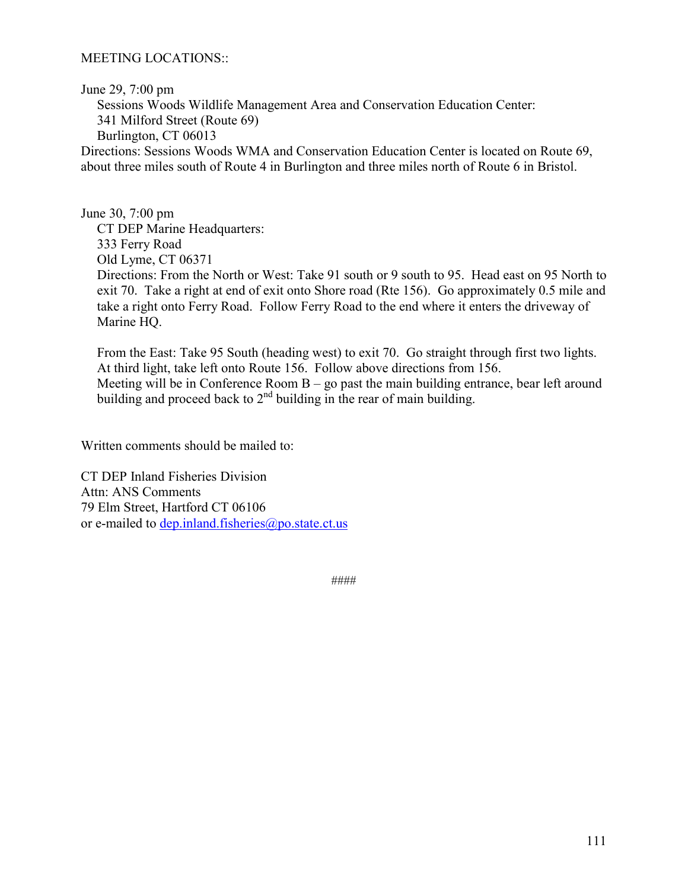MEETING LOCATIONS::

June 29, 7:00 pm

Sessions Woods Wildlife Management Area and Conservation Education Center:
341 Milford Street (Route 69)
Burlington, CT 06013

Directions: Sessions Woods WMA and Conservation Education Center is located on Route 69, about three miles south of Route 4 in Burlington and three miles north of Route 6 in Bristol.

June 30, 7:00 pm

CT DEP Marine Headquarters:
333 Ferry Road
Old Lyme, CT 06371

Directions: From the North or West: Take 91 south or 9 south to 95. Head east on 95 North to exit 70. Take a right at end of exit onto Shore road (Rte 156). Go approximately 0.5 mile and take a right onto Ferry Road. Follow Ferry Road to the end where it enters the driveway of Marine HQ.

From the East: Take 95 South (heading west) to exit 70. Go straight through first two lights. At third light, take left onto Route 156. Follow above directions from 156.
Meeting will be in Conference Room B – go past the main building entrance, bear left around building and proceed back to 2nd building in the rear of main building.

Written comments should be mailed to:

CT DEP Inland Fisheries Division
Attn: ANS Comments
79 Elm Street, Hartford CT 06106
or e-mailed to dep.inland.fisheries@po.state.ct.us

####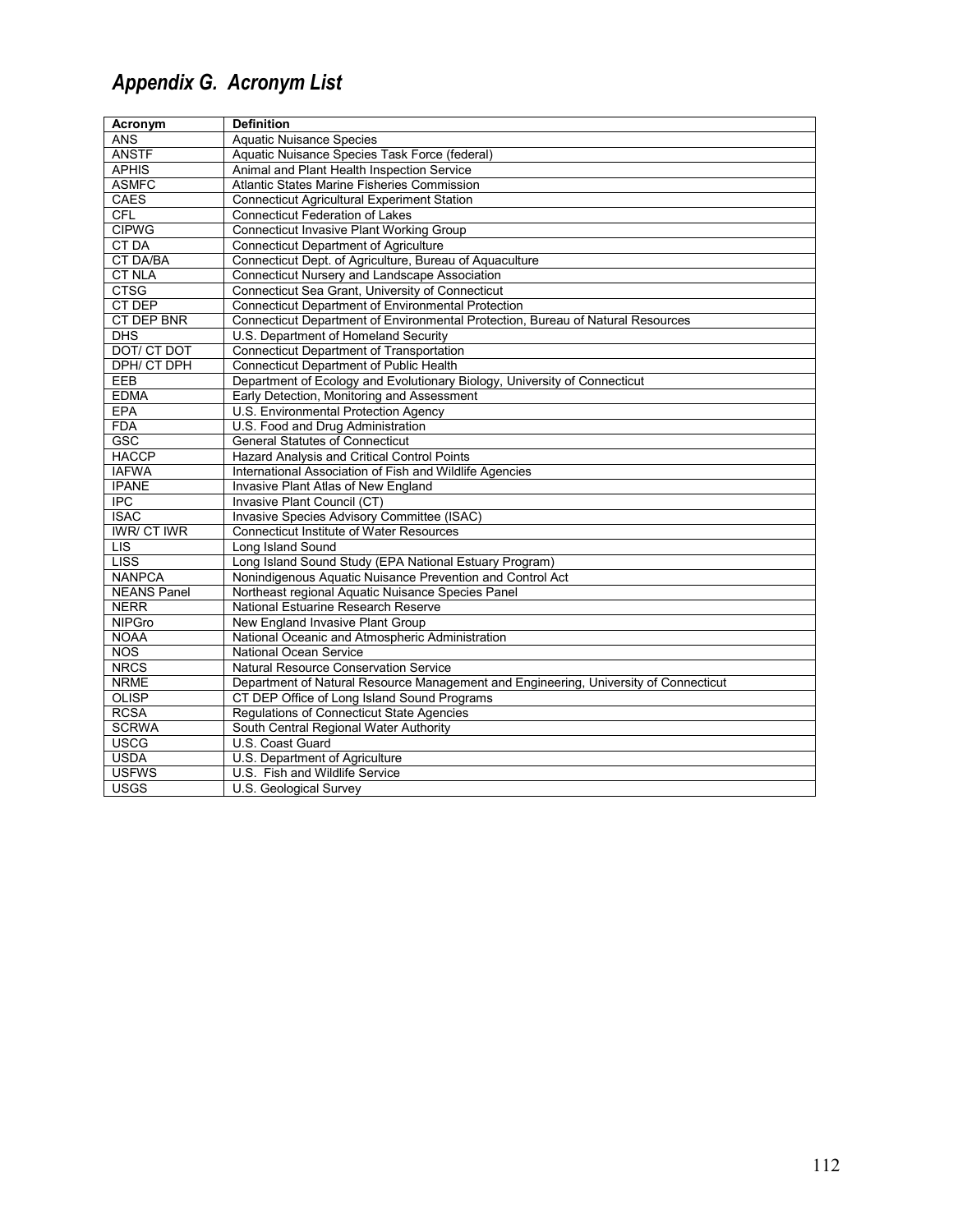## *Appendix G. Acronym List*

| Acronym | Definition |
|---|---|
| ANS | Aquatic Nuisance Species |
| ANSTF | Aquatic Nuisance Species Task Force (federal) |
| APHIS | Animal and Plant Health Inspection Service |
| ASMFC | Atlantic States Marine Fisheries Commission |
| CAES | Connecticut Agricultural Experiment Station |
| CFL | Connecticut Federation of Lakes |
| CIPWG | Connecticut Invasive Plant Working Group |
| CT DA | Connecticut Department of Agriculture |
| CT DA/BA | Connecticut Dept. of Agriculture, Bureau of Aquaculture |
| CT NLA | Connecticut Nursery and Landscape Association |
| CTSG | Connecticut Sea Grant, University of Connecticut |
| CT DEP | Connecticut Department of Environmental Protection |
| CT DEP BNR | Connecticut Department of Environmental Protection, Bureau of Natural Resources |
| DHS | U.S. Department of Homeland Security |
| DOT/ CT DOT | Connecticut Department of Transportation |
| DPH/ CT DPH | Connecticut Department of Public Health |
| EEB | Department of Ecology and Evolutionary Biology, University of Connecticut |
| EDMA | Early Detection, Monitoring and Assessment |
| EPA | U.S. Environmental Protection Agency |
| FDA | U.S. Food and Drug Administration |
| GSC | General Statutes of Connecticut |
| HACCP | Hazard Analysis and Critical Control Points |
| IAFWA | International Association of Fish and Wildlife Agencies |
| IPANE | Invasive Plant Atlas of New England |
| IPC | Invasive Plant Council (CT) |
| ISAC | Invasive Species Advisory Committee (ISAC) |
| IWR/ CT IWR | Connecticut Institute of Water Resources |
| LIS | Long Island Sound |
| LISS | Long Island Sound Study (EPA National Estuary Program) |
| NANPCA | Nonindigenous Aquatic Nuisance Prevention and Control Act |
| NEANS Panel | Northeast regional Aquatic Nuisance Species Panel |
| NERR | National Estuarine Research Reserve |
| NIPGro | New England Invasive Plant Group |
| NOAA | National Oceanic and Atmospheric Administration |
| NOS | National Ocean Service |
| NRCS | Natural Resource Conservation Service |
| NRME | Department of Natural Resource Management and Engineering, University of Connecticut |
| OLISP | CT DEP Office of Long Island Sound Programs |
| RCSA | Regulations of Connecticut State Agencies |
| SCRWA | South Central Regional Water Authority |
| USCG | U.S. Coast Guard |
| USDA | U.S. Department of Agriculture |
| USFWS | U.S. Fish and Wildlife Service |
| USGS | U.S. Geological Survey |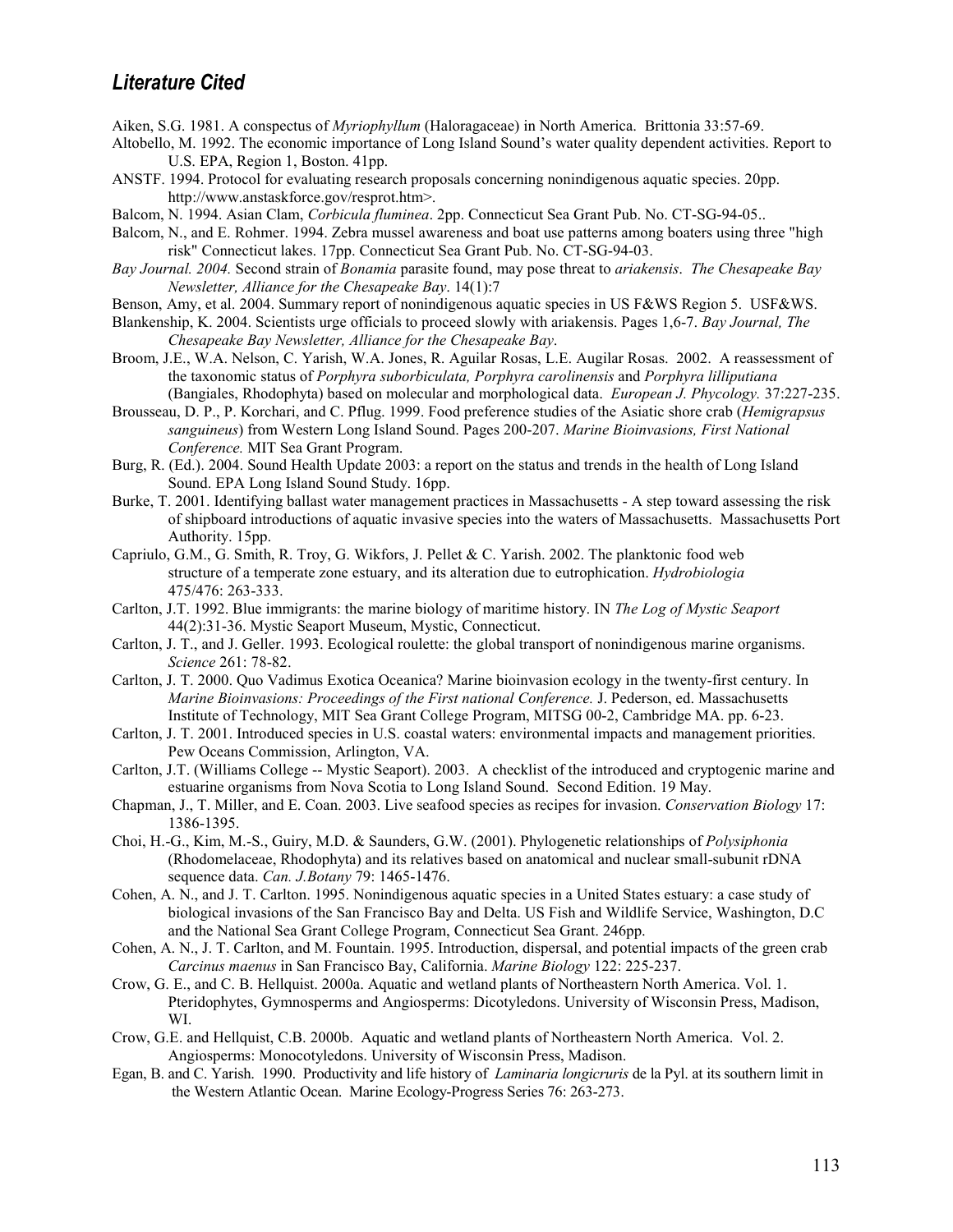## *Literature Cited*

Aiken, S.G. 1981. A conspectus of *Myriophyllum* (Haloragaceae) in North America. Brittonia 33:57-69.

Altobello, M. 1992. The economic importance of Long Island Sound's water quality dependent activities. Report to U.S. EPA, Region 1, Boston. 41pp.

ANSTF. 1994. Protocol for evaluating research proposals concerning nonindigenous aquatic species. 20pp. http://www.anstaskforce.gov/resprot.htm>.

Balcom, N. 1994. Asian Clam, *Corbicula fluminea*. 2pp. Connecticut Sea Grant Pub. No. CT-SG-94-05..

Balcom, N., and E. Rohmer. 1994. Zebra mussel awareness and boat use patterns among boaters using three "high risk" Connecticut lakes. 17pp. Connecticut Sea Grant Pub. No. CT-SG-94-03.

*Bay Journal. 2004.* Second strain of *Bonamia* parasite found, may pose threat to *ariakensis*. *The Chesapeake Bay Newsletter, Alliance for the Chesapeake Bay*. 14(1):7

Benson, Amy, et al. 2004. Summary report of nonindigenous aquatic species in US F&WS Region 5. USF&WS.

Blankenship, K. 2004. Scientists urge officials to proceed slowly with ariakensis. Pages 1,6-7. *Bay Journal, The Chesapeake Bay Newsletter, Alliance for the Chesapeake Bay*.

Broom, J.E., W.A. Nelson, C. Yarish, W.A. Jones, R. Aguilar Rosas, L.E. Augilar Rosas. 2002. A reassessment of the taxonomic status of *Porphyra suborbiculata, Porphyra carolinensis* and *Porphyra lilliputiana* (Bangiales, Rhodophyta) based on molecular and morphological data. *European J. Phycology.* 37:227-235.

Brousseau, D. P., P. Korchari, and C. Pflug. 1999. Food preference studies of the Asiatic shore crab (*Hemigrapsus sanguineus*) from Western Long Island Sound. Pages 200-207. *Marine Bioinvasions, First National Conference.* MIT Sea Grant Program.

Burg, R. (Ed.). 2004. Sound Health Update 2003: a report on the status and trends in the health of Long Island Sound. EPA Long Island Sound Study. 16pp.

Burke, T. 2001. Identifying ballast water management practices in Massachusetts - A step toward assessing the risk of shipboard introductions of aquatic invasive species into the waters of Massachusetts. Massachusetts Port Authority. 15pp.

Capriulo, G.M., G. Smith, R. Troy, G. Wikfors, J. Pellet & C. Yarish. 2002. The planktonic food web structure of a temperate zone estuary, and its alteration due to eutrophication. *Hydrobiologia* 475/476: 263-333.

Carlton, J.T. 1992. Blue immigrants: the marine biology of maritime history. IN *The Log of Mystic Seaport* 44(2):31-36. Mystic Seaport Museum, Mystic, Connecticut.

Carlton, J. T., and J. Geller. 1993. Ecological roulette: the global transport of nonindigenous marine organisms. *Science* 261: 78-82.

Carlton, J. T. 2000. Quo Vadimus Exotica Oceanica? Marine bioinvasion ecology in the twenty-first century. In *Marine Bioinvasions: Proceedings of the First national Conference.* J. Pederson, ed. Massachusetts Institute of Technology, MIT Sea Grant College Program, MITSG 00-2, Cambridge MA. pp. 6-23.

Carlton, J. T. 2001. Introduced species in U.S. coastal waters: environmental impacts and management priorities. Pew Oceans Commission, Arlington, VA.

Carlton, J.T. (Williams College -- Mystic Seaport). 2003. A checklist of the introduced and cryptogenic marine and estuarine organisms from Nova Scotia to Long Island Sound. Second Edition. 19 May.

Chapman, J., T. Miller, and E. Coan. 2003. Live seafood species as recipes for invasion. *Conservation Biology* 17: 1386-1395.

Choi, H.-G., Kim, M.-S., Guiry, M.D. & Saunders, G.W. (2001). Phylogenetic relationships of *Polysiphonia* (Rhodomelaceae, Rhodophyta) and its relatives based on anatomical and nuclear small-subunit rDNA sequence data. *Can. J.Botany* 79: 1465-1476.

Cohen, A. N., and J. T. Carlton. 1995. Nonindigenous aquatic species in a United States estuary: a case study of biological invasions of the San Francisco Bay and Delta. US Fish and Wildlife Service, Washington, D.C and the National Sea Grant College Program, Connecticut Sea Grant. 246pp.

Cohen, A. N., J. T. Carlton, and M. Fountain. 1995. Introduction, dispersal, and potential impacts of the green crab *Carcinus maenus* in San Francisco Bay, California. *Marine Biology* 122: 225-237.

Crow, G. E., and C. B. Hellquist. 2000a. Aquatic and wetland plants of Northeastern North America. Vol. 1. Pteridophytes, Gymnosperms and Angiosperms: Dicotyledons. University of Wisconsin Press, Madison, WI.

Crow, G.E. and Hellquist, C.B. 2000b. Aquatic and wetland plants of Northeastern North America. Vol. 2. Angiosperms: Monocotyledons. University of Wisconsin Press, Madison.

Egan, B. and C. Yarish. 1990. Productivity and life history of *Laminaria longicruris* de la Pyl. at its southern limit in the Western Atlantic Ocean. Marine Ecology-Progress Series 76: 263-273.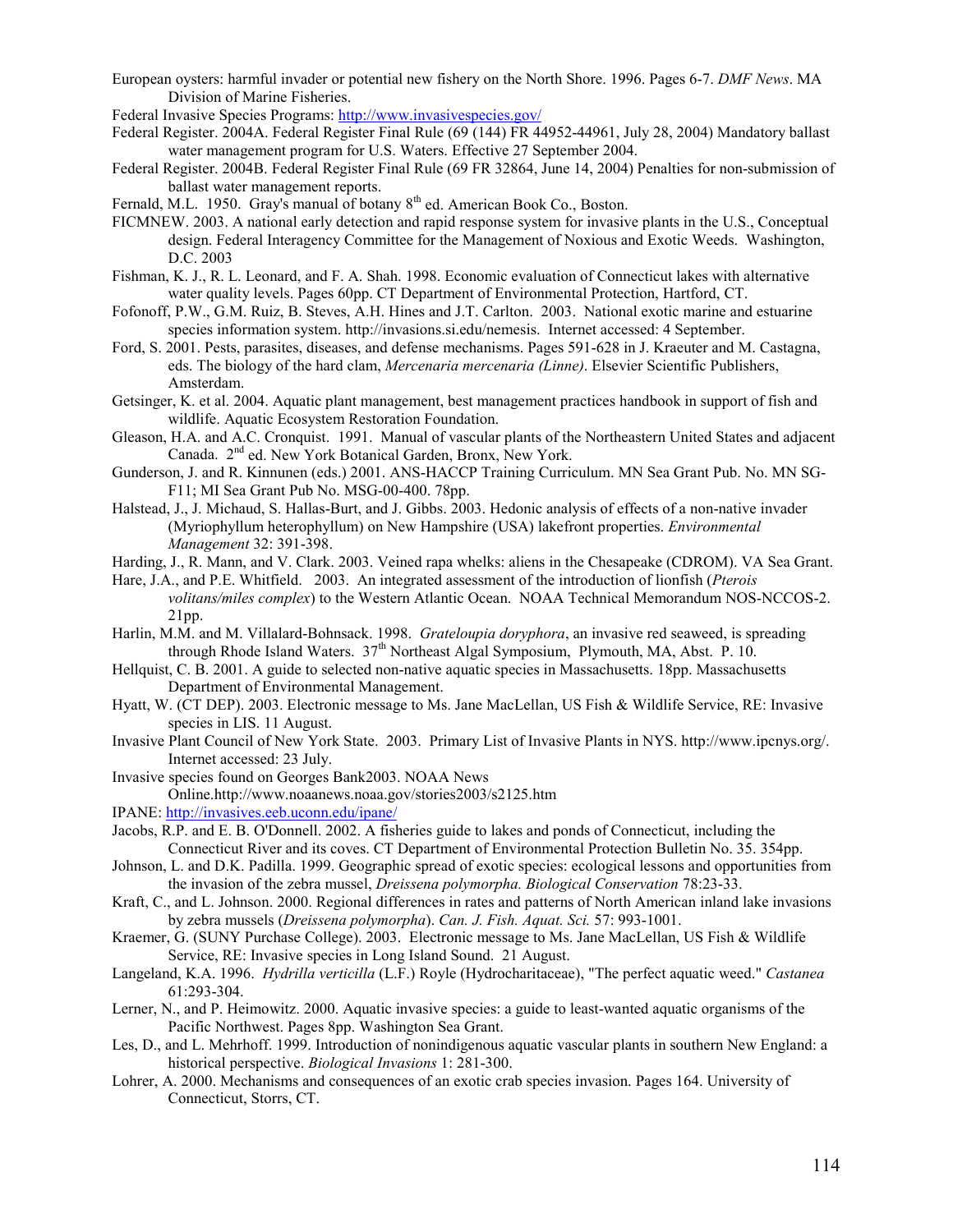European oysters: harmful invader or potential new fishery on the North Shore. 1996. Pages 6-7. *DMF News*. MA Division of Marine Fisheries.

Federal Invasive Species Programs: http://www.invasivespecies.gov/

Federal Register. 2004A. Federal Register Final Rule (69 (144) FR 44952-44961, July 28, 2004) Mandatory ballast water management program for U.S. Waters. Effective 27 September 2004.

Federal Register. 2004B. Federal Register Final Rule (69 FR 32864, June 14, 2004) Penalties for non-submission of ballast water management reports.

Fernald, M.L. 1950. Gray's manual of botany 8th ed. American Book Co., Boston.

FICMNEW. 2003. A national early detection and rapid response system for invasive plants in the U.S., Conceptual design. Federal Interagency Committee for the Management of Noxious and Exotic Weeds. Washington, D.C. 2003

Fishman, K. J., R. L. Leonard, and F. A. Shah. 1998. Economic evaluation of Connecticut lakes with alternative water quality levels. Pages 60pp. CT Department of Environmental Protection, Hartford, CT.

Fofonoff, P.W., G.M. Ruiz, B. Steves, A.H. Hines and J.T. Carlton. 2003. National exotic marine and estuarine species information system. http://invasions.si.edu/nemesis. Internet accessed: 4 September.

Ford, S. 2001. Pests, parasites, diseases, and defense mechanisms. Pages 591-628 in J. Kraeuter and M. Castagna, eds. The biology of the hard clam, *Mercenaria mercenaria (Linne)*. Elsevier Scientific Publishers, Amsterdam.

Getsinger, K. et al. 2004. Aquatic plant management, best management practices handbook in support of fish and wildlife. Aquatic Ecosystem Restoration Foundation.

Gleason, H.A. and A.C. Cronquist. 1991. Manual of vascular plants of the Northeastern United States and adjacent Canada. 2nd ed. New York Botanical Garden, Bronx, New York.

Gunderson, J. and R. Kinnunen (eds.) 2001. ANS-HACCP Training Curriculum. MN Sea Grant Pub. No. MN SG-F11; MI Sea Grant Pub No. MSG-00-400. 78pp.

Halstead, J., J. Michaud, S. Hallas-Burt, and J. Gibbs. 2003. Hedonic analysis of effects of a non-native invader (Myriophyllum heterophyllum) on New Hampshire (USA) lakefront properties. *Environmental Management* 32: 391-398.

Harding, J., R. Mann, and V. Clark. 2003. Veined rapa whelks: aliens in the Chesapeake (CDROM). VA Sea Grant.

Hare, J.A., and P.E. Whitfield. 2003. An integrated assessment of the introduction of lionfish (*Pterois volitans/miles complex*) to the Western Atlantic Ocean. NOAA Technical Memorandum NOS-NCCOS-2. 21pp.

Harlin, M.M. and M. Villalard-Bohnsack. 1998. *Grateloupia doryphora*, an invasive red seaweed, is spreading through Rhode Island Waters. 37th Northeast Algal Symposium, Plymouth, MA, Abst. P. 10.

Hellquist, C. B. 2001. A guide to selected non-native aquatic species in Massachusetts. 18pp. Massachusetts Department of Environmental Management.

Hyatt, W. (CT DEP). 2003. Electronic message to Ms. Jane MacLellan, US Fish & Wildlife Service, RE: Invasive species in LIS. 11 August.

Invasive Plant Council of New York State. 2003. Primary List of Invasive Plants in NYS. http://www.ipcnys.org/. Internet accessed: 23 July.

Invasive species found on Georges Bank2003. NOAA News Online.http://www.noaanews.noaa.gov/stories2003/s2125.htm

IPANE: http://invasives.eeb.uconn.edu/ipane/

Jacobs, R.P. and E. B. O'Donnell. 2002. A fisheries guide to lakes and ponds of Connecticut, including the Connecticut River and its coves. CT Department of Environmental Protection Bulletin No. 35. 354pp.

Johnson, L. and D.K. Padilla. 1999. Geographic spread of exotic species: ecological lessons and opportunities from the invasion of the zebra mussel, *Dreissena polymorpha. Biological Conservation* 78:23-33.

Kraft, C., and L. Johnson. 2000. Regional differences in rates and patterns of North American inland lake invasions by zebra mussels (*Dreissena polymorpha*). *Can. J. Fish. Aquat. Sci.* 57: 993-1001.

Kraemer, G. (SUNY Purchase College). 2003. Electronic message to Ms. Jane MacLellan, US Fish & Wildlife Service, RE: Invasive species in Long Island Sound. 21 August.

Langeland, K.A. 1996. *Hydrilla verticilla* (L.F.) Royle (Hydrocharitaceae), "The perfect aquatic weed." *Castanea* 61:293-304.

Lerner, N., and P. Heimowitz. 2000. Aquatic invasive species: a guide to least-wanted aquatic organisms of the Pacific Northwest. Pages 8pp. Washington Sea Grant.

Les, D., and L. Mehrhoff. 1999. Introduction of nonindigenous aquatic vascular plants in southern New England: a historical perspective. *Biological Invasions* 1: 281-300.

Lohrer, A. 2000. Mechanisms and consequences of an exotic crab species invasion. Pages 164. University of Connecticut, Storrs, CT.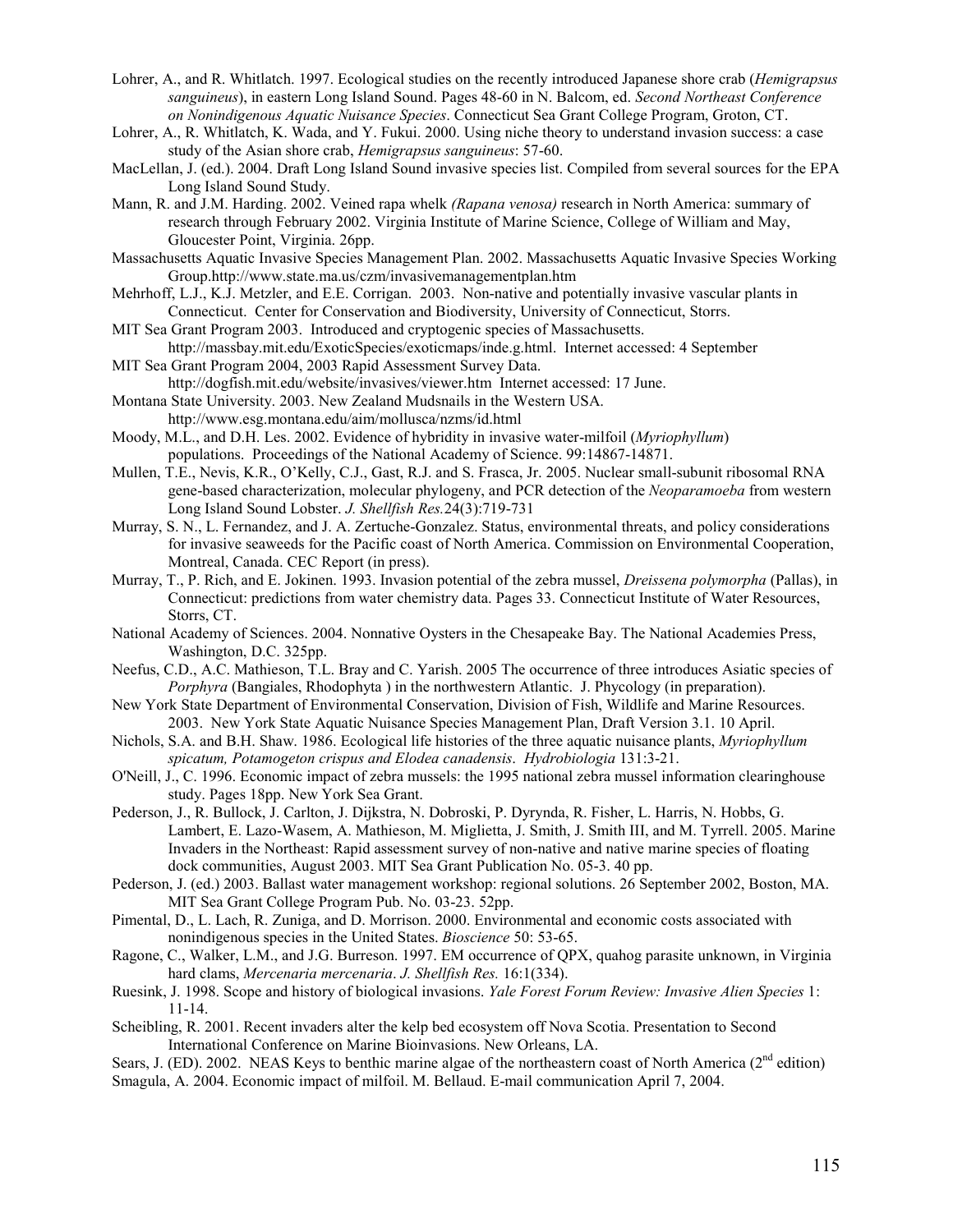Lohrer, A., and R. Whitlatch. 1997. Ecological studies on the recently introduced Japanese shore crab (*Hemigrapsus sanguineus*), in eastern Long Island Sound. Pages 48-60 in N. Balcom, ed. *Second Northeast Conference on Nonindigenous Aquatic Nuisance Species*. Connecticut Sea Grant College Program, Groton, CT.

Lohrer, A., R. Whitlatch, K. Wada, and Y. Fukui. 2000. Using niche theory to understand invasion success: a case study of the Asian shore crab, *Hemigrapsus sanguineus*: 57-60.

MacLellan, J. (ed.). 2004. Draft Long Island Sound invasive species list. Compiled from several sources for the EPA Long Island Sound Study.

Mann, R. and J.M. Harding. 2002. Veined rapa whelk *(Rapana venosa)* research in North America: summary of research through February 2002. Virginia Institute of Marine Science, College of William and May, Gloucester Point, Virginia. 26pp.

Massachusetts Aquatic Invasive Species Management Plan. 2002. Massachusetts Aquatic Invasive Species Working Group.http://www.state.ma.us/czm/invasivemanagementplan.htm

Mehrhoff, L.J., K.J. Metzler, and E.E. Corrigan. 2003. Non-native and potentially invasive vascular plants in Connecticut. Center for Conservation and Biodiversity, University of Connecticut, Storrs.

MIT Sea Grant Program 2003. Introduced and cryptogenic species of Massachusetts. http://massbay.mit.edu/ExoticSpecies/exoticmaps/inde.g.html. Internet accessed: 4 September

MIT Sea Grant Program 2004, 2003 Rapid Assessment Survey Data. http://dogfish.mit.edu/website/invasives/viewer.htm Internet accessed: 17 June.

Montana State University. 2003. New Zealand Mudsnails in the Western USA. http://www.esg.montana.edu/aim/mollusca/nzms/id.html

Moody, M.L., and D.H. Les. 2002. Evidence of hybridity in invasive water-milfoil (*Myriophyllum*) populations. Proceedings of the National Academy of Science. 99:14867-14871.

Mullen, T.E., Nevis, K.R., O'Kelly, C.J., Gast, R.J. and S. Frasca, Jr. 2005. Nuclear small-subunit ribosomal RNA gene-based characterization, molecular phylogeny, and PCR detection of the *Neoparamoeba* from western Long Island Sound Lobster. *J. Shellfish Res.*24(3):719-731

Murray, S. N., L. Fernandez, and J. A. Zertuche-Gonzalez. Status, environmental threats, and policy considerations for invasive seaweeds for the Pacific coast of North America. Commission on Environmental Cooperation, Montreal, Canada. CEC Report (in press).

Murray, T., P. Rich, and E. Jokinen. 1993. Invasion potential of the zebra mussel, *Dreissena polymorpha* (Pallas), in Connecticut: predictions from water chemistry data. Pages 33. Connecticut Institute of Water Resources, Storrs, CT.

National Academy of Sciences. 2004. Nonnative Oysters in the Chesapeake Bay. The National Academies Press, Washington, D.C. 325pp.

Neefus, C.D., A.C. Mathieson, T.L. Bray and C. Yarish. 2005 The occurrence of three introduces Asiatic species of *Porphyra* (Bangiales, Rhodophyta ) in the northwestern Atlantic. J. Phycology (in preparation).

New York State Department of Environmental Conservation, Division of Fish, Wildlife and Marine Resources. 2003. New York State Aquatic Nuisance Species Management Plan, Draft Version 3.1. 10 April.

Nichols, S.A. and B.H. Shaw. 1986. Ecological life histories of the three aquatic nuisance plants, *Myriophyllum spicatum, Potamogeton crispus and Elodea canadensis*. *Hydrobiologia* 131:3-21.

O'Neill, J., C. 1996. Economic impact of zebra mussels: the 1995 national zebra mussel information clearinghouse study. Pages 18pp. New York Sea Grant.

Pederson, J., R. Bullock, J. Carlton, J. Dijkstra, N. Dobroski, P. Dyrynda, R. Fisher, L. Harris, N. Hobbs, G. Lambert, E. Lazo-Wasem, A. Mathieson, M. Miglietta, J. Smith, J. Smith III, and M. Tyrrell. 2005. Marine Invaders in the Northeast: Rapid assessment survey of non-native and native marine species of floating dock communities, August 2003. MIT Sea Grant Publication No. 05-3. 40 pp.

Pederson, J. (ed.) 2003. Ballast water management workshop: regional solutions. 26 September 2002, Boston, MA. MIT Sea Grant College Program Pub. No. 03-23. 52pp.

Pimental, D., L. Lach, R. Zuniga, and D. Morrison. 2000. Environmental and economic costs associated with nonindigenous species in the United States. *Bioscience* 50: 53-65.

Ragone, C., Walker, L.M., and J.G. Burreson. 1997. EM occurrence of QPX, quahog parasite unknown, in Virginia hard clams, *Mercenaria mercenaria*. *J. Shellfish Res.* 16:1(334).

Ruesink, J. 1998. Scope and history of biological invasions. *Yale Forest Forum Review: Invasive Alien Species* 1: 11-14.

Scheibling, R. 2001. Recent invaders alter the kelp bed ecosystem off Nova Scotia. Presentation to Second International Conference on Marine Bioinvasions. New Orleans, LA.

Sears, J. (ED). 2002. NEAS Keys to benthic marine algae of the northeastern coast of North America (2nd edition)

Smagula, A. 2004. Economic impact of milfoil. M. Bellaud. E-mail communication April 7, 2004.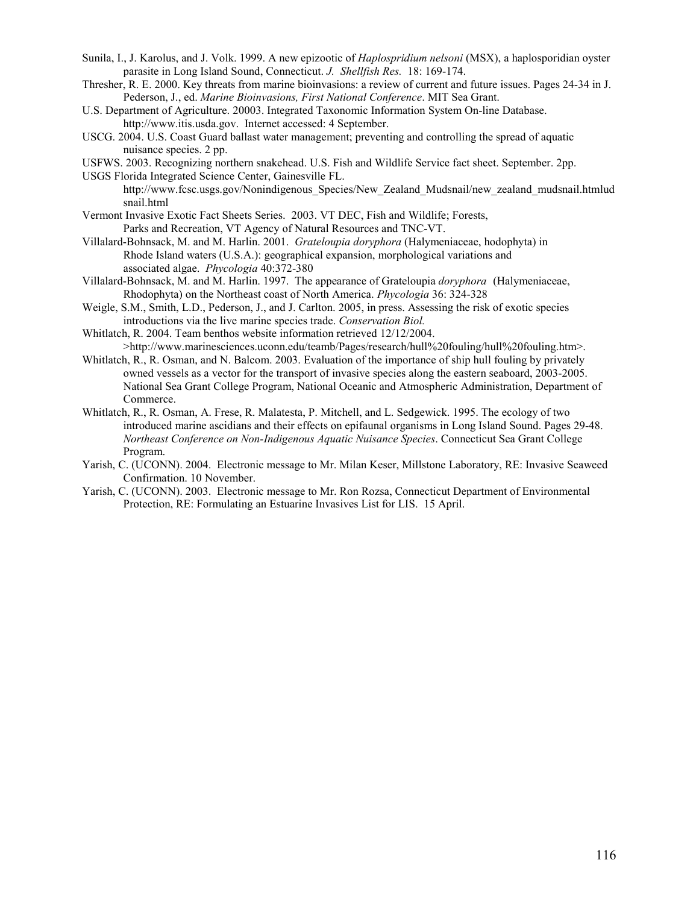Sunila, I., J. Karolus, and J. Volk. 1999. A new epizootic of *Haplosporidium nelsoni* (MSX), a haplosporidian oyster parasite in Long Island Sound, Connecticut. *J. Shellfish Res.* 18: 169-174.

Thresher, R. E. 2000. Key threats from marine bioinvasions: a review of current and future issues. Pages 24-34 in J. Pederson, J., ed. *Marine Bioinvasions, First National Conference*. MIT Sea Grant.

U.S. Department of Agriculture. 20003. Integrated Taxonomic Information System On-line Database. http://www.itis.usda.gov. Internet accessed: 4 September.

USCG. 2004. U.S. Coast Guard ballast water management; preventing and controlling the spread of aquatic nuisance species. 2 pp.

USFWS. 2003. Recognizing northern snakehead. U.S. Fish and Wildlife Service fact sheet. September. 2pp.

USGS Florida Integrated Science Center, Gainesville FL. http://www.fcsc.usgs.gov/Nonindigenous_Species/New_Zealand_Mudsnail/new_zealand_mudsnail.htmludsnail.html

Vermont Invasive Exotic Fact Sheets Series. 2003. VT DEC, Fish and Wildlife; Forests, Parks and Recreation, VT Agency of Natural Resources and TNC-VT.

Villalard-Bohnsack, M. and M. Harlin. 2001. *Grateloupia doryphora* (Halymeniaceae, hodophyta) in Rhode Island waters (U.S.A.): geographical expansion, morphological variations and associated algae. *Phycologia* 40:372-380

Villalard-Bohnsack, M. and M. Harlin. 1997. The appearance of Grateloupia *doryphora* (Halymeniaceae, Rhodophyta) on the Northeast coast of North America. *Phycologia* 36: 324-328

Weigle, S.M., Smith, L.D., Pederson, J., and J. Carlton. 2005, in press. Assessing the risk of exotic species introductions via the live marine species trade. *Conservation Biol.*

Whitlatch, R. 2004. Team benthos website information retrieved 12/12/2004. >http://www.marinesciences.uconn.edu/teamb/Pages/research/hull%20fouling/hull%20fouling.htm>.

Whitlatch, R., R. Osman, and N. Balcom. 2003. Evaluation of the importance of ship hull fouling by privately owned vessels as a vector for the transport of invasive species along the eastern seaboard, 2003-2005. National Sea Grant College Program, National Oceanic and Atmospheric Administration, Department of Commerce.

Whitlatch, R., R. Osman, A. Frese, R. Malatesta, P. Mitchell, and L. Sedgewick. 1995. The ecology of two introduced marine ascidians and their effects on epifaunal organisms in Long Island Sound. Pages 29-48. *Northeast Conference on Non-Indigenous Aquatic Nuisance Species*. Connecticut Sea Grant College Program.

Yarish, C. (UCONN). 2004. Electronic message to Mr. Milan Keser, Millstone Laboratory, RE: Invasive Seaweed Confirmation. 10 November.

Yarish, C. (UCONN). 2003. Electronic message to Mr. Ron Rozsa, Connecticut Department of Environmental Protection, RE: Formulating an Estuarine Invasives List for LIS. 15 April.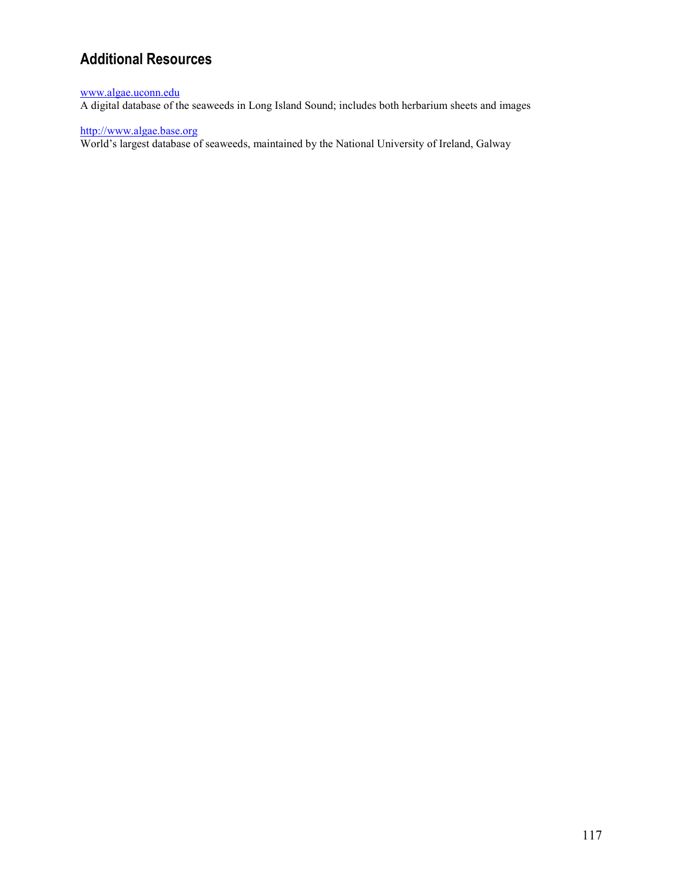## Additional Resources

[www.algae.uconn.edu](http://www.algae.uconn.edu)
A digital database of the seaweeds in Long Island Sound; includes both herbarium sheets and images

[http://www.algae.base.org](http://www.algae.base.org)
World's largest database of seaweeds, maintained by the National University of Ireland, Galway